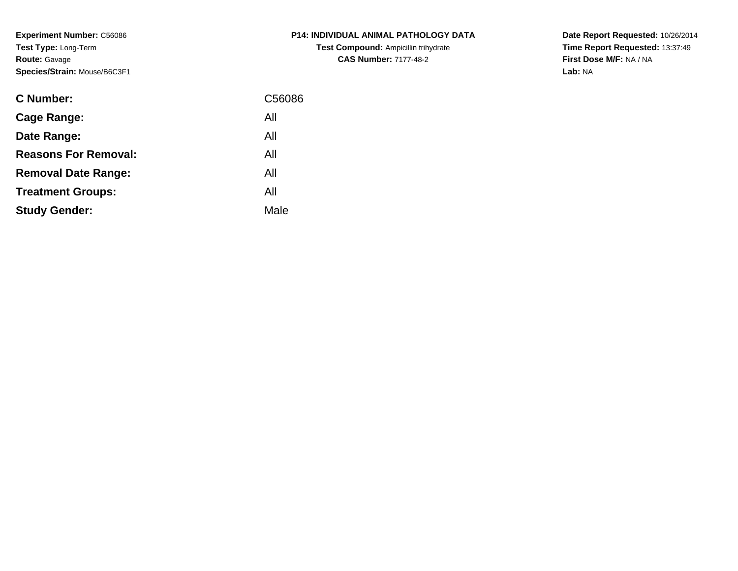**Experiment Number:** C56086
**Test Type:** Long-Term
**Route:** Gavage
**Species/Strain:** Mouse/B6C3F1

**P14: INDIVIDUAL ANIMAL PATHOLOGY DATA**
**Test Compound:** Ampicillin trihydrate
**CAS Number:** 7177-48-2

**Date Report Requested:** 10/26/2014
**Time Report Requested:** 13:37:49
**First Dose M/F:** NA / NA
**Lab:** NA

| | |
|---|---|
| **C Number:** | C56086 |
| **Cage Range:** | All |
| **Date Range:** | All |
| **Reasons For Removal:** | All |
| **Removal Date Range:** | All |
| **Treatment Groups:** | All |
| **Study Gender:** | Male |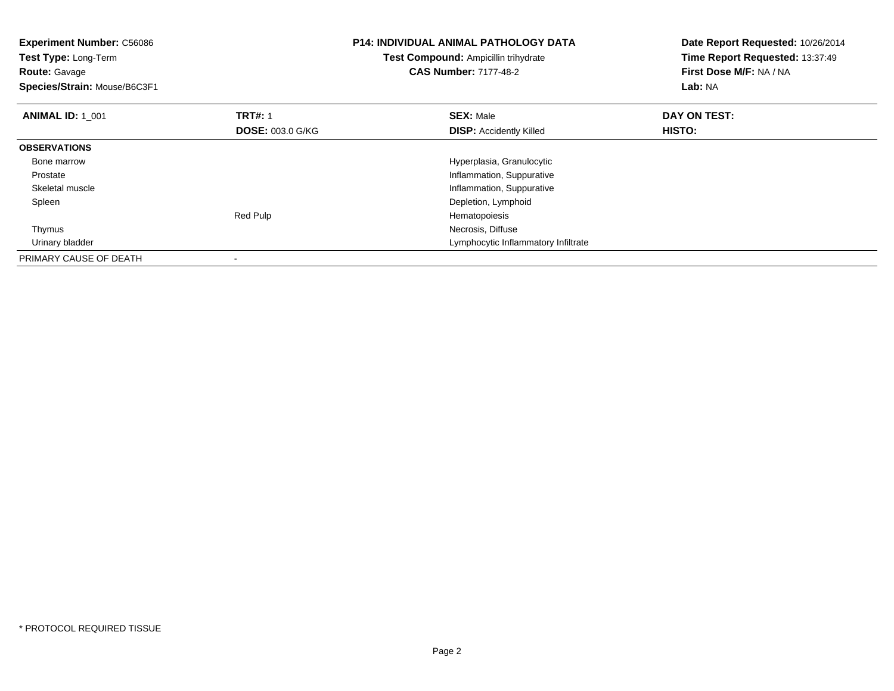**Experiment Number:** C56086
**Test Type:** Long-Term
**Route:** Gavage
**Species/Strain:** Mouse/B6C3F1

**P14: INDIVIDUAL ANIMAL PATHOLOGY DATA**
**Test Compound:** Ampicillin trihydrate
**CAS Number:** 7177-48-2

**Date Report Requested:** 10/26/2014
**Time Report Requested:** 13:37:49
**First Dose M/F:** NA / NA
**Lab:** NA

| **ANIMAL ID:** 1_001 | **TRT#:** 1 | **SEX:** Male | **DAY ON TEST:** |
|---|---|---|---|
| | **DOSE:** 003.0 G/KG | **DISP:** Accidently Killed | **HISTO:** |
| **OBSERVATIONS** | | | |
| Bone marrow | | Hyperplasia, Granulocytic | |
| Prostate | | Inflammation, Suppurative | |
| Skeletal muscle | | Inflammation, Suppurative | |
| Spleen | | Depletion, Lymphoid | |
| | Red Pulp | Hematopoiesis | |
| Thymus | | Necrosis, Diffuse | |
| Urinary bladder | | Lymphocytic Inflammatory Infiltrate | |
| PRIMARY CAUSE OF DEATH | - | | |

\* PROTOCOL REQUIRED TISSUE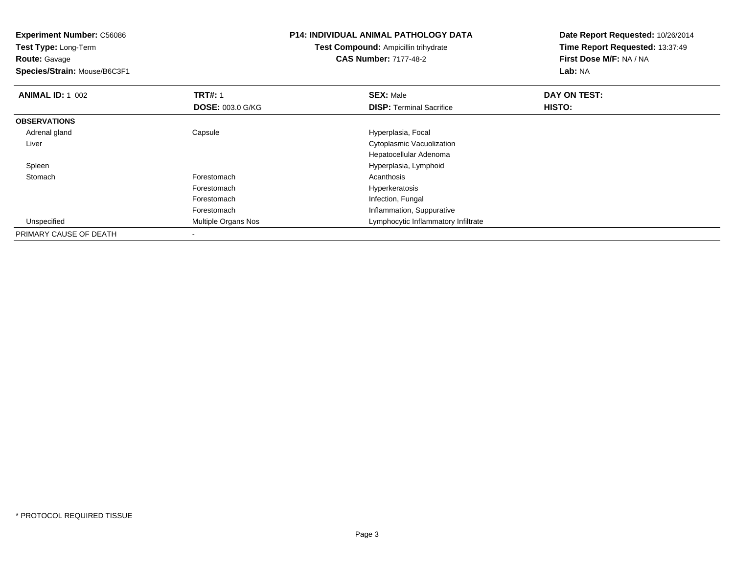**Experiment Number:** C56086
**Test Type:** Long-Term
**Route:** Gavage
**Species/Strain:** Mouse/B6C3F1

**P14: INDIVIDUAL ANIMAL PATHOLOGY DATA**
**Test Compound:** Ampicillin trihydrate
**CAS Number:** 7177-48-2

**Date Report Requested:** 10/26/2014
**Time Report Requested:** 13:37:49
**First Dose M/F:** NA / NA
**Lab:** NA

| **ANIMAL ID:** 1_002 | **TRT#:** 1 | **SEX:** Male | **DAY ON TEST:** |
|---|---|---|---|
| | **DOSE:** 003.0 G/KG | **DISP:** Terminal Sacrifice | **HISTO:** |
| **OBSERVATIONS** | | | |
| Adrenal gland | Capsule | Hyperplasia, Focal | |
| Liver | | Cytoplasmic Vacuolization | |
| | | Hepatocellular Adenoma | |
| Spleen | | Hyperplasia, Lymphoid | |
| Stomach | Forestomach | Acanthosis | |
| | Forestomach | Hyperkeratosis | |
| | Forestomach | Infection, Fungal | |
| | Forestomach | Inflammation, Suppurative | |
| Unspecified | Multiple Organs Nos | Lymphocytic Inflammatory Infiltrate | |
| PRIMARY CAUSE OF DEATH | - | | |

* PROTOCOL REQUIRED TISSUE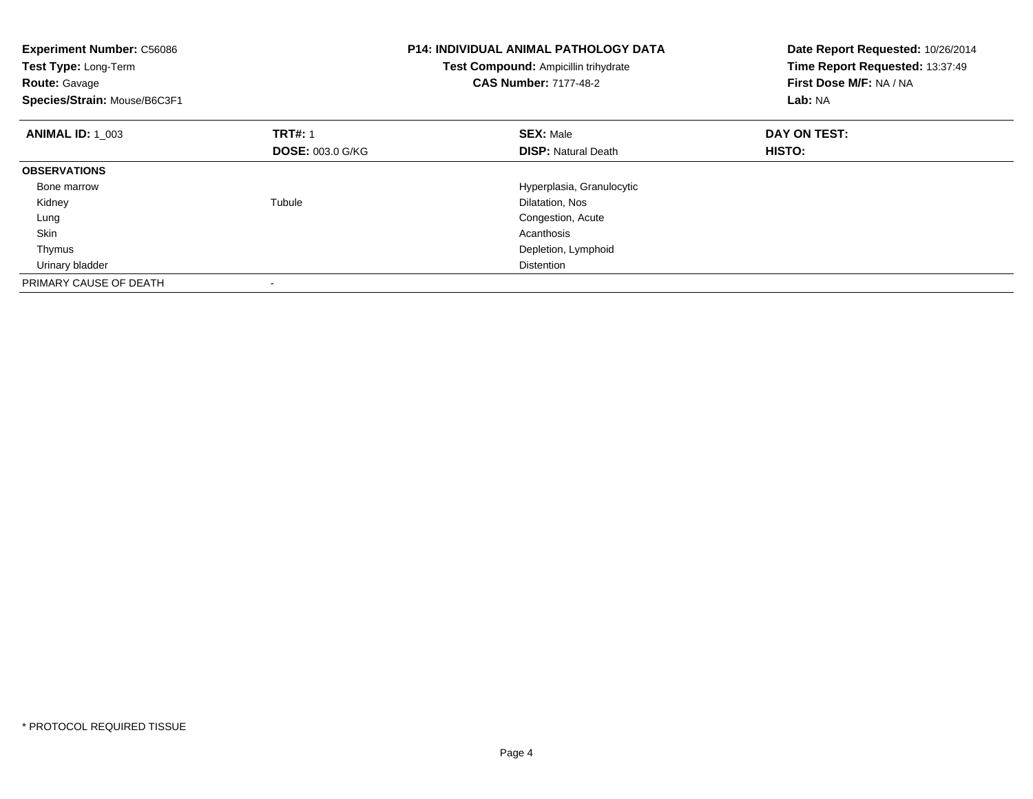**Experiment Number:** C56086
**Test Type:** Long-Term
**Route:** Gavage
**Species/Strain:** Mouse/B6C3F1

**P14: INDIVIDUAL ANIMAL PATHOLOGY DATA**
**Test Compound:** Ampicillin trihydrate
**CAS Number:** 7177-48-2

**Date Report Requested:** 10/26/2014
**Time Report Requested:** 13:37:49
**First Dose M/F:** NA / NA
**Lab:** NA

| **ANIMAL ID:** 1_003 | **TRT#:** 1 | **SEX:** Male | **DAY ON TEST:** |
|---|---|---|---|
| | **DOSE:** 003.0 G/KG | **DISP:** Natural Death | **HISTO:** |
| **OBSERVATIONS** | | | |
| Bone marrow | | Hyperplasia, Granulocytic | |
| Kidney | Tubule | Dilatation, Nos | |
| Lung | | Congestion, Acute | |
| Skin | | Acanthosis | |
| Thymus | | Depletion, Lymphoid | |
| Urinary bladder | | Distention | |
| PRIMARY CAUSE OF DEATH | - | | |

* PROTOCOL REQUIRED TISSUE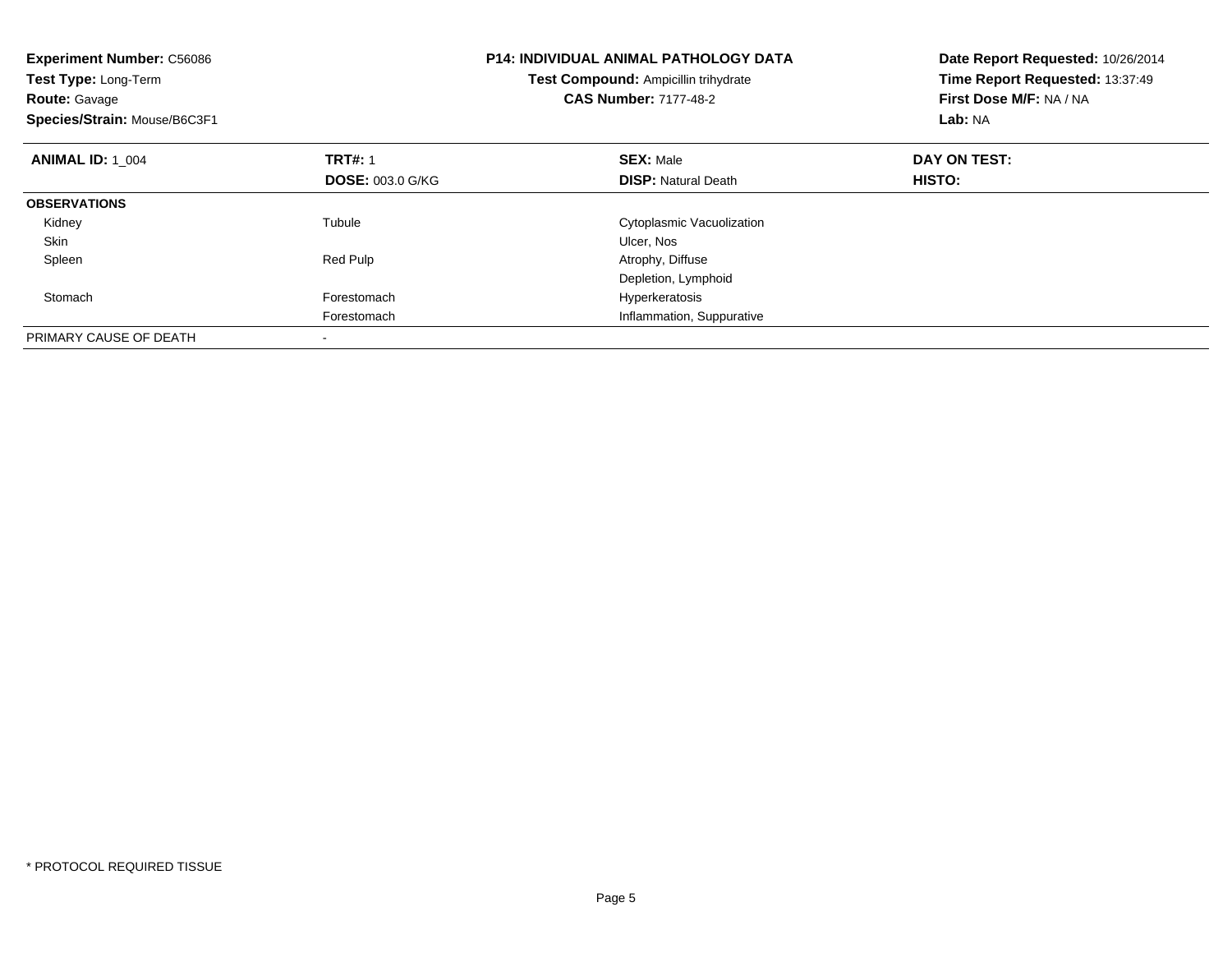**Experiment Number:** C56086
**Test Type:** Long-Term
**Route:** Gavage
**Species/Strain:** Mouse/B6C3F1

**P14: INDIVIDUAL ANIMAL PATHOLOGY DATA**
**Test Compound:** Ampicillin trihydrate
**CAS Number:** 7177-48-2

**Date Report Requested:** 10/26/2014
**Time Report Requested:** 13:37:49
**First Dose M/F:** NA / NA
**Lab:** NA

| **ANIMAL ID:** 1_004 | **TRT#:** 1 | **SEX:** Male | **DAY ON TEST:** |
|---|---|---|---|
| | **DOSE:** 003.0 G/KG | **DISP:** Natural Death | **HISTO:** |
| **OBSERVATIONS** | | | |
| Kidney | Tubule | Cytoplasmic Vacuolization | |
| Skin | | Ulcer, Nos | |
| Spleen | Red Pulp | Atrophy, Diffuse | |
| | | Depletion, Lymphoid | |
| Stomach | Forestomach | Hyperkeratosis | |
| | Forestomach | Inflammation, Suppurative | |
| PRIMARY CAUSE OF DEATH | - | | |

* PROTOCOL REQUIRED TISSUE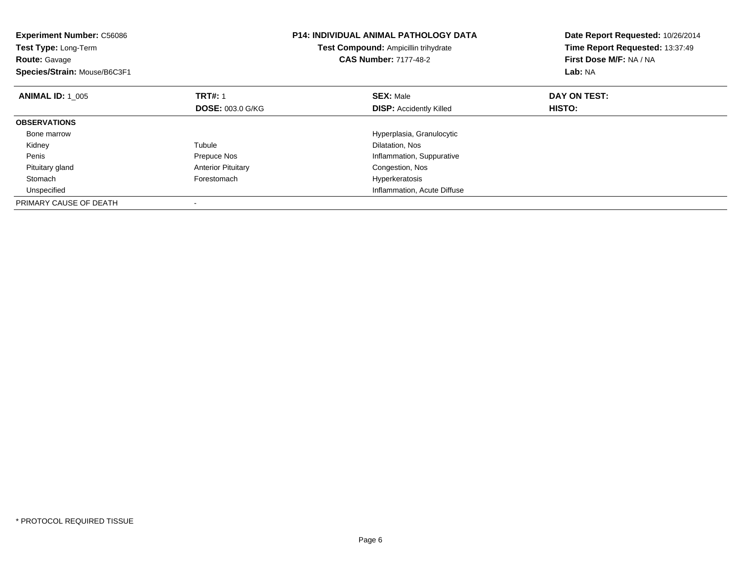**Experiment Number:** C56086
**Test Type:** Long-Term
**Route:** Gavage
**Species/Strain:** Mouse/B6C3F1

**P14: INDIVIDUAL ANIMAL PATHOLOGY DATA**
**Test Compound:** Ampicillin trihydrate
**CAS Number:** 7177-48-2

**Date Report Requested:** 10/26/2014
**Time Report Requested:** 13:37:49
**First Dose M/F:** NA / NA
**Lab:** NA

| **ANIMAL ID:** 1_005 | **TRT#:** 1<br>**DOSE:** 003.0 G/KG | **SEX:** Male<br>**DISP:** Accidently Killed | **DAY ON TEST:**<br>**HISTO:** |
|---|---|---|---|
| **OBSERVATIONS** | | | |
| Bone marrow | | Hyperplasia, Granulocytic | |
| Kidney | Tubule | Dilatation, Nos | |
| Penis | Prepuce Nos | Inflammation, Suppurative | |
| Pituitary gland | Anterior Pituitary | Congestion, Nos | |
| Stomach | Forestomach | Hyperkeratosis | |
| Unspecified | | Inflammation, Acute Diffuse | |
| PRIMARY CAUSE OF DEATH | - | | |

* PROTOCOL REQUIRED TISSUE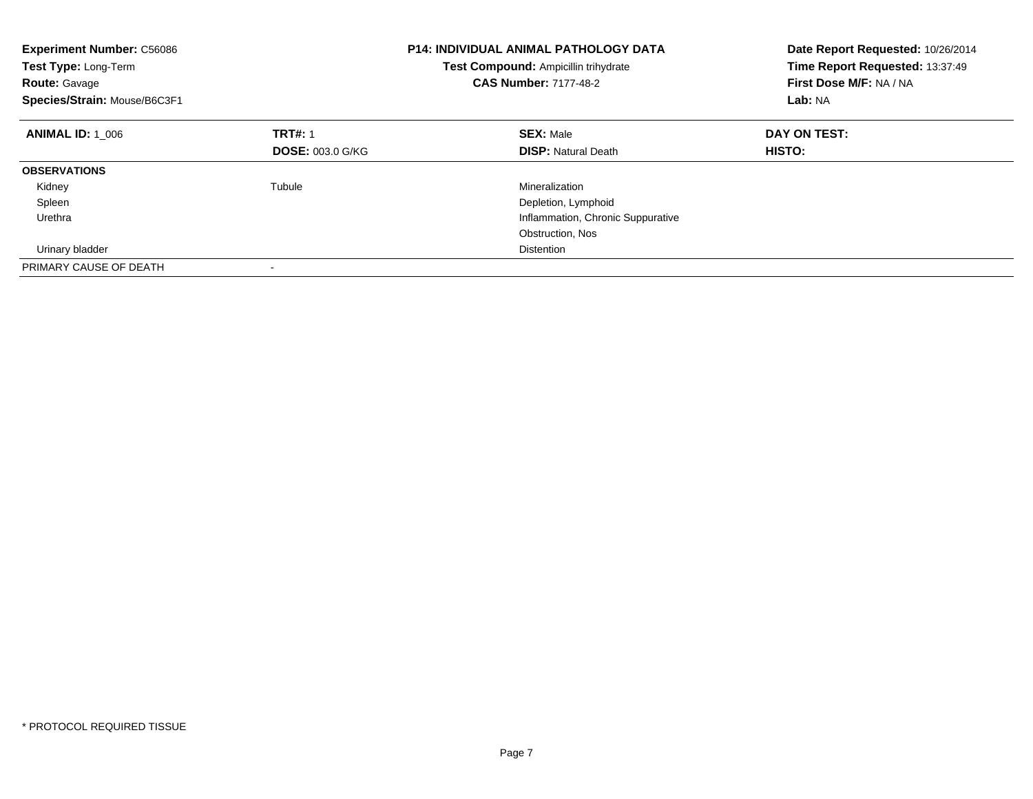**Experiment Number:** C56086
**Test Type:** Long-Term
**Route:** Gavage
**Species/Strain:** Mouse/B6C3F1

**P14: INDIVIDUAL ANIMAL PATHOLOGY DATA**
**Test Compound:** Ampicillin trihydrate
**CAS Number:** 7177-48-2

**Date Report Requested:** 10/26/2014
**Time Report Requested:** 13:37:49
**First Dose M/F:** NA / NA
**Lab:** NA

| **ANIMAL ID:** 1_006 | **TRT#:** 1 | **SEX:** Male | **DAY ON TEST:** |
|---|---|---|---|
| | **DOSE:** 003.0 G/KG | **DISP:** Natural Death | **HISTO:** |
| **OBSERVATIONS** | | | |
| Kidney | Tubule | Mineralization | |
| Spleen | | Depletion, Lymphoid | |
| Urethra | | Inflammation, Chronic Suppurative | |
| | | Obstruction, Nos | |
| Urinary bladder | | Distention | |
| PRIMARY CAUSE OF DEATH | - | | |

\* PROTOCOL REQUIRED TISSUE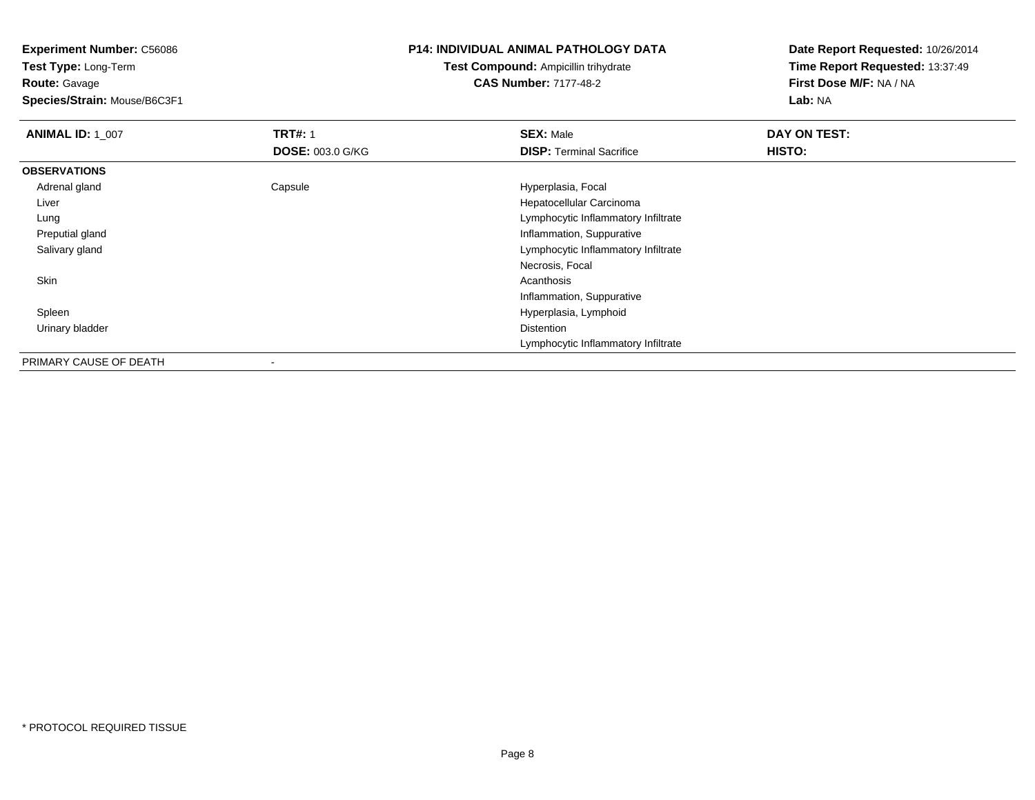**Experiment Number:** C56086
**Test Type:** Long-Term
**Route:** Gavage
**Species/Strain:** Mouse/B6C3F1

**P14: INDIVIDUAL ANIMAL PATHOLOGY DATA**
**Test Compound:** Ampicillin trihydrate
**CAS Number:** 7177-48-2

**Date Report Requested:** 10/26/2014
**Time Report Requested:** 13:37:49
**First Dose M/F:** NA / NA
**Lab:** NA

| **ANIMAL ID:** 1_007 | **TRT#:** 1 | **SEX:** Male | **DAY ON TEST:** |
|---|---|---|---|
| | **DOSE:** 003.0 G/KG | **DISP:** Terminal Sacrifice | **HISTO:** |
| **OBSERVATIONS** | | | |
| Adrenal gland | Capsule | Hyperplasia, Focal | |
| Liver | | Hepatocellular Carcinoma | |
| Lung | | Lymphocytic Inflammatory Infiltrate | |
| Preputial gland | | Inflammation, Suppurative | |
| Salivary gland | | Lymphocytic Inflammatory Infiltrate | |
| | | Necrosis, Focal | |
| Skin | | Acanthosis | |
| | | Inflammation, Suppurative | |
| Spleen | | Hyperplasia, Lymphoid | |
| Urinary bladder | | Distention | |
| | | Lymphocytic Inflammatory Infiltrate | |
| PRIMARY CAUSE OF DEATH | - | | |

* PROTOCOL REQUIRED TISSUE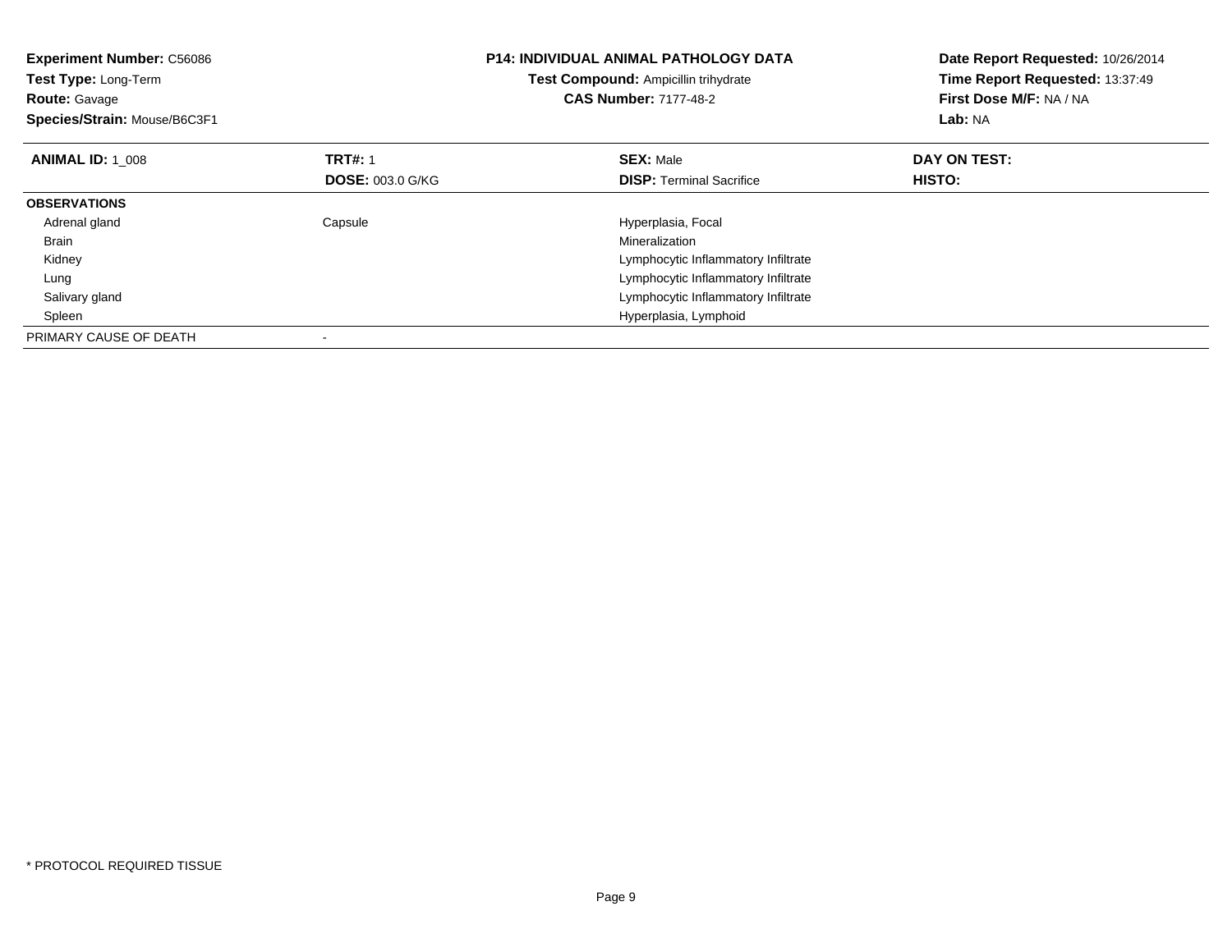**Experiment Number:** C56086
**Test Type:** Long-Term
**Route:** Gavage
**Species/Strain:** Mouse/B6C3F1

**P14: INDIVIDUAL ANIMAL PATHOLOGY DATA**
**Test Compound:** Ampicillin trihydrate
**CAS Number:** 7177-48-2

**Date Report Requested:** 10/26/2014
**Time Report Requested:** 13:37:49
**First Dose M/F:** NA / NA
**Lab:** NA

| **ANIMAL ID:** 1_008 | **TRT#:** 1<br>**DOSE:** 003.0 G/KG | **SEX:** Male<br>**DISP:** Terminal Sacrifice | **DAY ON TEST:**<br>**HISTO:** |
|---|---|---|---|
| **OBSERVATIONS** | | | |
| Adrenal gland | Capsule | Hyperplasia, Focal | |
| Brain | | Mineralization | |
| Kidney | | Lymphocytic Inflammatory Infiltrate | |
| Lung | | Lymphocytic Inflammatory Infiltrate | |
| Salivary gland | | Lymphocytic Inflammatory Infiltrate | |
| Spleen | | Hyperplasia, Lymphoid | |
| PRIMARY CAUSE OF DEATH | - | | |

* PROTOCOL REQUIRED TISSUE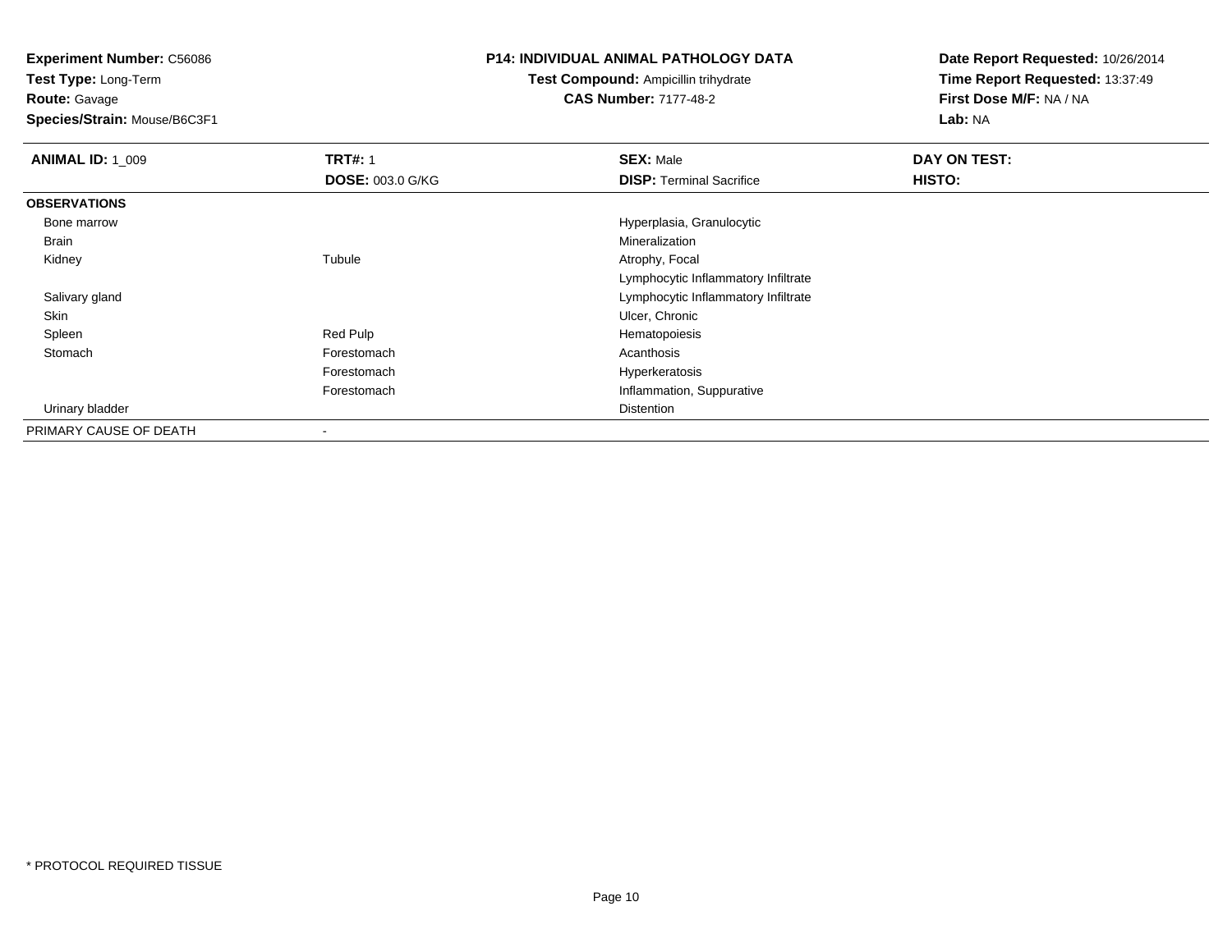**Experiment Number:** C56086
**Test Type:** Long-Term
**Route:** Gavage
**Species/Strain:** Mouse/B6C3F1

**P14: INDIVIDUAL ANIMAL PATHOLOGY DATA**
**Test Compound:** Ampicillin trihydrate
**CAS Number:** 7177-48-2

**Date Report Requested:** 10/26/2014
**Time Report Requested:** 13:37:49
**First Dose M/F:** NA / NA
**Lab:** NA

| **ANIMAL ID:** 1_009 | **TRT#:** 1 | **SEX:** Male | **DAY ON TEST:** |
|---|---|---|---|
| | **DOSE:** 003.0 G/KG | **DISP:** Terminal Sacrifice | **HISTO:** |
| **OBSERVATIONS** | | | |
| Bone marrow | | Hyperplasia, Granulocytic | |
| Brain | | Mineralization | |
| Kidney | Tubule | Atrophy, Focal | |
| | | Lymphocytic Inflammatory Infiltrate | |
| Salivary gland | | Lymphocytic Inflammatory Infiltrate | |
| Skin | | Ulcer, Chronic | |
| Spleen | Red Pulp | Hematopoiesis | |
| Stomach | Forestomach | Acanthosis | |
| | Forestomach | Hyperkeratosis | |
| | Forestomach | Inflammation, Suppurative | |
| Urinary bladder | | Distention | |
| PRIMARY CAUSE OF DEATH | - | | |

* PROTOCOL REQUIRED TISSUE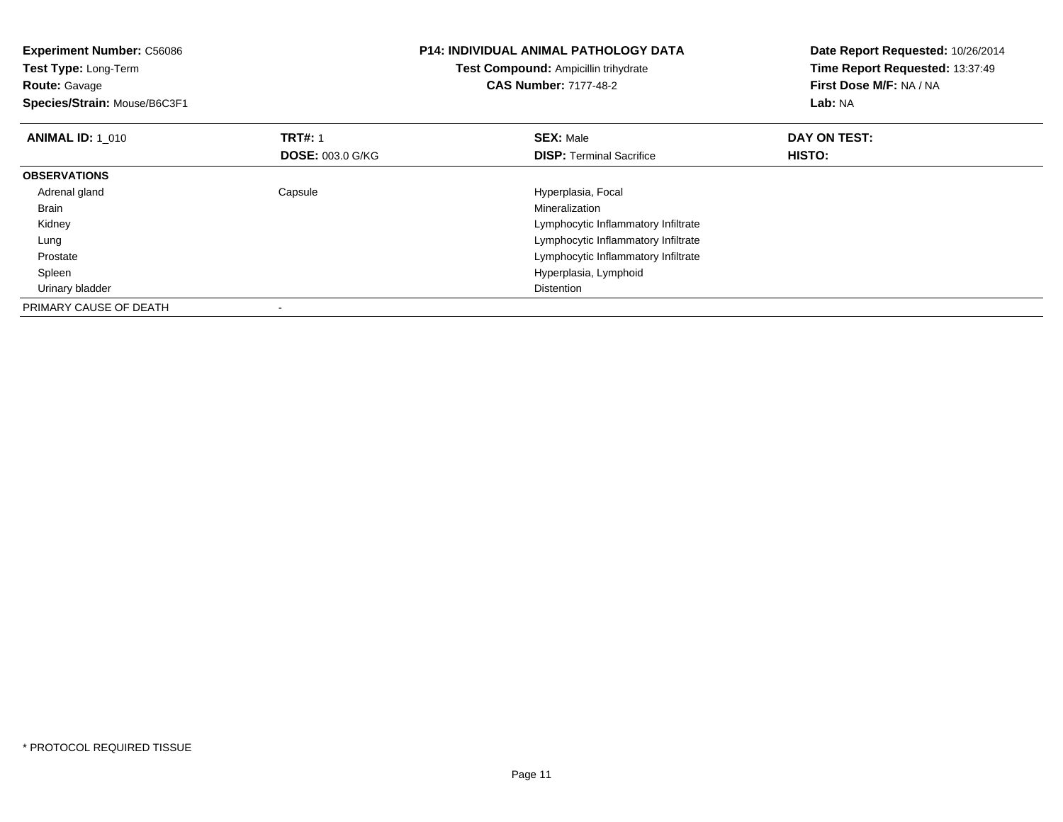**Experiment Number:** C56086
**Test Type:** Long-Term
**Route:** Gavage
**Species/Strain:** Mouse/B6C3F1

## P14: INDIVIDUAL ANIMAL PATHOLOGY DATA

**Test Compound:** Ampicillin trihydrate
**CAS Number:** 7177-48-2

**Date Report Requested:** 10/26/2014
**Time Report Requested:** 13:37:49
**First Dose M/F:** NA / NA
**Lab:** NA

| **ANIMAL ID:** 1_010 | **TRT#:** 1 | **SEX:** Male | **DAY ON TEST:** |
|---|---|---|---|
| | **DOSE:** 003.0 G/KG | **DISP:** Terminal Sacrifice | **HISTO:** |
| **OBSERVATIONS** | | | |
| Adrenal gland | Capsule | Hyperplasia, Focal | |
| Brain | | Mineralization | |
| Kidney | | Lymphocytic Inflammatory Infiltrate | |
| Lung | | Lymphocytic Inflammatory Infiltrate | |
| Prostate | | Lymphocytic Inflammatory Infiltrate | |
| Spleen | | Hyperplasia, Lymphoid | |
| Urinary bladder | | Distention | |
| PRIMARY CAUSE OF DEATH | - | | |

* PROTOCOL REQUIRED TISSUE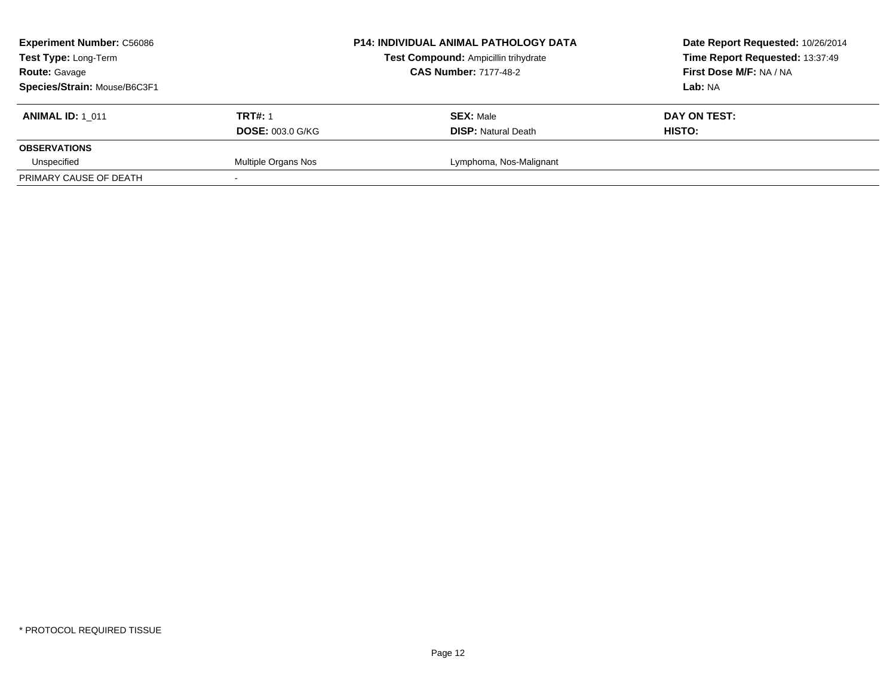**Experiment Number:** C56086
**Test Type:** Long-Term
**Route:** Gavage
**Species/Strain:** Mouse/B6C3F1

**P14: INDIVIDUAL ANIMAL PATHOLOGY DATA**
**Test Compound:** Ampicillin trihydrate
**CAS Number:** 7177-48-2

**Date Report Requested:** 10/26/2014
**Time Report Requested:** 13:37:49
**First Dose M/F:** NA / NA
**Lab:** NA

| **ANIMAL ID:** 1_011 | **TRT#:** 1 | **SEX:** Male | **DAY ON TEST:** |
|---|---|---|---|
| | **DOSE:** 003.0 G/KG | **DISP:** Natural Death | **HISTO:** |
| **OBSERVATIONS** | | | |
| Unspecified | Multiple Organs Nos | Lymphoma, Nos-Malignant | |
| PRIMARY CAUSE OF DEATH | - | | |

* PROTOCOL REQUIRED TISSUE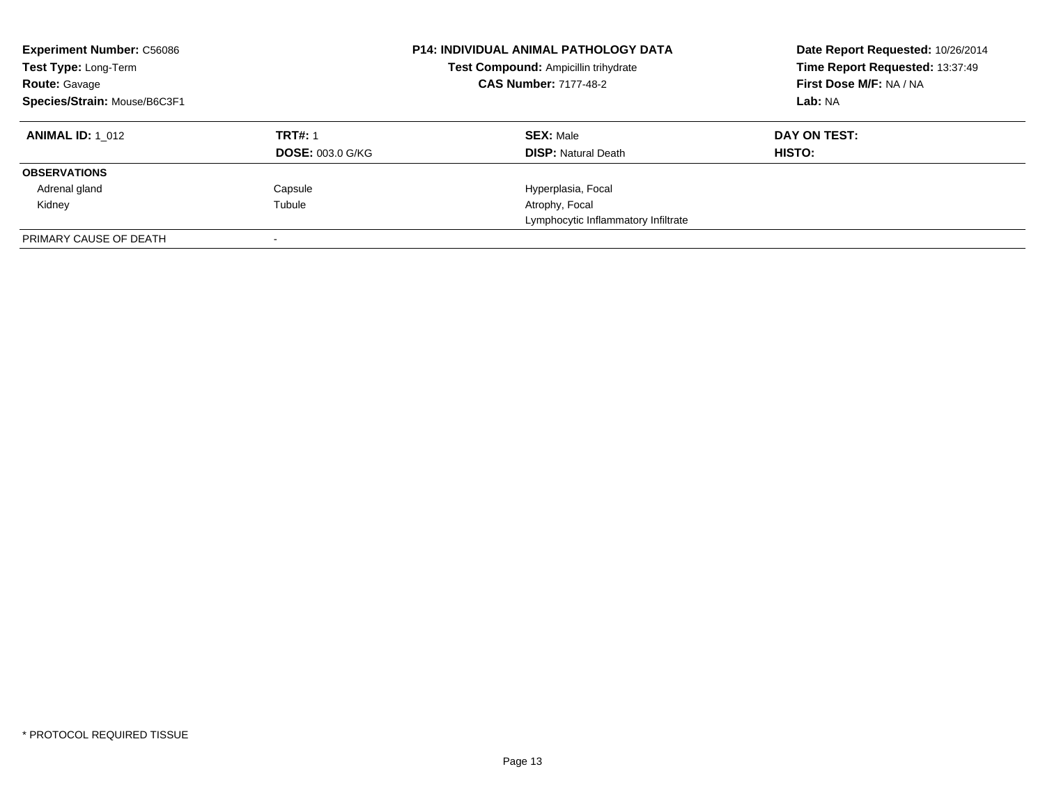**Experiment Number:** C56086
**Test Type:** Long-Term
**Route:** Gavage
**Species/Strain:** Mouse/B6C3F1

**P14: INDIVIDUAL ANIMAL PATHOLOGY DATA**
**Test Compound:** Ampicillin trihydrate
**CAS Number:** 7177-48-2

**Date Report Requested:** 10/26/2014
**Time Report Requested:** 13:37:49
**First Dose M/F:** NA / NA
**Lab:** NA

| **ANIMAL ID:** 1_012 | **TRT#:** 1 | **SEX:** Male | **DAY ON TEST:** |
|---|---|---|---|
| | **DOSE:** 003.0 G/KG | **DISP:** Natural Death | **HISTO:** |
| **OBSERVATIONS** | | | |
| Adrenal gland | Capsule | Hyperplasia, Focal | |
| Kidney | Tubule | Atrophy, Focal | |
| | | Lymphocytic Inflammatory Infiltrate | |
| PRIMARY CAUSE OF DEATH | - | | |

* PROTOCOL REQUIRED TISSUE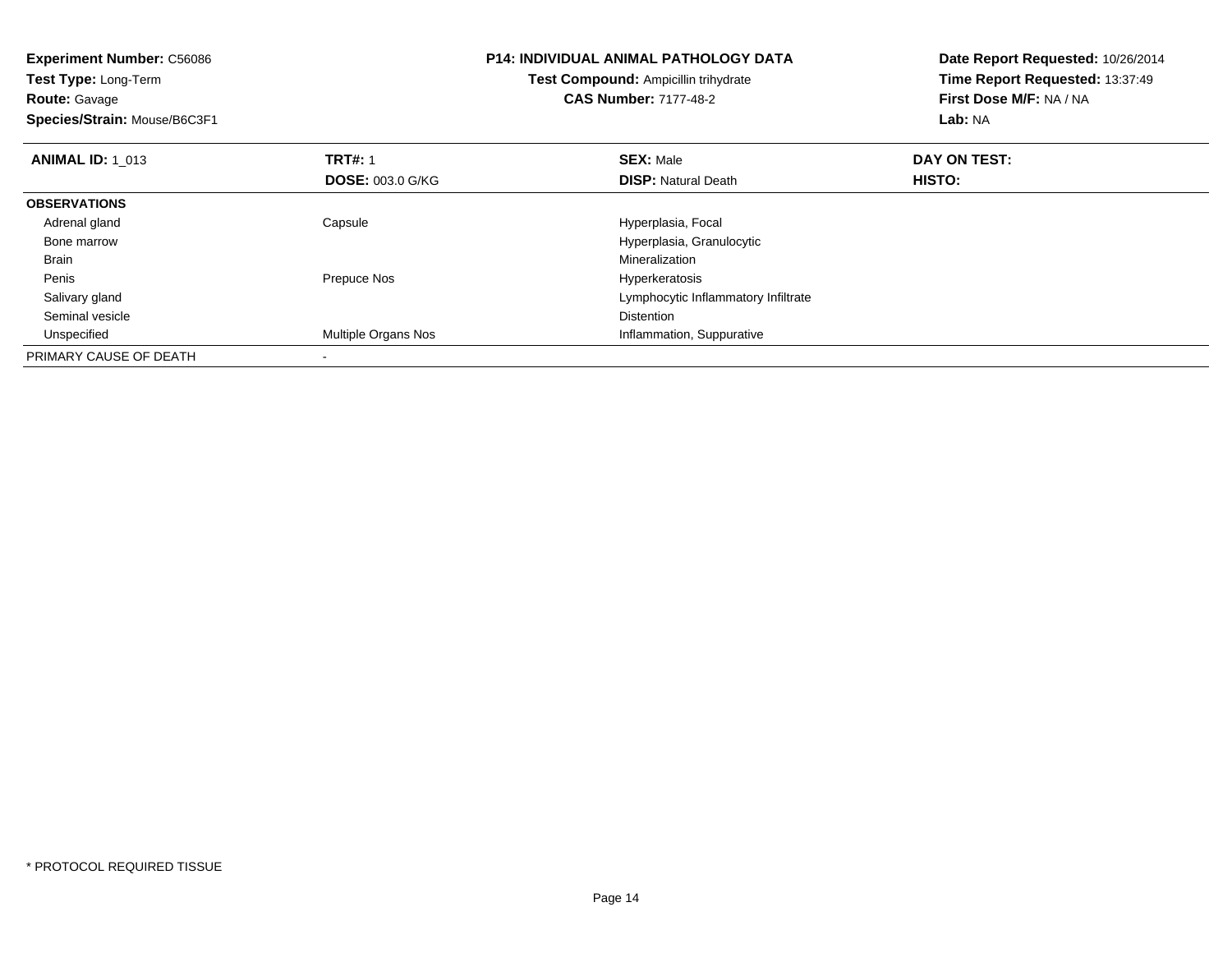**Experiment Number:** C56086
**Test Type:** Long-Term
**Route:** Gavage
**Species/Strain:** Mouse/B6C3F1

**P14: INDIVIDUAL ANIMAL PATHOLOGY DATA**
**Test Compound:** Ampicillin trihydrate
**CAS Number:** 7177-48-2

**Date Report Requested:** 10/26/2014
**Time Report Requested:** 13:37:49
**First Dose M/F:** NA / NA
**Lab:** NA

| **ANIMAL ID:** 1_013 | **TRT#:** 1 | **SEX:** Male | **DAY ON TEST:** |
|---|---|---|---|
| | **DOSE:** 003.0 G/KG | **DISP:** Natural Death | **HISTO:** |
| **OBSERVATIONS** | | | |
| Adrenal gland | Capsule | Hyperplasia, Focal | |
| Bone marrow | | Hyperplasia, Granulocytic | |
| Brain | | Mineralization | |
| Penis | Prepuce Nos | Hyperkeratosis | |
| Salivary gland | | Lymphocytic Inflammatory Infiltrate | |
| Seminal vesicle | | Distention | |
| Unspecified | Multiple Organs Nos | Inflammation, Suppurative | |
| PRIMARY CAUSE OF DEATH | - | | |

* PROTOCOL REQUIRED TISSUE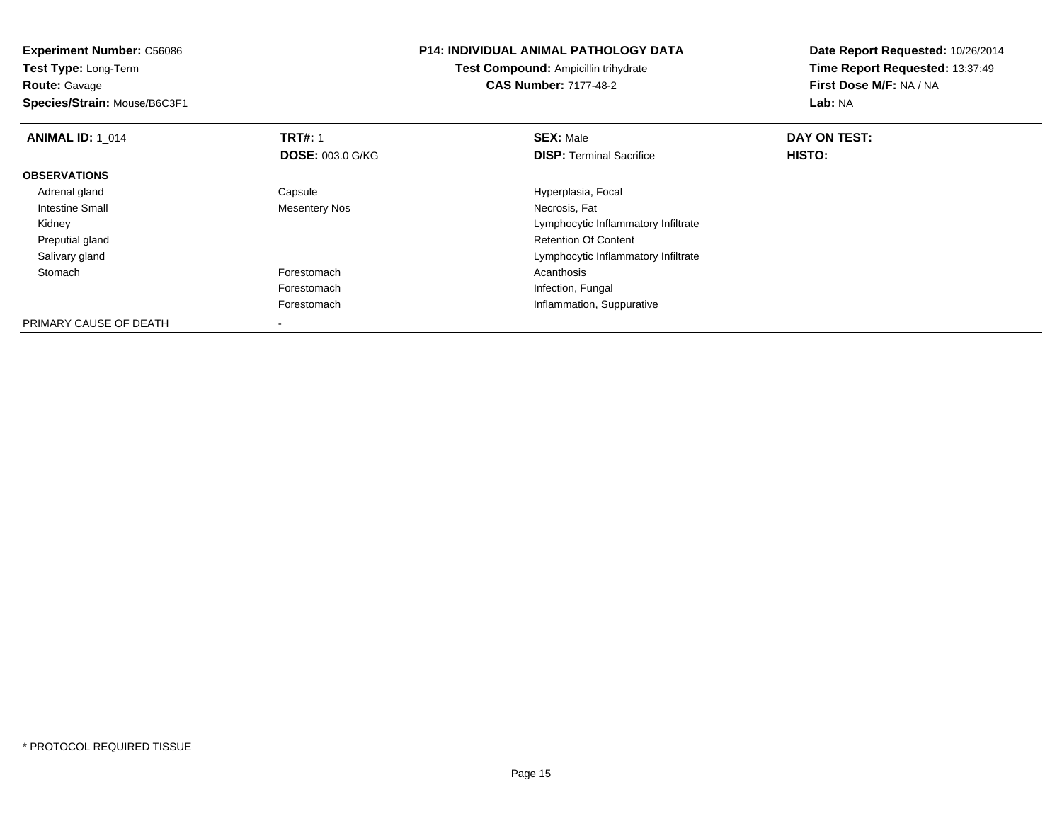**Experiment Number:** C56086
**Test Type:** Long-Term
**Route:** Gavage
**Species/Strain:** Mouse/B6C3F1

**P14: INDIVIDUAL ANIMAL PATHOLOGY DATA**
**Test Compound:** Ampicillin trihydrate
**CAS Number:** 7177-48-2

**Date Report Requested:** 10/26/2014
**Time Report Requested:** 13:37:49
**First Dose M/F:** NA / NA
**Lab:** NA

| **ANIMAL ID:** 1_014 | **TRT#:** 1 | **SEX:** Male | **DAY ON TEST:** |
|---|---|---|---|
| | **DOSE:** 003.0 G/KG | **DISP:** Terminal Sacrifice | **HISTO:** |
| **OBSERVATIONS** | | | |
| Adrenal gland | Capsule | Hyperplasia, Focal | |
| Intestine Small | Mesentery Nos | Necrosis, Fat | |
| Kidney | | Lymphocytic Inflammatory Infiltrate | |
| Preputial gland | | Retention Of Content | |
| Salivary gland | | Lymphocytic Inflammatory Infiltrate | |
| Stomach | Forestomach | Acanthosis | |
| | Forestomach | Infection, Fungal | |
| | Forestomach | Inflammation, Suppurative | |
| PRIMARY CAUSE OF DEATH | - | | |

\* PROTOCOL REQUIRED TISSUE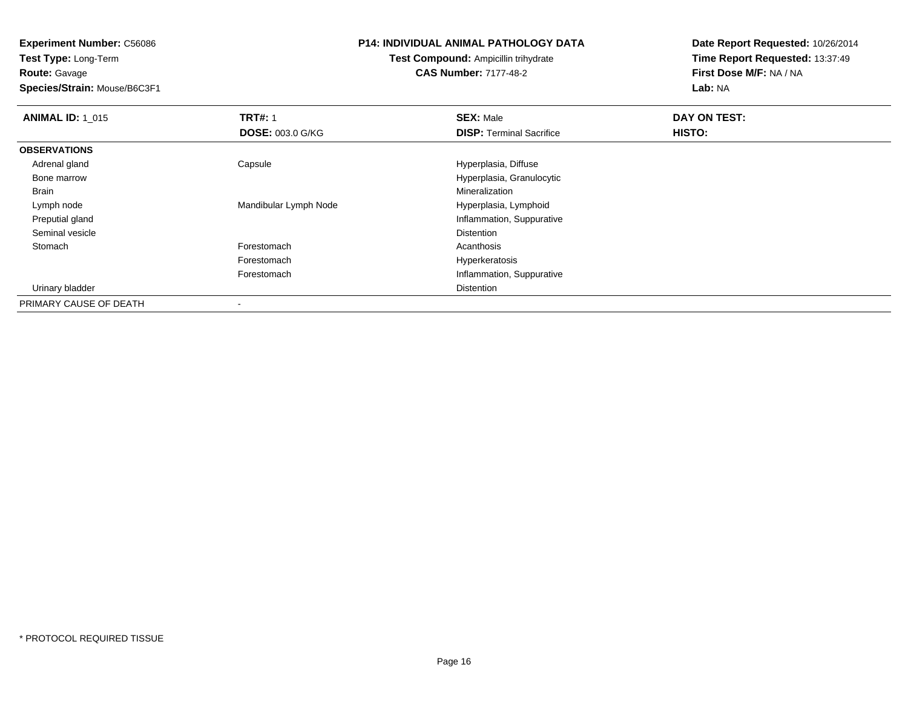**Experiment Number:** C56086
**Test Type:** Long-Term
**Route:** Gavage
**Species/Strain:** Mouse/B6C3F1

**P14: INDIVIDUAL ANIMAL PATHOLOGY DATA**
**Test Compound:** Ampicillin trihydrate
**CAS Number:** 7177-48-2

**Date Report Requested:** 10/26/2014
**Time Report Requested:** 13:37:49
**First Dose M/F:** NA / NA
**Lab:** NA

| **ANIMAL ID:** 1_015 | **TRT#:** 1 | **SEX:** Male | **DAY ON TEST:** |
|---|---|---|---|
| | **DOSE:** 003.0 G/KG | **DISP:** Terminal Sacrifice | **HISTO:** |
| **OBSERVATIONS** | | | |
| Adrenal gland | Capsule | Hyperplasia, Diffuse | |
| Bone marrow | | Hyperplasia, Granulocytic | |
| Brain | | Mineralization | |
| Lymph node | Mandibular Lymph Node | Hyperplasia, Lymphoid | |
| Preputial gland | | Inflammation, Suppurative | |
| Seminal vesicle | | Distention | |
| Stomach | Forestomach | Acanthosis | |
| | Forestomach | Hyperkeratosis | |
| | Forestomach | Inflammation, Suppurative | |
| Urinary bladder | | Distention | |
| PRIMARY CAUSE OF DEATH | - | | |

\* PROTOCOL REQUIRED TISSUE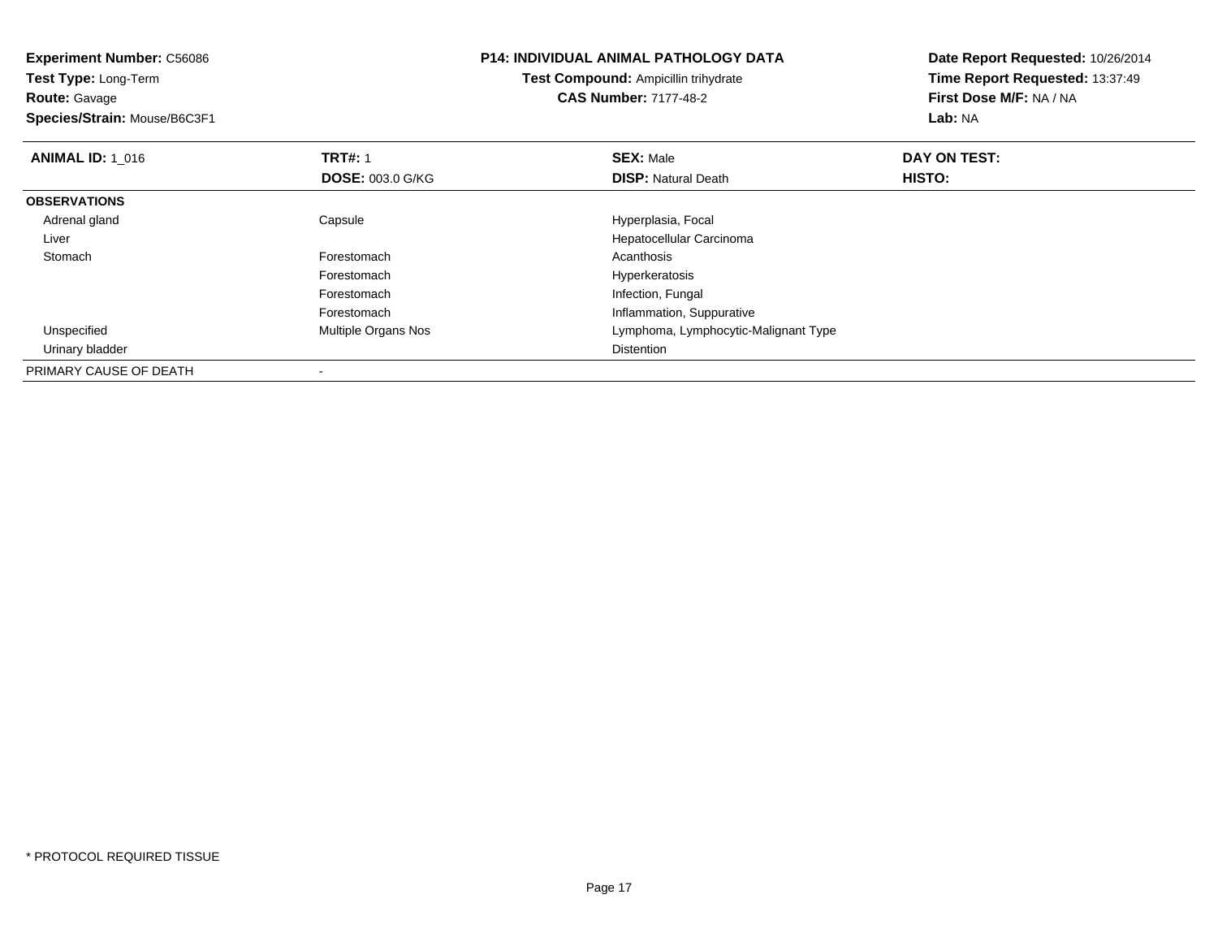**Experiment Number:** C56086
**Test Type:** Long-Term
**Route:** Gavage
**Species/Strain:** Mouse/B6C3F1

**P14: INDIVIDUAL ANIMAL PATHOLOGY DATA**
**Test Compound:** Ampicillin trihydrate
**CAS Number:** 7177-48-2

**Date Report Requested:** 10/26/2014
**Time Report Requested:** 13:37:49
**First Dose M/F:** NA / NA
**Lab:** NA

| **ANIMAL ID:** 1_016 | **TRT#:** 1 | **SEX:** Male | **DAY ON TEST:** |
|---|---|---|---|
| | **DOSE:** 003.0 G/KG | **DISP:** Natural Death | **HISTO:** |
| **OBSERVATIONS** | | | |
| Adrenal gland | Capsule | Hyperplasia, Focal | |
| Liver | | Hepatocellular Carcinoma | |
| Stomach | Forestomach | Acanthosis | |
| | Forestomach | Hyperkeratosis | |
| | Forestomach | Infection, Fungal | |
| | Forestomach | Inflammation, Suppurative | |
| Unspecified | Multiple Organs Nos | Lymphoma, Lymphocytic-Malignant Type | |
| Urinary bladder | | Distention | |
| PRIMARY CAUSE OF DEATH | - | | |

* PROTOCOL REQUIRED TISSUE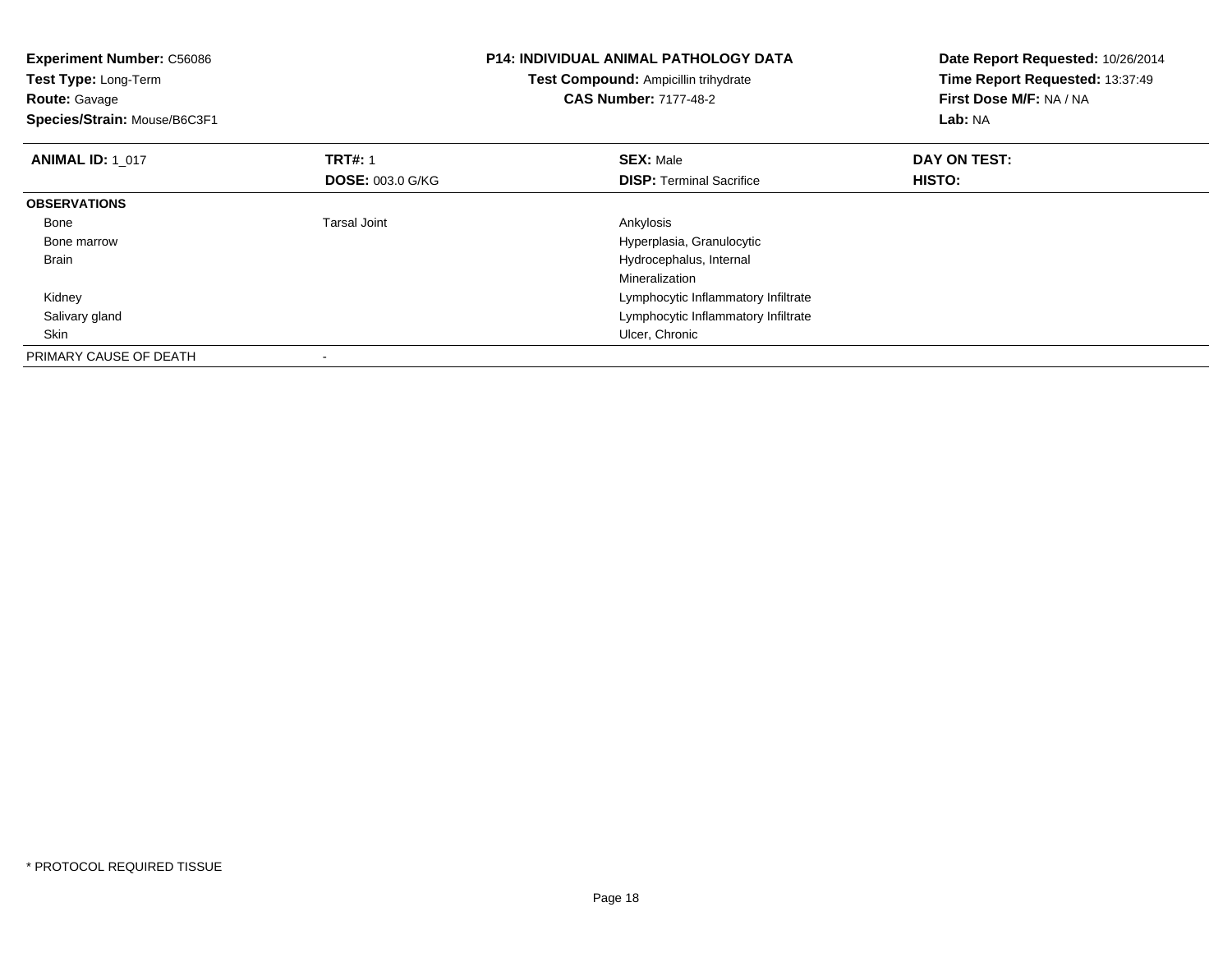**Experiment Number:** C56086
**Test Type:** Long-Term
**Route:** Gavage
**Species/Strain:** Mouse/B6C3F1

**P14: INDIVIDUAL ANIMAL PATHOLOGY DATA**
**Test Compound:** Ampicillin trihydrate
**CAS Number:** 7177-48-2

**Date Report Requested:** 10/26/2014
**Time Report Requested:** 13:37:49
**First Dose M/F:** NA / NA
**Lab:** NA

| **ANIMAL ID:** 1_017 | **TRT#:** 1 | **SEX:** Male | **DAY ON TEST:** |
|---|---|---|---|
| | **DOSE:** 003.0 G/KG | **DISP:** Terminal Sacrifice | **HISTO:** |
| **OBSERVATIONS** | | | |
| Bone | Tarsal Joint | Ankylosis | |
| Bone marrow | | Hyperplasia, Granulocytic | |
| Brain | | Hydrocephalus, Internal | |
| | | Mineralization | |
| Kidney | | Lymphocytic Inflammatory Infiltrate | |
| Salivary gland | | Lymphocytic Inflammatory Infiltrate | |
| Skin | | Ulcer, Chronic | |
| PRIMARY CAUSE OF DEATH | - | | |

* PROTOCOL REQUIRED TISSUE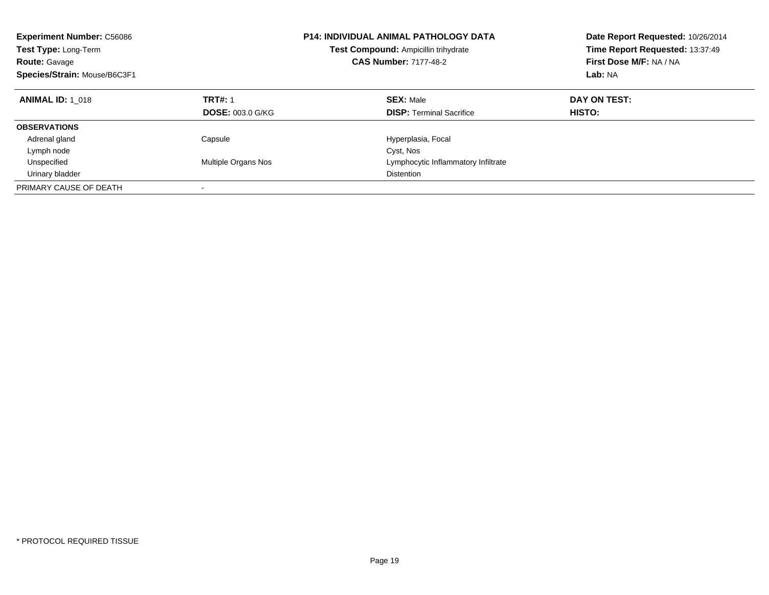**Experiment Number:** C56086
**Test Type:** Long-Term
**Route:** Gavage
**Species/Strain:** Mouse/B6C3F1

**P14: INDIVIDUAL ANIMAL PATHOLOGY DATA**
**Test Compound:** Ampicillin trihydrate
**CAS Number:** 7177-48-2

**Date Report Requested:** 10/26/2014
**Time Report Requested:** 13:37:49
**First Dose M/F:** NA / NA
**Lab:** NA

| **ANIMAL ID:** 1_018 | **TRT#:** 1 | **SEX:** Male | **DAY ON TEST:** |
|---|---|---|---|
| | **DOSE:** 003.0 G/KG | **DISP:** Terminal Sacrifice | **HISTO:** |
| **OBSERVATIONS** | | | |
| Adrenal gland | Capsule | Hyperplasia, Focal | |
| Lymph node | | Cyst, Nos | |
| Unspecified | Multiple Organs Nos | Lymphocytic Inflammatory Infiltrate | |
| Urinary bladder | | Distention | |
| PRIMARY CAUSE OF DEATH | - | | |

* PROTOCOL REQUIRED TISSUE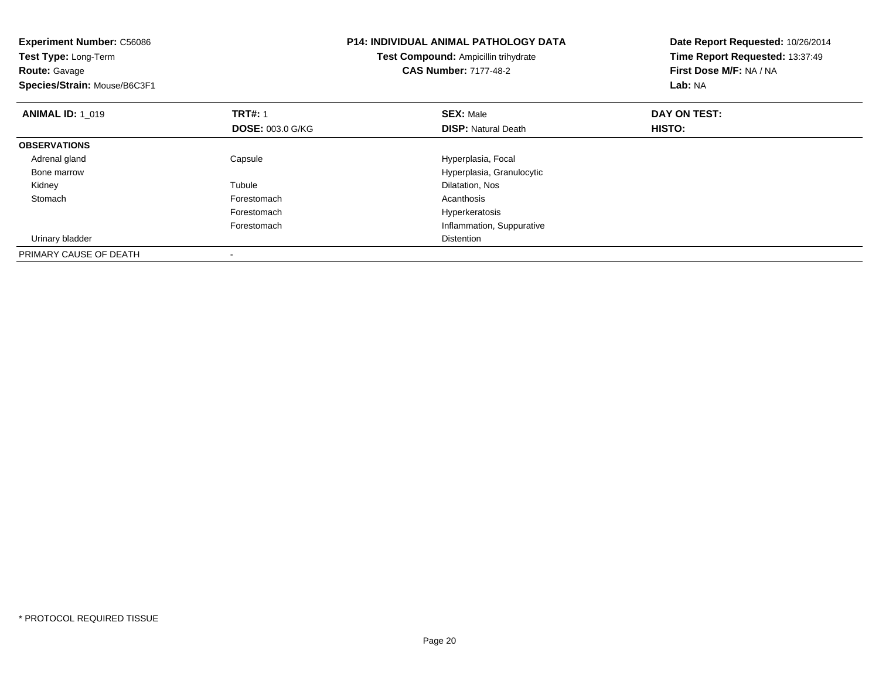**Experiment Number:** C56086
**Test Type:** Long-Term
**Route:** Gavage
**Species/Strain:** Mouse/B6C3F1

**P14: INDIVIDUAL ANIMAL PATHOLOGY DATA**
**Test Compound:** Ampicillin trihydrate
**CAS Number:** 7177-48-2

**Date Report Requested:** 10/26/2014
**Time Report Requested:** 13:37:49
**First Dose M/F:** NA / NA
**Lab:** NA

| **ANIMAL ID:** 1_019 | **TRT#:** 1 | **SEX:** Male | **DAY ON TEST:** |
|---|---|---|---|
| | **DOSE:** 003.0 G/KG | **DISP:** Natural Death | **HISTO:** |
| **OBSERVATIONS** | | | |
| Adrenal gland | Capsule | Hyperplasia, Focal | |
| Bone marrow | | Hyperplasia, Granulocytic | |
| Kidney | Tubule | Dilatation, Nos | |
| Stomach | Forestomach | Acanthosis | |
| | Forestomach | Hyperkeratosis | |
| | Forestomach | Inflammation, Suppurative | |
| Urinary bladder | | Distention | |
| PRIMARY CAUSE OF DEATH | - | | |

* PROTOCOL REQUIRED TISSUE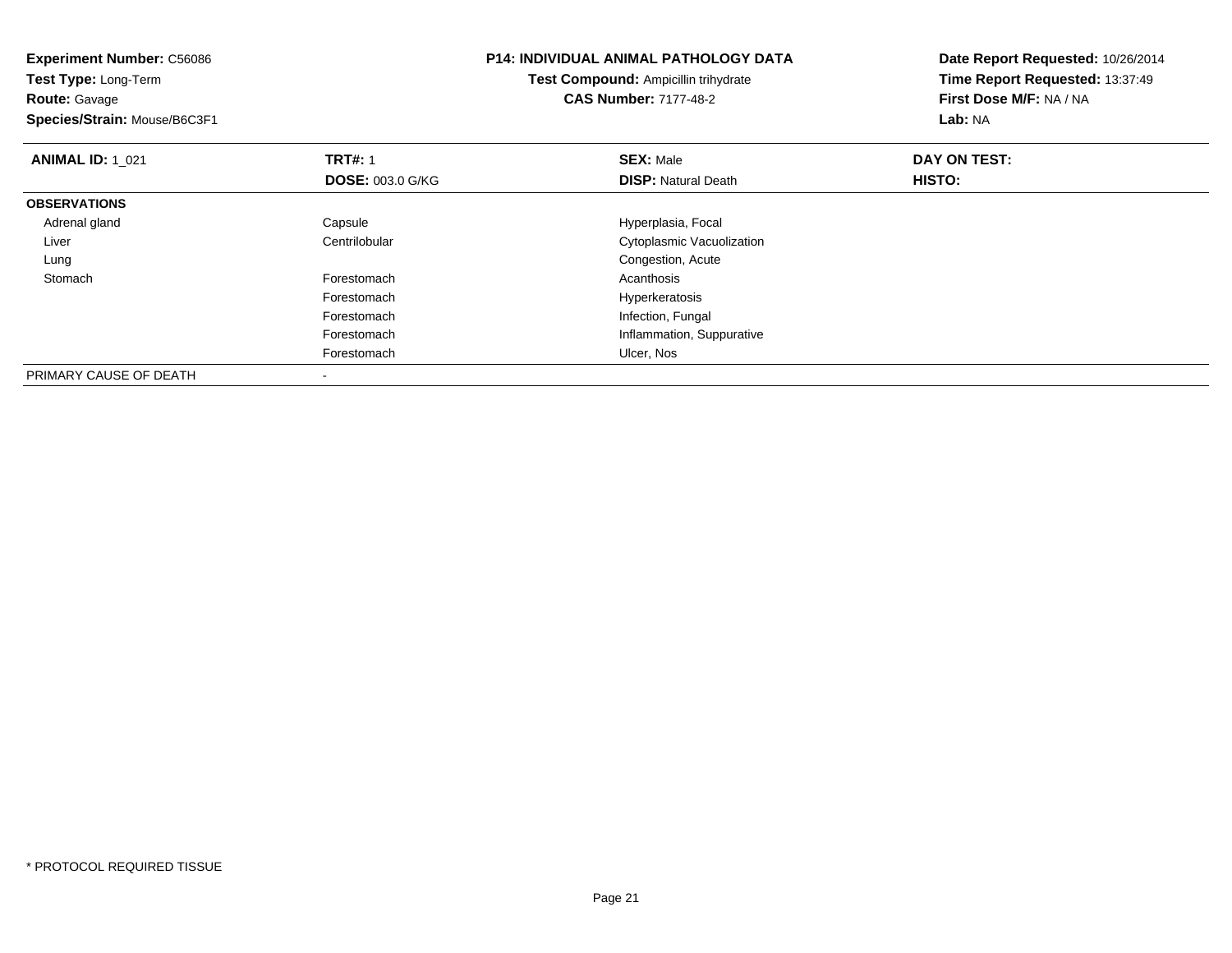**Experiment Number:** C56086
**Test Type:** Long-Term
**Route:** Gavage
**Species/Strain:** Mouse/B6C3F1

**P14: INDIVIDUAL ANIMAL PATHOLOGY DATA**
**Test Compound:** Ampicillin trihydrate
**CAS Number:** 7177-48-2

**Date Report Requested:** 10/26/2014
**Time Report Requested:** 13:37:49
**First Dose M/F:** NA / NA
**Lab:** NA

| **ANIMAL ID:** 1_021 | **TRT#:** 1 | **SEX:** Male | **DAY ON TEST:** |
|---|---|---|---|
| | **DOSE:** 003.0 G/KG | **DISP:** Natural Death | **HISTO:** |
| **OBSERVATIONS** | | | |
| Adrenal gland | Capsule | Hyperplasia, Focal | |
| Liver | Centrilobular | Cytoplasmic Vacuolization | |
| Lung | | Congestion, Acute | |
| Stomach | Forestomach | Acanthosis | |
| | Forestomach | Hyperkeratosis | |
| | Forestomach | Infection, Fungal | |
| | Forestomach | Inflammation, Suppurative | |
| | Forestomach | Ulcer, Nos | |
| PRIMARY CAUSE OF DEATH | - | | |

* PROTOCOL REQUIRED TISSUE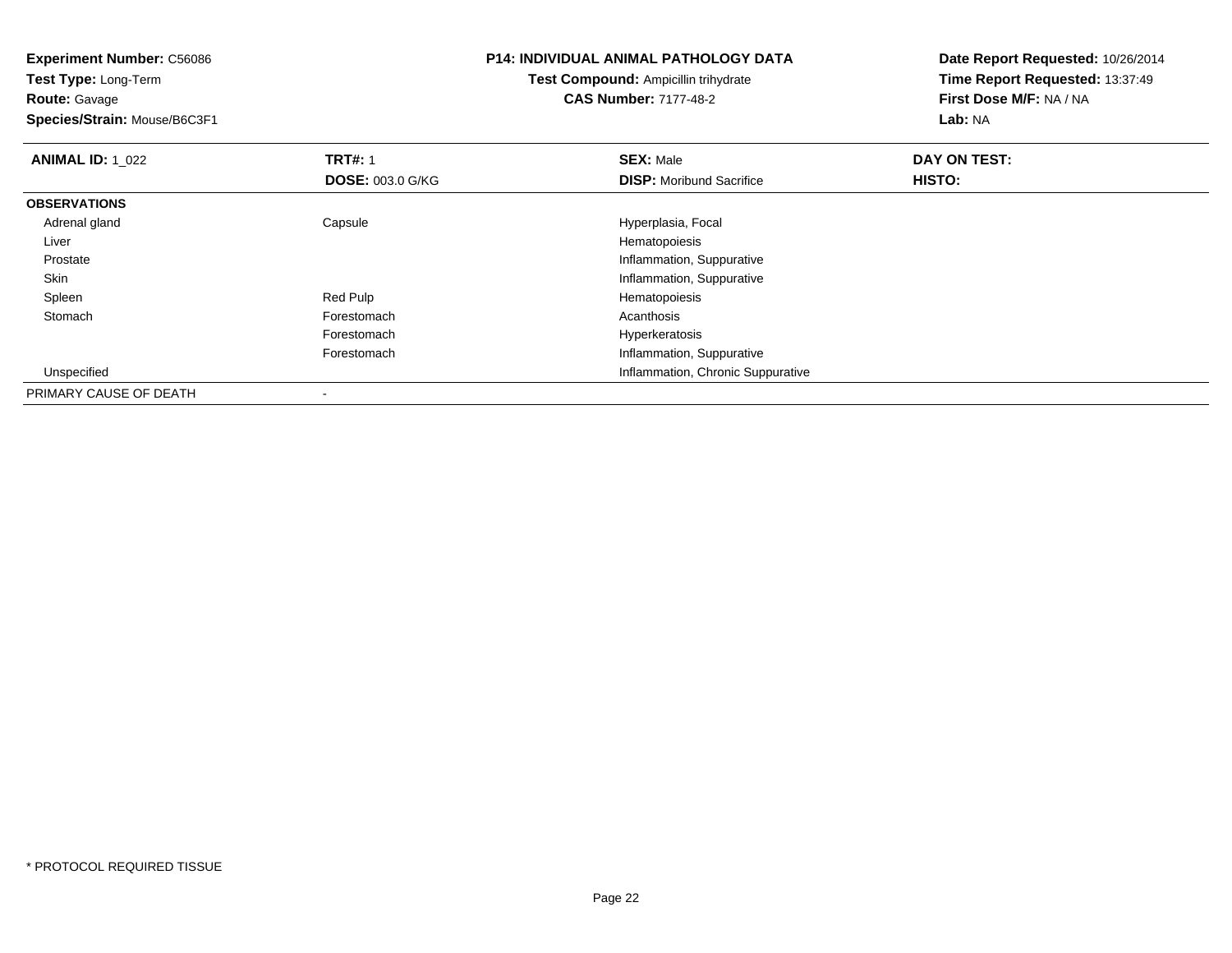**Experiment Number:** C56086
**Test Type:** Long-Term
**Route:** Gavage
**Species/Strain:** Mouse/B6C3F1

**P14: INDIVIDUAL ANIMAL PATHOLOGY DATA**
**Test Compound:** Ampicillin trihydrate
**CAS Number:** 7177-48-2

**Date Report Requested:** 10/26/2014
**Time Report Requested:** 13:37:49
**First Dose M/F:** NA / NA
**Lab:** NA

| **ANIMAL ID:** 1_022 | **TRT#:** 1 | **SEX:** Male | **DAY ON TEST:** |
|---|---|---|---|
| | **DOSE:** 003.0 G/KG | **DISP:** Moribund Sacrifice | **HISTO:** |
| **OBSERVATIONS** | | | |
| Adrenal gland | Capsule | Hyperplasia, Focal | |
| Liver | | Hematopoiesis | |
| Prostate | | Inflammation, Suppurative | |
| Skin | | Inflammation, Suppurative | |
| Spleen | Red Pulp | Hematopoiesis | |
| Stomach | Forestomach | Acanthosis | |
| | Forestomach | Hyperkeratosis | |
| | Forestomach | Inflammation, Suppurative | |
| Unspecified | | Inflammation, Chronic Suppurative | |
| PRIMARY CAUSE OF DEATH | - | | |

* PROTOCOL REQUIRED TISSUE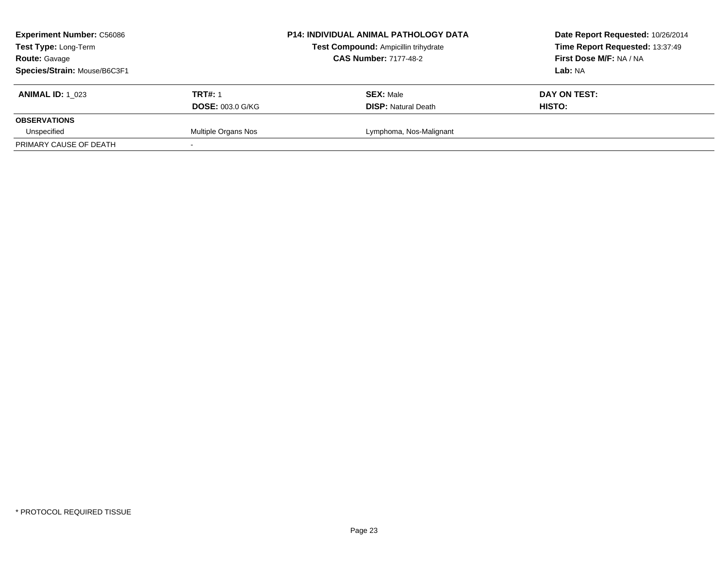**Experiment Number:** C56086
**Test Type:** Long-Term
**Route:** Gavage
**Species/Strain:** Mouse/B6C3F1

**P14: INDIVIDUAL ANIMAL PATHOLOGY DATA**
**Test Compound:** Ampicillin trihydrate
**CAS Number:** 7177-48-2

**Date Report Requested:** 10/26/2014
**Time Report Requested:** 13:37:49
**First Dose M/F:** NA / NA
**Lab:** NA

| **ANIMAL ID:** 1_023 | **TRT#:** 1 | **SEX:** Male | **DAY ON TEST:** |
|---|---|---|---|
| | **DOSE:** 003.0 G/KG | **DISP:** Natural Death | **HISTO:** |
| **OBSERVATIONS** | | | |
| Unspecified | Multiple Organs Nos | Lymphoma, Nos-Malignant | |
| PRIMARY CAUSE OF DEATH | - | | |

\* PROTOCOL REQUIRED TISSUE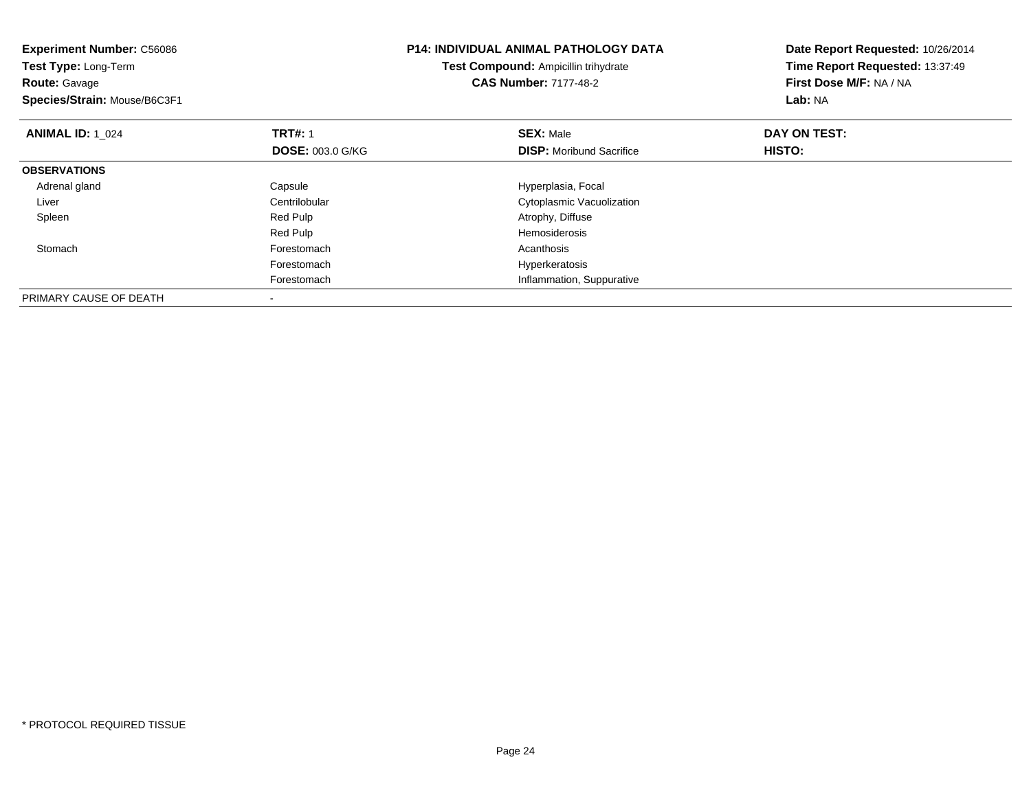**Experiment Number:** C56086
**Test Type:** Long-Term
**Route:** Gavage
**Species/Strain:** Mouse/B6C3F1

**P14: INDIVIDUAL ANIMAL PATHOLOGY DATA**
**Test Compound:** Ampicillin trihydrate
**CAS Number:** 7177-48-2

**Date Report Requested:** 10/26/2014
**Time Report Requested:** 13:37:49
**First Dose M/F:** NA / NA
**Lab:** NA

| **ANIMAL ID:** 1_024 | **TRT#:** 1 | **SEX:** Male | **DAY ON TEST:** |
|---|---|---|---|
| | **DOSE:** 003.0 G/KG | **DISP:** Moribund Sacrifice | **HISTO:** |
| **OBSERVATIONS** | | | |
| Adrenal gland | Capsule | Hyperplasia, Focal | |
| Liver | Centrilobular | Cytoplasmic Vacuolization | |
| Spleen | Red Pulp | Atrophy, Diffuse | |
| | Red Pulp | Hemosiderosis | |
| Stomach | Forestomach | Acanthosis | |
| | Forestomach | Hyperkeratosis | |
| | Forestomach | Inflammation, Suppurative | |
| PRIMARY CAUSE OF DEATH | - | | |

* PROTOCOL REQUIRED TISSUE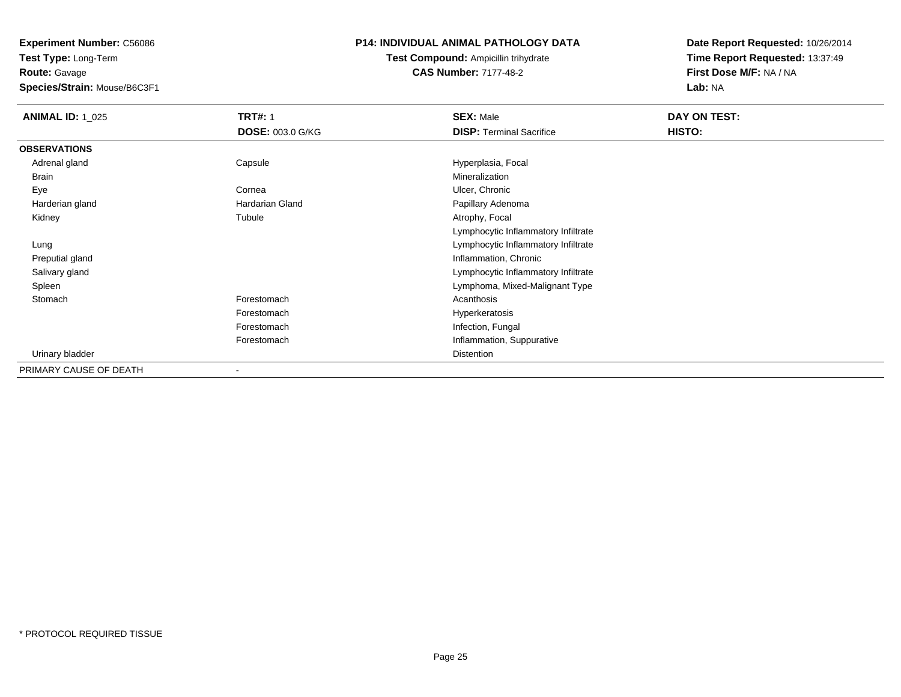**Experiment Number:** C56086
**Test Type:** Long-Term
**Route:** Gavage
**Species/Strain:** Mouse/B6C3F1

**P14: INDIVIDUAL ANIMAL PATHOLOGY DATA**
**Test Compound:** Ampicillin trihydrate
**CAS Number:** 7177-48-2

**Date Report Requested:** 10/26/2014
**Time Report Requested:** 13:37:49
**First Dose M/F:** NA / NA
**Lab:** NA

| **ANIMAL ID:** 1_025 | **TRT#:** 1 | **SEX:** Male | **DAY ON TEST:** |
|---|---|---|---|
| | **DOSE:** 003.0 G/KG | **DISP:** Terminal Sacrifice | **HISTO:** |
| **OBSERVATIONS** | | | |
| Adrenal gland | Capsule | Hyperplasia, Focal | |
| Brain | | Mineralization | |
| Eye | Cornea | Ulcer, Chronic | |
| Harderian gland | Hardarian Gland | Papillary Adenoma | |
| Kidney | Tubule | Atrophy, Focal | |
| | | Lymphocytic Inflammatory Infiltrate | |
| Lung | | Lymphocytic Inflammatory Infiltrate | |
| Preputial gland | | Inflammation, Chronic | |
| Salivary gland | | Lymphocytic Inflammatory Infiltrate | |
| Spleen | | Lymphoma, Mixed-Malignant Type | |
| Stomach | Forestomach | Acanthosis | |
| | Forestomach | Hyperkeratosis | |
| | Forestomach | Infection, Fungal | |
| | Forestomach | Inflammation, Suppurative | |
| Urinary bladder | | Distention | |
| PRIMARY CAUSE OF DEATH | - | | |

* PROTOCOL REQUIRED TISSUE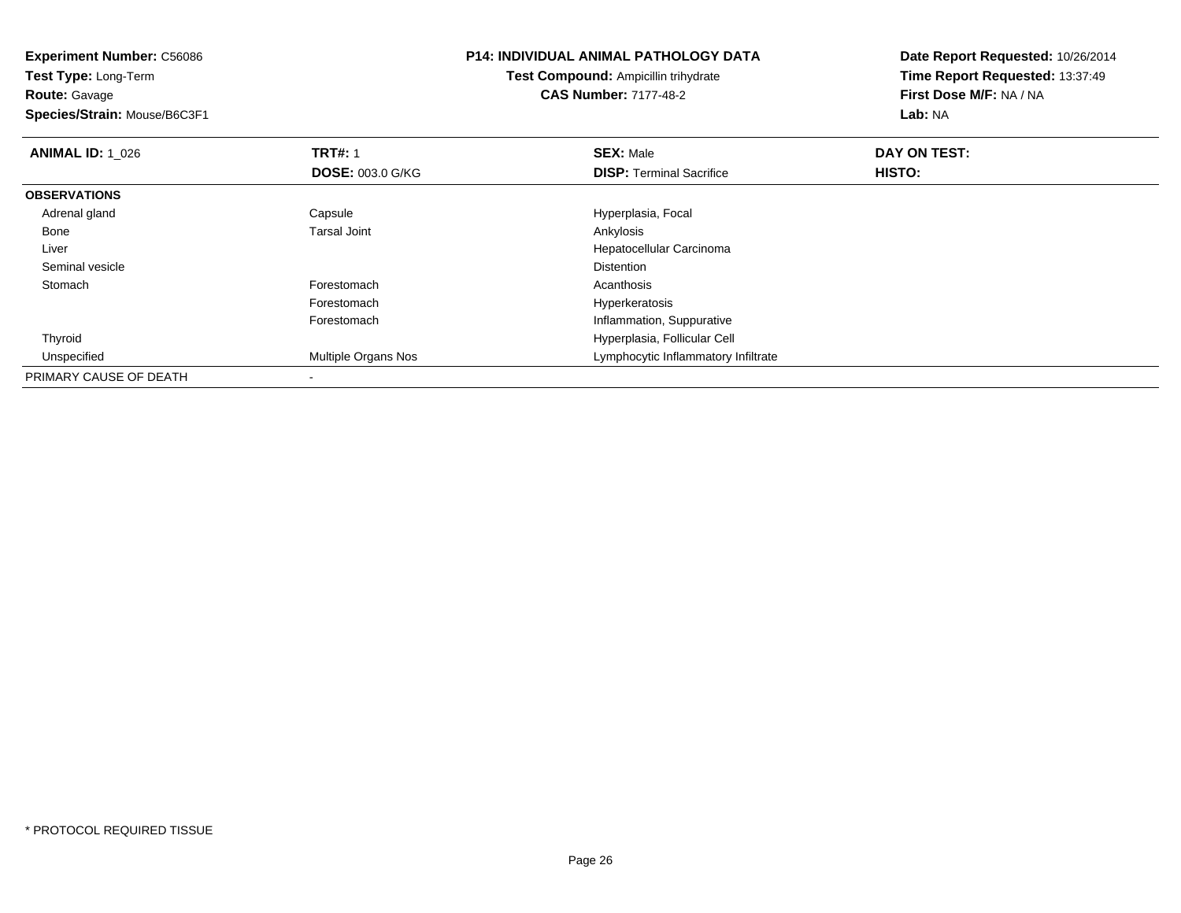**Experiment Number:** C56086
**Test Type:** Long-Term
**Route:** Gavage
**Species/Strain:** Mouse/B6C3F1

**P14: INDIVIDUAL ANIMAL PATHOLOGY DATA**
**Test Compound:** Ampicillin trihydrate
**CAS Number:** 7177-48-2

**Date Report Requested:** 10/26/2014
**Time Report Requested:** 13:37:49
**First Dose M/F:** NA / NA
**Lab:** NA

| **ANIMAL ID:** 1_026 | **TRT#:** 1 | **SEX:** Male | **DAY ON TEST:** |
|---|---|---|---|
| | **DOSE:** 003.0 G/KG | **DISP:** Terminal Sacrifice | **HISTO:** |
| **OBSERVATIONS** | | | |
| Adrenal gland | Capsule | Hyperplasia, Focal | |
| Bone | Tarsal Joint | Ankylosis | |
| Liver | | Hepatocellular Carcinoma | |
| Seminal vesicle | | Distention | |
| Stomach | Forestomach | Acanthosis | |
| | Forestomach | Hyperkeratosis | |
| | Forestomach | Inflammation, Suppurative | |
| Thyroid | | Hyperplasia, Follicular Cell | |
| Unspecified | Multiple Organs Nos | Lymphocytic Inflammatory Infiltrate | |
| PRIMARY CAUSE OF DEATH | - | | |

* PROTOCOL REQUIRED TISSUE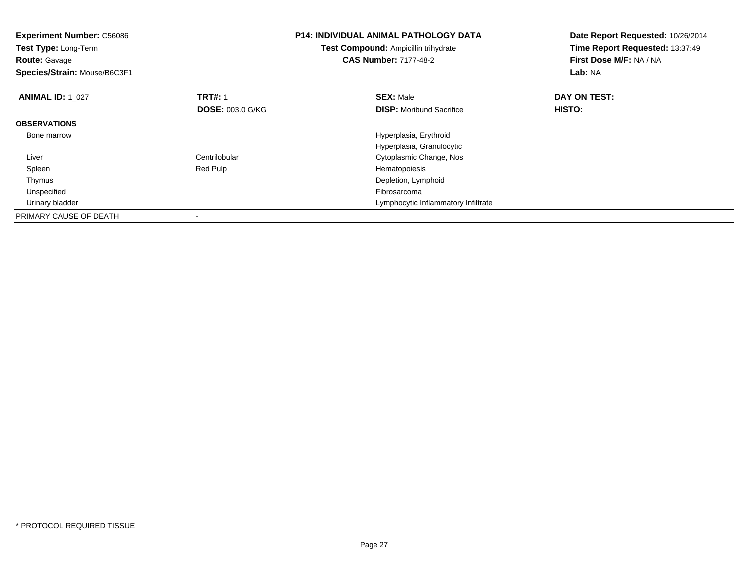**Experiment Number:** C56086
**Test Type:** Long-Term
**Route:** Gavage
**Species/Strain:** Mouse/B6C3F1

**P14: INDIVIDUAL ANIMAL PATHOLOGY DATA**
**Test Compound:** Ampicillin trihydrate
**CAS Number:** 7177-48-2

**Date Report Requested:** 10/26/2014
**Time Report Requested:** 13:37:49
**First Dose M/F:** NA / NA
**Lab:** NA

| **ANIMAL ID:** 1_027 | **TRT#:** 1 | **SEX:** Male | **DAY ON TEST:** |
|---|---|---|---|
| | **DOSE:** 003.0 G/KG | **DISP:** Moribund Sacrifice | **HISTO:** |
| **OBSERVATIONS** | | | |
| Bone marrow | | Hyperplasia, Erythroid | |
| | | Hyperplasia, Granulocytic | |
| Liver | Centrilobular | Cytoplasmic Change, Nos | |
| Spleen | Red Pulp | Hematopoiesis | |
| Thymus | | Depletion, Lymphoid | |
| Unspecified | | Fibrosarcoma | |
| Urinary bladder | | Lymphocytic Inflammatory Infiltrate | |
| PRIMARY CAUSE OF DEATH | - | | |

* PROTOCOL REQUIRED TISSUE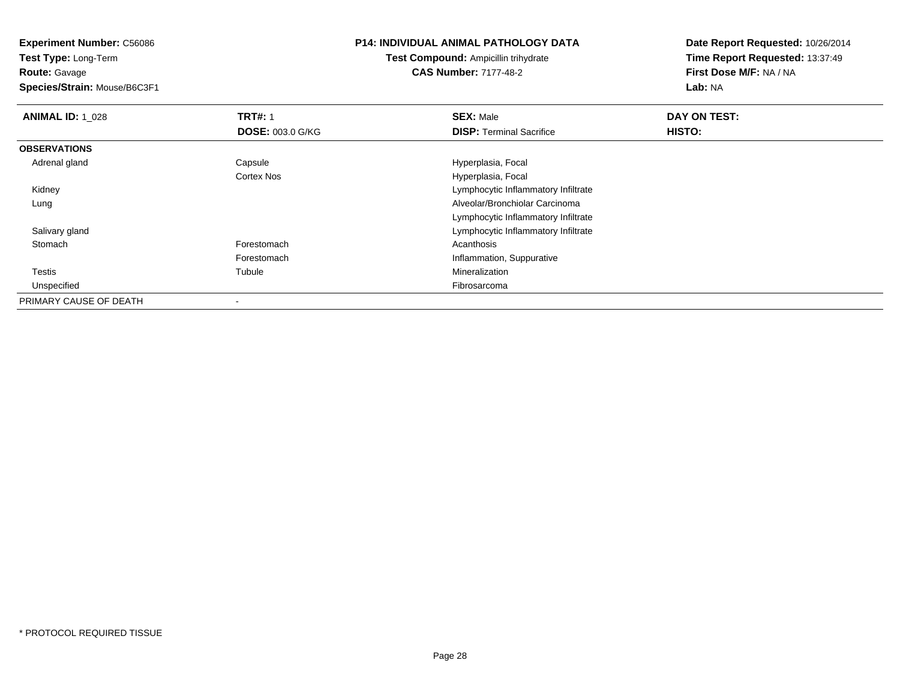**Experiment Number:** C56086
**Test Type:** Long-Term
**Route:** Gavage
**Species/Strain:** Mouse/B6C3F1

**P14: INDIVIDUAL ANIMAL PATHOLOGY DATA**
**Test Compound:** Ampicillin trihydrate
**CAS Number:** 7177-48-2

**Date Report Requested:** 10/26/2014
**Time Report Requested:** 13:37:49
**First Dose M/F:** NA / NA
**Lab:** NA

| **ANIMAL ID:** 1_028 | **TRT#:** 1 | **SEX:** Male | **DAY ON TEST:** |
|---|---|---|---|
| | **DOSE:** 003.0 G/KG | **DISP:** Terminal Sacrifice | **HISTO:** |
| **OBSERVATIONS** | | | |
| Adrenal gland | Capsule | Hyperplasia, Focal | |
| | Cortex Nos | Hyperplasia, Focal | |
| Kidney | | Lymphocytic Inflammatory Infiltrate | |
| Lung | | Alveolar/Bronchiolar Carcinoma | |
| | | Lymphocytic Inflammatory Infiltrate | |
| Salivary gland | | Lymphocytic Inflammatory Infiltrate | |
| Stomach | Forestomach | Acanthosis | |
| | Forestomach | Inflammation, Suppurative | |
| Testis | Tubule | Mineralization | |
| Unspecified | | Fibrosarcoma | |
| PRIMARY CAUSE OF DEATH | - | | |

* PROTOCOL REQUIRED TISSUE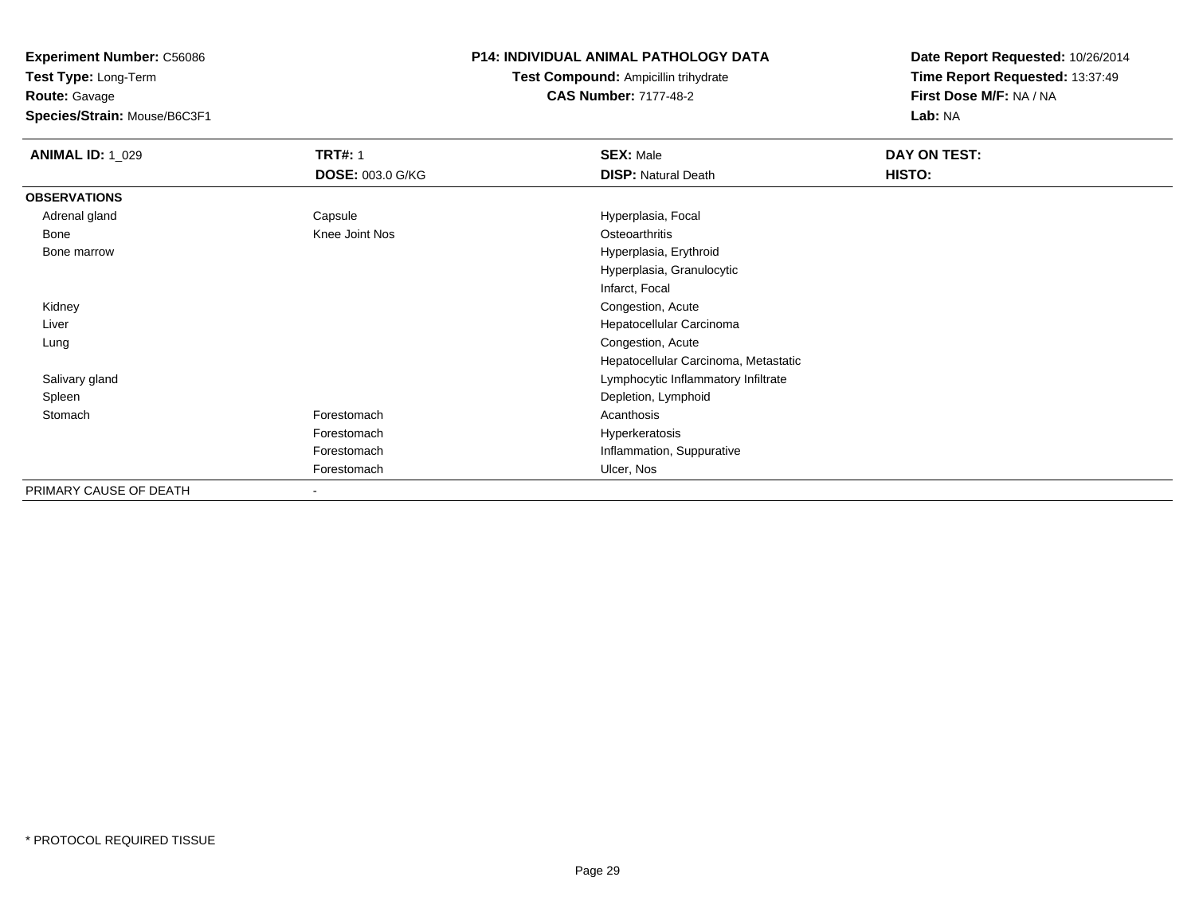**Experiment Number:** C56086
**Test Type:** Long-Term
**Route:** Gavage
**Species/Strain:** Mouse/B6C3F1

## P14: INDIVIDUAL ANIMAL PATHOLOGY DATA

**Test Compound:** Ampicillin trihydrate
**CAS Number:** 7177-48-2

**Date Report Requested:** 10/26/2014
**Time Report Requested:** 13:37:49
**First Dose M/F:** NA / NA
**Lab:** NA

| **ANIMAL ID:** 1_029 | **TRT#:** 1 | **SEX:** Male | **DAY ON TEST:** |
|---|---|---|---|
| | **DOSE:** 003.0 G/KG | **DISP:** Natural Death | **HISTO:** |
| **OBSERVATIONS** | | | |
| Adrenal gland | Capsule | Hyperplasia, Focal | |
| Bone | Knee Joint Nos | Osteoarthritis | |
| Bone marrow | | Hyperplasia, Erythroid | |
| | | Hyperplasia, Granulocytic | |
| | | Infarct, Focal | |
| Kidney | | Congestion, Acute | |
| Liver | | Hepatocellular Carcinoma | |
| Lung | | Congestion, Acute | |
| | | Hepatocellular Carcinoma, Metastatic | |
| Salivary gland | | Lymphocytic Inflammatory Infiltrate | |
| Spleen | | Depletion, Lymphoid | |
| Stomach | Forestomach | Acanthosis | |
| | Forestomach | Hyperkeratosis | |
| | Forestomach | Inflammation, Suppurative | |
| | Forestomach | Ulcer, Nos | |
| PRIMARY CAUSE OF DEATH | - | | |

* PROTOCOL REQUIRED TISSUE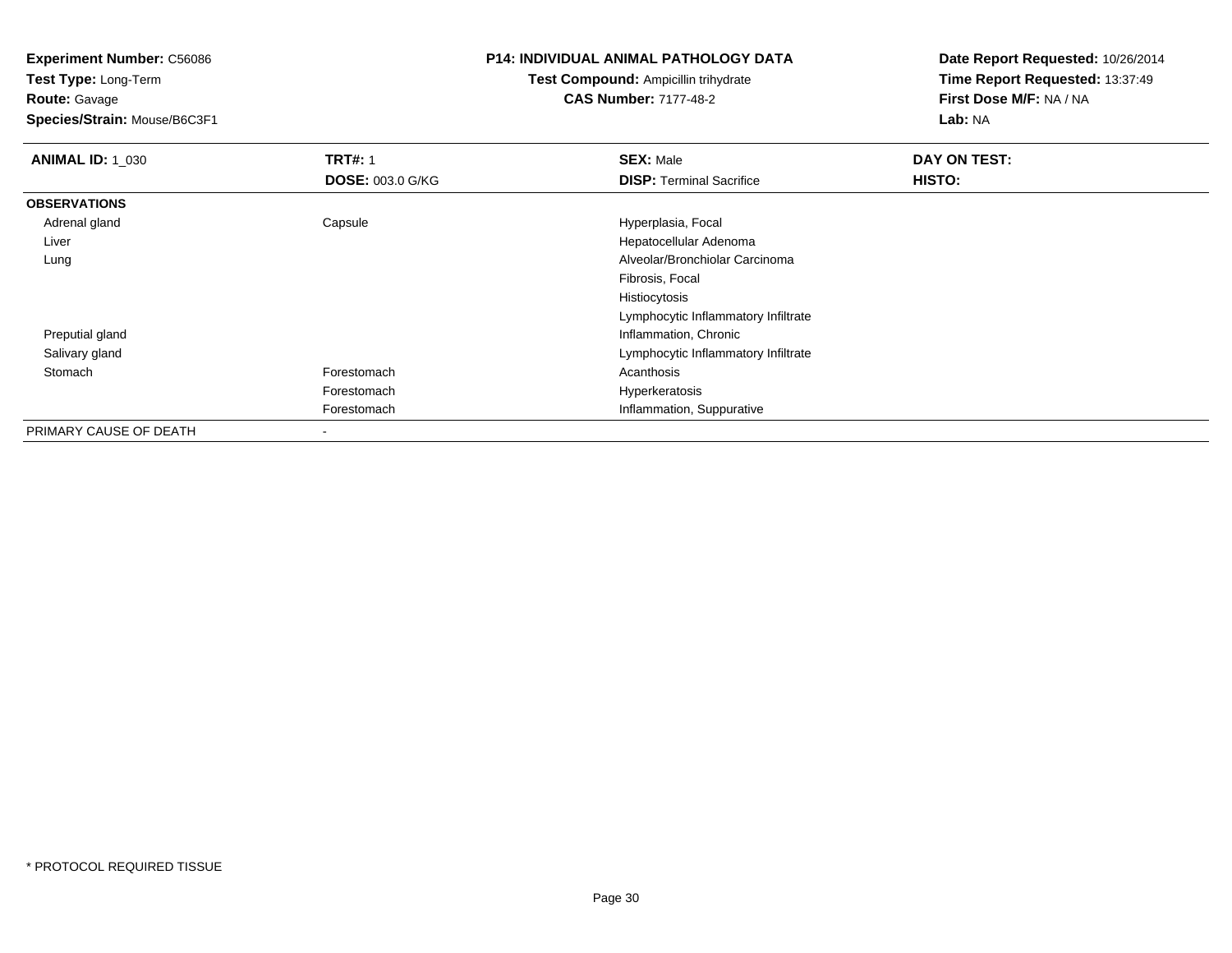**Experiment Number:** C56086
**Test Type:** Long-Term
**Route:** Gavage
**Species/Strain:** Mouse/B6C3F1

**P14: INDIVIDUAL ANIMAL PATHOLOGY DATA**
**Test Compound:** Ampicillin trihydrate
**CAS Number:** 7177-48-2

**Date Report Requested:** 10/26/2014
**Time Report Requested:** 13:37:49
**First Dose M/F:** NA / NA
**Lab:** NA

| **ANIMAL ID:** 1_030 | **TRT#:** 1 | **SEX:** Male | **DAY ON TEST:** |
|---|---|---|---|
| | **DOSE:** 003.0 G/KG | **DISP:** Terminal Sacrifice | **HISTO:** |
| **OBSERVATIONS** | | | |
| Adrenal gland | Capsule | Hyperplasia, Focal | |
| Liver | | Hepatocellular Adenoma | |
| Lung | | Alveolar/Bronchiolar Carcinoma | |
| | | Fibrosis, Focal | |
| | | Histiocytosis | |
| | | Lymphocytic Inflammatory Infiltrate | |
| Preputial gland | | Inflammation, Chronic | |
| Salivary gland | | Lymphocytic Inflammatory Infiltrate | |
| Stomach | Forestomach | Acanthosis | |
| | Forestomach | Hyperkeratosis | |
| | Forestomach | Inflammation, Suppurative | |
| PRIMARY CAUSE OF DEATH | - | | |

* PROTOCOL REQUIRED TISSUE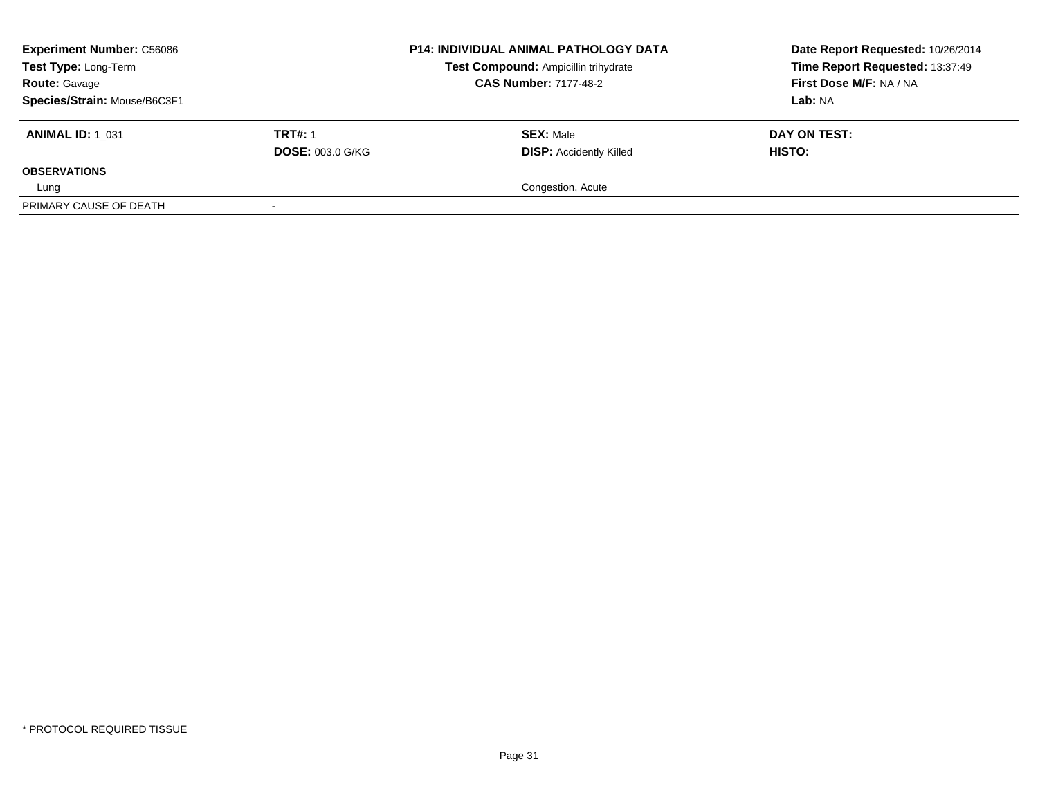| **Experiment Number:** C56086 | | **P14: INDIVIDUAL ANIMAL PATHOLOGY DATA** | **Date Report Requested:** 10/26/2014 |
|---|---|---|---|
| **Test Type:** Long-Term | | **Test Compound:** Ampicillin trihydrate | **Time Report Requested:** 13:37:49 |
| **Route:** Gavage | | **CAS Number:** 7177-48-2 | **First Dose M/F:** NA / NA |
| **Species/Strain:** Mouse/B6C3F1 | | | **Lab:** NA |

| **ANIMAL ID:** 1_031 | **TRT#:** 1 | **SEX:** Male | **DAY ON TEST:** |
|---|---|---|---|
| | **DOSE:** 003.0 G/KG | **DISP:** Accidently Killed | **HISTO:** |
| **OBSERVATIONS** | | | |
| Lung | | Congestion, Acute | |
| PRIMARY CAUSE OF DEATH | - | | |

* PROTOCOL REQUIRED TISSUE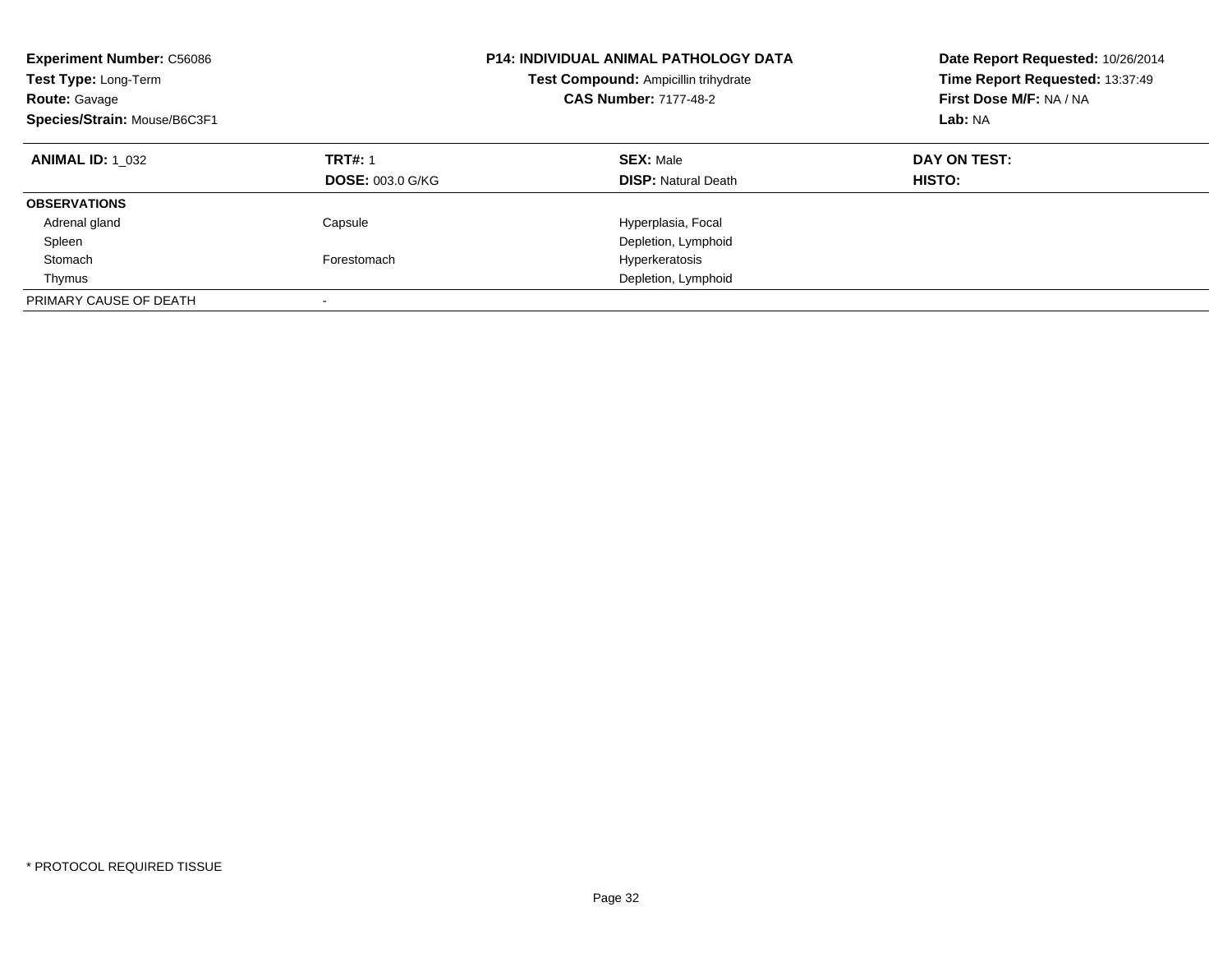**Experiment Number:** C56086
**Test Type:** Long-Term
**Route:** Gavage
**Species/Strain:** Mouse/B6C3F1

**P14: INDIVIDUAL ANIMAL PATHOLOGY DATA**
**Test Compound:** Ampicillin trihydrate
**CAS Number:** 7177-48-2

**Date Report Requested:** 10/26/2014
**Time Report Requested:** 13:37:49
**First Dose M/F:** NA / NA
**Lab:** NA

| **ANIMAL ID:** 1_032 | **TRT#:** 1 | **SEX:** Male | **DAY ON TEST:** |
|---|---|---|---|
| | **DOSE:** 003.0 G/KG | **DISP:** Natural Death | **HISTO:** |
| **OBSERVATIONS** | | | |
| Adrenal gland | Capsule | Hyperplasia, Focal | |
| Spleen | | Depletion, Lymphoid | |
| Stomach | Forestomach | Hyperkeratosis | |
| Thymus | | Depletion, Lymphoid | |
| PRIMARY CAUSE OF DEATH | - | | |

* PROTOCOL REQUIRED TISSUE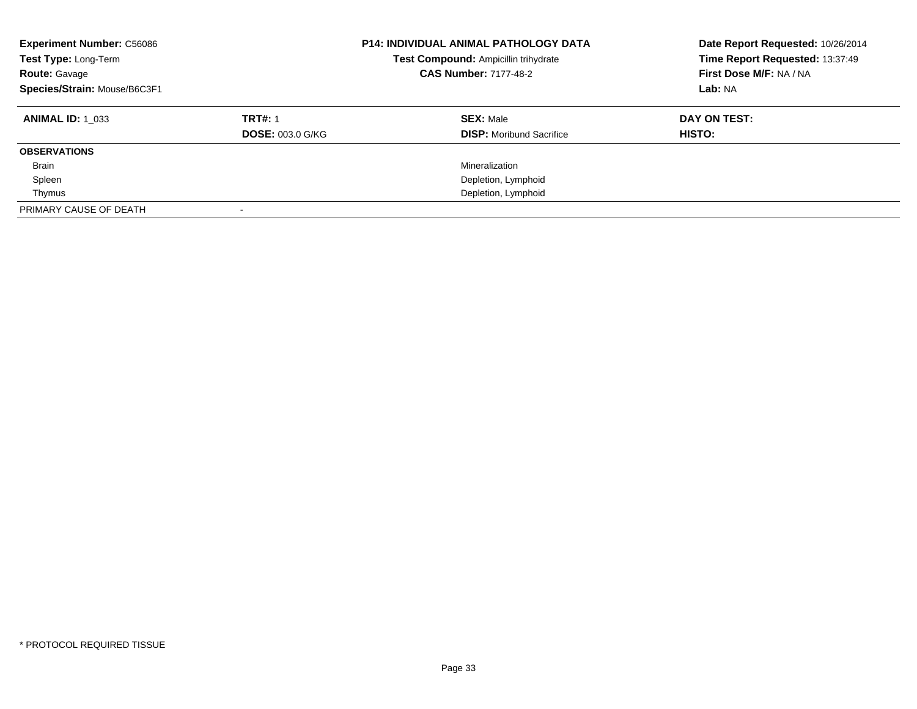**Experiment Number:** C56086
**Test Type:** Long-Term
**Route:** Gavage
**Species/Strain:** Mouse/B6C3F1

**P14: INDIVIDUAL ANIMAL PATHOLOGY DATA**
**Test Compound:** Ampicillin trihydrate
**CAS Number:** 7177-48-2

**Date Report Requested:** 10/26/2014
**Time Report Requested:** 13:37:49
**First Dose M/F:** NA / NA
**Lab:** NA

| **ANIMAL ID:** 1_033 | **TRT#:** 1 | **SEX:** Male | **DAY ON TEST:** |
|---|---|---|---|
| | **DOSE:** 003.0 G/KG | **DISP:** Moribund Sacrifice | **HISTO:** |
| **OBSERVATIONS** | | | |
| Brain | | Mineralization | |
| Spleen | | Depletion, Lymphoid | |
| Thymus | | Depletion, Lymphoid | |
| PRIMARY CAUSE OF DEATH | - | | |

* PROTOCOL REQUIRED TISSUE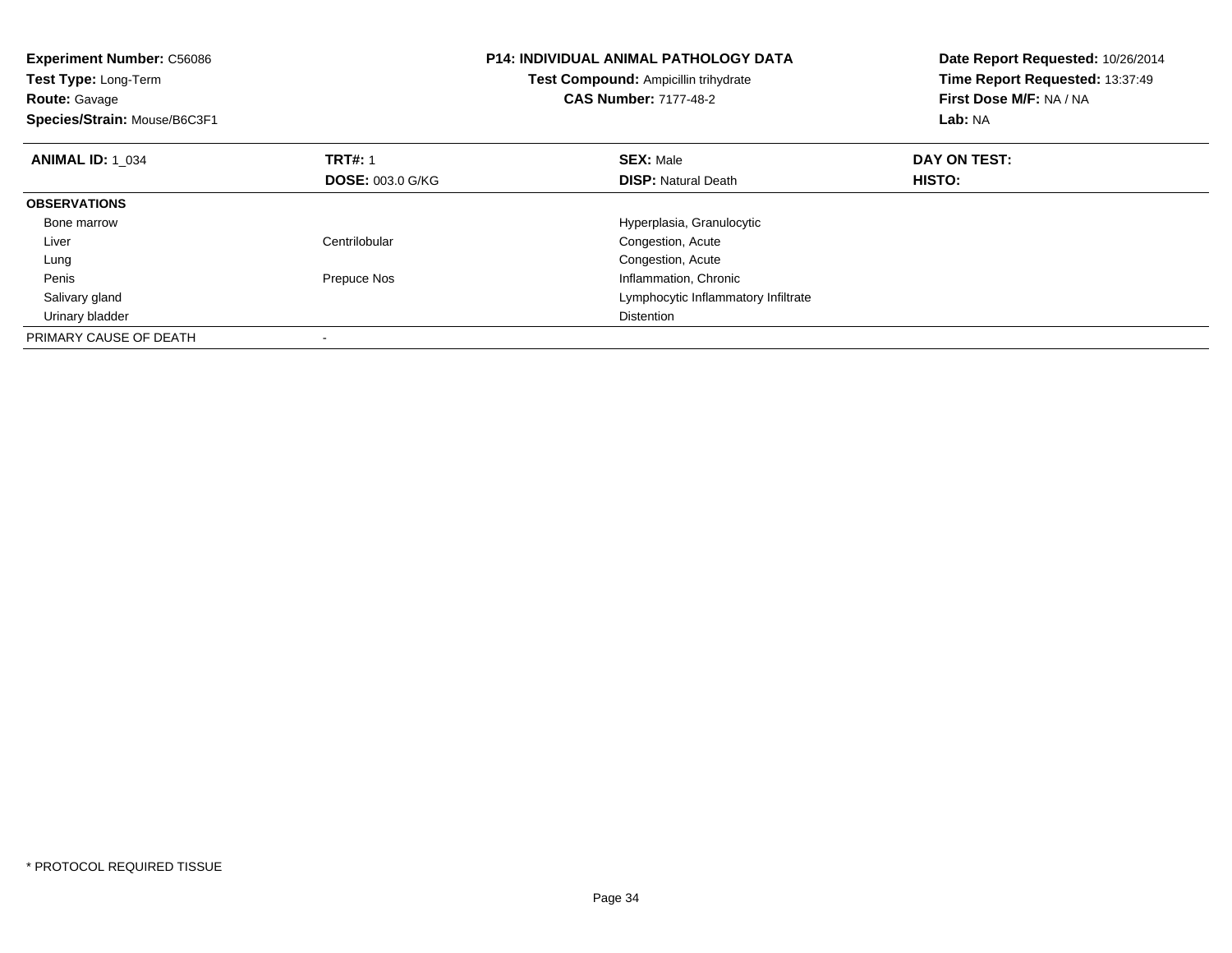**Experiment Number:** C56086
**Test Type:** Long-Term
**Route:** Gavage
**Species/Strain:** Mouse/B6C3F1

**P14: INDIVIDUAL ANIMAL PATHOLOGY DATA**
**Test Compound:** Ampicillin trihydrate
**CAS Number:** 7177-48-2

**Date Report Requested:** 10/26/2014
**Time Report Requested:** 13:37:49
**First Dose M/F:** NA / NA
**Lab:** NA

| **ANIMAL ID:** 1_034 | **TRT#:** 1 | **SEX:** Male | **DAY ON TEST:** |
|---|---|---|---|
| | **DOSE:** 003.0 G/KG | **DISP:** Natural Death | **HISTO:** |
| **OBSERVATIONS** | | | |
| Bone marrow | | Hyperplasia, Granulocytic | |
| Liver | Centrilobular | Congestion, Acute | |
| Lung | | Congestion, Acute | |
| Penis | Prepuce Nos | Inflammation, Chronic | |
| Salivary gland | | Lymphocytic Inflammatory Infiltrate | |
| Urinary bladder | | Distention | |
| PRIMARY CAUSE OF DEATH | - | | |

* PROTOCOL REQUIRED TISSUE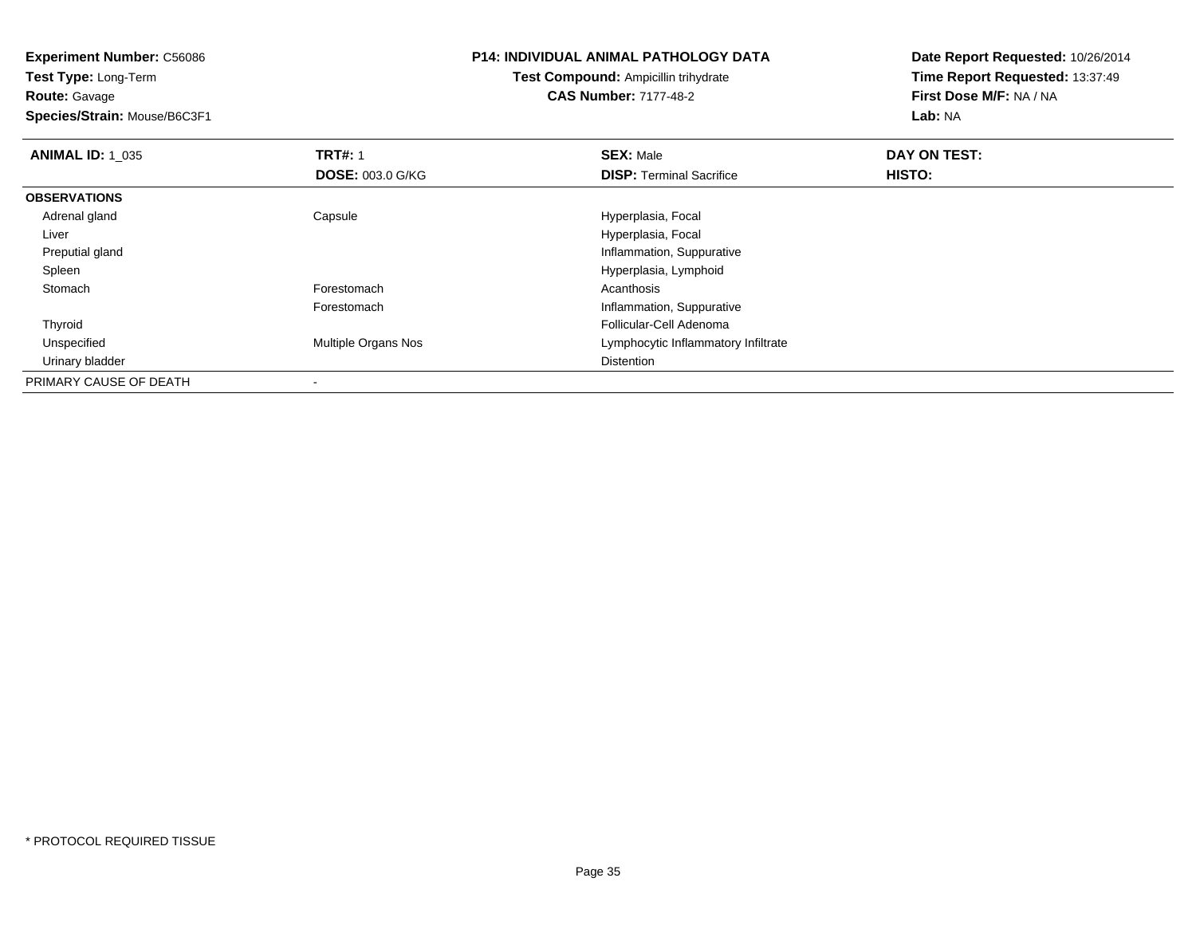**Experiment Number:** C56086
**Test Type:** Long-Term
**Route:** Gavage
**Species/Strain:** Mouse/B6C3F1

## P14: INDIVIDUAL ANIMAL PATHOLOGY DATA

**Test Compound:** Ampicillin trihydrate
**CAS Number:** 7177-48-2

**Date Report Requested:** 10/26/2014
**Time Report Requested:** 13:37:49
**First Dose M/F:** NA / NA
**Lab:** NA

| **ANIMAL ID:** 1_035 | **TRT#:** 1 | **SEX:** Male | **DAY ON TEST:** |
|---|---|---|---|
| | **DOSE:** 003.0 G/KG | **DISP:** Terminal Sacrifice | **HISTO:** |
| **OBSERVATIONS** | | | |
| Adrenal gland | Capsule | Hyperplasia, Focal | |
| Liver | | Hyperplasia, Focal | |
| Preputial gland | | Inflammation, Suppurative | |
| Spleen | | Hyperplasia, Lymphoid | |
| Stomach | Forestomach | Acanthosis | |
| | Forestomach | Inflammation, Suppurative | |
| Thyroid | | Follicular-Cell Adenoma | |
| Unspecified | Multiple Organs Nos | Lymphocytic Inflammatory Infiltrate | |
| Urinary bladder | | Distention | |
| PRIMARY CAUSE OF DEATH | - | | |

* PROTOCOL REQUIRED TISSUE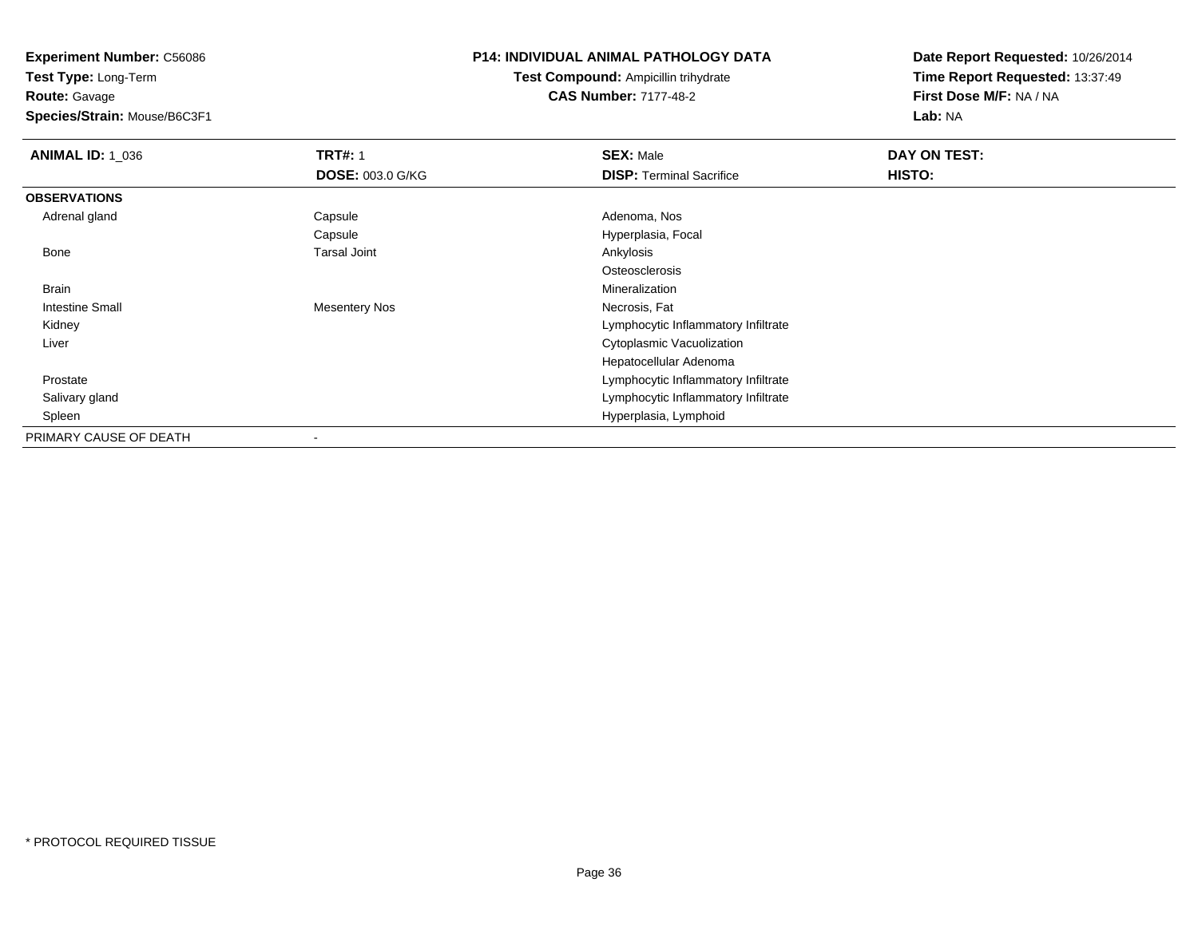**Experiment Number:** C56086
**Test Type:** Long-Term
**Route:** Gavage
**Species/Strain:** Mouse/B6C3F1

**P14: INDIVIDUAL ANIMAL PATHOLOGY DATA**
**Test Compound:** Ampicillin trihydrate
**CAS Number:** 7177-48-2

**Date Report Requested:** 10/26/2014
**Time Report Requested:** 13:37:49
**First Dose M/F:** NA / NA
**Lab:** NA

| **ANIMAL ID:** 1_036 | **TRT#:** 1 | **SEX:** Male | **DAY ON TEST:** |
|---|---|---|---|
| | **DOSE:** 003.0 G/KG | **DISP:** Terminal Sacrifice | **HISTO:** |
| **OBSERVATIONS** | | | |
| Adrenal gland | Capsule | Adenoma, Nos | |
| | Capsule | Hyperplasia, Focal | |
| Bone | Tarsal Joint | Ankylosis | |
| | | Osteosclerosis | |
| Brain | | Mineralization | |
| Intestine Small | Mesentery Nos | Necrosis, Fat | |
| Kidney | | Lymphocytic Inflammatory Infiltrate | |
| Liver | | Cytoplasmic Vacuolization | |
| | | Hepatocellular Adenoma | |
| Prostate | | Lymphocytic Inflammatory Infiltrate | |
| Salivary gland | | Lymphocytic Inflammatory Infiltrate | |
| Spleen | | Hyperplasia, Lymphoid | |
| PRIMARY CAUSE OF DEATH | - | | |

* PROTOCOL REQUIRED TISSUE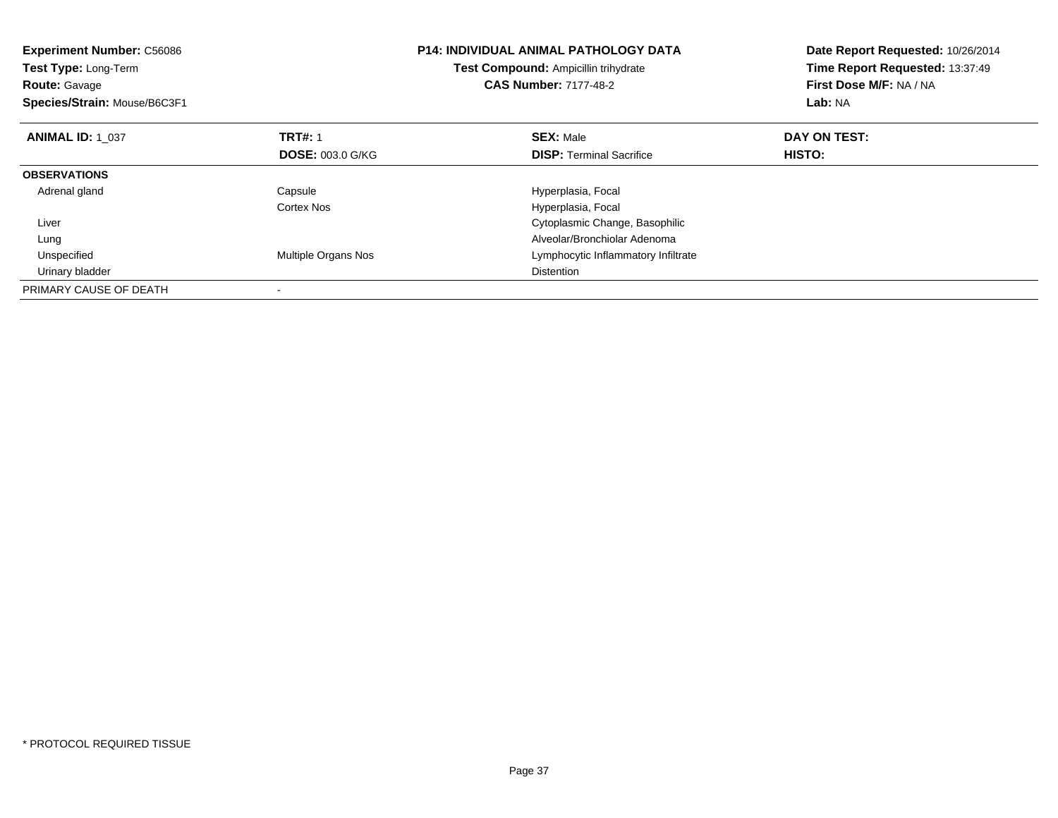**Experiment Number:** C56086
**Test Type:** Long-Term
**Route:** Gavage
**Species/Strain:** Mouse/B6C3F1

**P14: INDIVIDUAL ANIMAL PATHOLOGY DATA**
**Test Compound:** Ampicillin trihydrate
**CAS Number:** 7177-48-2

**Date Report Requested:** 10/26/2014
**Time Report Requested:** 13:37:49
**First Dose M/F:** NA / NA
**Lab:** NA

| **ANIMAL ID:** 1_037 | **TRT#:** 1 | **SEX:** Male | **DAY ON TEST:** |
|---|---|---|---|
| | **DOSE:** 003.0 G/KG | **DISP:** Terminal Sacrifice | **HISTO:** |
| **OBSERVATIONS** | | | |
| Adrenal gland | Capsule | Hyperplasia, Focal | |
| | Cortex Nos | Hyperplasia, Focal | |
| Liver | | Cytoplasmic Change, Basophilic | |
| Lung | | Alveolar/Bronchiolar Adenoma | |
| Unspecified | Multiple Organs Nos | Lymphocytic Inflammatory Infiltrate | |
| Urinary bladder | | Distention | |
| PRIMARY CAUSE OF DEATH | - | | |

* PROTOCOL REQUIRED TISSUE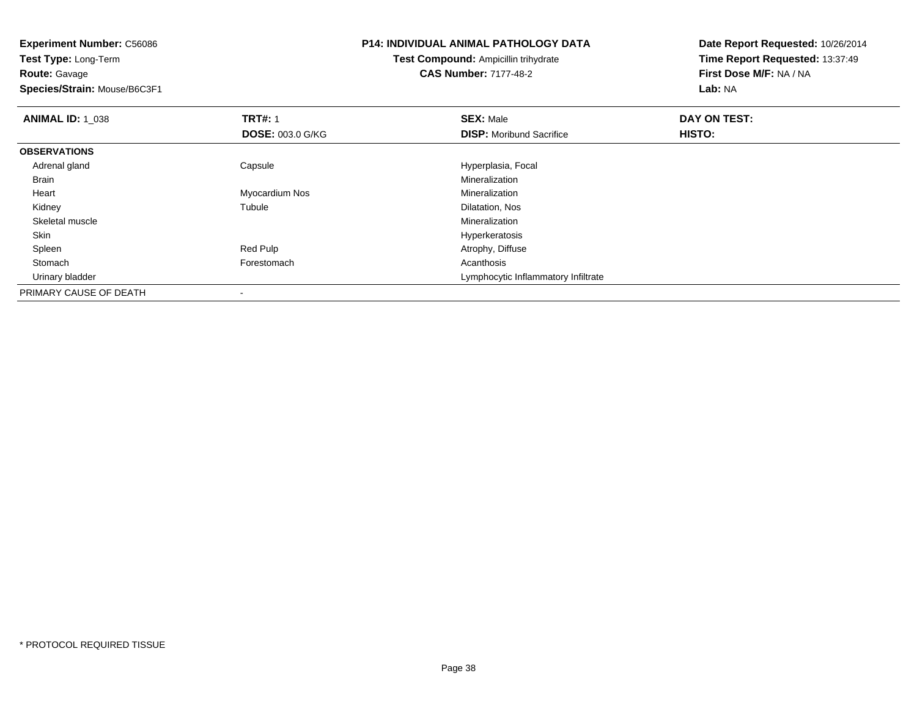**Experiment Number:** C56086
**Test Type:** Long-Term
**Route:** Gavage
**Species/Strain:** Mouse/B6C3F1

**P14: INDIVIDUAL ANIMAL PATHOLOGY DATA**
**Test Compound:** Ampicillin trihydrate
**CAS Number:** 7177-48-2

**Date Report Requested:** 10/26/2014
**Time Report Requested:** 13:37:49
**First Dose M/F:** NA / NA
**Lab:** NA

| **ANIMAL ID:** 1_038 | **TRT#:** 1 | **SEX:** Male | **DAY ON TEST:** |
|---|---|---|---|
| | **DOSE:** 003.0 G/KG | **DISP:** Moribund Sacrifice | **HISTO:** |
| **OBSERVATIONS** | | | |
| Adrenal gland | Capsule | Hyperplasia, Focal | |
| Brain | | Mineralization | |
| Heart | Myocardium Nos | Mineralization | |
| Kidney | Tubule | Dilatation, Nos | |
| Skeletal muscle | | Mineralization | |
| Skin | | Hyperkeratosis | |
| Spleen | Red Pulp | Atrophy, Diffuse | |
| Stomach | Forestomach | Acanthosis | |
| Urinary bladder | | Lymphocytic Inflammatory Infiltrate | |
| PRIMARY CAUSE OF DEATH | - | | |

\* PROTOCOL REQUIRED TISSUE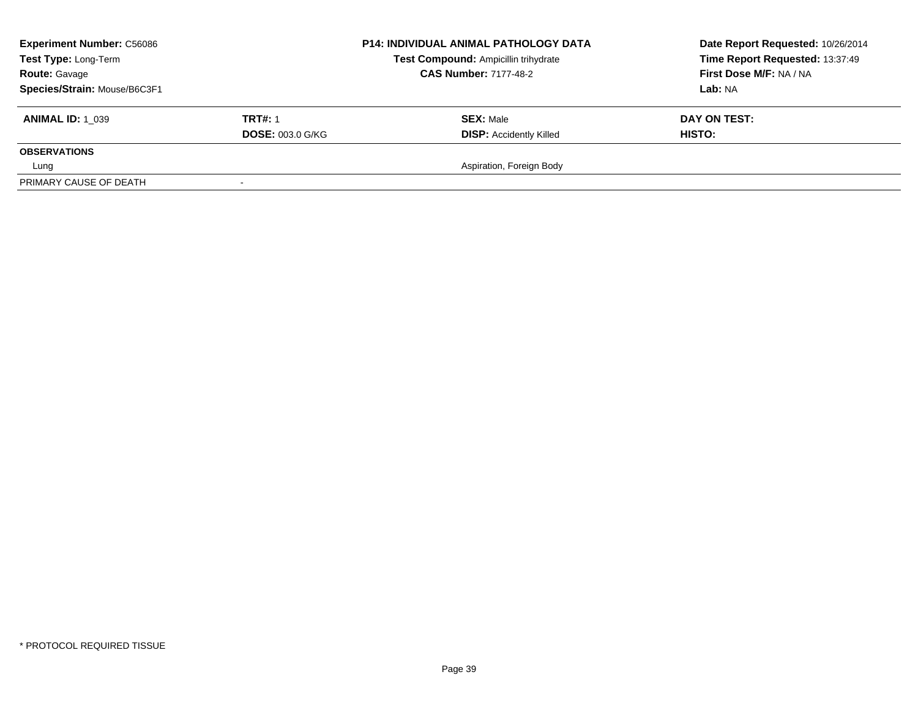**Experiment Number:** C56086
**Test Type:** Long-Term
**Route:** Gavage
**Species/Strain:** Mouse/B6C3F1

**P14: INDIVIDUAL ANIMAL PATHOLOGY DATA**
**Test Compound:** Ampicillin trihydrate
**CAS Number:** 7177-48-2

**Date Report Requested:** 10/26/2014
**Time Report Requested:** 13:37:49
**First Dose M/F:** NA / NA
**Lab:** NA

| **ANIMAL ID:** 1_039 | **TRT#:** 1 | **SEX:** Male | **DAY ON TEST:** |
|---|---|---|---|
| | **DOSE:** 003.0 G/KG | **DISP:** Accidently Killed | **HISTO:** |
| **OBSERVATIONS** | | | |
| Lung | | Aspiration, Foreign Body | |
| PRIMARY CAUSE OF DEATH | - | | |

* PROTOCOL REQUIRED TISSUE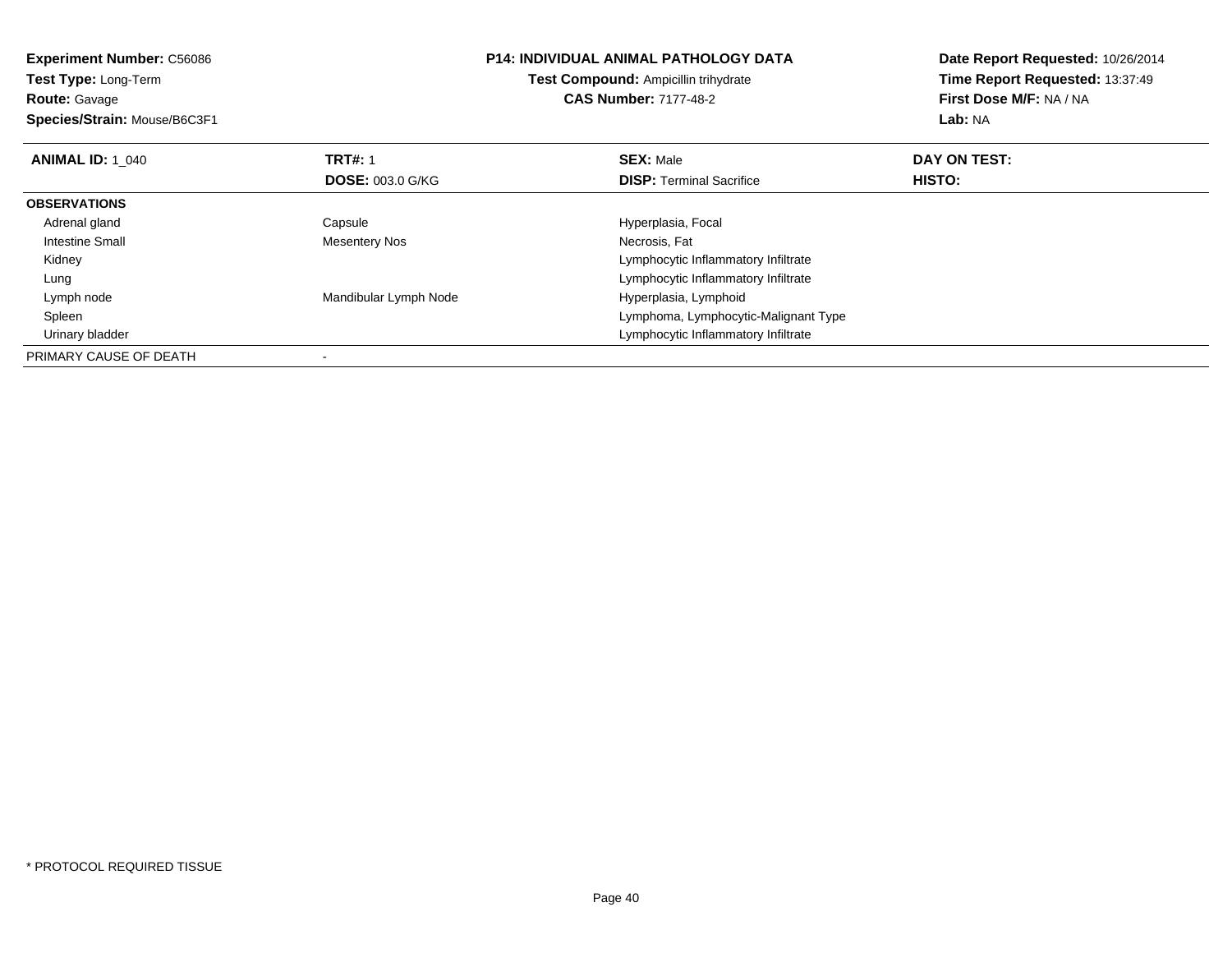**Experiment Number:** C56086
**Test Type:** Long-Term
**Route:** Gavage
**Species/Strain:** Mouse/B6C3F1

**P14: INDIVIDUAL ANIMAL PATHOLOGY DATA**
**Test Compound:** Ampicillin trihydrate
**CAS Number:** 7177-48-2

**Date Report Requested:** 10/26/2014
**Time Report Requested:** 13:37:49
**First Dose M/F:** NA / NA
**Lab:** NA

| **ANIMAL ID:** 1_040 | **TRT#:** 1 | **SEX:** Male | **DAY ON TEST:** |
|---|---|---|---|
| | **DOSE:** 003.0 G/KG | **DISP:** Terminal Sacrifice | **HISTO:** |
| **OBSERVATIONS** | | | |
| Adrenal gland | Capsule | Hyperplasia, Focal | |
| Intestine Small | Mesentery Nos | Necrosis, Fat | |
| Kidney | | Lymphocytic Inflammatory Infiltrate | |
| Lung | | Lymphocytic Inflammatory Infiltrate | |
| Lymph node | Mandibular Lymph Node | Hyperplasia, Lymphoid | |
| Spleen | | Lymphoma, Lymphocytic-Malignant Type | |
| Urinary bladder | | Lymphocytic Inflammatory Infiltrate | |
| PRIMARY CAUSE OF DEATH | - | | |

* PROTOCOL REQUIRED TISSUE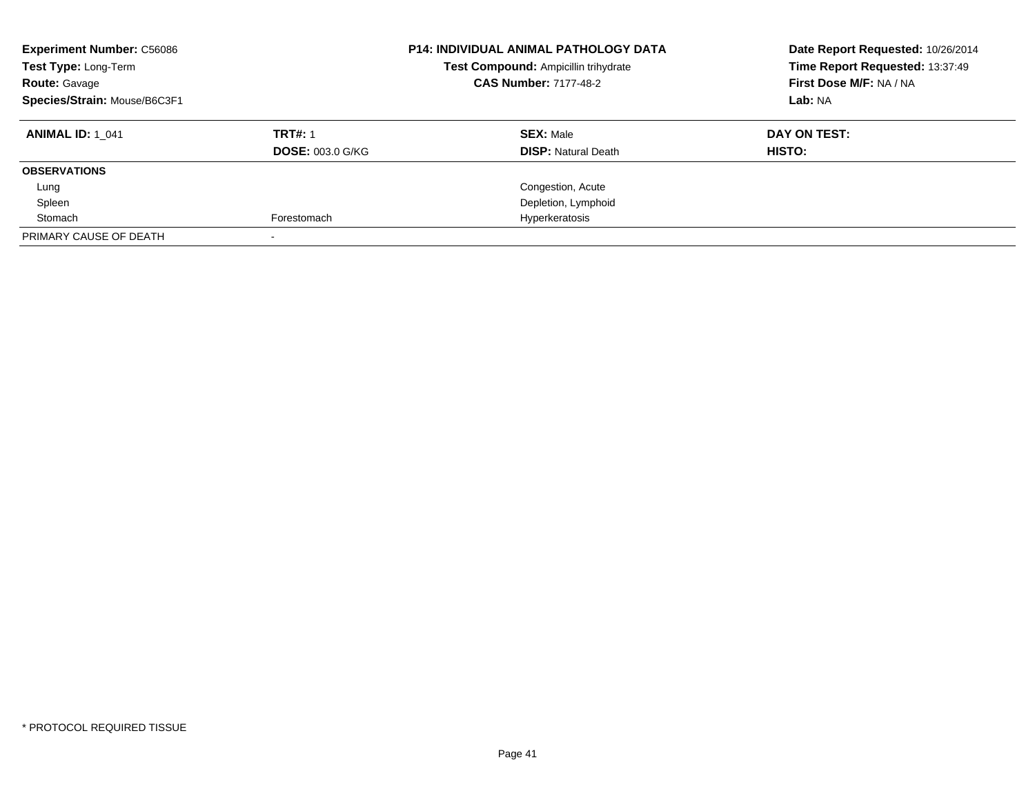**Experiment Number:** C56086
**Test Type:** Long-Term
**Route:** Gavage
**Species/Strain:** Mouse/B6C3F1

**P14: INDIVIDUAL ANIMAL PATHOLOGY DATA**
**Test Compound:** Ampicillin trihydrate
**CAS Number:** 7177-48-2

**Date Report Requested:** 10/26/2014
**Time Report Requested:** 13:37:49
**First Dose M/F:** NA / NA
**Lab:** NA

| **ANIMAL ID:** 1_041 | **TRT#:** 1 | **SEX:** Male | **DAY ON TEST:** |
|---|---|---|---|
| | **DOSE:** 003.0 G/KG | **DISP:** Natural Death | **HISTO:** |
| **OBSERVATIONS** | | | |
| Lung | | Congestion, Acute | |
| Spleen | | Depletion, Lymphoid | |
| Stomach | Forestomach | Hyperkeratosis | |
| PRIMARY CAUSE OF DEATH | - | | |

* PROTOCOL REQUIRED TISSUE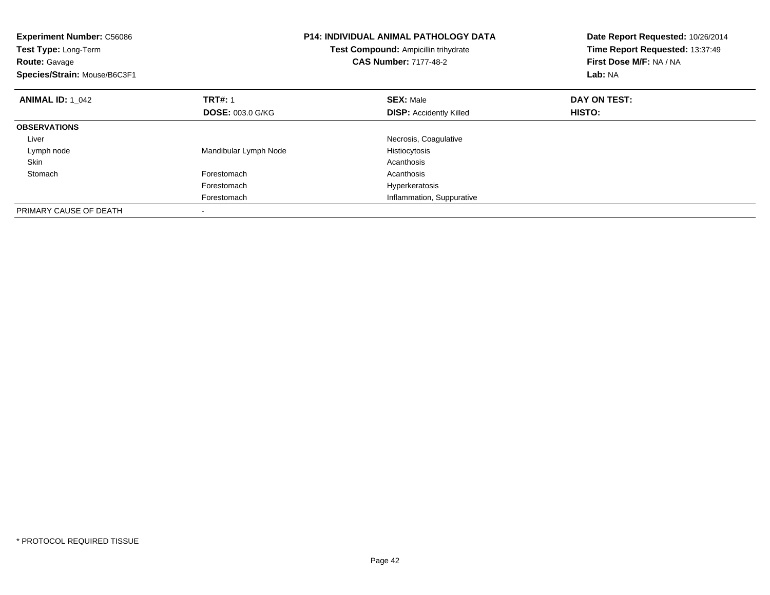**Experiment Number:** C56086
**Test Type:** Long-Term
**Route:** Gavage
**Species/Strain:** Mouse/B6C3F1

**P14: INDIVIDUAL ANIMAL PATHOLOGY DATA**
**Test Compound:** Ampicillin trihydrate
**CAS Number:** 7177-48-2

**Date Report Requested:** 10/26/2014
**Time Report Requested:** 13:37:49
**First Dose M/F:** NA / NA
**Lab:** NA

| **ANIMAL ID:** 1_042 | **TRT#:** 1 | **SEX:** Male | **DAY ON TEST:** |
|---|---|---|---|
| | **DOSE:** 003.0 G/KG | **DISP:** Accidently Killed | **HISTO:** |
| **OBSERVATIONS** | | | |
| Liver | | Necrosis, Coagulative | |
| Lymph node | Mandibular Lymph Node | Histiocytosis | |
| Skin | | Acanthosis | |
| Stomach | Forestomach | Acanthosis | |
| | Forestomach | Hyperkeratosis | |
| | Forestomach | Inflammation, Suppurative | |
| PRIMARY CAUSE OF DEATH | - | | |

* PROTOCOL REQUIRED TISSUE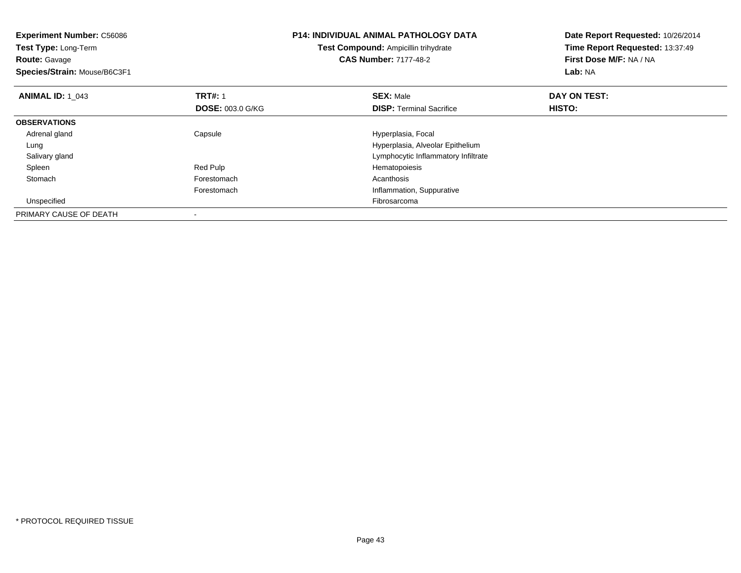**Experiment Number:** C56086
**Test Type:** Long-Term
**Route:** Gavage
**Species/Strain:** Mouse/B6C3F1

**P14: INDIVIDUAL ANIMAL PATHOLOGY DATA**
**Test Compound:** Ampicillin trihydrate
**CAS Number:** 7177-48-2

**Date Report Requested:** 10/26/2014
**Time Report Requested:** 13:37:49
**First Dose M/F:** NA / NA
**Lab:** NA

| **ANIMAL ID:** 1_043 | **TRT#:** 1 | **SEX:** Male | **DAY ON TEST:** |
|---|---|---|---|
| | **DOSE:** 003.0 G/KG | **DISP:** Terminal Sacrifice | **HISTO:** |
| **OBSERVATIONS** | | | |
| Adrenal gland | Capsule | Hyperplasia, Focal | |
| Lung | | Hyperplasia, Alveolar Epithelium | |
| Salivary gland | | Lymphocytic Inflammatory Infiltrate | |
| Spleen | Red Pulp | Hematopoiesis | |
| Stomach | Forestomach | Acanthosis | |
| | Forestomach | Inflammation, Suppurative | |
| Unspecified | | Fibrosarcoma | |
| PRIMARY CAUSE OF DEATH | - | | |

\* PROTOCOL REQUIRED TISSUE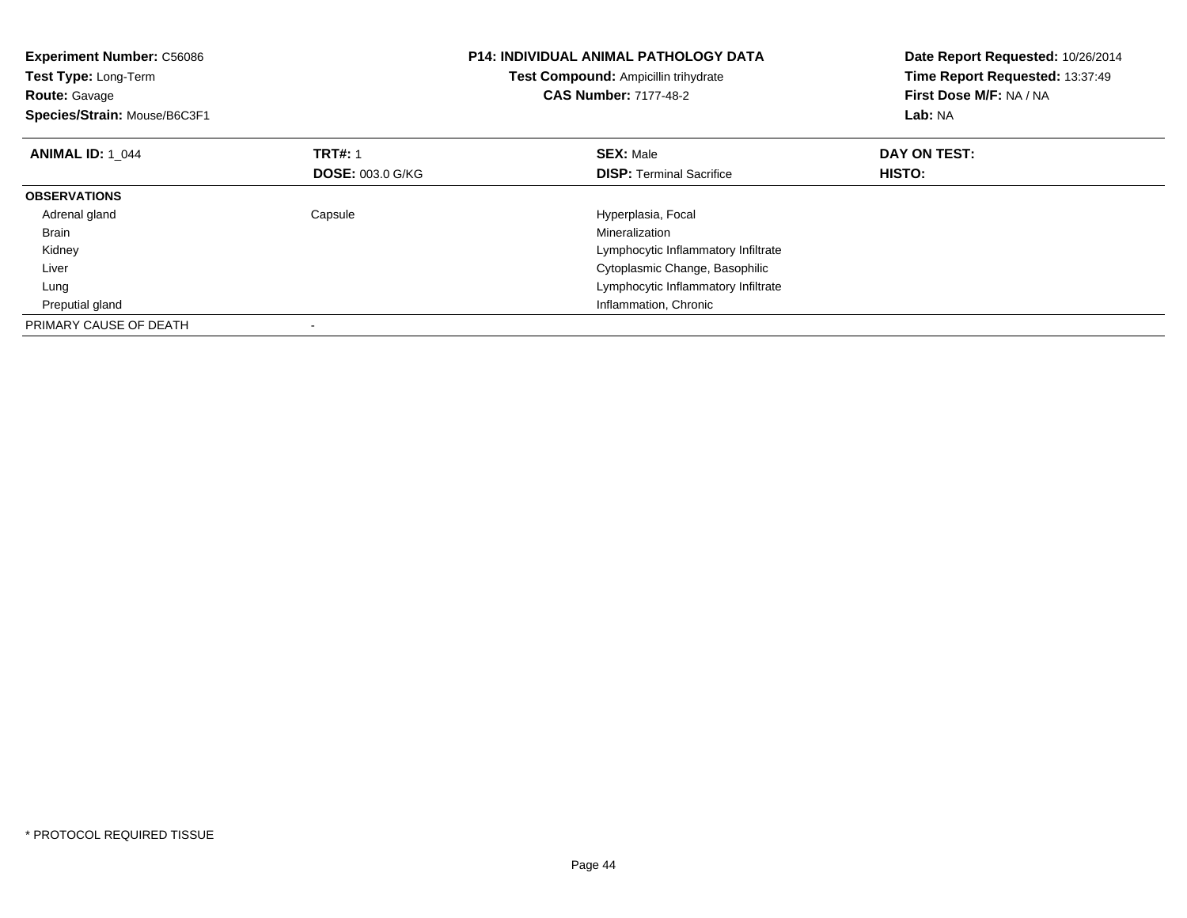**Experiment Number:** C56086
**Test Type:** Long-Term
**Route:** Gavage
**Species/Strain:** Mouse/B6C3F1

**P14: INDIVIDUAL ANIMAL PATHOLOGY DATA**
**Test Compound:** Ampicillin trihydrate
**CAS Number:** 7177-48-2

**Date Report Requested:** 10/26/2014
**Time Report Requested:** 13:37:49
**First Dose M/F:** NA / NA
**Lab:** NA

| **ANIMAL ID:** 1_044 | **TRT#:** 1 | **SEX:** Male | **DAY ON TEST:** |
|---|---|---|---|
| | **DOSE:** 003.0 G/KG | **DISP:** Terminal Sacrifice | **HISTO:** |
| **OBSERVATIONS** | | | |
| Adrenal gland | Capsule | Hyperplasia, Focal | |
| Brain | | Mineralization | |
| Kidney | | Lymphocytic Inflammatory Infiltrate | |
| Liver | | Cytoplasmic Change, Basophilic | |
| Lung | | Lymphocytic Inflammatory Infiltrate | |
| Preputial gland | | Inflammation, Chronic | |
| PRIMARY CAUSE OF DEATH | - | | |

\* PROTOCOL REQUIRED TISSUE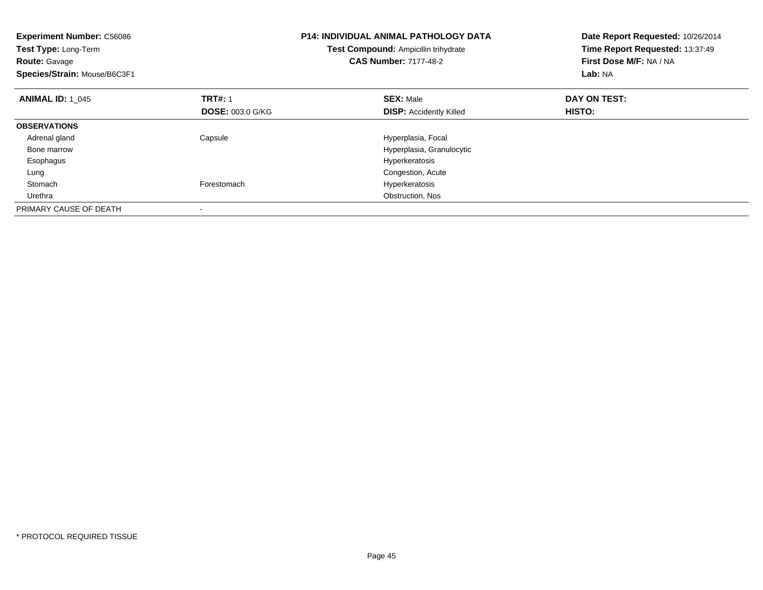**Experiment Number:** C56086
**Test Type:** Long-Term
**Route:** Gavage
**Species/Strain:** Mouse/B6C3F1

**P14: INDIVIDUAL ANIMAL PATHOLOGY DATA**
**Test Compound:** Ampicillin trihydrate
**CAS Number:** 7177-48-2

**Date Report Requested:** 10/26/2014
**Time Report Requested:** 13:37:49
**First Dose M/F:** NA / NA
**Lab:** NA

| **ANIMAL ID:** 1_045 | **TRT#:** 1 | **SEX:** Male | **DAY ON TEST:** |
|---|---|---|---|
| | **DOSE:** 003.0 G/KG | **DISP:** Accidently Killed | **HISTO:** |
| **OBSERVATIONS** | | | |
| Adrenal gland | Capsule | Hyperplasia, Focal | |
| Bone marrow | | Hyperplasia, Granulocytic | |
| Esophagus | | Hyperkeratosis | |
| Lung | | Congestion, Acute | |
| Stomach | Forestomach | Hyperkeratosis | |
| Urethra | | Obstruction, Nos | |
| PRIMARY CAUSE OF DEATH | - | | |

* PROTOCOL REQUIRED TISSUE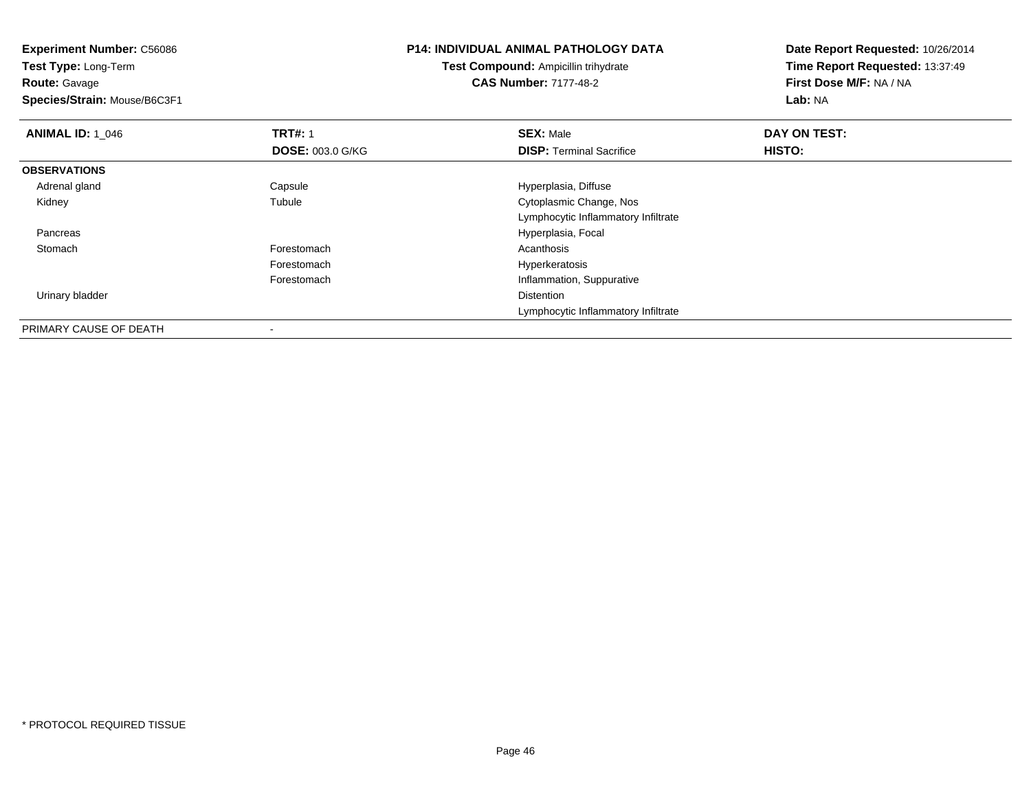**Experiment Number:** C56086
**Test Type:** Long-Term
**Route:** Gavage
**Species/Strain:** Mouse/B6C3F1

**P14: INDIVIDUAL ANIMAL PATHOLOGY DATA**
**Test Compound:** Ampicillin trihydrate
**CAS Number:** 7177-48-2

**Date Report Requested:** 10/26/2014
**Time Report Requested:** 13:37:49
**First Dose M/F:** NA / NA
**Lab:** NA

| **ANIMAL ID:** 1_046 | **TRT#:** 1 | **SEX:** Male | **DAY ON TEST:** |
|---|---|---|---|
| | **DOSE:** 003.0 G/KG | **DISP:** Terminal Sacrifice | **HISTO:** |
| **OBSERVATIONS** | | | |
| Adrenal gland | Capsule | Hyperplasia, Diffuse | |
| Kidney | Tubule | Cytoplasmic Change, Nos | |
| | | Lymphocytic Inflammatory Infiltrate | |
| Pancreas | | Hyperplasia, Focal | |
| Stomach | Forestomach | Acanthosis | |
| | Forestomach | Hyperkeratosis | |
| | Forestomach | Inflammation, Suppurative | |
| Urinary bladder | | Distention | |
| | | Lymphocytic Inflammatory Infiltrate | |
| PRIMARY CAUSE OF DEATH | - | | |

* PROTOCOL REQUIRED TISSUE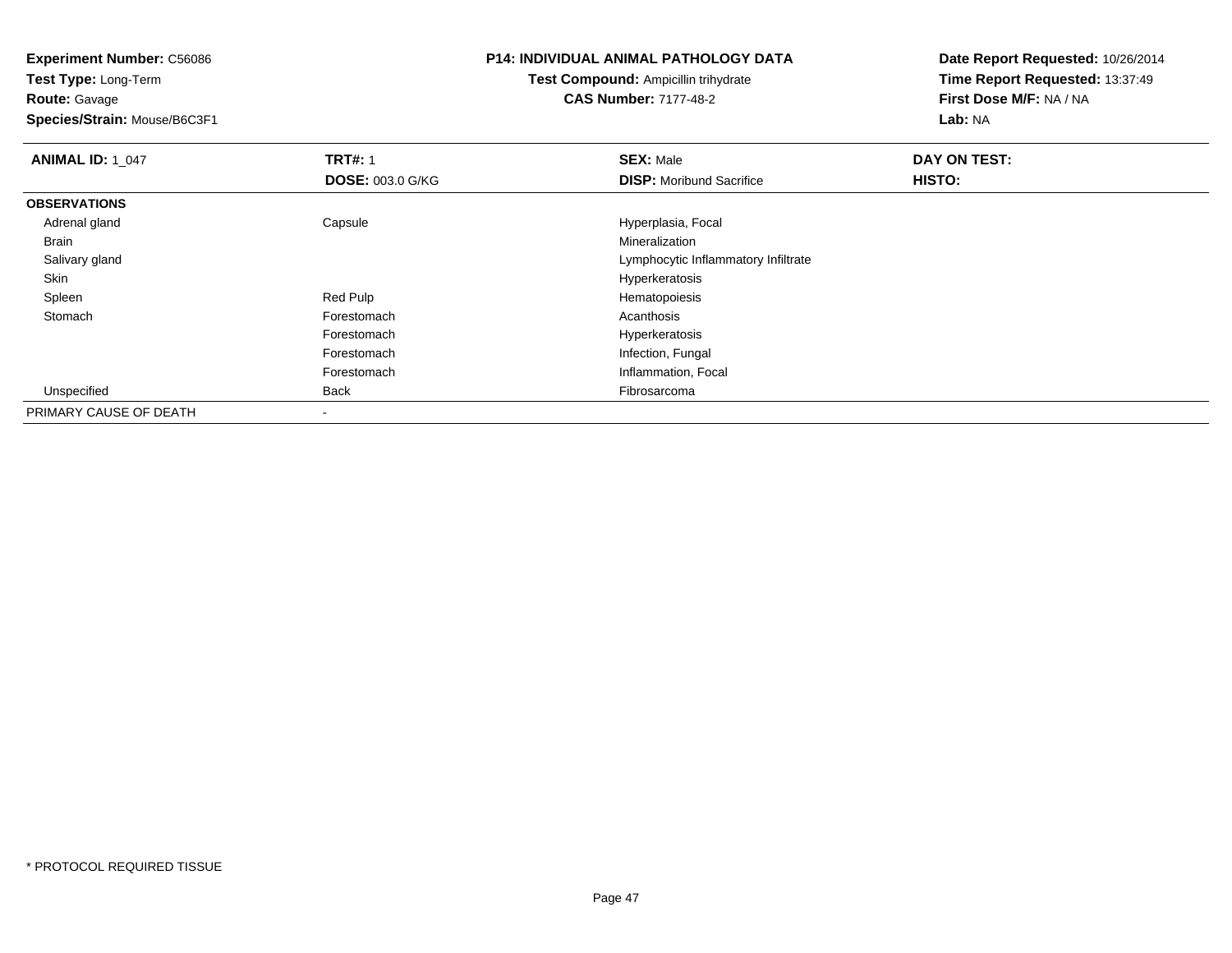**Experiment Number:** C56086
**Test Type:** Long-Term
**Route:** Gavage
**Species/Strain:** Mouse/B6C3F1

**P14: INDIVIDUAL ANIMAL PATHOLOGY DATA**
**Test Compound:** Ampicillin trihydrate
**CAS Number:** 7177-48-2

**Date Report Requested:** 10/26/2014
**Time Report Requested:** 13:37:49
**First Dose M/F:** NA / NA
**Lab:** NA

| **ANIMAL ID:** 1_047 | **TRT#:** 1 | **SEX:** Male | **DAY ON TEST:** |
|---|---|---|---|
| | **DOSE:** 003.0 G/KG | **DISP:** Moribund Sacrifice | **HISTO:** |
| **OBSERVATIONS** | | | |
| Adrenal gland | Capsule | Hyperplasia, Focal | |
| Brain | | Mineralization | |
| Salivary gland | | Lymphocytic Inflammatory Infiltrate | |
| Skin | | Hyperkeratosis | |
| Spleen | Red Pulp | Hematopoiesis | |
| Stomach | Forestomach | Acanthosis | |
| | Forestomach | Hyperkeratosis | |
| | Forestomach | Infection, Fungal | |
| | Forestomach | Inflammation, Focal | |
| Unspecified | Back | Fibrosarcoma | |
| PRIMARY CAUSE OF DEATH | - | | |

* PROTOCOL REQUIRED TISSUE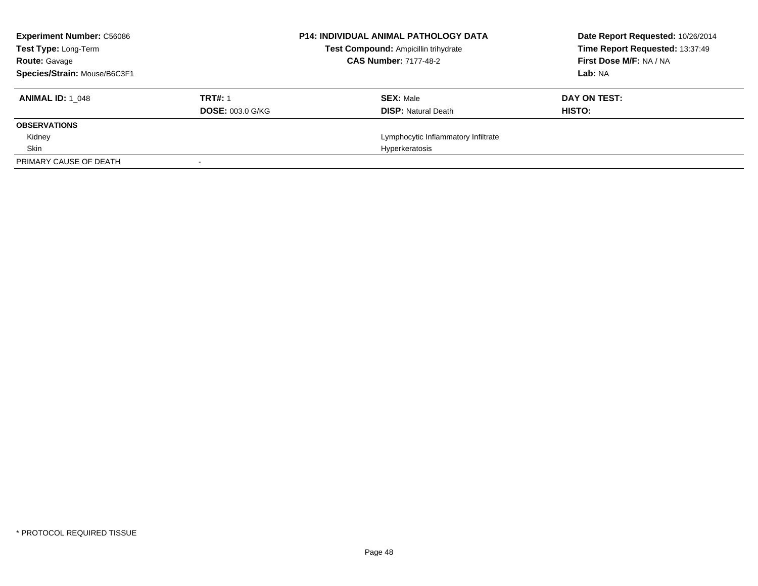**Experiment Number:** C56086
**Test Type:** Long-Term
**Route:** Gavage
**Species/Strain:** Mouse/B6C3F1

**P14: INDIVIDUAL ANIMAL PATHOLOGY DATA**
**Test Compound:** Ampicillin trihydrate
**CAS Number:** 7177-48-2

**Date Report Requested:** 10/26/2014
**Time Report Requested:** 13:37:49
**First Dose M/F:** NA / NA
**Lab:** NA

| **ANIMAL ID:** 1_048 | **TRT#:** 1 | **SEX:** Male | **DAY ON TEST:** |
|---|---|---|---|
| | **DOSE:** 003.0 G/KG | **DISP:** Natural Death | **HISTO:** |
| **OBSERVATIONS** | | | |
| Kidney | | Lymphocytic Inflammatory Infiltrate | |
| Skin | | Hyperkeratosis | |
| PRIMARY CAUSE OF DEATH | - | | |

* PROTOCOL REQUIRED TISSUE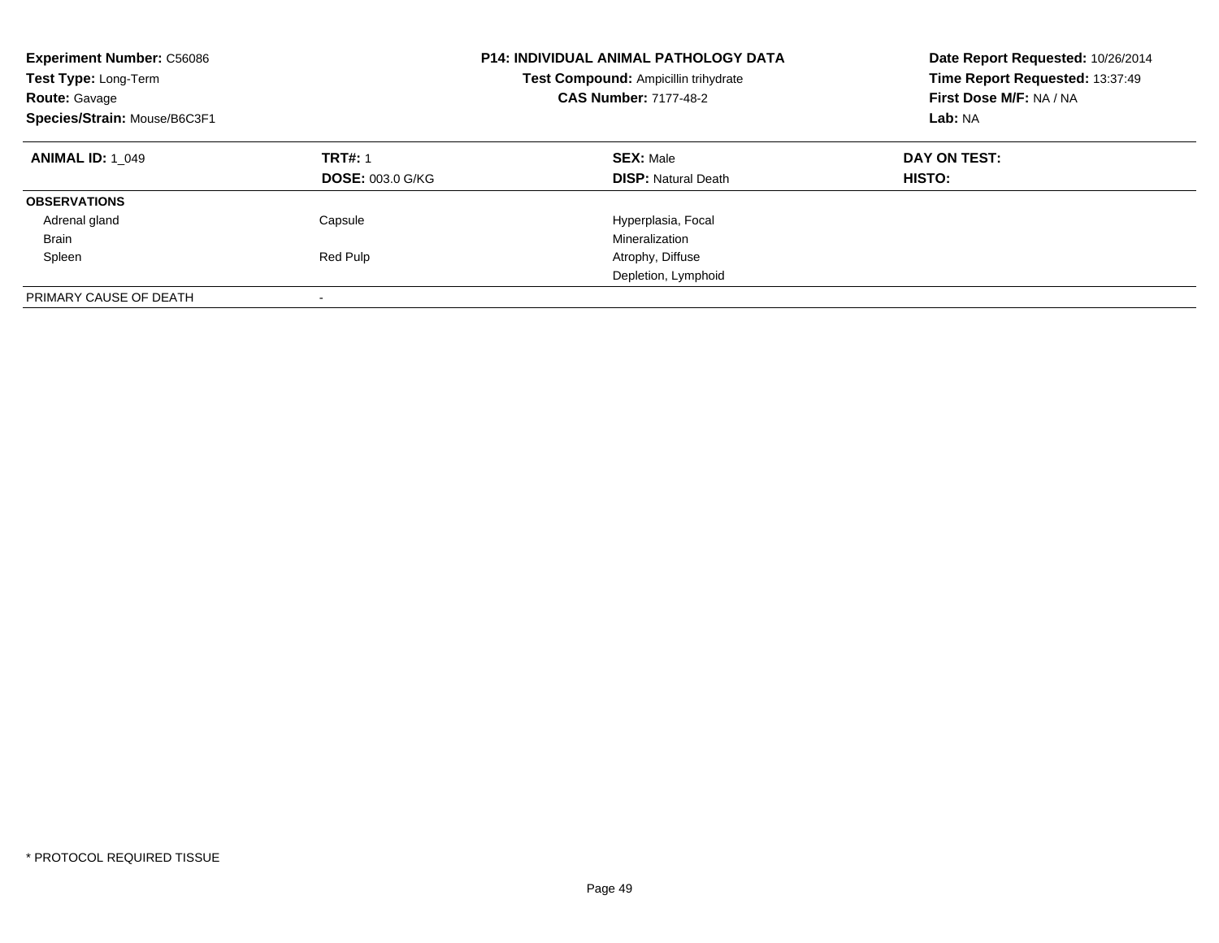**Experiment Number:** C56086
**Test Type:** Long-Term
**Route:** Gavage
**Species/Strain:** Mouse/B6C3F1

**P14: INDIVIDUAL ANIMAL PATHOLOGY DATA**
**Test Compound:** Ampicillin trihydrate
**CAS Number:** 7177-48-2

**Date Report Requested:** 10/26/2014
**Time Report Requested:** 13:37:49
**First Dose M/F:** NA / NA
**Lab:** NA

| **ANIMAL ID:** 1_049 | **TRT#:** 1 | **SEX:** Male | **DAY ON TEST:** |
|---|---|---|---|
| | **DOSE:** 003.0 G/KG | **DISP:** Natural Death | **HISTO:** |
| **OBSERVATIONS** | | | |
| Adrenal gland | Capsule | Hyperplasia, Focal | |
| Brain | | Mineralization | |
| Spleen | Red Pulp | Atrophy, Diffuse | |
| | | Depletion, Lymphoid | |
| PRIMARY CAUSE OF DEATH | - | | |

* PROTOCOL REQUIRED TISSUE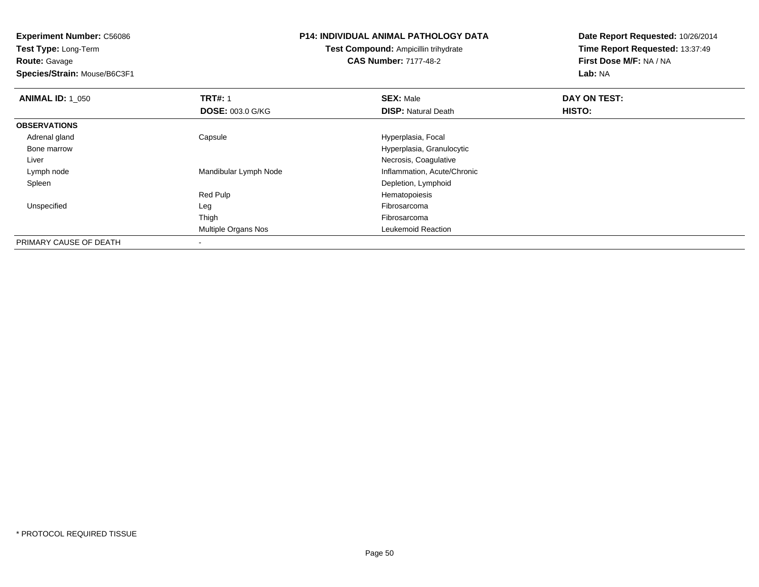**Experiment Number:** C56086
**Test Type:** Long-Term
**Route:** Gavage
**Species/Strain:** Mouse/B6C3F1

**P14: INDIVIDUAL ANIMAL PATHOLOGY DATA**
**Test Compound:** Ampicillin trihydrate
**CAS Number:** 7177-48-2

**Date Report Requested:** 10/26/2014
**Time Report Requested:** 13:37:49
**First Dose M/F:** NA / NA
**Lab:** NA

| **ANIMAL ID:** 1_050 | **TRT#:** 1 | **SEX:** Male | **DAY ON TEST:** |
|---|---|---|---|
| | **DOSE:** 003.0 G/KG | **DISP:** Natural Death | **HISTO:** |
| **OBSERVATIONS** | | | |
| Adrenal gland | Capsule | Hyperplasia, Focal | |
| Bone marrow | | Hyperplasia, Granulocytic | |
| Liver | | Necrosis, Coagulative | |
| Lymph node | Mandibular Lymph Node | Inflammation, Acute/Chronic | |
| Spleen | | Depletion, Lymphoid | |
| | Red Pulp | Hematopoiesis | |
| Unspecified | Leg | Fibrosarcoma | |
| | Thigh | Fibrosarcoma | |
| | Multiple Organs Nos | Leukemoid Reaction | |
| PRIMARY CAUSE OF DEATH | - | | |

* PROTOCOL REQUIRED TISSUE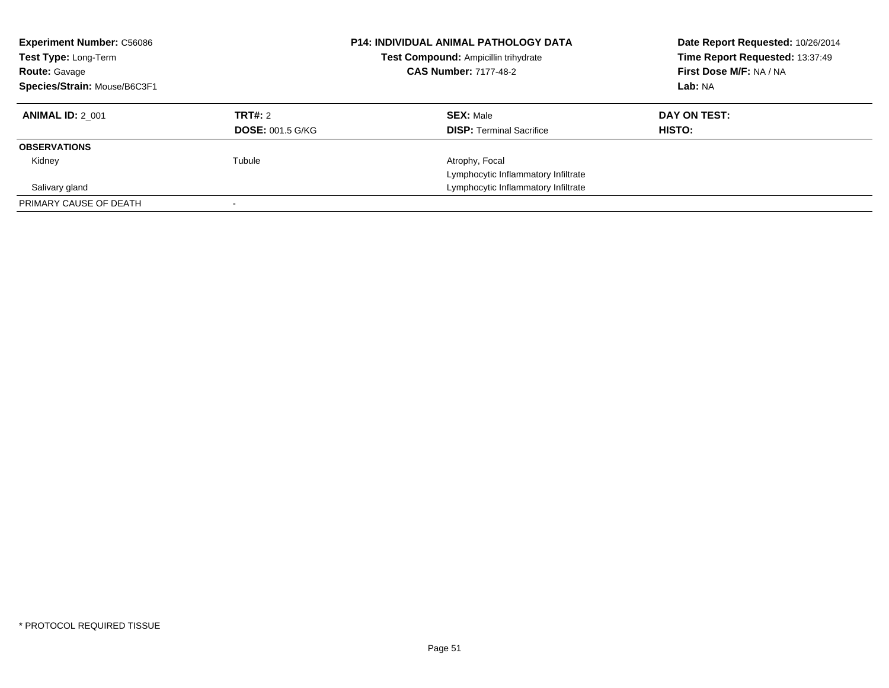**Experiment Number:** C56086
**Test Type:** Long-Term
**Route:** Gavage
**Species/Strain:** Mouse/B6C3F1

**P14: INDIVIDUAL ANIMAL PATHOLOGY DATA**
**Test Compound:** Ampicillin trihydrate
**CAS Number:** 7177-48-2

**Date Report Requested:** 10/26/2014
**Time Report Requested:** 13:37:49
**First Dose M/F:** NA / NA
**Lab:** NA

| **ANIMAL ID:** 2_001 | **TRT#:** 2 | **SEX:** Male | **DAY ON TEST:** |
|---|---|---|---|
| | **DOSE:** 001.5 G/KG | **DISP:** Terminal Sacrifice | **HISTO:** |
| **OBSERVATIONS** | | | |
| Kidney | Tubule | Atrophy, Focal | |
| | | Lymphocytic Inflammatory Infiltrate | |
| Salivary gland | | Lymphocytic Inflammatory Infiltrate | |
| PRIMARY CAUSE OF DEATH | - | | |

* PROTOCOL REQUIRED TISSUE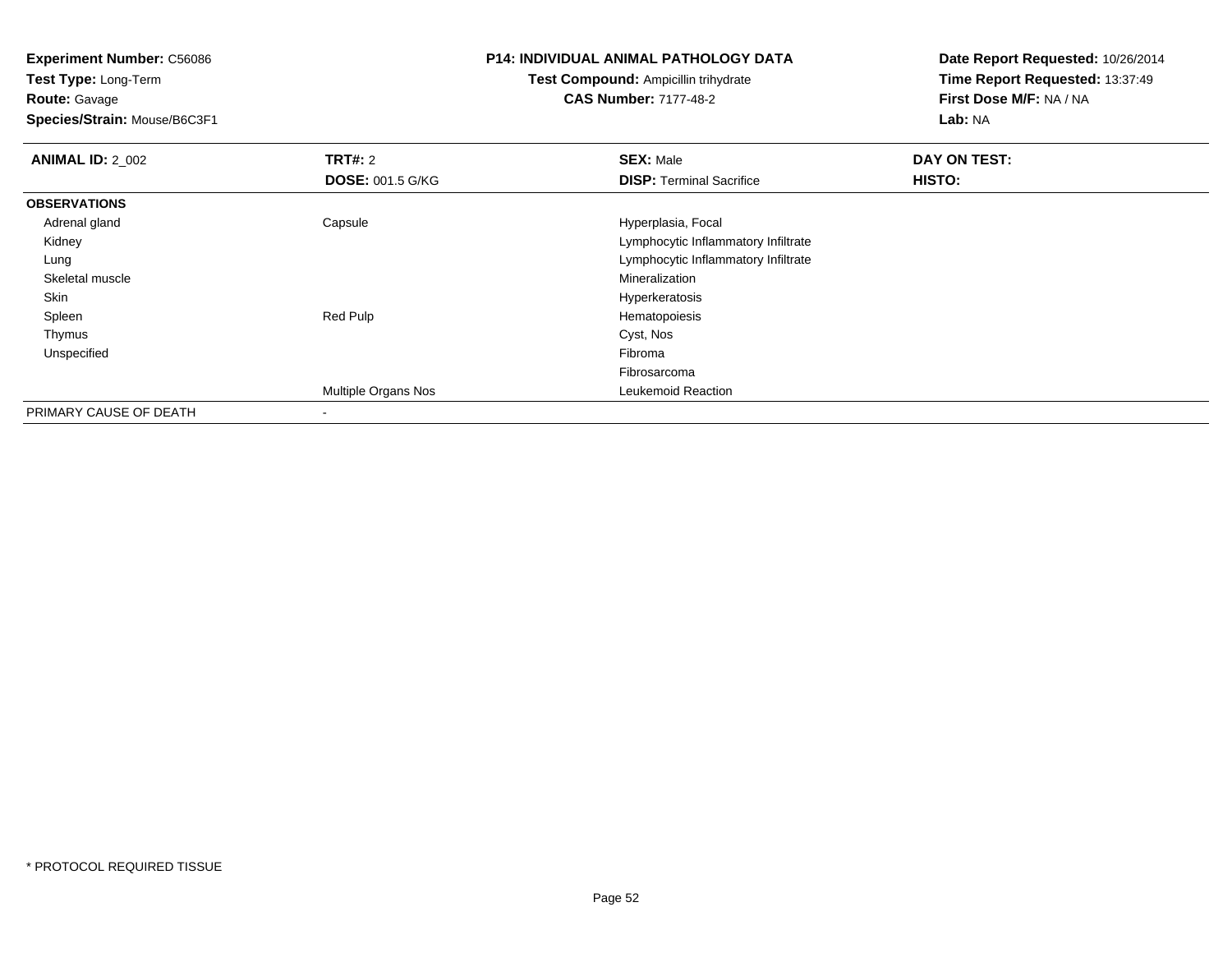**Experiment Number:** C56086
**Test Type:** Long-Term
**Route:** Gavage
**Species/Strain:** Mouse/B6C3F1

## P14: INDIVIDUAL ANIMAL PATHOLOGY DATA

**Test Compound:** Ampicillin trihydrate
**CAS Number:** 7177-48-2

**Date Report Requested:** 10/26/2014
**Time Report Requested:** 13:37:49
**First Dose M/F:** NA / NA
**Lab:** NA

| **ANIMAL ID:** 2_002 | **TRT#:** 2 | **SEX:** Male | **DAY ON TEST:** |
|---|---|---|---|
| | **DOSE:** 001.5 G/KG | **DISP:** Terminal Sacrifice | **HISTO:** |
| **OBSERVATIONS** | | | |
| Adrenal gland | Capsule | Hyperplasia, Focal | |
| Kidney | | Lymphocytic Inflammatory Infiltrate | |
| Lung | | Lymphocytic Inflammatory Infiltrate | |
| Skeletal muscle | | Mineralization | |
| Skin | | Hyperkeratosis | |
| Spleen | Red Pulp | Hematopoiesis | |
| Thymus | | Cyst, Nos | |
| Unspecified | | Fibroma | |
| | | Fibrosarcoma | |
| | Multiple Organs Nos | Leukemoid Reaction | |
| PRIMARY CAUSE OF DEATH | - | | |

* PROTOCOL REQUIRED TISSUE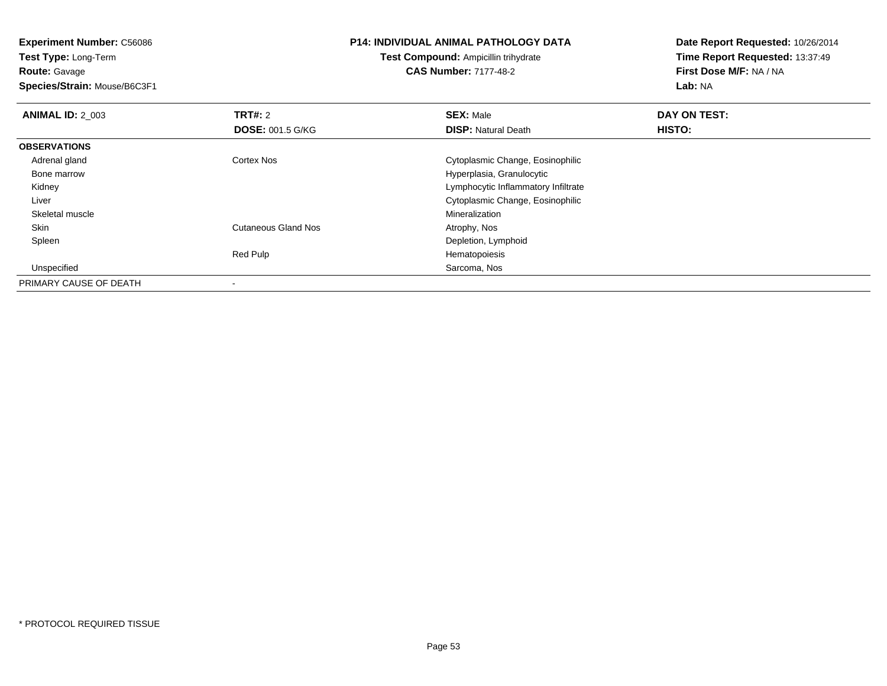**Experiment Number:** C56086
**Test Type:** Long-Term
**Route:** Gavage
**Species/Strain:** Mouse/B6C3F1

**P14: INDIVIDUAL ANIMAL PATHOLOGY DATA**
**Test Compound:** Ampicillin trihydrate
**CAS Number:** 7177-48-2

**Date Report Requested:** 10/26/2014
**Time Report Requested:** 13:37:49
**First Dose M/F:** NA / NA
**Lab:** NA

| **ANIMAL ID:** 2_003 | **TRT#:** 2 | **SEX:** Male | **DAY ON TEST:** |
|---|---|---|---|
| | **DOSE:** 001.5 G/KG | **DISP:** Natural Death | **HISTO:** |
| **OBSERVATIONS** | | | |
| Adrenal gland | Cortex Nos | Cytoplasmic Change, Eosinophilic | |
| Bone marrow | | Hyperplasia, Granulocytic | |
| Kidney | | Lymphocytic Inflammatory Infiltrate | |
| Liver | | Cytoplasmic Change, Eosinophilic | |
| Skeletal muscle | | Mineralization | |
| Skin | Cutaneous Gland Nos | Atrophy, Nos | |
| Spleen | | Depletion, Lymphoid | |
| | Red Pulp | Hematopoiesis | |
| Unspecified | | Sarcoma, Nos | |
| PRIMARY CAUSE OF DEATH | - | | |

* PROTOCOL REQUIRED TISSUE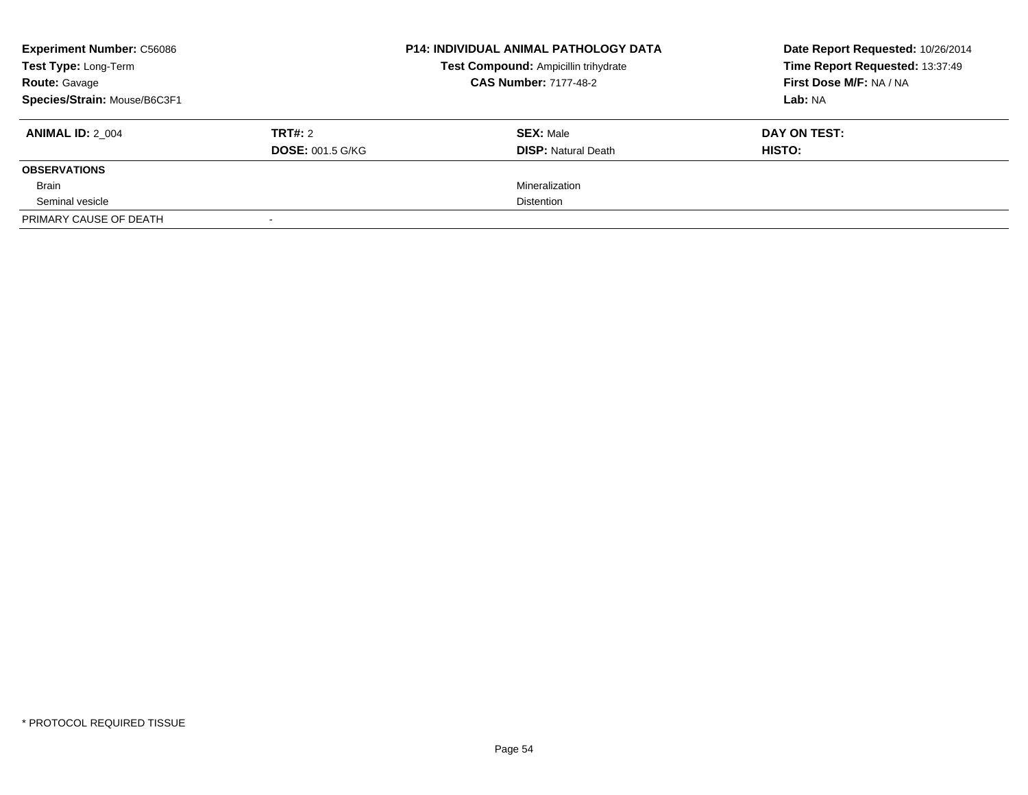**Experiment Number:** C56086
**Test Type:** Long-Term
**Route:** Gavage
**Species/Strain:** Mouse/B6C3F1

**P14: INDIVIDUAL ANIMAL PATHOLOGY DATA**
**Test Compound:** Ampicillin trihydrate
**CAS Number:** 7177-48-2

**Date Report Requested:** 10/26/2014
**Time Report Requested:** 13:37:49
**First Dose M/F:** NA / NA
**Lab:** NA

| **ANIMAL ID:** 2_004 | **TRT#:** 2 | **SEX:** Male | **DAY ON TEST:** |
|---|---|---|---|
| | **DOSE:** 001.5 G/KG | **DISP:** Natural Death | **HISTO:** |
| **OBSERVATIONS** | | | |
| Brain | | Mineralization | |
| Seminal vesicle | | Distention | |
| PRIMARY CAUSE OF DEATH | - | | |

* PROTOCOL REQUIRED TISSUE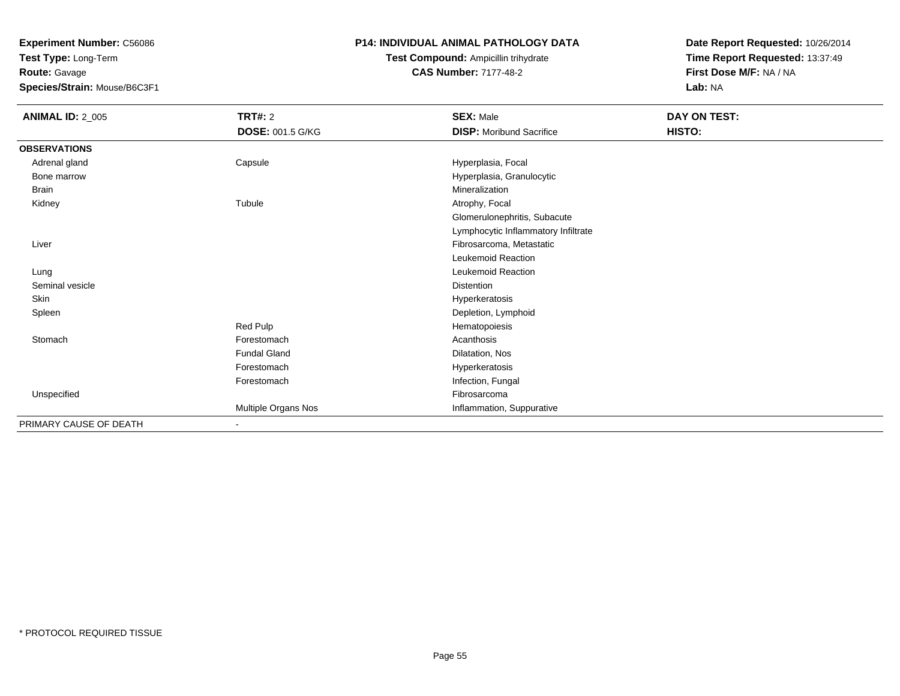**Experiment Number:** C56086
**Test Type:** Long-Term
**Route:** Gavage
**Species/Strain:** Mouse/B6C3F1

**P14: INDIVIDUAL ANIMAL PATHOLOGY DATA**
**Test Compound:** Ampicillin trihydrate
**CAS Number:** 7177-48-2

**Date Report Requested:** 10/26/2014
**Time Report Requested:** 13:37:49
**First Dose M/F:** NA / NA
**Lab:** NA

| **ANIMAL ID:** 2_005 | **TRT#:** 2 | **SEX:** Male | **DAY ON TEST:** |
|---|---|---|---|
| | **DOSE:** 001.5 G/KG | **DISP:** Moribund Sacrifice | **HISTO:** |
| **OBSERVATIONS** | | | |
| Adrenal gland | Capsule | Hyperplasia, Focal | |
| Bone marrow | | Hyperplasia, Granulocytic | |
| Brain | | Mineralization | |
| Kidney | Tubule | Atrophy, Focal | |
| | | Glomerulonephritis, Subacute | |
| | | Lymphocytic Inflammatory Infiltrate | |
| Liver | | Fibrosarcoma, Metastatic | |
| | | Leukemoid Reaction | |
| Lung | | Leukemoid Reaction | |
| Seminal vesicle | | Distention | |
| Skin | | Hyperkeratosis | |
| Spleen | | Depletion, Lymphoid | |
| | Red Pulp | Hematopoiesis | |
| Stomach | Forestomach | Acanthosis | |
| | Fundal Gland | Dilatation, Nos | |
| | Forestomach | Hyperkeratosis | |
| | Forestomach | Infection, Fungal | |
| Unspecified | | Fibrosarcoma | |
| | Multiple Organs Nos | Inflammation, Suppurative | |
| PRIMARY CAUSE OF DEATH | - | | |

* PROTOCOL REQUIRED TISSUE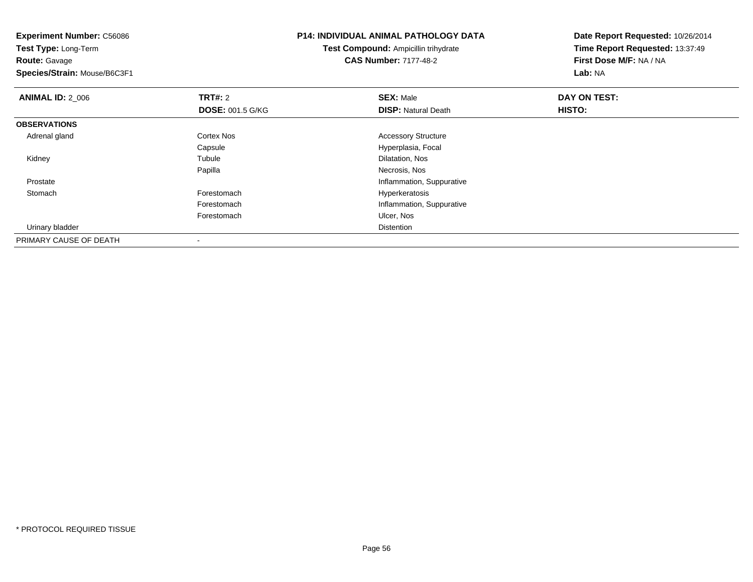**Experiment Number:** C56086
**Test Type:** Long-Term
**Route:** Gavage
**Species/Strain:** Mouse/B6C3F1

**P14: INDIVIDUAL ANIMAL PATHOLOGY DATA**
**Test Compound:** Ampicillin trihydrate
**CAS Number:** 7177-48-2

**Date Report Requested:** 10/26/2014
**Time Report Requested:** 13:37:49
**First Dose M/F:** NA / NA
**Lab:** NA

| **ANIMAL ID:** 2_006 | **TRT#:** 2 | **SEX:** Male | **DAY ON TEST:** |
|---|---|---|---|
| | **DOSE:** 001.5 G/KG | **DISP:** Natural Death | **HISTO:** |
| **OBSERVATIONS** | | | |
| Adrenal gland | Cortex Nos | Accessory Structure | |
| | Capsule | Hyperplasia, Focal | |
| Kidney | Tubule | Dilatation, Nos | |
| | Papilla | Necrosis, Nos | |
| Prostate | | Inflammation, Suppurative | |
| Stomach | Forestomach | Hyperkeratosis | |
| | Forestomach | Inflammation, Suppurative | |
| | Forestomach | Ulcer, Nos | |
| Urinary bladder | | Distention | |
| PRIMARY CAUSE OF DEATH | - | | |

* PROTOCOL REQUIRED TISSUE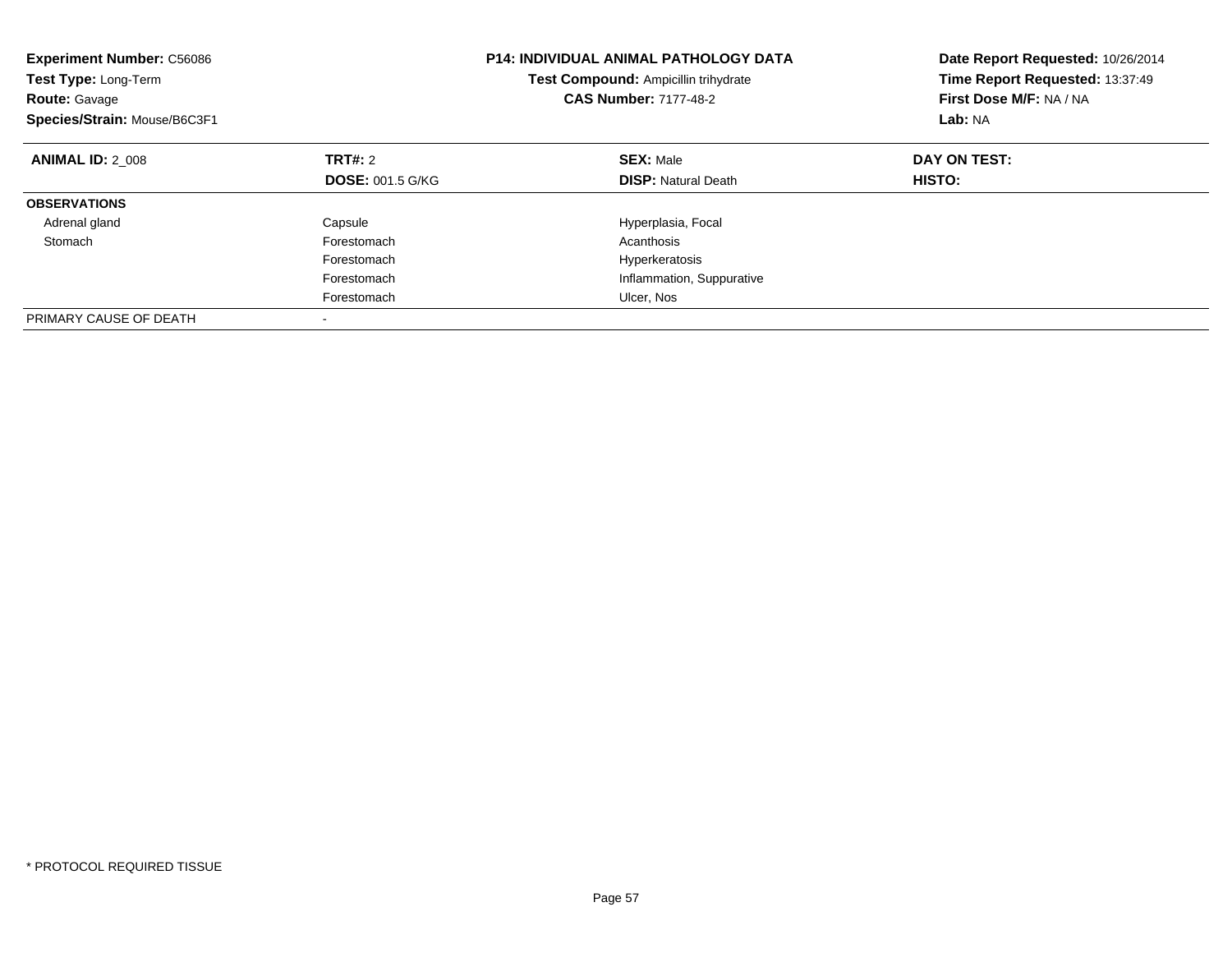**Experiment Number:** C56086
**Test Type:** Long-Term
**Route:** Gavage
**Species/Strain:** Mouse/B6C3F1

**P14: INDIVIDUAL ANIMAL PATHOLOGY DATA**
**Test Compound:** Ampicillin trihydrate
**CAS Number:** 7177-48-2

**Date Report Requested:** 10/26/2014
**Time Report Requested:** 13:37:49
**First Dose M/F:** NA / NA
**Lab:** NA

| **ANIMAL ID:** 2_008 | **TRT#:** 2 | **SEX:** Male | **DAY ON TEST:** |
|---|---|---|---|
| | **DOSE:** 001.5 G/KG | **DISP:** Natural Death | **HISTO:** |
| **OBSERVATIONS** | | | |
| Adrenal gland | Capsule | Hyperplasia, Focal | |
| Stomach | Forestomach | Acanthosis | |
| | Forestomach | Hyperkeratosis | |
| | Forestomach | Inflammation, Suppurative | |
| | Forestomach | Ulcer, Nos | |
| PRIMARY CAUSE OF DEATH | - | | |

* PROTOCOL REQUIRED TISSUE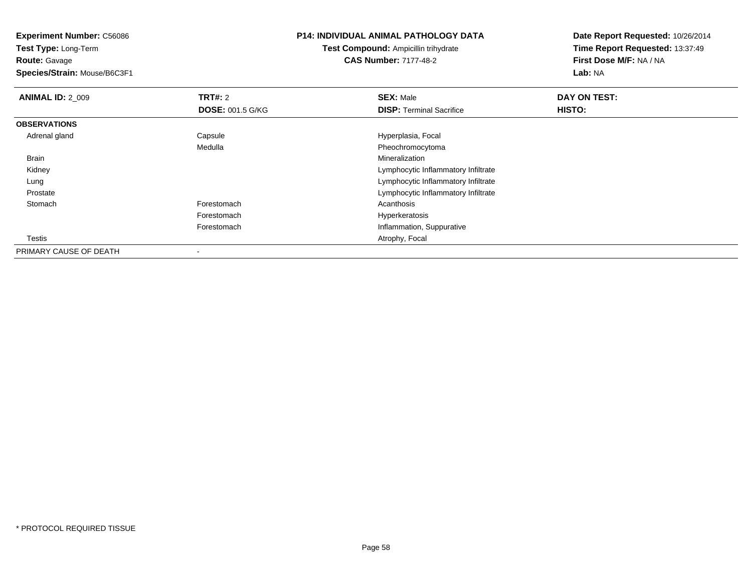**Experiment Number:** C56086
**Test Type:** Long-Term
**Route:** Gavage
**Species/Strain:** Mouse/B6C3F1

**P14: INDIVIDUAL ANIMAL PATHOLOGY DATA**
**Test Compound:** Ampicillin trihydrate
**CAS Number:** 7177-48-2

**Date Report Requested:** 10/26/2014
**Time Report Requested:** 13:37:49
**First Dose M/F:** NA / NA
**Lab:** NA

| **ANIMAL ID:** 2_009 | **TRT#:** 2 | **SEX:** Male | **DAY ON TEST:** |
|---|---|---|---|
| | **DOSE:** 001.5 G/KG | **DISP:** Terminal Sacrifice | **HISTO:** |
| **OBSERVATIONS** | | | |
| Adrenal gland | Capsule | Hyperplasia, Focal | |
| | Medulla | Pheochromocytoma | |
| Brain | | Mineralization | |
| Kidney | | Lymphocytic Inflammatory Infiltrate | |
| Lung | | Lymphocytic Inflammatory Infiltrate | |
| Prostate | | Lymphocytic Inflammatory Infiltrate | |
| Stomach | Forestomach | Acanthosis | |
| | Forestomach | Hyperkeratosis | |
| | Forestomach | Inflammation, Suppurative | |
| Testis | | Atrophy, Focal | |
| PRIMARY CAUSE OF DEATH | - | | |

* PROTOCOL REQUIRED TISSUE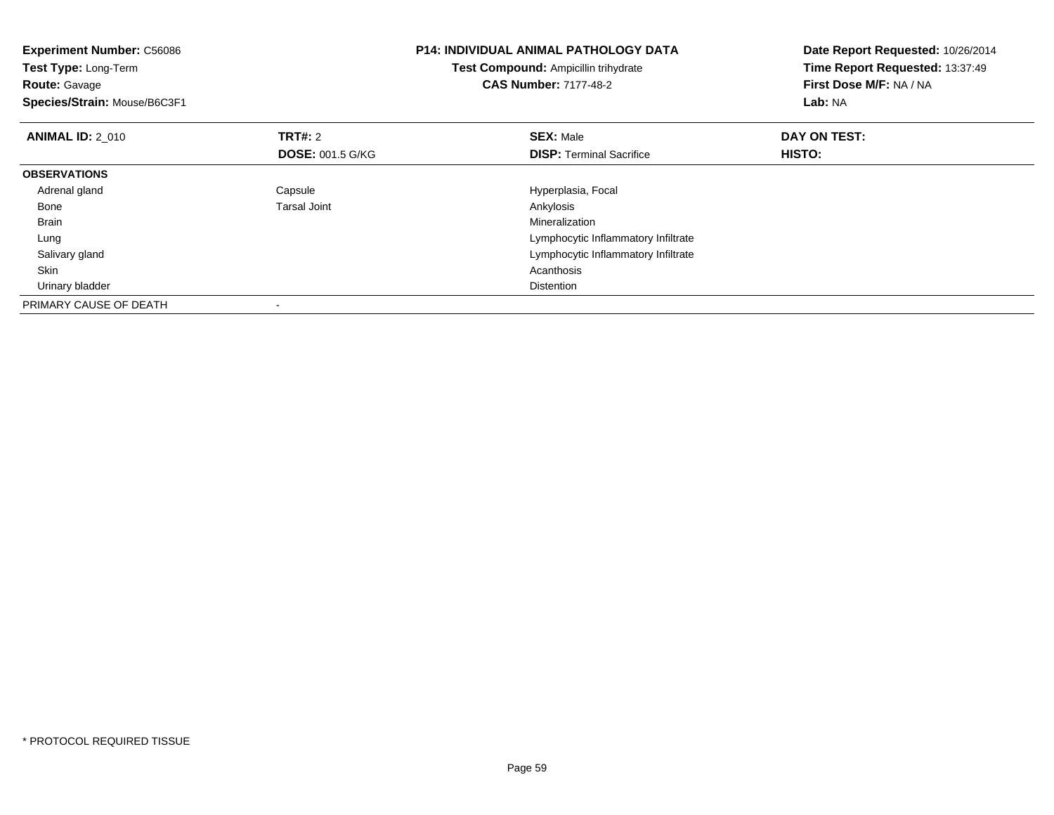**Experiment Number:** C56086
**Test Type:** Long-Term
**Route:** Gavage
**Species/Strain:** Mouse/B6C3F1

**P14: INDIVIDUAL ANIMAL PATHOLOGY DATA**
**Test Compound:** Ampicillin trihydrate
**CAS Number:** 7177-48-2

**Date Report Requested:** 10/26/2014
**Time Report Requested:** 13:37:49
**First Dose M/F:** NA / NA
**Lab:** NA

| **ANIMAL ID:** 2_010 | **TRT#:** 2 | **SEX:** Male | **DAY ON TEST:** |
|---|---|---|---|
| | **DOSE:** 001.5 G/KG | **DISP:** Terminal Sacrifice | **HISTO:** |
| **OBSERVATIONS** | | | |
| Adrenal gland | Capsule | Hyperplasia, Focal | |
| Bone | Tarsal Joint | Ankylosis | |
| Brain | | Mineralization | |
| Lung | | Lymphocytic Inflammatory Infiltrate | |
| Salivary gland | | Lymphocytic Inflammatory Infiltrate | |
| Skin | | Acanthosis | |
| Urinary bladder | | Distention | |
| PRIMARY CAUSE OF DEATH | - | | |

* PROTOCOL REQUIRED TISSUE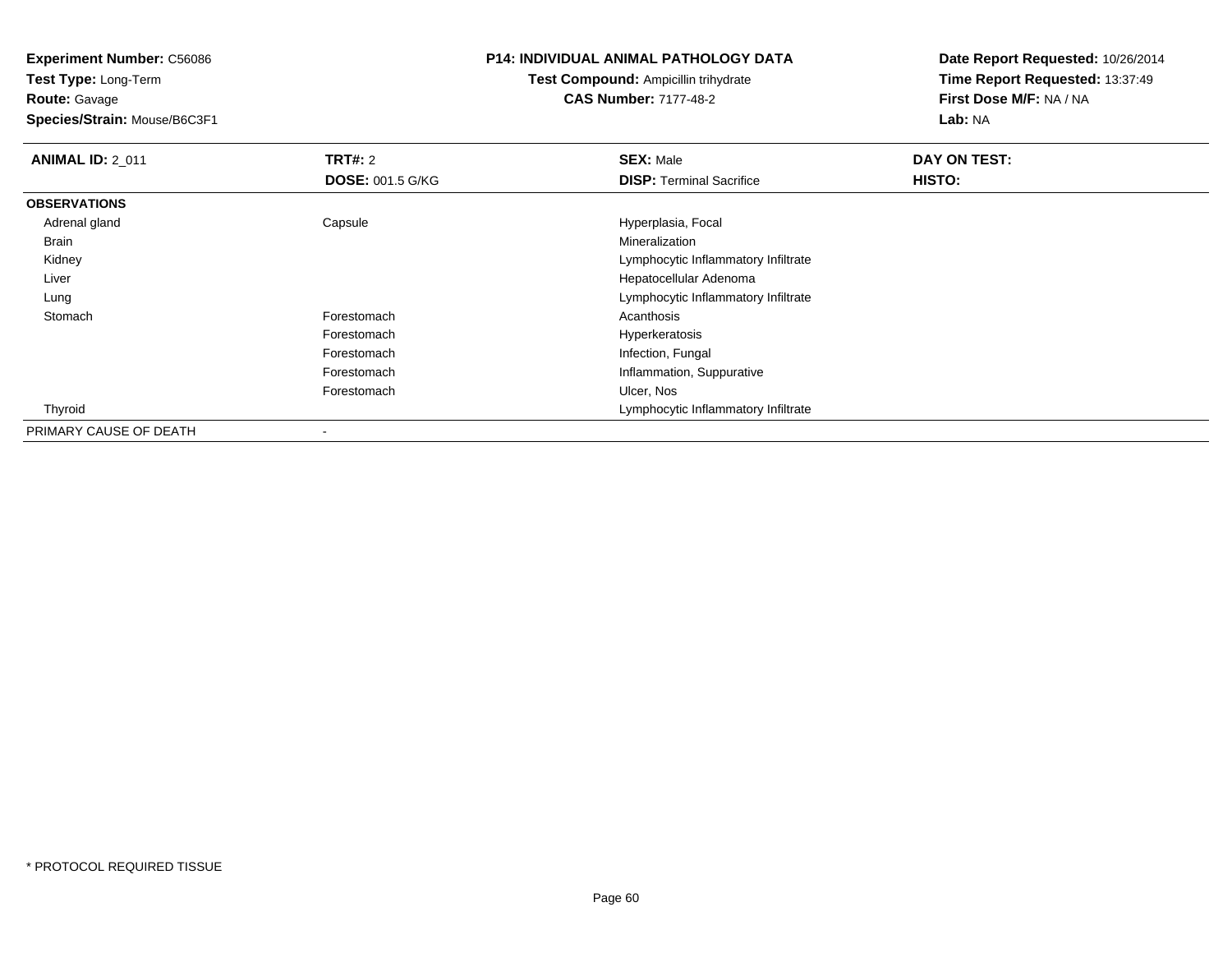**Experiment Number:** C56086
**Test Type:** Long-Term
**Route:** Gavage
**Species/Strain:** Mouse/B6C3F1

**P14: INDIVIDUAL ANIMAL PATHOLOGY DATA**
**Test Compound:** Ampicillin trihydrate
**CAS Number:** 7177-48-2

**Date Report Requested:** 10/26/2014
**Time Report Requested:** 13:37:49
**First Dose M/F:** NA / NA
**Lab:** NA

| **ANIMAL ID:** 2_011 | **TRT#:** 2 | **SEX:** Male | **DAY ON TEST:** |
|---|---|---|---|
| | **DOSE:** 001.5 G/KG | **DISP:** Terminal Sacrifice | **HISTO:** |
| **OBSERVATIONS** | | | |
| Adrenal gland | Capsule | Hyperplasia, Focal | |
| Brain | | Mineralization | |
| Kidney | | Lymphocytic Inflammatory Infiltrate | |
| Liver | | Hepatocellular Adenoma | |
| Lung | | Lymphocytic Inflammatory Infiltrate | |
| Stomach | Forestomach | Acanthosis | |
| | Forestomach | Hyperkeratosis | |
| | Forestomach | Infection, Fungal | |
| | Forestomach | Inflammation, Suppurative | |
| | Forestomach | Ulcer, Nos | |
| Thyroid | | Lymphocytic Inflammatory Infiltrate | |
| PRIMARY CAUSE OF DEATH | - | | |

* PROTOCOL REQUIRED TISSUE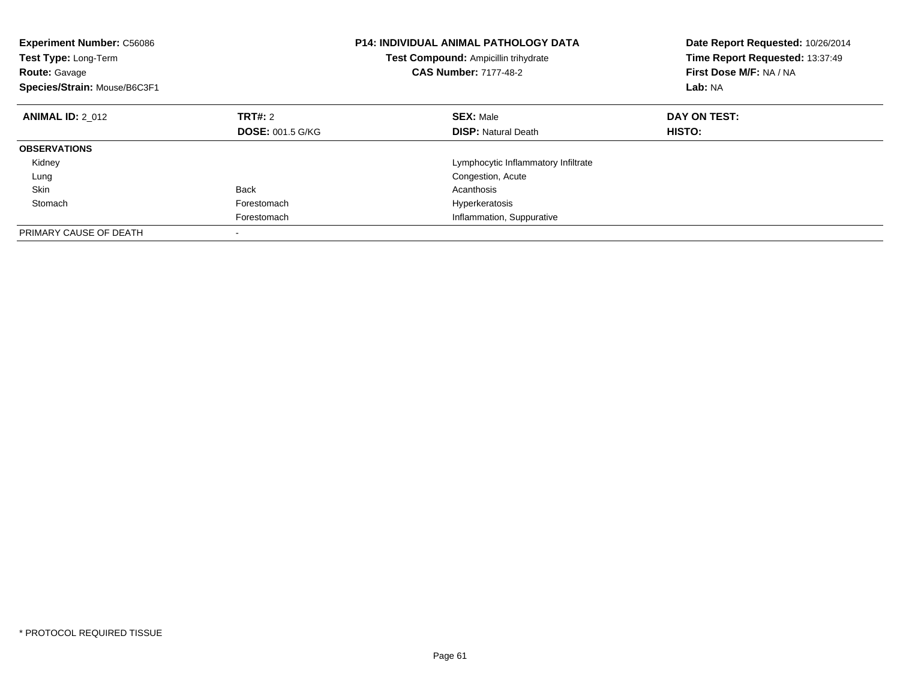**Experiment Number:** C56086
**Test Type:** Long-Term
**Route:** Gavage
**Species/Strain:** Mouse/B6C3F1

**P14: INDIVIDUAL ANIMAL PATHOLOGY DATA**
**Test Compound:** Ampicillin trihydrate
**CAS Number:** 7177-48-2

**Date Report Requested:** 10/26/2014
**Time Report Requested:** 13:37:49
**First Dose M/F:** NA / NA
**Lab:** NA

| **ANIMAL ID:** 2_012 | **TRT#:** 2 | **SEX:** Male | **DAY ON TEST:** |
|---|---|---|---|
| | **DOSE:** 001.5 G/KG | **DISP:** Natural Death | **HISTO:** |
| **OBSERVATIONS** | | | |
| Kidney | | Lymphocytic Inflammatory Infiltrate | |
| Lung | | Congestion, Acute | |
| Skin | Back | Acanthosis | |
| Stomach | Forestomach | Hyperkeratosis | |
| | Forestomach | Inflammation, Suppurative | |
| PRIMARY CAUSE OF DEATH | - | | |

* PROTOCOL REQUIRED TISSUE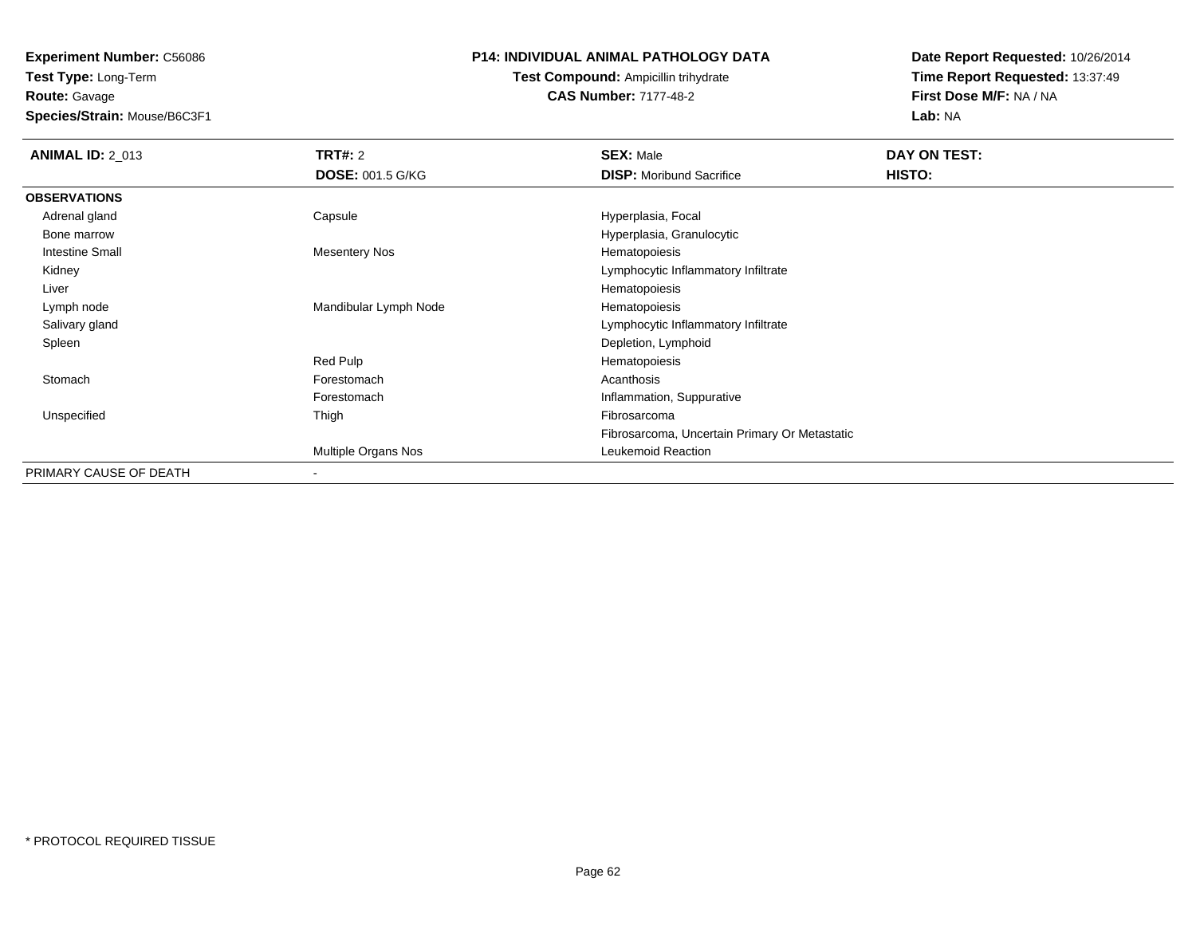**Experiment Number:** C56086
**Test Type:** Long-Term
**Route:** Gavage
**Species/Strain:** Mouse/B6C3F1

**P14: INDIVIDUAL ANIMAL PATHOLOGY DATA**
**Test Compound:** Ampicillin trihydrate
**CAS Number:** 7177-48-2

**Date Report Requested:** 10/26/2014
**Time Report Requested:** 13:37:49
**First Dose M/F:** NA / NA
**Lab:** NA

| **ANIMAL ID:** 2_013 | **TRT#:** 2 | **SEX:** Male | **DAY ON TEST:** |
|---|---|---|---|
| | **DOSE:** 001.5 G/KG | **DISP:** Moribund Sacrifice | **HISTO:** |
| **OBSERVATIONS** | | | |
| Adrenal gland | Capsule | Hyperplasia, Focal | |
| Bone marrow | | Hyperplasia, Granulocytic | |
| Intestine Small | Mesentery Nos | Hematopoiesis | |
| Kidney | | Lymphocytic Inflammatory Infiltrate | |
| Liver | | Hematopoiesis | |
| Lymph node | Mandibular Lymph Node | Hematopoiesis | |
| Salivary gland | | Lymphocytic Inflammatory Infiltrate | |
| Spleen | | Depletion, Lymphoid | |
| | Red Pulp | Hematopoiesis | |
| Stomach | Forestomach | Acanthosis | |
| | Forestomach | Inflammation, Suppurative | |
| Unspecified | Thigh | Fibrosarcoma | |
| | | Fibrosarcoma, Uncertain Primary Or Metastatic | |
| | Multiple Organs Nos | Leukemoid Reaction | |
| PRIMARY CAUSE OF DEATH | - | | |

* PROTOCOL REQUIRED TISSUE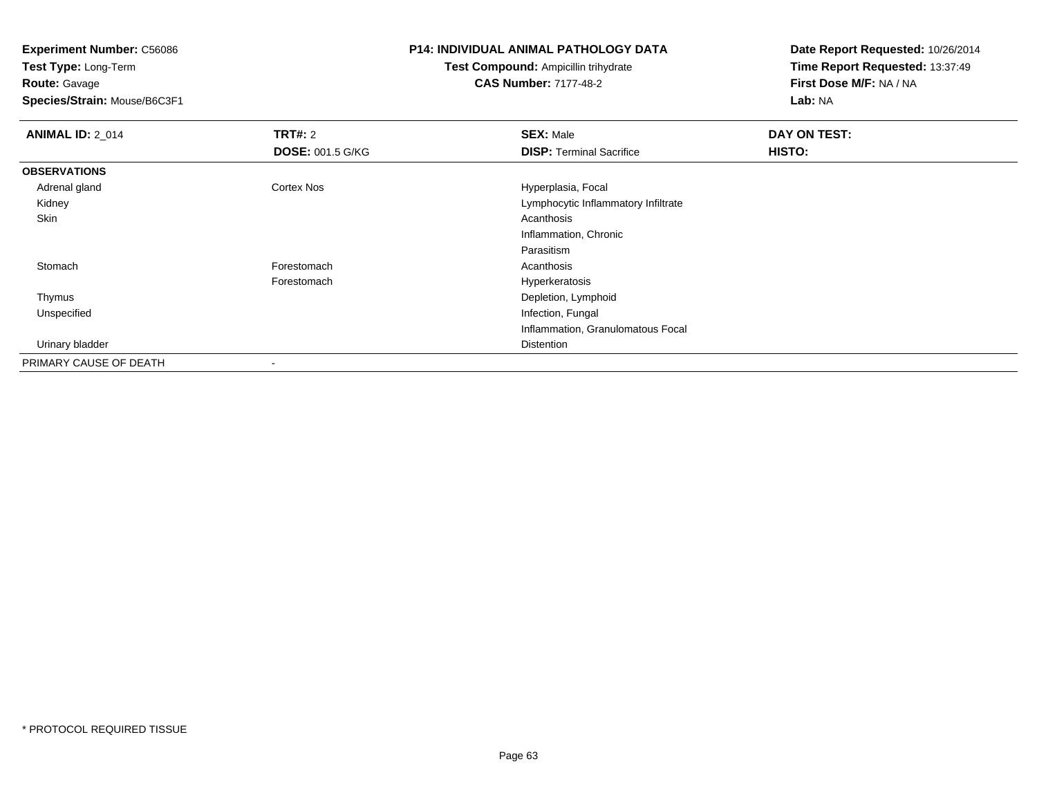**Experiment Number:** C56086
**Test Type:** Long-Term
**Route:** Gavage
**Species/Strain:** Mouse/B6C3F1

**P14: INDIVIDUAL ANIMAL PATHOLOGY DATA**
**Test Compound:** Ampicillin trihydrate
**CAS Number:** 7177-48-2

**Date Report Requested:** 10/26/2014
**Time Report Requested:** 13:37:49
**First Dose M/F:** NA / NA
**Lab:** NA

| **ANIMAL ID:** 2_014 | **TRT#:** 2 | **SEX:** Male | **DAY ON TEST:** |
|---|---|---|---|
| | **DOSE:** 001.5 G/KG | **DISP:** Terminal Sacrifice | **HISTO:** |
| **OBSERVATIONS** | | | |
| Adrenal gland | Cortex Nos | Hyperplasia, Focal | |
| Kidney | | Lymphocytic Inflammatory Infiltrate | |
| Skin | | Acanthosis | |
| | | Inflammation, Chronic | |
| | | Parasitism | |
| Stomach | Forestomach | Acanthosis | |
| | Forestomach | Hyperkeratosis | |
| Thymus | | Depletion, Lymphoid | |
| Unspecified | | Infection, Fungal | |
| | | Inflammation, Granulomatous Focal | |
| Urinary bladder | | Distention | |
| PRIMARY CAUSE OF DEATH | - | | |

* PROTOCOL REQUIRED TISSUE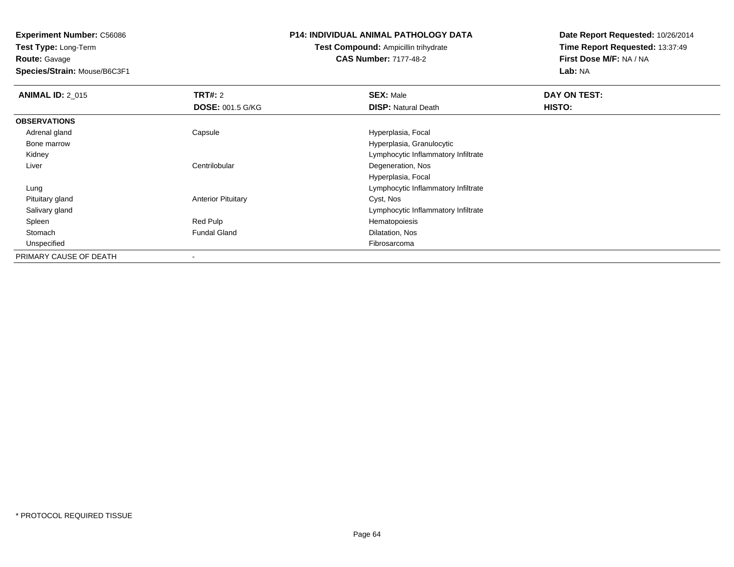**Experiment Number:** C56086
**Test Type:** Long-Term
**Route:** Gavage
**Species/Strain:** Mouse/B6C3F1

**P14: INDIVIDUAL ANIMAL PATHOLOGY DATA**
**Test Compound:** Ampicillin trihydrate
**CAS Number:** 7177-48-2

**Date Report Requested:** 10/26/2014
**Time Report Requested:** 13:37:49
**First Dose M/F:** NA / NA
**Lab:** NA

| **ANIMAL ID:** 2_015 | **TRT#:** 2 | **SEX:** Male | **DAY ON TEST:** |
|---|---|---|---|
| | **DOSE:** 001.5 G/KG | **DISP:** Natural Death | **HISTO:** |
| **OBSERVATIONS** | | | |
| Adrenal gland | Capsule | Hyperplasia, Focal | |
| Bone marrow | | Hyperplasia, Granulocytic | |
| Kidney | | Lymphocytic Inflammatory Infiltrate | |
| Liver | Centrilobular | Degeneration, Nos | |
| | | Hyperplasia, Focal | |
| Lung | | Lymphocytic Inflammatory Infiltrate | |
| Pituitary gland | Anterior Pituitary | Cyst, Nos | |
| Salivary gland | | Lymphocytic Inflammatory Infiltrate | |
| Spleen | Red Pulp | Hematopoiesis | |
| Stomach | Fundal Gland | Dilatation, Nos | |
| Unspecified | | Fibrosarcoma | |
| PRIMARY CAUSE OF DEATH | - | | |

* PROTOCOL REQUIRED TISSUE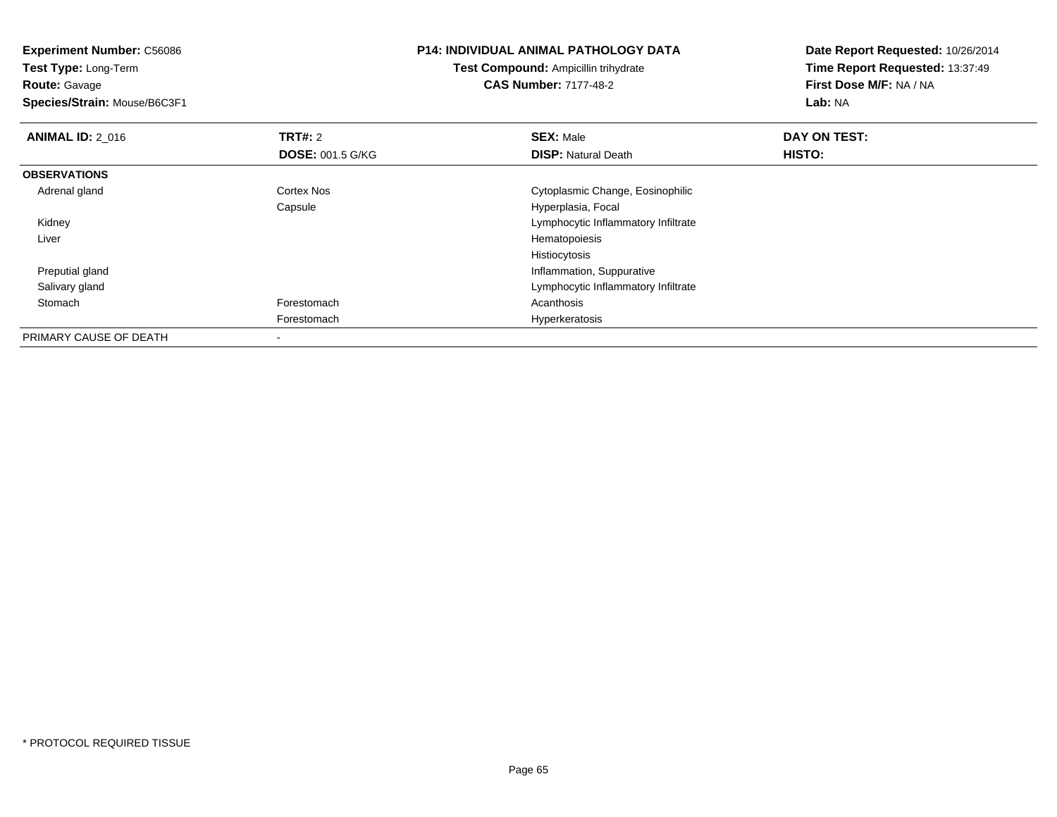**Experiment Number:** C56086
**Test Type:** Long-Term
**Route:** Gavage
**Species/Strain:** Mouse/B6C3F1

**P14: INDIVIDUAL ANIMAL PATHOLOGY DATA**
**Test Compound:** Ampicillin trihydrate
**CAS Number:** 7177-48-2

**Date Report Requested:** 10/26/2014
**Time Report Requested:** 13:37:49
**First Dose M/F:** NA / NA
**Lab:** NA

| **ANIMAL ID:** 2_016 | **TRT#:** 2 | **SEX:** Male | **DAY ON TEST:** |
|---|---|---|---|
| | **DOSE:** 001.5 G/KG | **DISP:** Natural Death | **HISTO:** |
| **OBSERVATIONS** | | | |
| Adrenal gland | Cortex Nos | Cytoplasmic Change, Eosinophilic | |
| | Capsule | Hyperplasia, Focal | |
| Kidney | | Lymphocytic Inflammatory Infiltrate | |
| Liver | | Hematopoiesis | |
| | | Histiocytosis | |
| Preputial gland | | Inflammation, Suppurative | |
| Salivary gland | | Lymphocytic Inflammatory Infiltrate | |
| Stomach | Forestomach | Acanthosis | |
| | Forestomach | Hyperkeratosis | |
| PRIMARY CAUSE OF DEATH | - | | |

* PROTOCOL REQUIRED TISSUE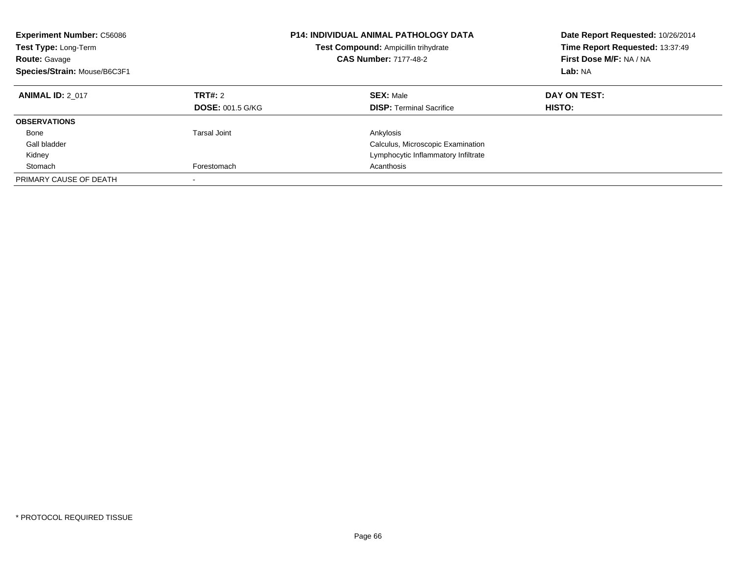**Experiment Number:** C56086
**Test Type:** Long-Term
**Route:** Gavage
**Species/Strain:** Mouse/B6C3F1

**P14: INDIVIDUAL ANIMAL PATHOLOGY DATA**
**Test Compound:** Ampicillin trihydrate
**CAS Number:** 7177-48-2

**Date Report Requested:** 10/26/2014
**Time Report Requested:** 13:37:49
**First Dose M/F:** NA / NA
**Lab:** NA

| **ANIMAL ID:** 2_017 | **TRT#:** 2 | **SEX:** Male | **DAY ON TEST:** |
|---|---|---|---|
| | **DOSE:** 001.5 G/KG | **DISP:** Terminal Sacrifice | **HISTO:** |
| **OBSERVATIONS** | | | |
| Bone | Tarsal Joint | Ankylosis | |
| Gall bladder | | Calculus, Microscopic Examination | |
| Kidney | | Lymphocytic Inflammatory Infiltrate | |
| Stomach | Forestomach | Acanthosis | |
| PRIMARY CAUSE OF DEATH | - | | |

* PROTOCOL REQUIRED TISSUE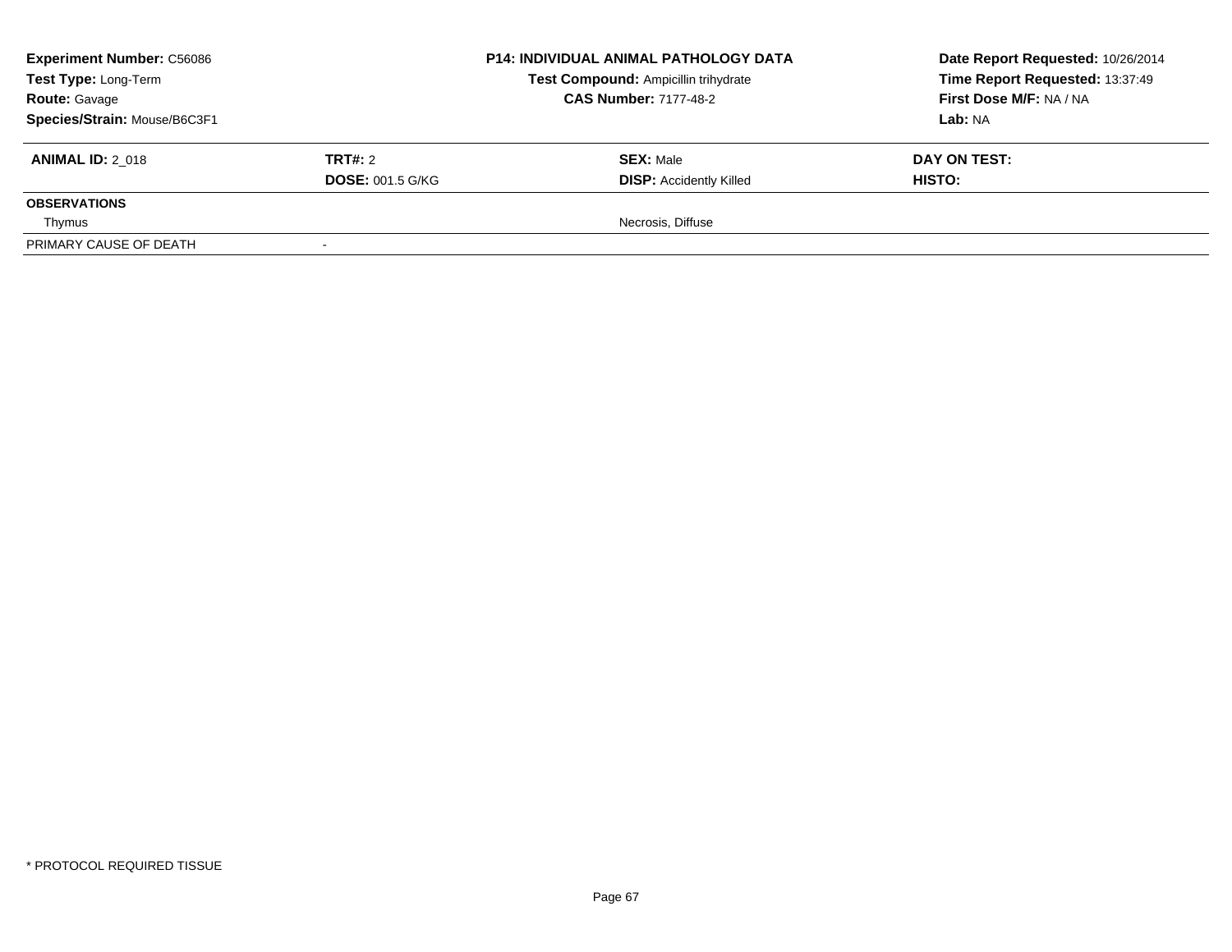**Experiment Number:** C56086
**Test Type:** Long-Term
**Route:** Gavage
**Species/Strain:** Mouse/B6C3F1

**P14: INDIVIDUAL ANIMAL PATHOLOGY DATA**
**Test Compound:** Ampicillin trihydrate
**CAS Number:** 7177-48-2

**Date Report Requested:** 10/26/2014
**Time Report Requested:** 13:37:49
**First Dose M/F:** NA / NA
**Lab:** NA

| **ANIMAL ID:** 2_018 | **TRT#:** 2 | **SEX:** Male | **DAY ON TEST:** |
|---|---|---|---|
| | **DOSE:** 001.5 G/KG | **DISP:** Accidently Killed | **HISTO:** |
| **OBSERVATIONS** | | | |
| Thymus | | Necrosis, Diffuse | |
| PRIMARY CAUSE OF DEATH | - | | |

* PROTOCOL REQUIRED TISSUE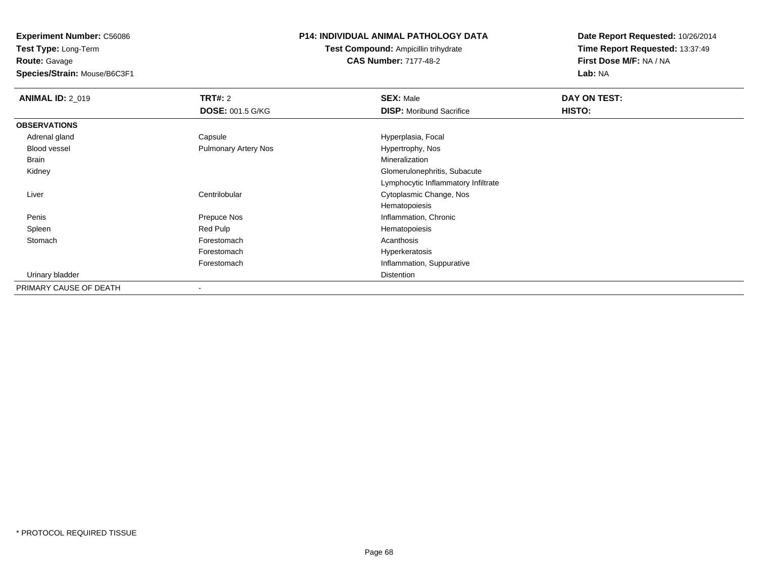**Experiment Number:** C56086
**Test Type:** Long-Term
**Route:** Gavage
**Species/Strain:** Mouse/B6C3F1

**P14: INDIVIDUAL ANIMAL PATHOLOGY DATA**
**Test Compound:** Ampicillin trihydrate
**CAS Number:** 7177-48-2

**Date Report Requested:** 10/26/2014
**Time Report Requested:** 13:37:49
**First Dose M/F:** NA / NA
**Lab:** NA

| **ANIMAL ID:** 2_019 | **TRT#:** 2 | **SEX:** Male | **DAY ON TEST:** |
|---|---|---|---|
| | **DOSE:** 001.5 G/KG | **DISP:** Moribund Sacrifice | **HISTO:** |
| **OBSERVATIONS** | | | |
| Adrenal gland | Capsule | Hyperplasia, Focal | |
| Blood vessel | Pulmonary Artery Nos | Hypertrophy, Nos | |
| Brain | | Mineralization | |
| Kidney | | Glomerulonephritis, Subacute | |
| | | Lymphocytic Inflammatory Infiltrate | |
| Liver | Centrilobular | Cytoplasmic Change, Nos | |
| | | Hematopoiesis | |
| Penis | Prepuce Nos | Inflammation, Chronic | |
| Spleen | Red Pulp | Hematopoiesis | |
| Stomach | Forestomach | Acanthosis | |
| | Forestomach | Hyperkeratosis | |
| | Forestomach | Inflammation, Suppurative | |
| Urinary bladder | | Distention | |
| PRIMARY CAUSE OF DEATH | - | | |

* PROTOCOL REQUIRED TISSUE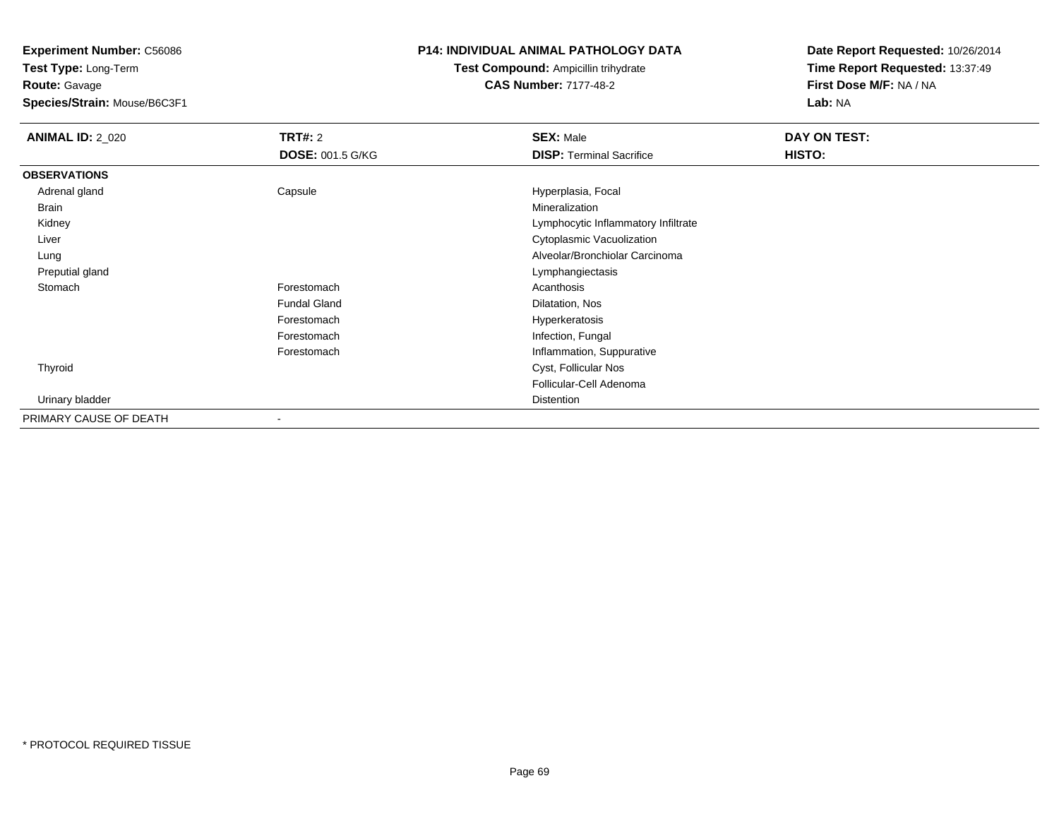**Experiment Number:** C56086
**Test Type:** Long-Term
**Route:** Gavage
**Species/Strain:** Mouse/B6C3F1

**P14: INDIVIDUAL ANIMAL PATHOLOGY DATA**
**Test Compound:** Ampicillin trihydrate
**CAS Number:** 7177-48-2

**Date Report Requested:** 10/26/2014
**Time Report Requested:** 13:37:49
**First Dose M/F:** NA / NA
**Lab:** NA

| **ANIMAL ID:** 2_020 | **TRT#:** 2 | **SEX:** Male | **DAY ON TEST:** |
|---|---|---|---|
| | **DOSE:** 001.5 G/KG | **DISP:** Terminal Sacrifice | **HISTO:** |
| **OBSERVATIONS** | | | |
| Adrenal gland | Capsule | Hyperplasia, Focal | |
| Brain | | Mineralization | |
| Kidney | | Lymphocytic Inflammatory Infiltrate | |
| Liver | | Cytoplasmic Vacuolization | |
| Lung | | Alveolar/Bronchiolar Carcinoma | |
| Preputial gland | | Lymphangiectasis | |
| Stomach | Forestomach | Acanthosis | |
| | Fundal Gland | Dilatation, Nos | |
| | Forestomach | Hyperkeratosis | |
| | Forestomach | Infection, Fungal | |
| | Forestomach | Inflammation, Suppurative | |
| Thyroid | | Cyst, Follicular Nos | |
| | | Follicular-Cell Adenoma | |
| Urinary bladder | | Distention | |
| PRIMARY CAUSE OF DEATH | - | | |

* PROTOCOL REQUIRED TISSUE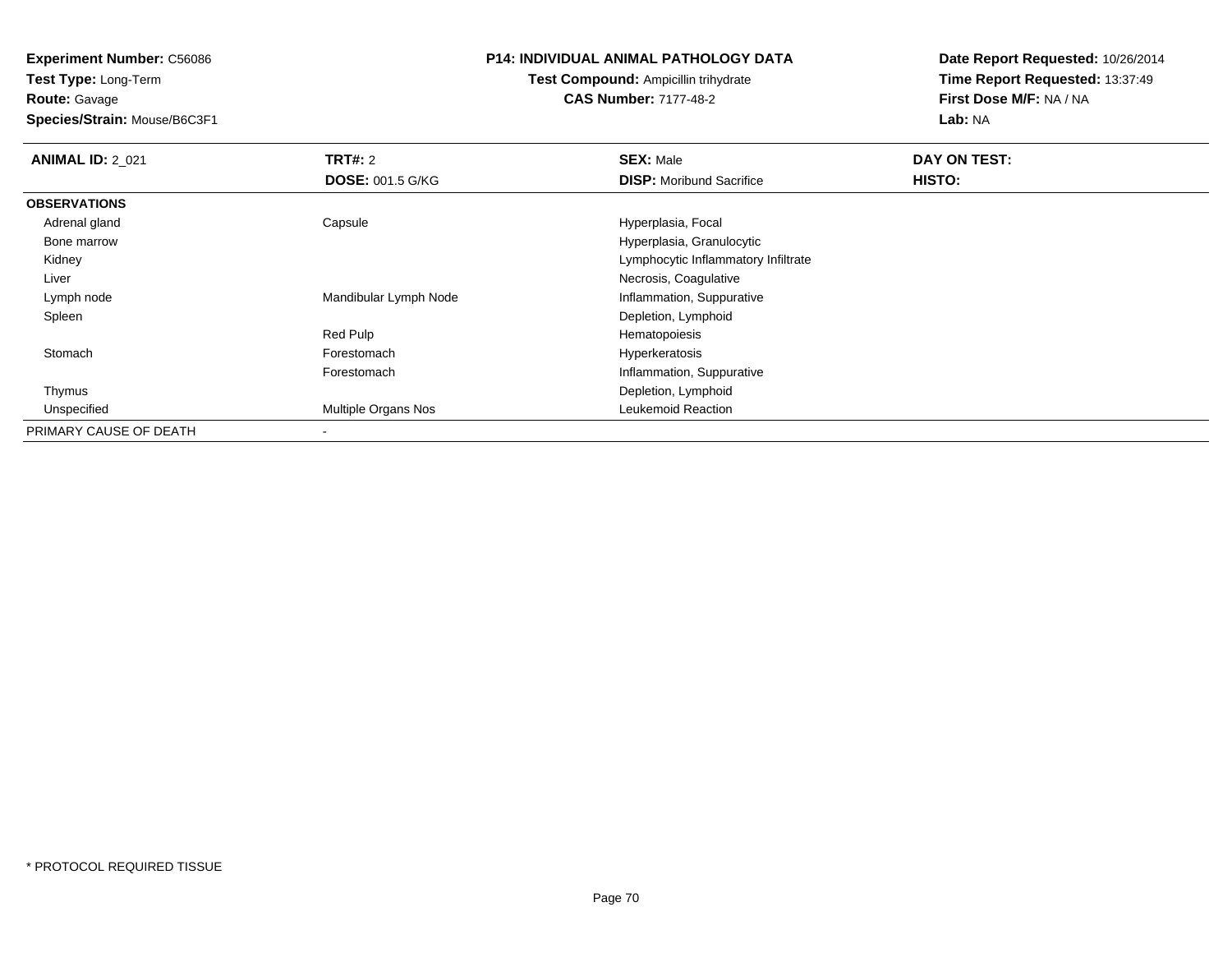**Experiment Number:** C56086
**Test Type:** Long-Term
**Route:** Gavage
**Species/Strain:** Mouse/B6C3F1

**P14: INDIVIDUAL ANIMAL PATHOLOGY DATA**
**Test Compound:** Ampicillin trihydrate
**CAS Number:** 7177-48-2

**Date Report Requested:** 10/26/2014
**Time Report Requested:** 13:37:49
**First Dose M/F:** NA / NA
**Lab:** NA

| **ANIMAL ID:** 2_021 | **TRT#:** 2 | **SEX:** Male | **DAY ON TEST:** |
|---|---|---|---|
| | **DOSE:** 001.5 G/KG | **DISP:** Moribund Sacrifice | **HISTO:** |
| **OBSERVATIONS** | | | |
| Adrenal gland | Capsule | Hyperplasia, Focal | |
| Bone marrow | | Hyperplasia, Granulocytic | |
| Kidney | | Lymphocytic Inflammatory Infiltrate | |
| Liver | | Necrosis, Coagulative | |
| Lymph node | Mandibular Lymph Node | Inflammation, Suppurative | |
| Spleen | | Depletion, Lymphoid | |
| | Red Pulp | Hematopoiesis | |
| Stomach | Forestomach | Hyperkeratosis | |
| | Forestomach | Inflammation, Suppurative | |
| Thymus | | Depletion, Lymphoid | |
| Unspecified | Multiple Organs Nos | Leukemoid Reaction | |
| PRIMARY CAUSE OF DEATH | - | | |

* PROTOCOL REQUIRED TISSUE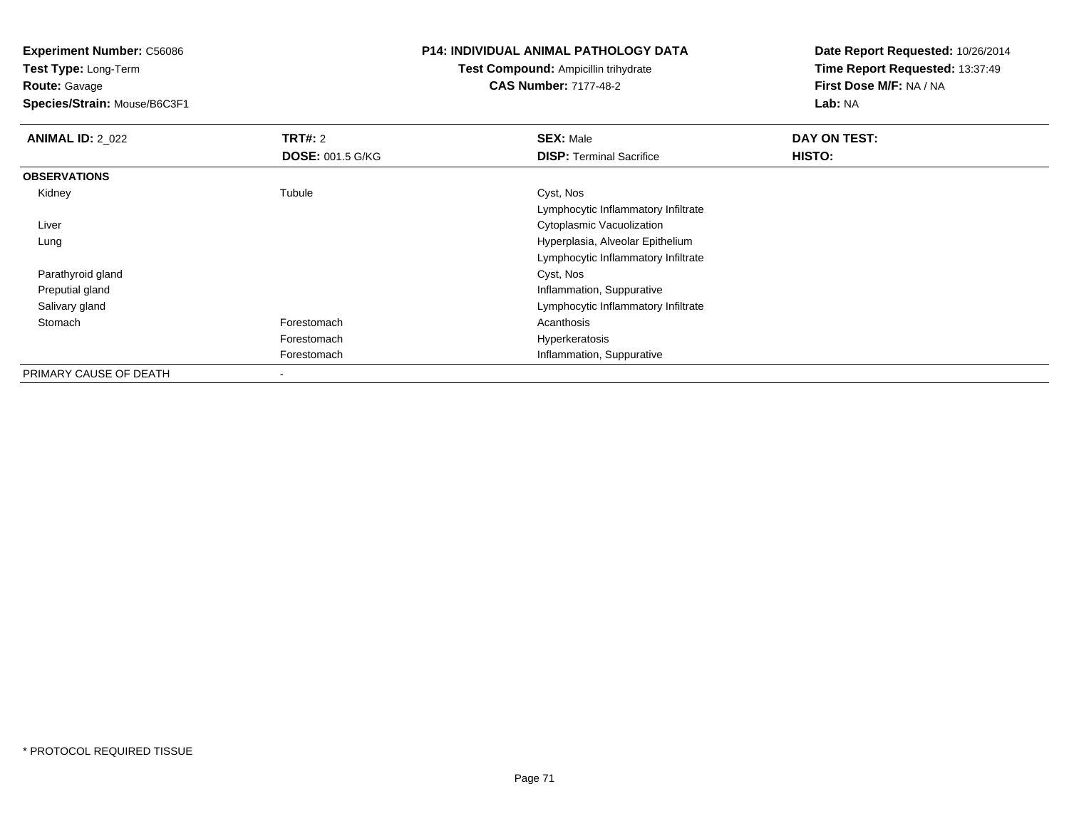**Experiment Number:** C56086
**Test Type:** Long-Term
**Route:** Gavage
**Species/Strain:** Mouse/B6C3F1

**P14: INDIVIDUAL ANIMAL PATHOLOGY DATA**
**Test Compound:** Ampicillin trihydrate
**CAS Number:** 7177-48-2

**Date Report Requested:** 10/26/2014
**Time Report Requested:** 13:37:49
**First Dose M/F:** NA / NA
**Lab:** NA

| **ANIMAL ID:** 2_022 | **TRT#:** 2 | **SEX:** Male | **DAY ON TEST:** |
|---|---|---|---|
| | **DOSE:** 001.5 G/KG | **DISP:** Terminal Sacrifice | **HISTO:** |
| **OBSERVATIONS** | | | |
| Kidney | Tubule | Cyst, Nos | |
| | | Lymphocytic Inflammatory Infiltrate | |
| Liver | | Cytoplasmic Vacuolization | |
| Lung | | Hyperplasia, Alveolar Epithelium | |
| | | Lymphocytic Inflammatory Infiltrate | |
| Parathyroid gland | | Cyst, Nos | |
| Preputial gland | | Inflammation, Suppurative | |
| Salivary gland | | Lymphocytic Inflammatory Infiltrate | |
| Stomach | Forestomach | Acanthosis | |
| | Forestomach | Hyperkeratosis | |
| | Forestomach | Inflammation, Suppurative | |
| PRIMARY CAUSE OF DEATH | - | | |

* PROTOCOL REQUIRED TISSUE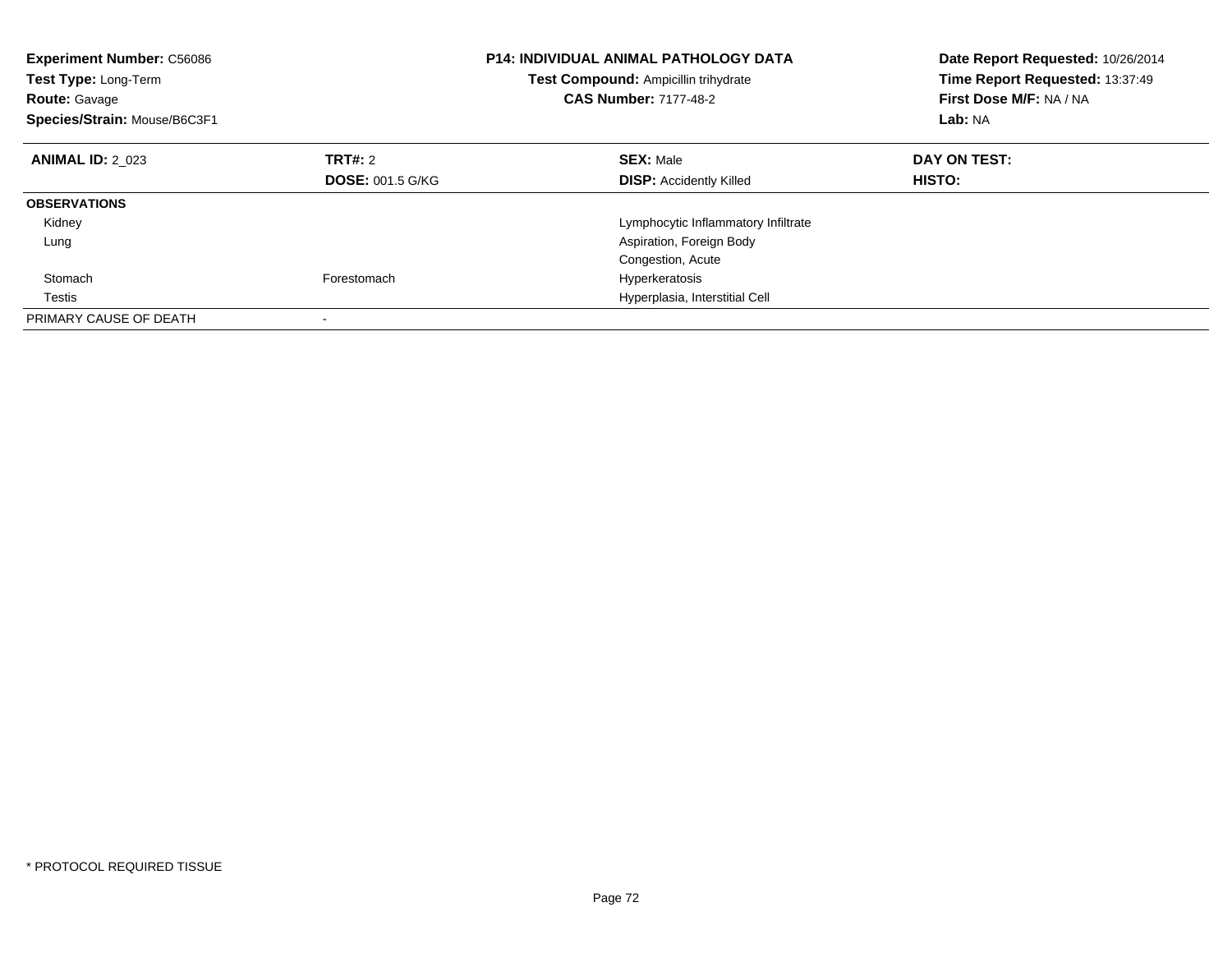**Experiment Number:** C56086
**Test Type:** Long-Term
**Route:** Gavage
**Species/Strain:** Mouse/B6C3F1

**P14: INDIVIDUAL ANIMAL PATHOLOGY DATA**
**Test Compound:** Ampicillin trihydrate
**CAS Number:** 7177-48-2

**Date Report Requested:** 10/26/2014
**Time Report Requested:** 13:37:49
**First Dose M/F:** NA / NA
**Lab:** NA

| **ANIMAL ID:** 2_023 | **TRT#:** 2 | **SEX:** Male | **DAY ON TEST:** |
|---|---|---|---|
| | **DOSE:** 001.5 G/KG | **DISP:** Accidently Killed | **HISTO:** |
| **OBSERVATIONS** | | | |
| Kidney | | Lymphocytic Inflammatory Infiltrate | |
| Lung | | Aspiration, Foreign Body | |
| | | Congestion, Acute | |
| Stomach | Forestomach | Hyperkeratosis | |
| Testis | | Hyperplasia, Interstitial Cell | |
| PRIMARY CAUSE OF DEATH | - | | |

* PROTOCOL REQUIRED TISSUE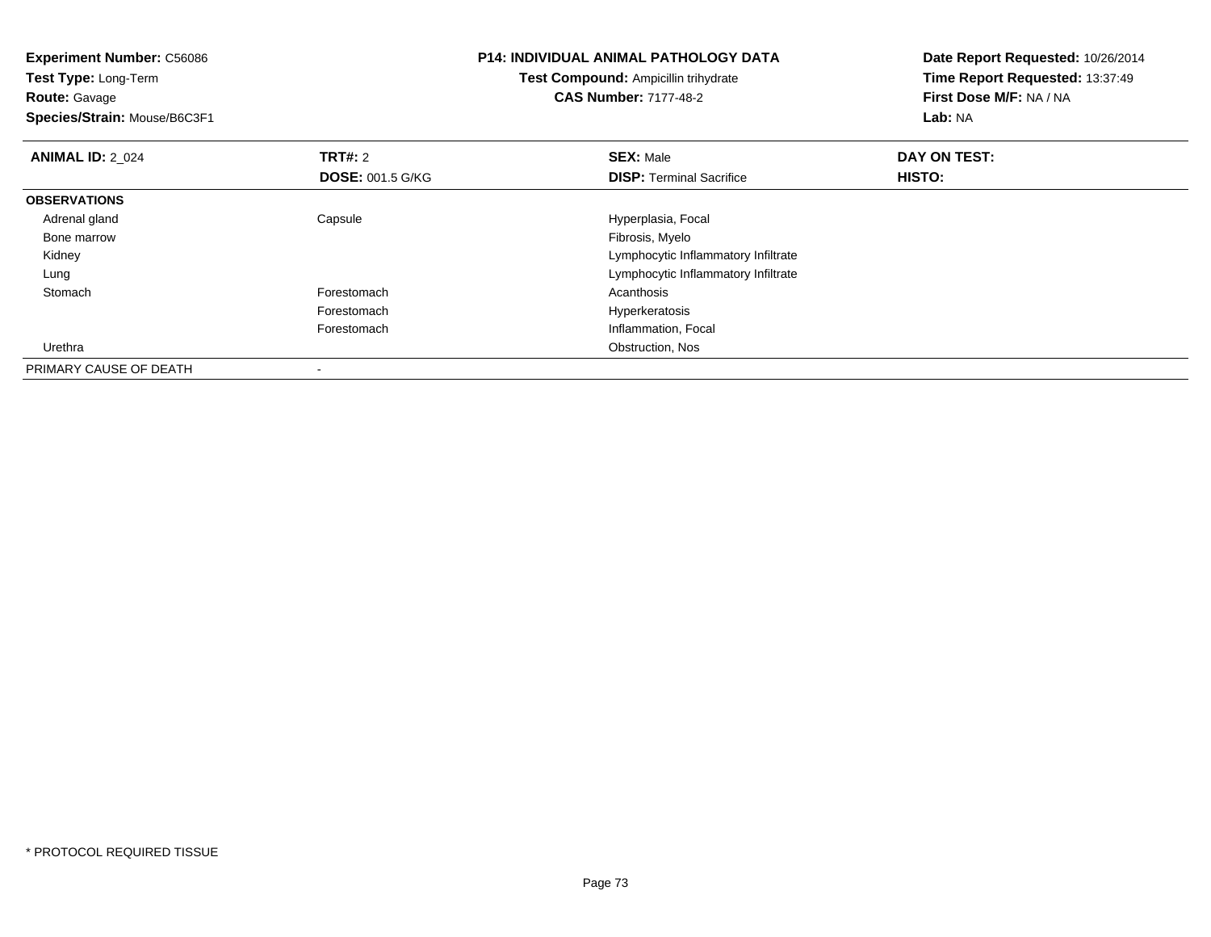**Experiment Number:** C56086
**Test Type:** Long-Term
**Route:** Gavage
**Species/Strain:** Mouse/B6C3F1

**P14: INDIVIDUAL ANIMAL PATHOLOGY DATA**
**Test Compound:** Ampicillin trihydrate
**CAS Number:** 7177-48-2

**Date Report Requested:** 10/26/2014
**Time Report Requested:** 13:37:49
**First Dose M/F:** NA / NA
**Lab:** NA

| **ANIMAL ID:** 2_024 | **TRT#:** 2 | **SEX:** Male | **DAY ON TEST:** |
|---|---|---|---|
| | **DOSE:** 001.5 G/KG | **DISP:** Terminal Sacrifice | **HISTO:** |
| **OBSERVATIONS** | | | |
| Adrenal gland | Capsule | Hyperplasia, Focal | |
| Bone marrow | | Fibrosis, Myelo | |
| Kidney | | Lymphocytic Inflammatory Infiltrate | |
| Lung | | Lymphocytic Inflammatory Infiltrate | |
| Stomach | Forestomach | Acanthosis | |
| | Forestomach | Hyperkeratosis | |
| | Forestomach | Inflammation, Focal | |
| Urethra | | Obstruction, Nos | |
| PRIMARY CAUSE OF DEATH | - | | |

* PROTOCOL REQUIRED TISSUE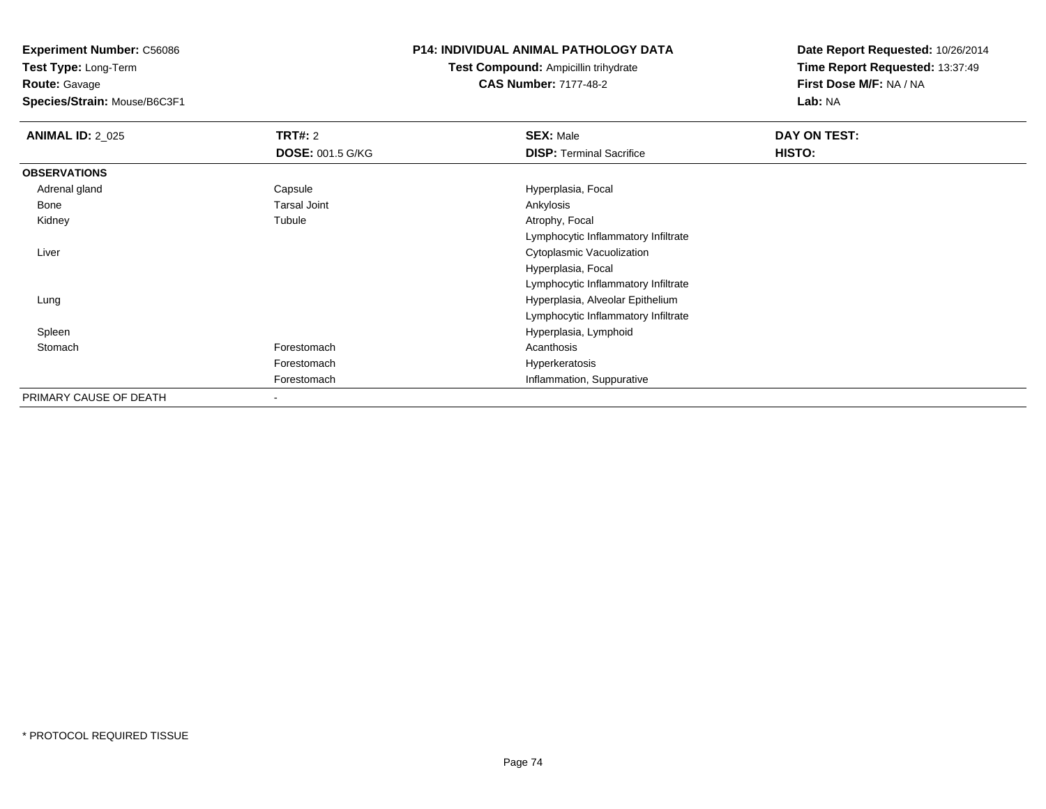**Experiment Number:** C56086
**Test Type:** Long-Term
**Route:** Gavage
**Species/Strain:** Mouse/B6C3F1

**P14: INDIVIDUAL ANIMAL PATHOLOGY DATA**
**Test Compound:** Ampicillin trihydrate
**CAS Number:** 7177-48-2

**Date Report Requested:** 10/26/2014
**Time Report Requested:** 13:37:49
**First Dose M/F:** NA / NA
**Lab:** NA

| **ANIMAL ID:** 2_025 | **TRT#:** 2 | **SEX:** Male | **DAY ON TEST:** |
|---|---|---|---|
| | **DOSE:** 001.5 G/KG | **DISP:** Terminal Sacrifice | **HISTO:** |
| **OBSERVATIONS** | | | |
| Adrenal gland | Capsule | Hyperplasia, Focal | |
| Bone | Tarsal Joint | Ankylosis | |
| Kidney | Tubule | Atrophy, Focal | |
| | | Lymphocytic Inflammatory Infiltrate | |
| Liver | | Cytoplasmic Vacuolization | |
| | | Hyperplasia, Focal | |
| | | Lymphocytic Inflammatory Infiltrate | |
| Lung | | Hyperplasia, Alveolar Epithelium | |
| | | Lymphocytic Inflammatory Infiltrate | |
| Spleen | | Hyperplasia, Lymphoid | |
| Stomach | Forestomach | Acanthosis | |
| | Forestomach | Hyperkeratosis | |
| | Forestomach | Inflammation, Suppurative | |
| PRIMARY CAUSE OF DEATH | - | | |

* PROTOCOL REQUIRED TISSUE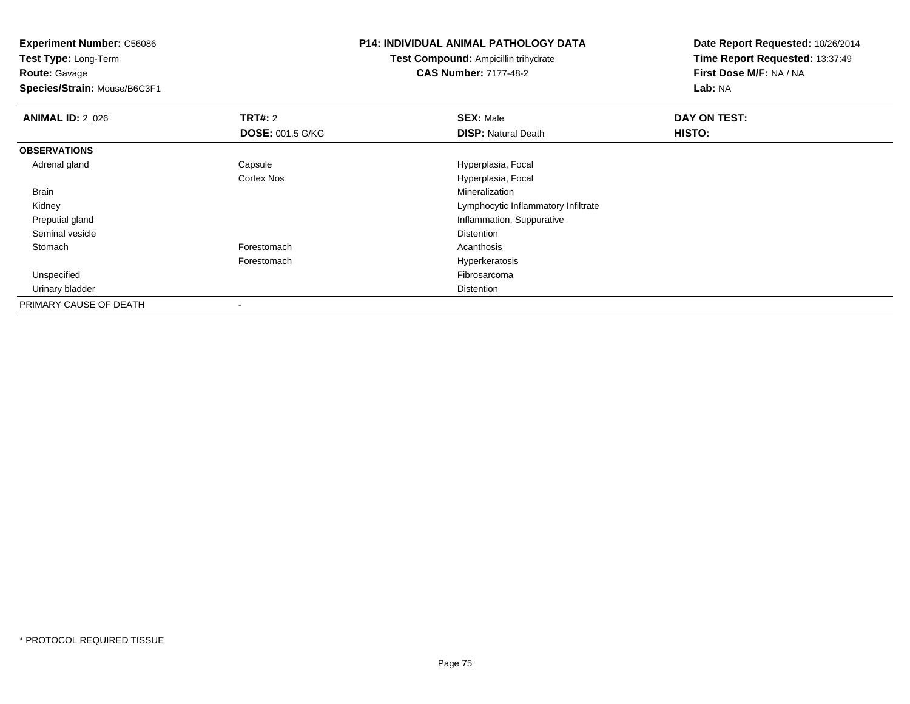**Experiment Number:** C56086
**Test Type:** Long-Term
**Route:** Gavage
**Species/Strain:** Mouse/B6C3F1

**P14: INDIVIDUAL ANIMAL PATHOLOGY DATA**
**Test Compound:** Ampicillin trihydrate
**CAS Number:** 7177-48-2

**Date Report Requested:** 10/26/2014
**Time Report Requested:** 13:37:49
**First Dose M/F:** NA / NA
**Lab:** NA

| **ANIMAL ID:** 2_026 | **TRT#:** 2 | **SEX:** Male | **DAY ON TEST:** |
|---|---|---|---|
| | **DOSE:** 001.5 G/KG | **DISP:** Natural Death | **HISTO:** |
| **OBSERVATIONS** | | | |
| Adrenal gland | Capsule | Hyperplasia, Focal | |
| | Cortex Nos | Hyperplasia, Focal | |
| Brain | | Mineralization | |
| Kidney | | Lymphocytic Inflammatory Infiltrate | |
| Preputial gland | | Inflammation, Suppurative | |
| Seminal vesicle | | Distention | |
| Stomach | Forestomach | Acanthosis | |
| | Forestomach | Hyperkeratosis | |
| Unspecified | | Fibrosarcoma | |
| Urinary bladder | | Distention | |
| PRIMARY CAUSE OF DEATH | - | | |

* PROTOCOL REQUIRED TISSUE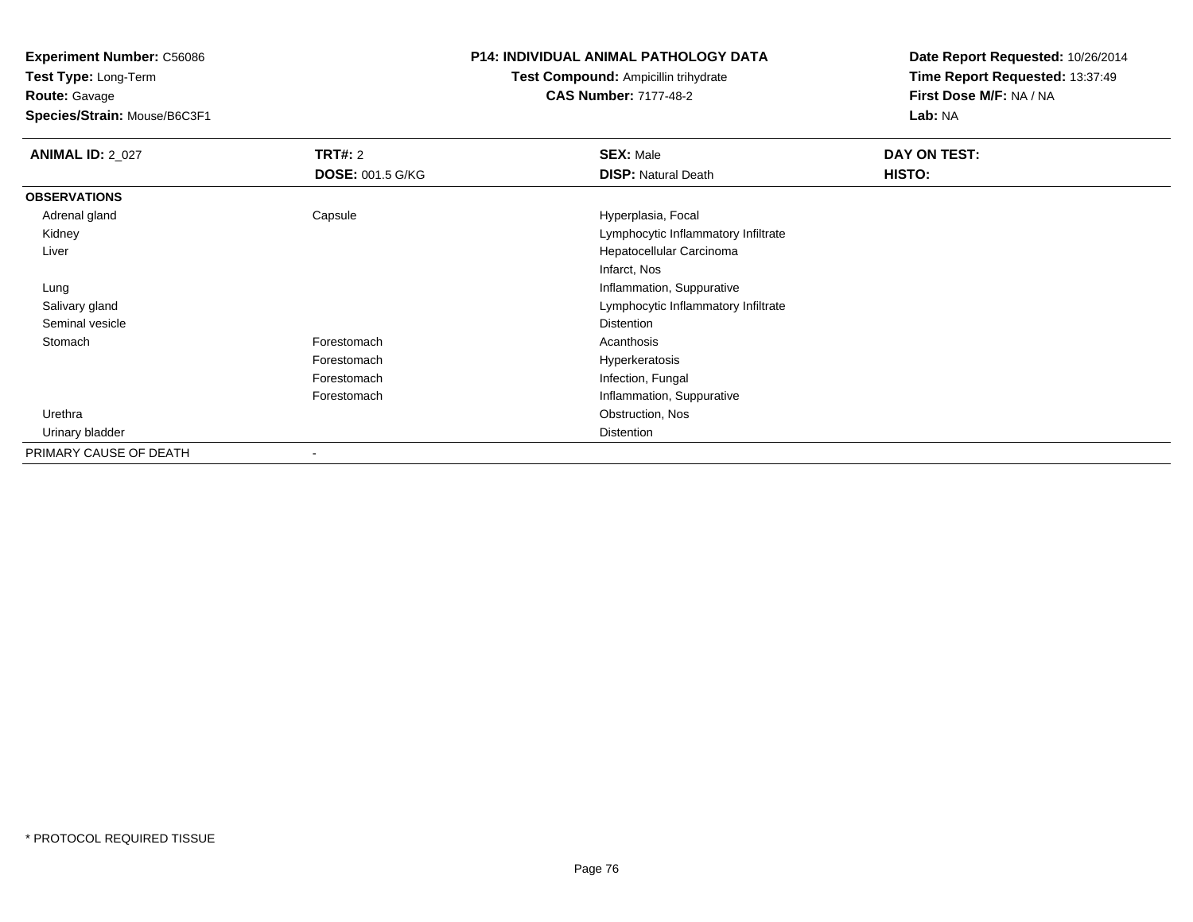**Experiment Number:** C56086
**Test Type:** Long-Term
**Route:** Gavage
**Species/Strain:** Mouse/B6C3F1

**P14: INDIVIDUAL ANIMAL PATHOLOGY DATA**
**Test Compound:** Ampicillin trihydrate
**CAS Number:** 7177-48-2

**Date Report Requested:** 10/26/2014
**Time Report Requested:** 13:37:49
**First Dose M/F:** NA / NA
**Lab:** NA

| **ANIMAL ID:** 2_027 | **TRT#:** 2 | **SEX:** Male | **DAY ON TEST:** |
|---|---|---|---|
| | **DOSE:** 001.5 G/KG | **DISP:** Natural Death | **HISTO:** |
| **OBSERVATIONS** | | | |
| Adrenal gland | Capsule | Hyperplasia, Focal | |
| Kidney | | Lymphocytic Inflammatory Infiltrate | |
| Liver | | Hepatocellular Carcinoma | |
| | | Infarct, Nos | |
| Lung | | Inflammation, Suppurative | |
| Salivary gland | | Lymphocytic Inflammatory Infiltrate | |
| Seminal vesicle | | Distention | |
| Stomach | Forestomach | Acanthosis | |
| | Forestomach | Hyperkeratosis | |
| | Forestomach | Infection, Fungal | |
| | Forestomach | Inflammation, Suppurative | |
| Urethra | | Obstruction, Nos | |
| Urinary bladder | | Distention | |
| PRIMARY CAUSE OF DEATH | - | | |

* PROTOCOL REQUIRED TISSUE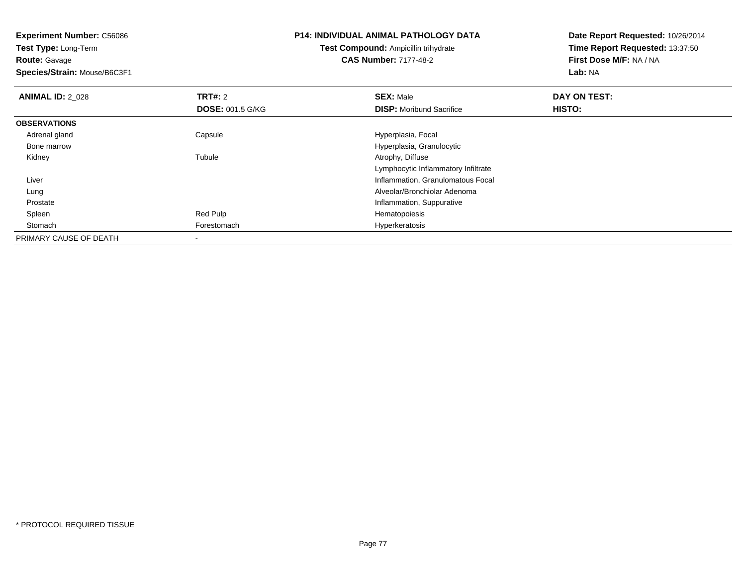**Experiment Number:** C56086
**Test Type:** Long-Term
**Route:** Gavage
**Species/Strain:** Mouse/B6C3F1

**P14: INDIVIDUAL ANIMAL PATHOLOGY DATA**
**Test Compound:** Ampicillin trihydrate
**CAS Number:** 7177-48-2

**Date Report Requested:** 10/26/2014
**Time Report Requested:** 13:37:50
**First Dose M/F:** NA / NA
**Lab:** NA

| **ANIMAL ID:** 2_028 | **TRT#:** 2 | **SEX:** Male | **DAY ON TEST:** |
|---|---|---|---|
| | **DOSE:** 001.5 G/KG | **DISP:** Moribund Sacrifice | **HISTO:** |
| **OBSERVATIONS** | | | |
| Adrenal gland | Capsule | Hyperplasia, Focal | |
| Bone marrow | | Hyperplasia, Granulocytic | |
| Kidney | Tubule | Atrophy, Diffuse | |
| | | Lymphocytic Inflammatory Infiltrate | |
| Liver | | Inflammation, Granulomatous Focal | |
| Lung | | Alveolar/Bronchiolar Adenoma | |
| Prostate | | Inflammation, Suppurative | |
| Spleen | Red Pulp | Hematopoiesis | |
| Stomach | Forestomach | Hyperkeratosis | |
| PRIMARY CAUSE OF DEATH | - | | |

* PROTOCOL REQUIRED TISSUE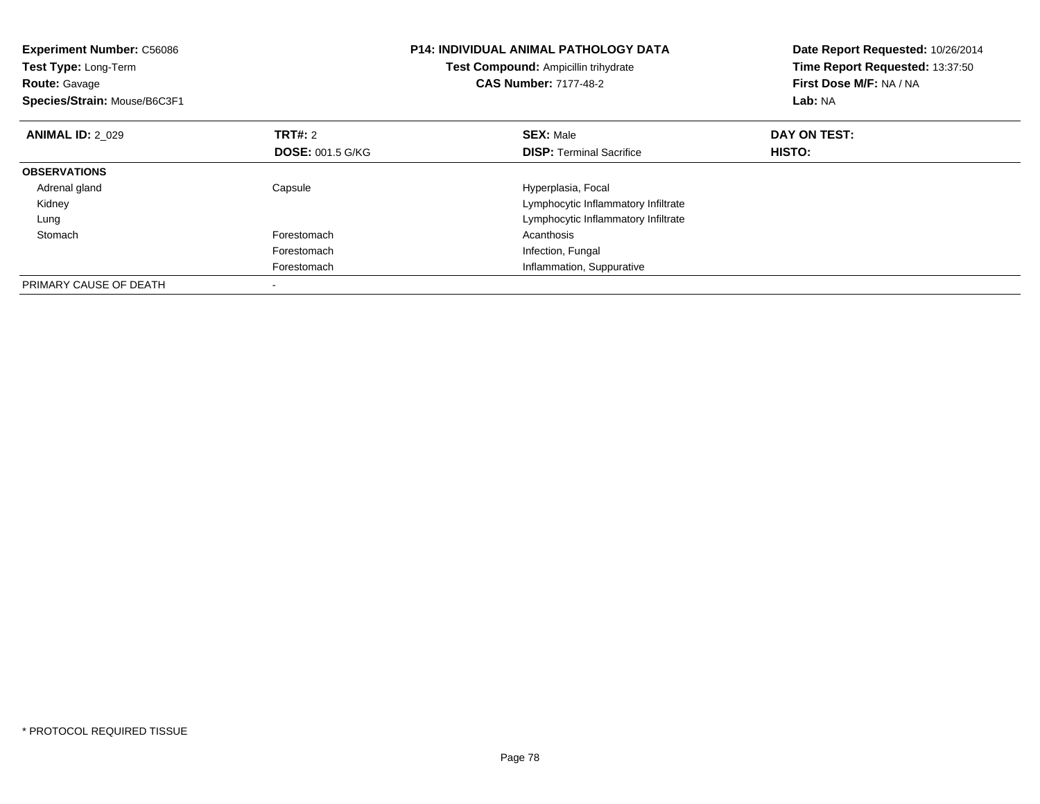**Experiment Number:** C56086
**Test Type:** Long-Term
**Route:** Gavage
**Species/Strain:** Mouse/B6C3F1

**P14: INDIVIDUAL ANIMAL PATHOLOGY DATA**
**Test Compound:** Ampicillin trihydrate
**CAS Number:** 7177-48-2

**Date Report Requested:** 10/26/2014
**Time Report Requested:** 13:37:50
**First Dose M/F:** NA / NA
**Lab:** NA

| **ANIMAL ID:** 2_029 | **TRT#:** 2 | **SEX:** Male | **DAY ON TEST:** |
|---|---|---|---|
| | **DOSE:** 001.5 G/KG | **DISP:** Terminal Sacrifice | **HISTO:** |
| **OBSERVATIONS** | | | |
| Adrenal gland | Capsule | Hyperplasia, Focal | |
| Kidney | | Lymphocytic Inflammatory Infiltrate | |
| Lung | | Lymphocytic Inflammatory Infiltrate | |
| Stomach | Forestomach | Acanthosis | |
| | Forestomach | Infection, Fungal | |
| | Forestomach | Inflammation, Suppurative | |
| PRIMARY CAUSE OF DEATH | - | | |

* PROTOCOL REQUIRED TISSUE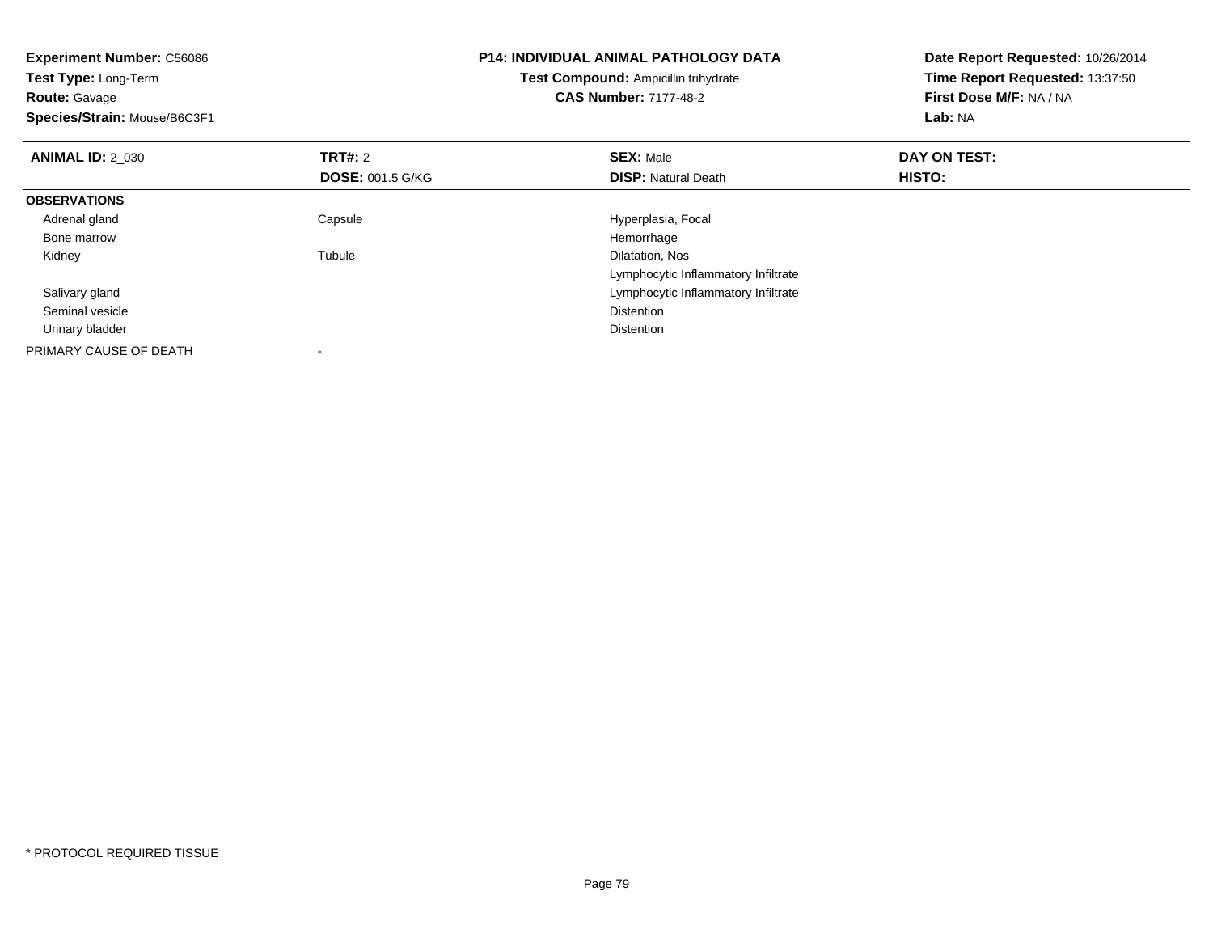**Experiment Number:** C56086
**Test Type:** Long-Term
**Route:** Gavage
**Species/Strain:** Mouse/B6C3F1

**P14: INDIVIDUAL ANIMAL PATHOLOGY DATA**
**Test Compound:** Ampicillin trihydrate
**CAS Number:** 7177-48-2

**Date Report Requested:** 10/26/2014
**Time Report Requested:** 13:37:50
**First Dose M/F:** NA / NA
**Lab:** NA

| **ANIMAL ID:** 2_030 | **TRT#:** 2 | **SEX:** Male | **DAY ON TEST:** |
|---|---|---|---|
| | **DOSE:** 001.5 G/KG | **DISP:** Natural Death | **HISTO:** |
| **OBSERVATIONS** | | | |
| Adrenal gland | Capsule | Hyperplasia, Focal | |
| Bone marrow | | Hemorrhage | |
| Kidney | Tubule | Dilatation, Nos | |
| | | Lymphocytic Inflammatory Infiltrate | |
| Salivary gland | | Lymphocytic Inflammatory Infiltrate | |
| Seminal vesicle | | Distention | |
| Urinary bladder | | Distention | |
| PRIMARY CAUSE OF DEATH | - | | |

* PROTOCOL REQUIRED TISSUE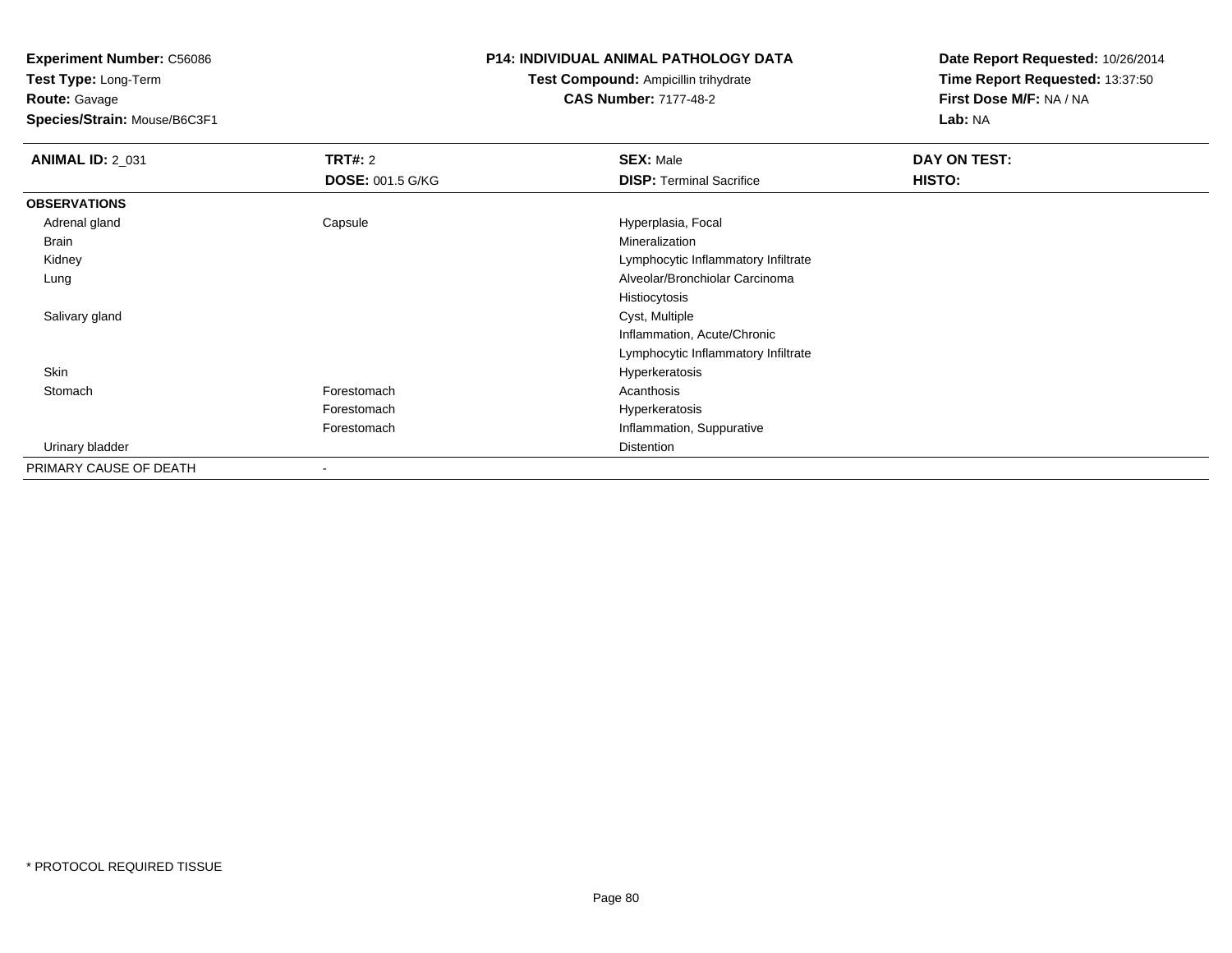**Experiment Number:** C56086
**Test Type:** Long-Term
**Route:** Gavage
**Species/Strain:** Mouse/B6C3F1

**P14: INDIVIDUAL ANIMAL PATHOLOGY DATA**
**Test Compound:** Ampicillin trihydrate
**CAS Number:** 7177-48-2

**Date Report Requested:** 10/26/2014
**Time Report Requested:** 13:37:50
**First Dose M/F:** NA / NA
**Lab:** NA

| **ANIMAL ID:** 2_031 | **TRT#:** 2 | **SEX:** Male | **DAY ON TEST:** |
|---|---|---|---|
| | **DOSE:** 001.5 G/KG | **DISP:** Terminal Sacrifice | **HISTO:** |
| **OBSERVATIONS** | | | |
| Adrenal gland | Capsule | Hyperplasia, Focal | |
| Brain | | Mineralization | |
| Kidney | | Lymphocytic Inflammatory Infiltrate | |
| Lung | | Alveolar/Bronchiolar Carcinoma | |
| | | Histiocytosis | |
| Salivary gland | | Cyst, Multiple | |
| | | Inflammation, Acute/Chronic | |
| | | Lymphocytic Inflammatory Infiltrate | |
| Skin | | Hyperkeratosis | |
| Stomach | Forestomach | Acanthosis | |
| | Forestomach | Hyperkeratosis | |
| | Forestomach | Inflammation, Suppurative | |
| Urinary bladder | | Distention | |
| PRIMARY CAUSE OF DEATH | - | | |

* PROTOCOL REQUIRED TISSUE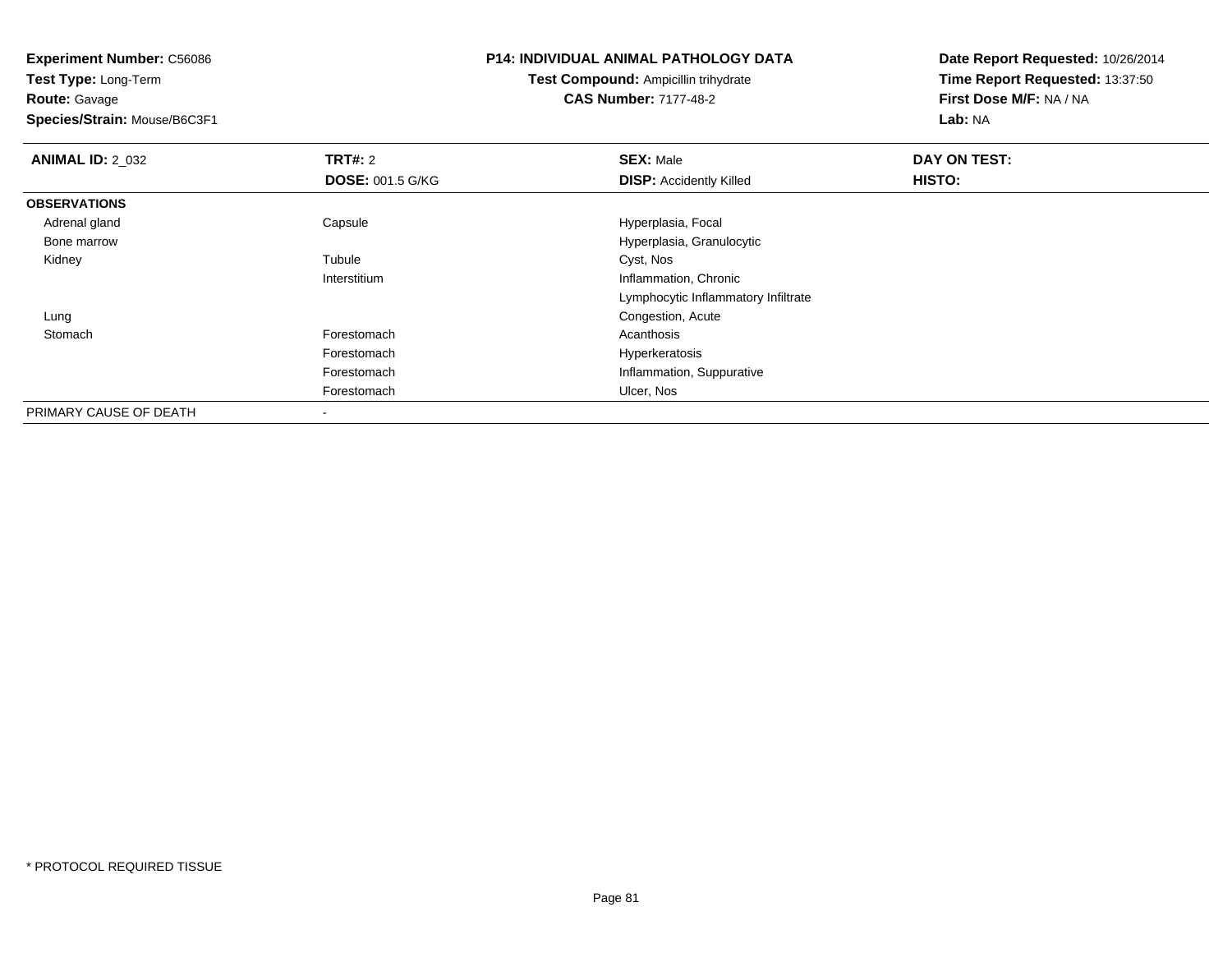**Experiment Number:** C56086
**Test Type:** Long-Term
**Route:** Gavage
**Species/Strain:** Mouse/B6C3F1

**P14: INDIVIDUAL ANIMAL PATHOLOGY DATA**
**Test Compound:** Ampicillin trihydrate
**CAS Number:** 7177-48-2

**Date Report Requested:** 10/26/2014
**Time Report Requested:** 13:37:50
**First Dose M/F:** NA / NA
**Lab:** NA

| **ANIMAL ID:** 2_032 | **TRT#:** 2 | **SEX:** Male | **DAY ON TEST:** |
|---|---|---|---|
| | **DOSE:** 001.5 G/KG | **DISP:** Accidently Killed | **HISTO:** |
| **OBSERVATIONS** | | | |
| Adrenal gland | Capsule | Hyperplasia, Focal | |
| Bone marrow | | Hyperplasia, Granulocytic | |
| Kidney | Tubule | Cyst, Nos | |
| | Interstitium | Inflammation, Chronic | |
| | | Lymphocytic Inflammatory Infiltrate | |
| Lung | | Congestion, Acute | |
| Stomach | Forestomach | Acanthosis | |
| | Forestomach | Hyperkeratosis | |
| | Forestomach | Inflammation, Suppurative | |
| | Forestomach | Ulcer, Nos | |
| PRIMARY CAUSE OF DEATH | - | | |

* PROTOCOL REQUIRED TISSUE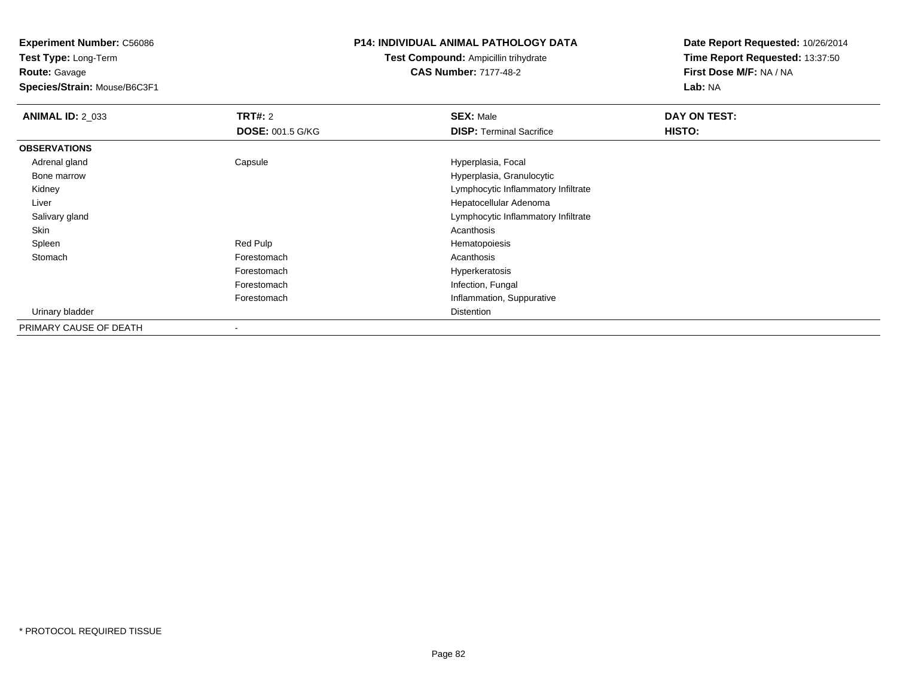**Experiment Number:** C56086
**Test Type:** Long-Term
**Route:** Gavage
**Species/Strain:** Mouse/B6C3F1

**P14: INDIVIDUAL ANIMAL PATHOLOGY DATA**
**Test Compound:** Ampicillin trihydrate
**CAS Number:** 7177-48-2

**Date Report Requested:** 10/26/2014
**Time Report Requested:** 13:37:50
**First Dose M/F:** NA / NA
**Lab:** NA

| **ANIMAL ID:** 2_033 | **TRT#:** 2 | **SEX:** Male | **DAY ON TEST:** |
|---|---|---|---|
| | **DOSE:** 001.5 G/KG | **DISP:** Terminal Sacrifice | **HISTO:** |
| **OBSERVATIONS** | | | |
| Adrenal gland | Capsule | Hyperplasia, Focal | |
| Bone marrow | | Hyperplasia, Granulocytic | |
| Kidney | | Lymphocytic Inflammatory Infiltrate | |
| Liver | | Hepatocellular Adenoma | |
| Salivary gland | | Lymphocytic Inflammatory Infiltrate | |
| Skin | | Acanthosis | |
| Spleen | Red Pulp | Hematopoiesis | |
| Stomach | Forestomach | Acanthosis | |
| | Forestomach | Hyperkeratosis | |
| | Forestomach | Infection, Fungal | |
| | Forestomach | Inflammation, Suppurative | |
| Urinary bladder | | Distention | |
| PRIMARY CAUSE OF DEATH | - | | |

* PROTOCOL REQUIRED TISSUE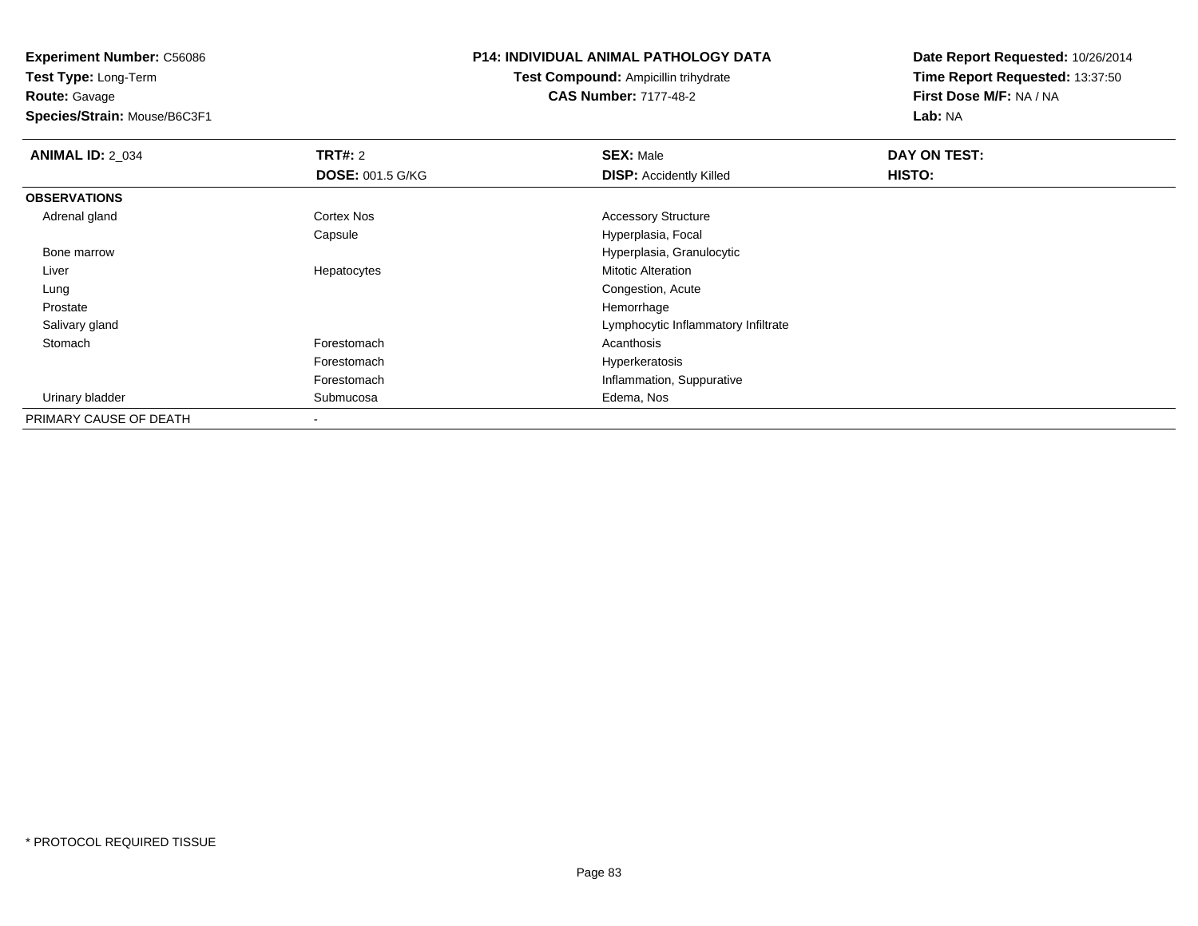**Experiment Number:** C56086
**Test Type:** Long-Term
**Route:** Gavage
**Species/Strain:** Mouse/B6C3F1

**P14: INDIVIDUAL ANIMAL PATHOLOGY DATA**
**Test Compound:** Ampicillin trihydrate
**CAS Number:** 7177-48-2

**Date Report Requested:** 10/26/2014
**Time Report Requested:** 13:37:50
**First Dose M/F:** NA / NA
**Lab:** NA

| **ANIMAL ID:** 2_034 | **TRT#:** 2 | **SEX:** Male | **DAY ON TEST:** |
|---|---|---|---|
| | **DOSE:** 001.5 G/KG | **DISP:** Accidently Killed | **HISTO:** |
| **OBSERVATIONS** | | | |
| Adrenal gland | Cortex Nos | Accessory Structure | |
| | Capsule | Hyperplasia, Focal | |
| Bone marrow | | Hyperplasia, Granulocytic | |
| Liver | Hepatocytes | Mitotic Alteration | |
| Lung | | Congestion, Acute | |
| Prostate | | Hemorrhage | |
| Salivary gland | | Lymphocytic Inflammatory Infiltrate | |
| Stomach | Forestomach | Acanthosis | |
| | Forestomach | Hyperkeratosis | |
| | Forestomach | Inflammation, Suppurative | |
| Urinary bladder | Submucosa | Edema, Nos | |
| PRIMARY CAUSE OF DEATH | - | | |

* PROTOCOL REQUIRED TISSUE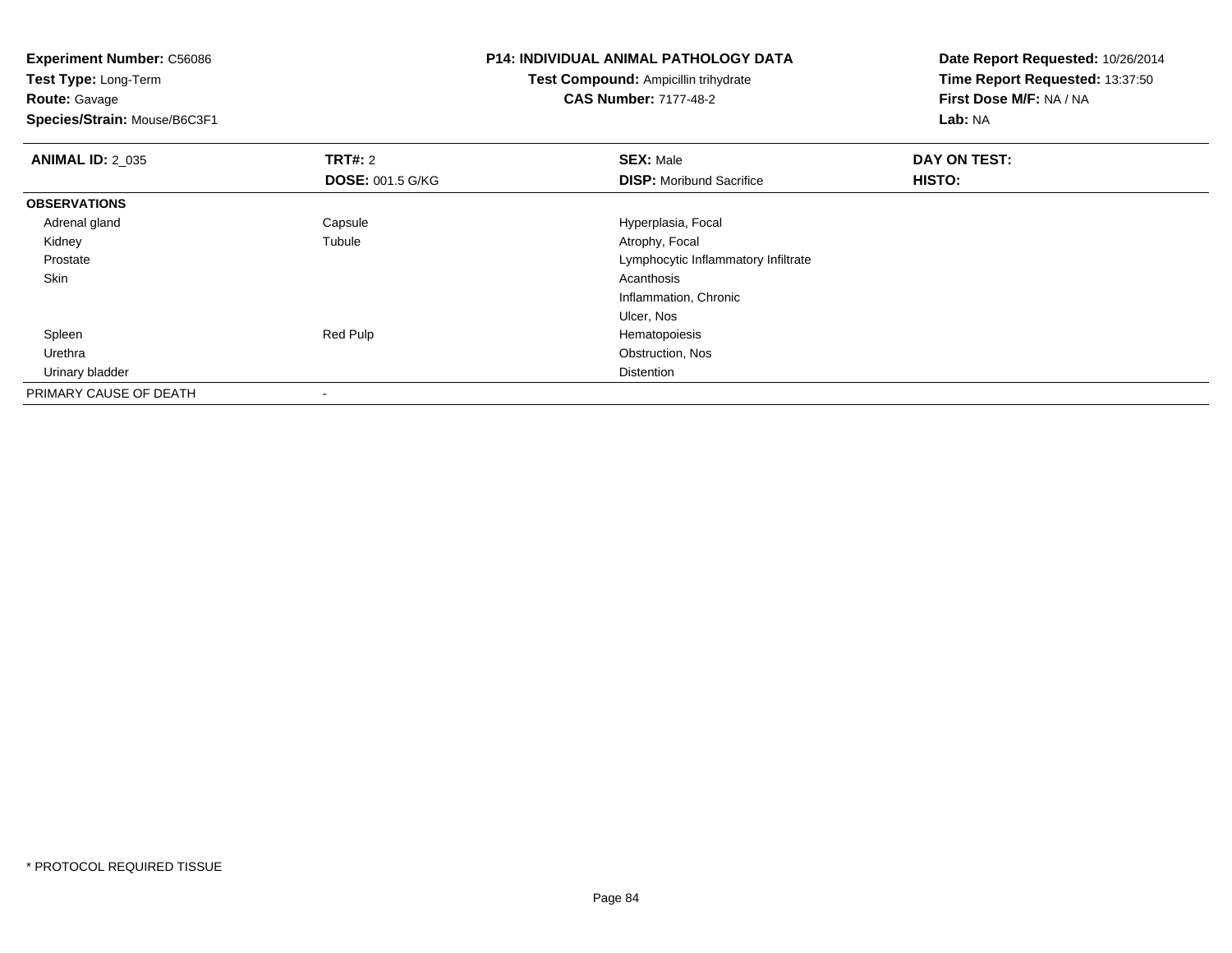**Experiment Number:** C56086
**Test Type:** Long-Term
**Route:** Gavage
**Species/Strain:** Mouse/B6C3F1

**P14: INDIVIDUAL ANIMAL PATHOLOGY DATA**
**Test Compound:** Ampicillin trihydrate
**CAS Number:** 7177-48-2

**Date Report Requested:** 10/26/2014
**Time Report Requested:** 13:37:50
**First Dose M/F:** NA / NA
**Lab:** NA

| **ANIMAL ID:** 2_035 | **TRT#:** 2 | **SEX:** Male | **DAY ON TEST:** |
|---|---|---|---|
| | **DOSE:** 001.5 G/KG | **DISP:** Moribund Sacrifice | **HISTO:** |
| **OBSERVATIONS** | | | |
| Adrenal gland | Capsule | Hyperplasia, Focal | |
| Kidney | Tubule | Atrophy, Focal | |
| Prostate | | Lymphocytic Inflammatory Infiltrate | |
| Skin | | Acanthosis | |
| | | Inflammation, Chronic | |
| | | Ulcer, Nos | |
| Spleen | Red Pulp | Hematopoiesis | |
| Urethra | | Obstruction, Nos | |
| Urinary bladder | | Distention | |
| PRIMARY CAUSE OF DEATH | - | | |

\* PROTOCOL REQUIRED TISSUE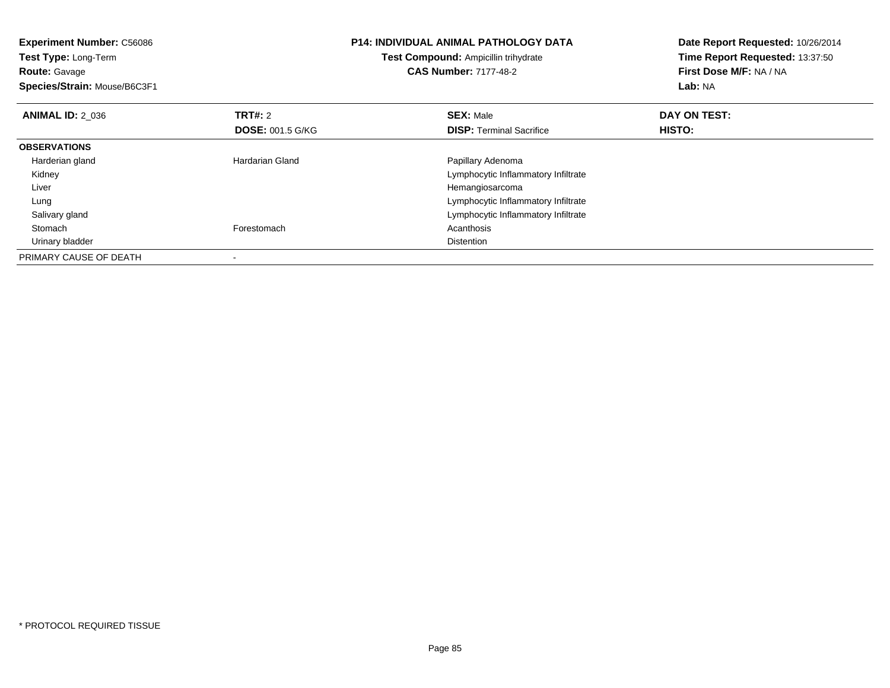**Experiment Number:** C56086
**Test Type:** Long-Term
**Route:** Gavage
**Species/Strain:** Mouse/B6C3F1

**P14: INDIVIDUAL ANIMAL PATHOLOGY DATA**
**Test Compound:** Ampicillin trihydrate
**CAS Number:** 7177-48-2

**Date Report Requested:** 10/26/2014
**Time Report Requested:** 13:37:50
**First Dose M/F:** NA / NA
**Lab:** NA

| **ANIMAL ID:** 2_036 | **TRT#:** 2 | **SEX:** Male | **DAY ON TEST:** |
|---|---|---|---|
| | **DOSE:** 001.5 G/KG | **DISP:** Terminal Sacrifice | **HISTO:** |
| **OBSERVATIONS** | | | |
| Harderian gland | Hardarian Gland | Papillary Adenoma | |
| Kidney | | Lymphocytic Inflammatory Infiltrate | |
| Liver | | Hemangiosarcoma | |
| Lung | | Lymphocytic Inflammatory Infiltrate | |
| Salivary gland | | Lymphocytic Inflammatory Infiltrate | |
| Stomach | Forestomach | Acanthosis | |
| Urinary bladder | | Distention | |
| PRIMARY CAUSE OF DEATH | - | | |

\* PROTOCOL REQUIRED TISSUE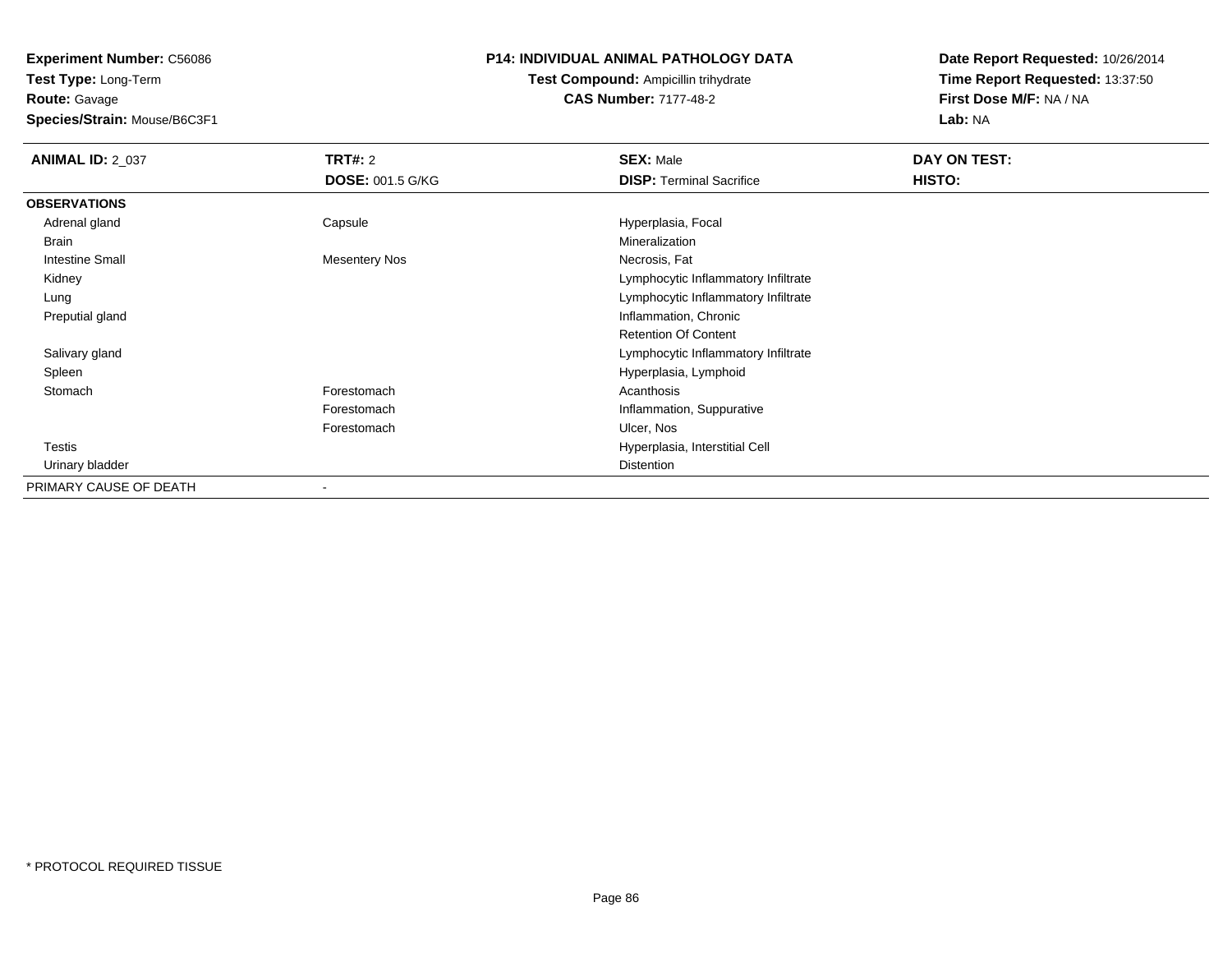**Experiment Number:** C56086
**Test Type:** Long-Term
**Route:** Gavage
**Species/Strain:** Mouse/B6C3F1

**P14: INDIVIDUAL ANIMAL PATHOLOGY DATA**
**Test Compound:** Ampicillin trihydrate
**CAS Number:** 7177-48-2

**Date Report Requested:** 10/26/2014
**Time Report Requested:** 13:37:50
**First Dose M/F:** NA / NA
**Lab:** NA

| **ANIMAL ID:** 2_037 | **TRT#:** 2 | **SEX:** Male | **DAY ON TEST:** |
|---|---|---|---|
| | **DOSE:** 001.5 G/KG | **DISP:** Terminal Sacrifice | **HISTO:** |
| **OBSERVATIONS** | | | |
| Adrenal gland | Capsule | Hyperplasia, Focal | |
| Brain | | Mineralization | |
| Intestine Small | Mesentery Nos | Necrosis, Fat | |
| Kidney | | Lymphocytic Inflammatory Infiltrate | |
| Lung | | Lymphocytic Inflammatory Infiltrate | |
| Preputial gland | | Inflammation, Chronic | |
| | | Retention Of Content | |
| Salivary gland | | Lymphocytic Inflammatory Infiltrate | |
| Spleen | | Hyperplasia, Lymphoid | |
| Stomach | Forestomach | Acanthosis | |
| | Forestomach | Inflammation, Suppurative | |
| | Forestomach | Ulcer, Nos | |
| Testis | | Hyperplasia, Interstitial Cell | |
| Urinary bladder | | Distention | |
| PRIMARY CAUSE OF DEATH | - | | |

* PROTOCOL REQUIRED TISSUE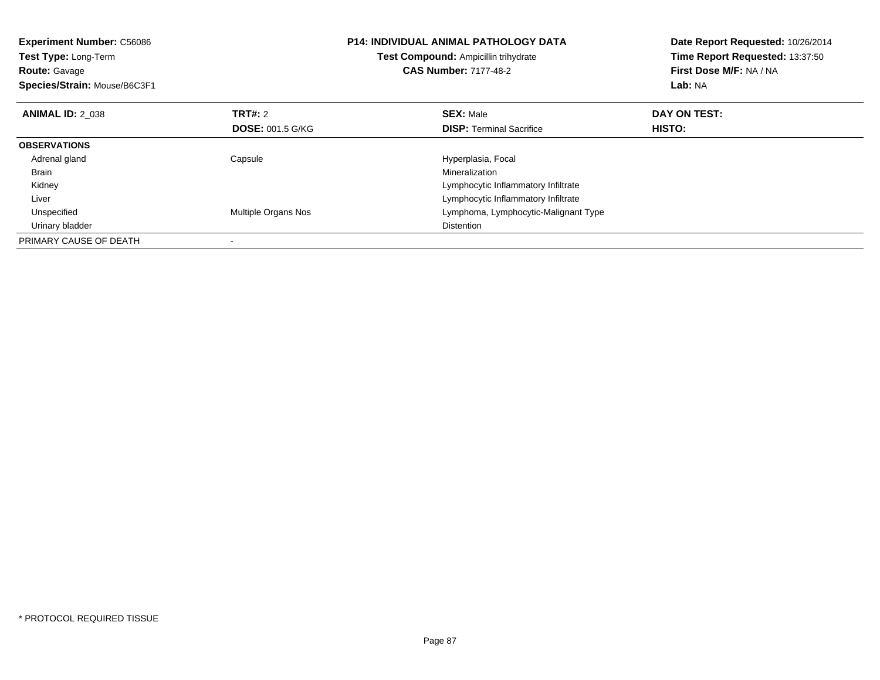**Experiment Number:** C56086
**Test Type:** Long-Term
**Route:** Gavage
**Species/Strain:** Mouse/B6C3F1

**P14: INDIVIDUAL ANIMAL PATHOLOGY DATA**
**Test Compound:** Ampicillin trihydrate
**CAS Number:** 7177-48-2

**Date Report Requested:** 10/26/2014
**Time Report Requested:** 13:37:50
**First Dose M/F:** NA / NA
**Lab:** NA

| **ANIMAL ID:** 2_038 | **TRT#:** 2 | **SEX:** Male | **DAY ON TEST:** |
|---|---|---|---|
| | **DOSE:** 001.5 G/KG | **DISP:** Terminal Sacrifice | **HISTO:** |
| **OBSERVATIONS** | | | |
| Adrenal gland | Capsule | Hyperplasia, Focal | |
| Brain | | Mineralization | |
| Kidney | | Lymphocytic Inflammatory Infiltrate | |
| Liver | | Lymphocytic Inflammatory Infiltrate | |
| Unspecified | Multiple Organs Nos | Lymphoma, Lymphocytic-Malignant Type | |
| Urinary bladder | | Distention | |
| PRIMARY CAUSE OF DEATH | - | | |

* PROTOCOL REQUIRED TISSUE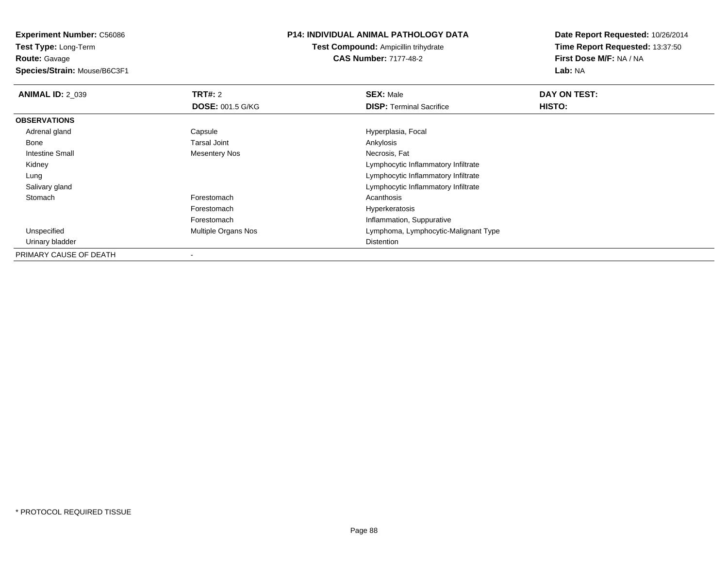**Experiment Number:** C56086
**Test Type:** Long-Term
**Route:** Gavage
**Species/Strain:** Mouse/B6C3F1

**P14: INDIVIDUAL ANIMAL PATHOLOGY DATA**
**Test Compound:** Ampicillin trihydrate
**CAS Number:** 7177-48-2

**Date Report Requested:** 10/26/2014
**Time Report Requested:** 13:37:50
**First Dose M/F:** NA / NA
**Lab:** NA

| **ANIMAL ID:** 2_039 | **TRT#:** 2 | **SEX:** Male | **DAY ON TEST:** |
|---|---|---|---|
| | **DOSE:** 001.5 G/KG | **DISP:** Terminal Sacrifice | **HISTO:** |
| **OBSERVATIONS** | | | |
| Adrenal gland | Capsule | Hyperplasia, Focal | |
| Bone | Tarsal Joint | Ankylosis | |
| Intestine Small | Mesentery Nos | Necrosis, Fat | |
| Kidney | | Lymphocytic Inflammatory Infiltrate | |
| Lung | | Lymphocytic Inflammatory Infiltrate | |
| Salivary gland | | Lymphocytic Inflammatory Infiltrate | |
| Stomach | Forestomach | Acanthosis | |
| | Forestomach | Hyperkeratosis | |
| | Forestomach | Inflammation, Suppurative | |
| Unspecified | Multiple Organs Nos | Lymphoma, Lymphocytic-Malignant Type | |
| Urinary bladder | | Distention | |
| PRIMARY CAUSE OF DEATH | - | | |

* PROTOCOL REQUIRED TISSUE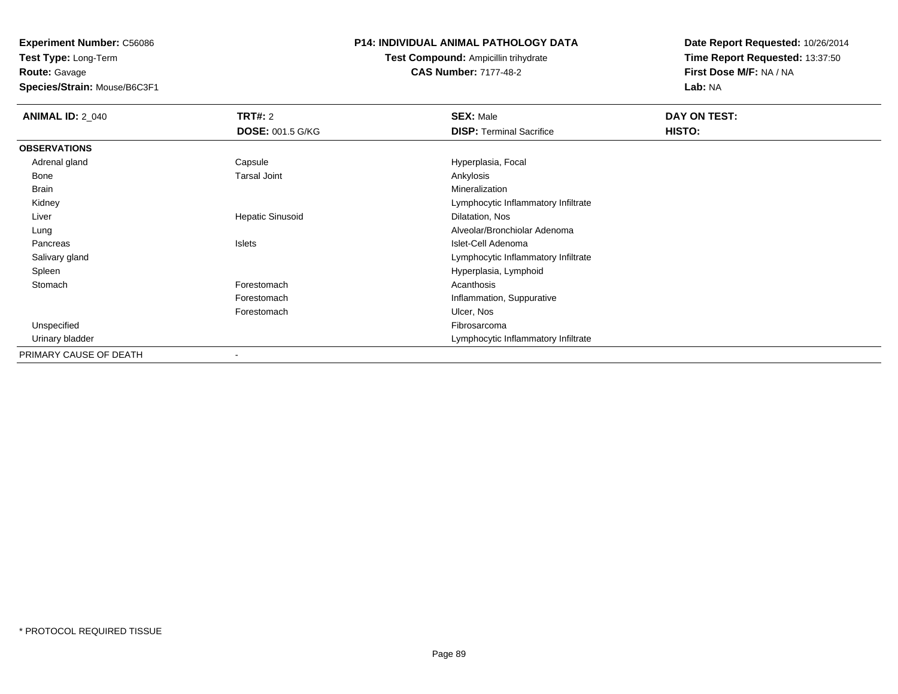**Experiment Number:** C56086
**Test Type:** Long-Term
**Route:** Gavage
**Species/Strain:** Mouse/B6C3F1

**P14: INDIVIDUAL ANIMAL PATHOLOGY DATA**
**Test Compound:** Ampicillin trihydrate
**CAS Number:** 7177-48-2

**Date Report Requested:** 10/26/2014
**Time Report Requested:** 13:37:50
**First Dose M/F:** NA / NA
**Lab:** NA

| **ANIMAL ID:** 2_040 | **TRT#:** 2 | **SEX:** Male | **DAY ON TEST:** |
|---|---|---|---|
| | **DOSE:** 001.5 G/KG | **DISP:** Terminal Sacrifice | **HISTO:** |
| **OBSERVATIONS** | | | |
| Adrenal gland | Capsule | Hyperplasia, Focal | |
| Bone | Tarsal Joint | Ankylosis | |
| Brain | | Mineralization | |
| Kidney | | Lymphocytic Inflammatory Infiltrate | |
| Liver | Hepatic Sinusoid | Dilatation, Nos | |
| Lung | | Alveolar/Bronchiolar Adenoma | |
| Pancreas | Islets | Islet-Cell Adenoma | |
| Salivary gland | | Lymphocytic Inflammatory Infiltrate | |
| Spleen | | Hyperplasia, Lymphoid | |
| Stomach | Forestomach | Acanthosis | |
| | Forestomach | Inflammation, Suppurative | |
| | Forestomach | Ulcer, Nos | |
| Unspecified | | Fibrosarcoma | |
| Urinary bladder | | Lymphocytic Inflammatory Infiltrate | |
| PRIMARY CAUSE OF DEATH | - | | |

* PROTOCOL REQUIRED TISSUE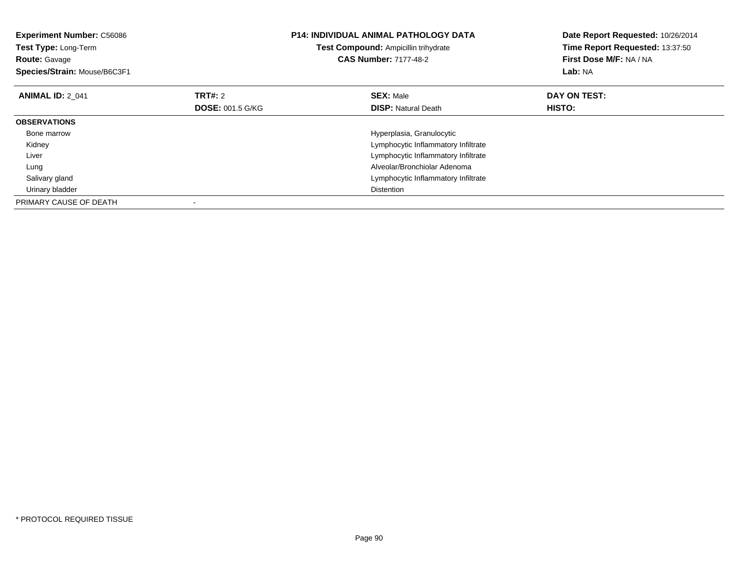**Experiment Number:** C56086
**Test Type:** Long-Term
**Route:** Gavage
**Species/Strain:** Mouse/B6C3F1

**P14: INDIVIDUAL ANIMAL PATHOLOGY DATA**
**Test Compound:** Ampicillin trihydrate
**CAS Number:** 7177-48-2

**Date Report Requested:** 10/26/2014
**Time Report Requested:** 13:37:50
**First Dose M/F:** NA / NA
**Lab:** NA

| **ANIMAL ID:** 2_041 | **TRT#:** 2 | **SEX:** Male | **DAY ON TEST:** |
|---|---|---|---|
| | **DOSE:** 001.5 G/KG | **DISP:** Natural Death | **HISTO:** |
| **OBSERVATIONS** | | | |
| Bone marrow | | Hyperplasia, Granulocytic | |
| Kidney | | Lymphocytic Inflammatory Infiltrate | |
| Liver | | Lymphocytic Inflammatory Infiltrate | |
| Lung | | Alveolar/Bronchiolar Adenoma | |
| Salivary gland | | Lymphocytic Inflammatory Infiltrate | |
| Urinary bladder | | Distention | |
| PRIMARY CAUSE OF DEATH | - | | |

* PROTOCOL REQUIRED TISSUE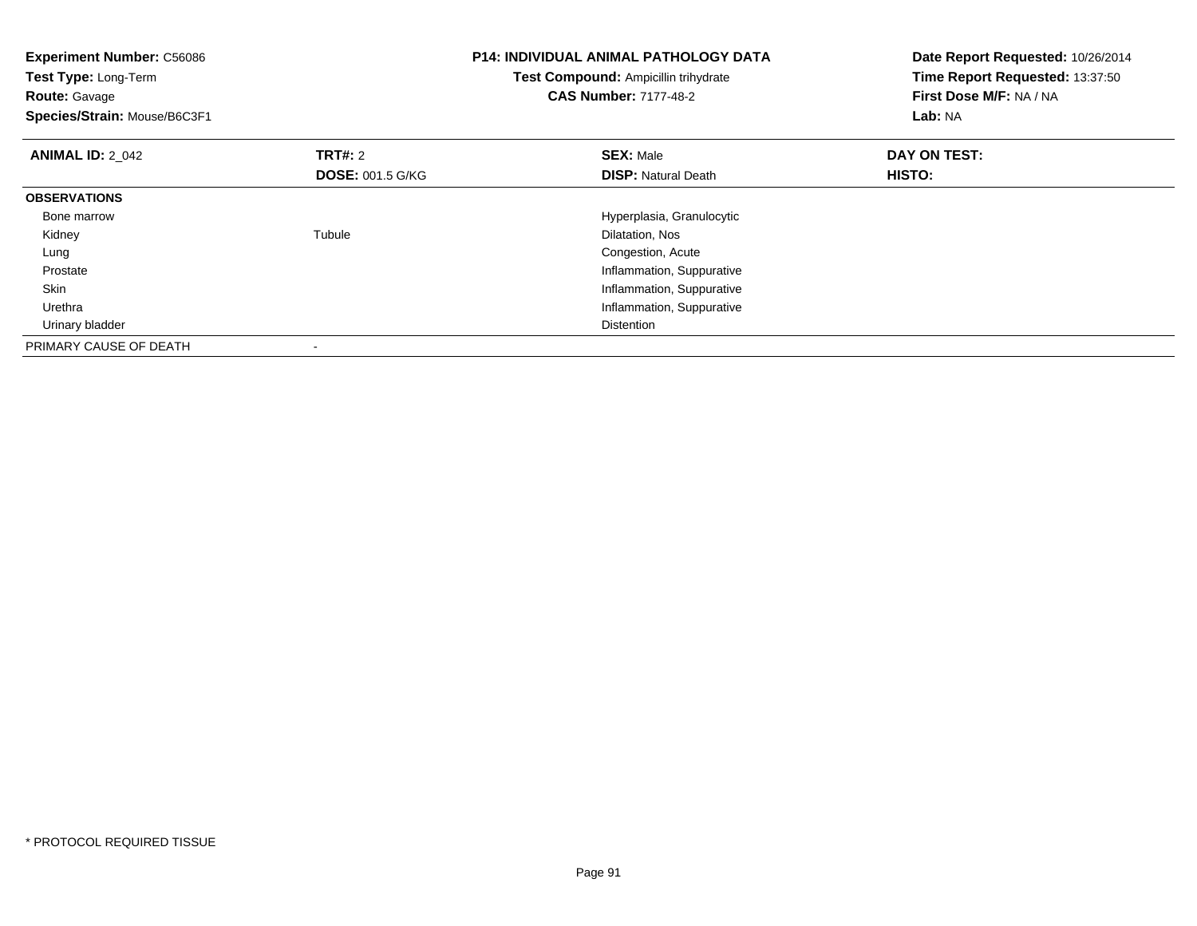**Experiment Number:** C56086
**Test Type:** Long-Term
**Route:** Gavage
**Species/Strain:** Mouse/B6C3F1

## P14: INDIVIDUAL ANIMAL PATHOLOGY DATA

**Test Compound:** Ampicillin trihydrate
**CAS Number:** 7177-48-2

**Date Report Requested:** 10/26/2014
**Time Report Requested:** 13:37:50
**First Dose M/F:** NA / NA
**Lab:** NA

| **ANIMAL ID:** 2_042 | **TRT#:** 2 | **SEX:** Male | **DAY ON TEST:** |
|---|---|---|---|
| | **DOSE:** 001.5 G/KG | **DISP:** Natural Death | **HISTO:** |
| **OBSERVATIONS** | | | |
| Bone marrow | | Hyperplasia, Granulocytic | |
| Kidney | Tubule | Dilatation, Nos | |
| Lung | | Congestion, Acute | |
| Prostate | | Inflammation, Suppurative | |
| Skin | | Inflammation, Suppurative | |
| Urethra | | Inflammation, Suppurative | |
| Urinary bladder | | Distention | |
| PRIMARY CAUSE OF DEATH | - | | |

* PROTOCOL REQUIRED TISSUE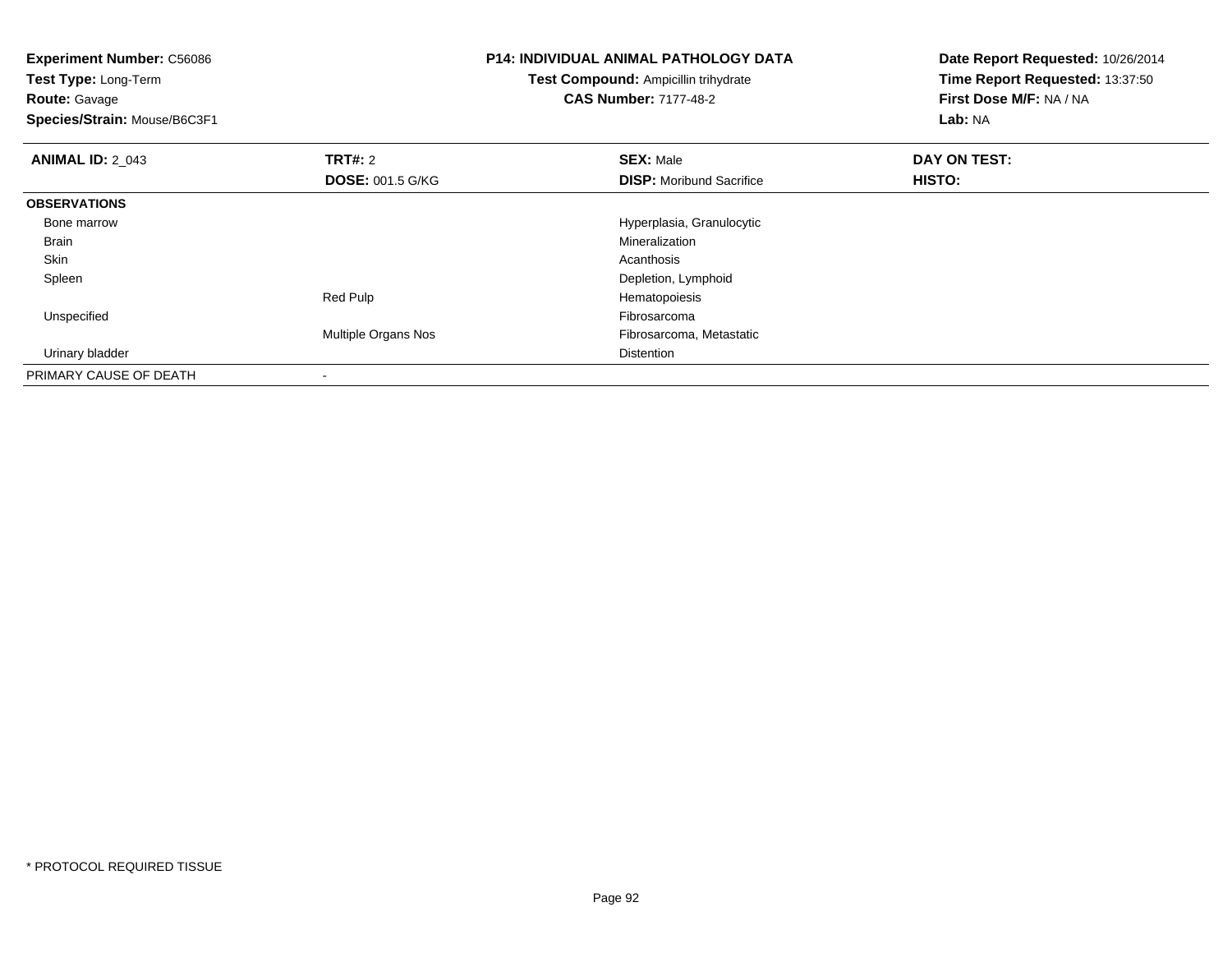**Experiment Number:** C56086
**Test Type:** Long-Term
**Route:** Gavage
**Species/Strain:** Mouse/B6C3F1

**P14: INDIVIDUAL ANIMAL PATHOLOGY DATA**
**Test Compound:** Ampicillin trihydrate
**CAS Number:** 7177-48-2

**Date Report Requested:** 10/26/2014
**Time Report Requested:** 13:37:50
**First Dose M/F:** NA / NA
**Lab:** NA

| **ANIMAL ID:** 2_043 | **TRT#:** 2 | **SEX:** Male | **DAY ON TEST:** |
|---|---|---|---|
| | **DOSE:** 001.5 G/KG | **DISP:** Moribund Sacrifice | **HISTO:** |
| **OBSERVATIONS** | | | |
| Bone marrow | | Hyperplasia, Granulocytic | |
| Brain | | Mineralization | |
| Skin | | Acanthosis | |
| Spleen | | Depletion, Lymphoid | |
| | Red Pulp | Hematopoiesis | |
| Unspecified | | Fibrosarcoma | |
| | Multiple Organs Nos | Fibrosarcoma, Metastatic | |
| Urinary bladder | | Distention | |
| PRIMARY CAUSE OF DEATH | - | | |

* PROTOCOL REQUIRED TISSUE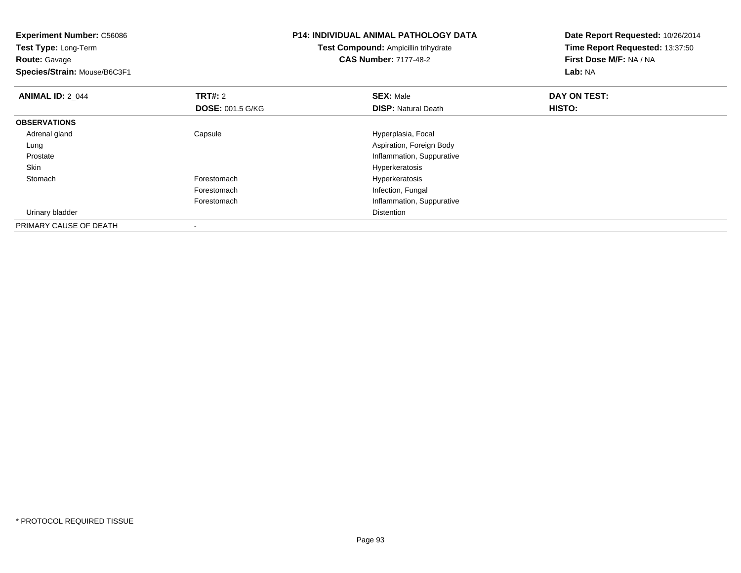**Experiment Number:** C56086
**Test Type:** Long-Term
**Route:** Gavage
**Species/Strain:** Mouse/B6C3F1

**P14: INDIVIDUAL ANIMAL PATHOLOGY DATA**
**Test Compound:** Ampicillin trihydrate
**CAS Number:** 7177-48-2

**Date Report Requested:** 10/26/2014
**Time Report Requested:** 13:37:50
**First Dose M/F:** NA / NA
**Lab:** NA

| **ANIMAL ID:** 2_044 | **TRT#:** 2 | **SEX:** Male | **DAY ON TEST:** |
|---|---|---|---|
| | **DOSE:** 001.5 G/KG | **DISP:** Natural Death | **HISTO:** |
| **OBSERVATIONS** | | | |
| Adrenal gland | Capsule | Hyperplasia, Focal | |
| Lung | | Aspiration, Foreign Body | |
| Prostate | | Inflammation, Suppurative | |
| Skin | | Hyperkeratosis | |
| Stomach | Forestomach | Hyperkeratosis | |
| | Forestomach | Infection, Fungal | |
| | Forestomach | Inflammation, Suppurative | |
| Urinary bladder | | Distention | |
| PRIMARY CAUSE OF DEATH | - | | |

* PROTOCOL REQUIRED TISSUE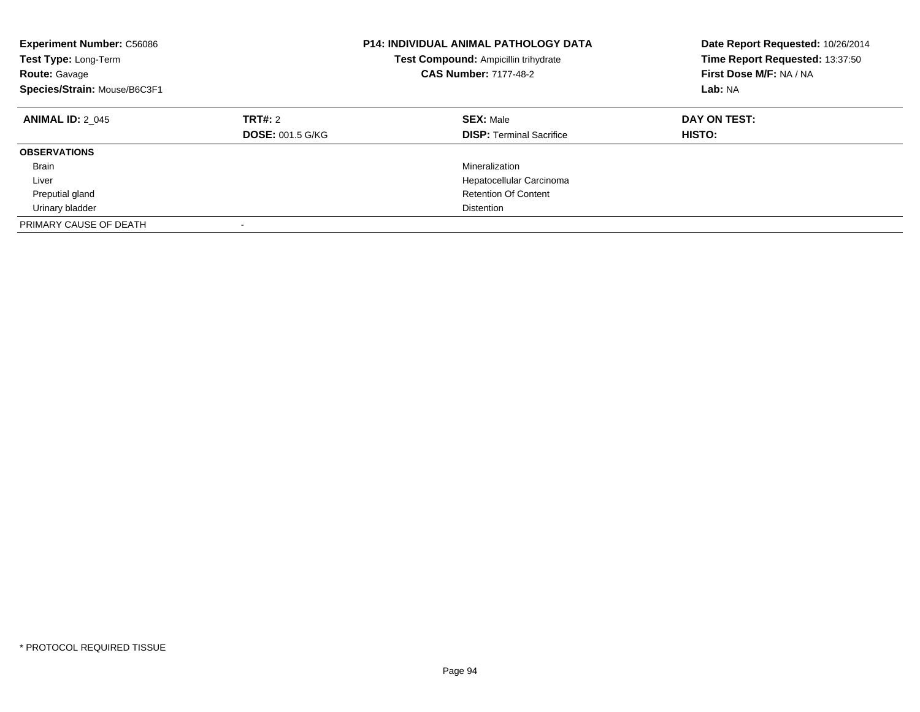**Experiment Number:** C56086
**Test Type:** Long-Term
**Route:** Gavage
**Species/Strain:** Mouse/B6C3F1

**P14: INDIVIDUAL ANIMAL PATHOLOGY DATA**
**Test Compound:** Ampicillin trihydrate
**CAS Number:** 7177-48-2

**Date Report Requested:** 10/26/2014
**Time Report Requested:** 13:37:50
**First Dose M/F:** NA / NA
**Lab:** NA

| **ANIMAL ID:** 2_045 | **TRT#:** 2 | **SEX:** Male | **DAY ON TEST:** |
|---|---|---|---|
| | **DOSE:** 001.5 G/KG | **DISP:** Terminal Sacrifice | **HISTO:** |
| **OBSERVATIONS** | | | |
| Brain | | Mineralization | |
| Liver | | Hepatocellular Carcinoma | |
| Preputial gland | | Retention Of Content | |
| Urinary bladder | | Distention | |
| PRIMARY CAUSE OF DEATH | - | | |

* PROTOCOL REQUIRED TISSUE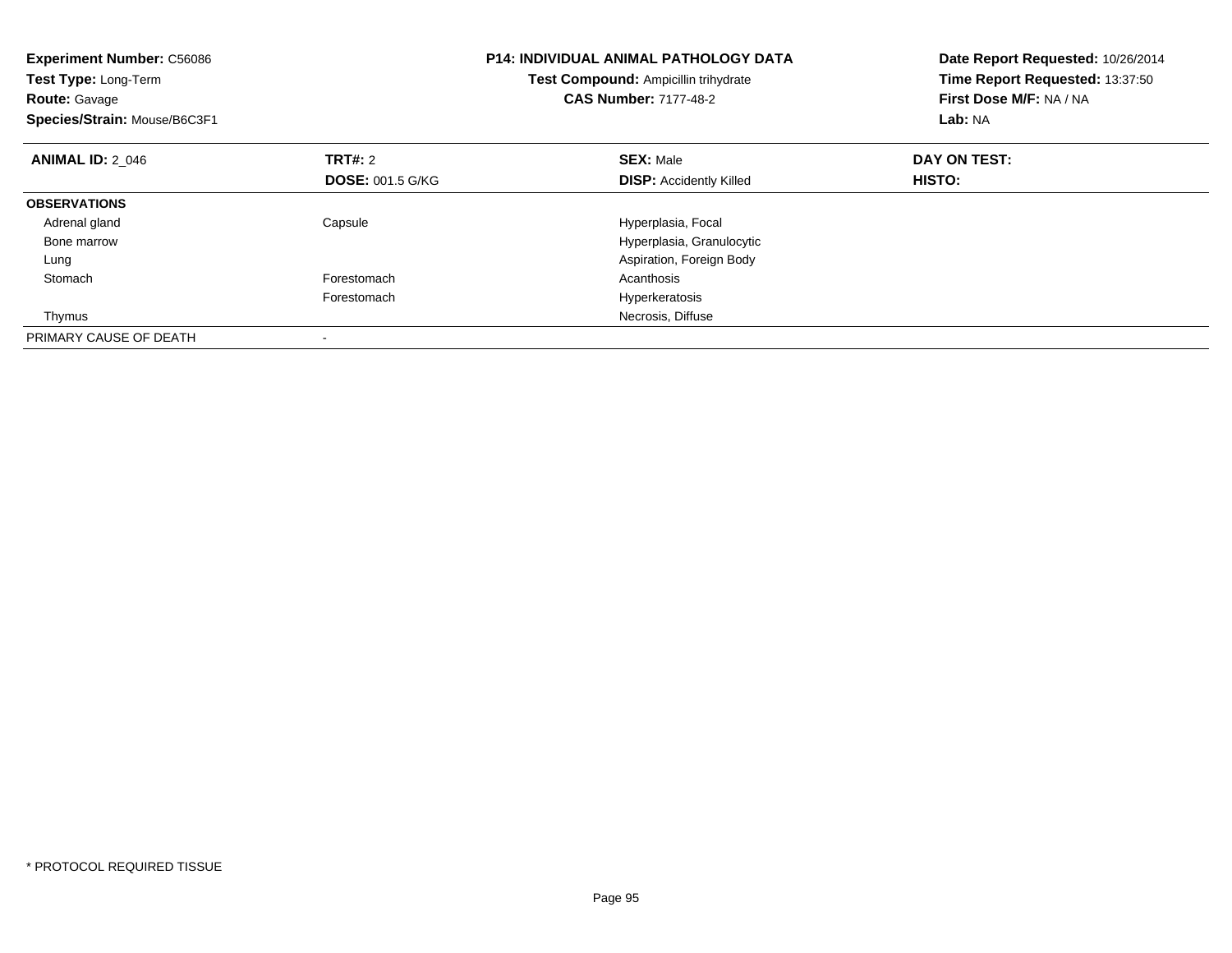**Experiment Number:** C56086
**Test Type:** Long-Term
**Route:** Gavage
**Species/Strain:** Mouse/B6C3F1

**P14: INDIVIDUAL ANIMAL PATHOLOGY DATA**
**Test Compound:** Ampicillin trihydrate
**CAS Number:** 7177-48-2

**Date Report Requested:** 10/26/2014
**Time Report Requested:** 13:37:50
**First Dose M/F:** NA / NA
**Lab:** NA

| **ANIMAL ID:** 2_046 | **TRT#:** 2 | **SEX:** Male | **DAY ON TEST:** |
|---|---|---|---|
| | **DOSE:** 001.5 G/KG | **DISP:** Accidently Killed | **HISTO:** |
| **OBSERVATIONS** | | | |
| Adrenal gland | Capsule | Hyperplasia, Focal | |
| Bone marrow | | Hyperplasia, Granulocytic | |
| Lung | | Aspiration, Foreign Body | |
| Stomach | Forestomach | Acanthosis | |
| | Forestomach | Hyperkeratosis | |
| Thymus | | Necrosis, Diffuse | |
| PRIMARY CAUSE OF DEATH | - | | |

* PROTOCOL REQUIRED TISSUE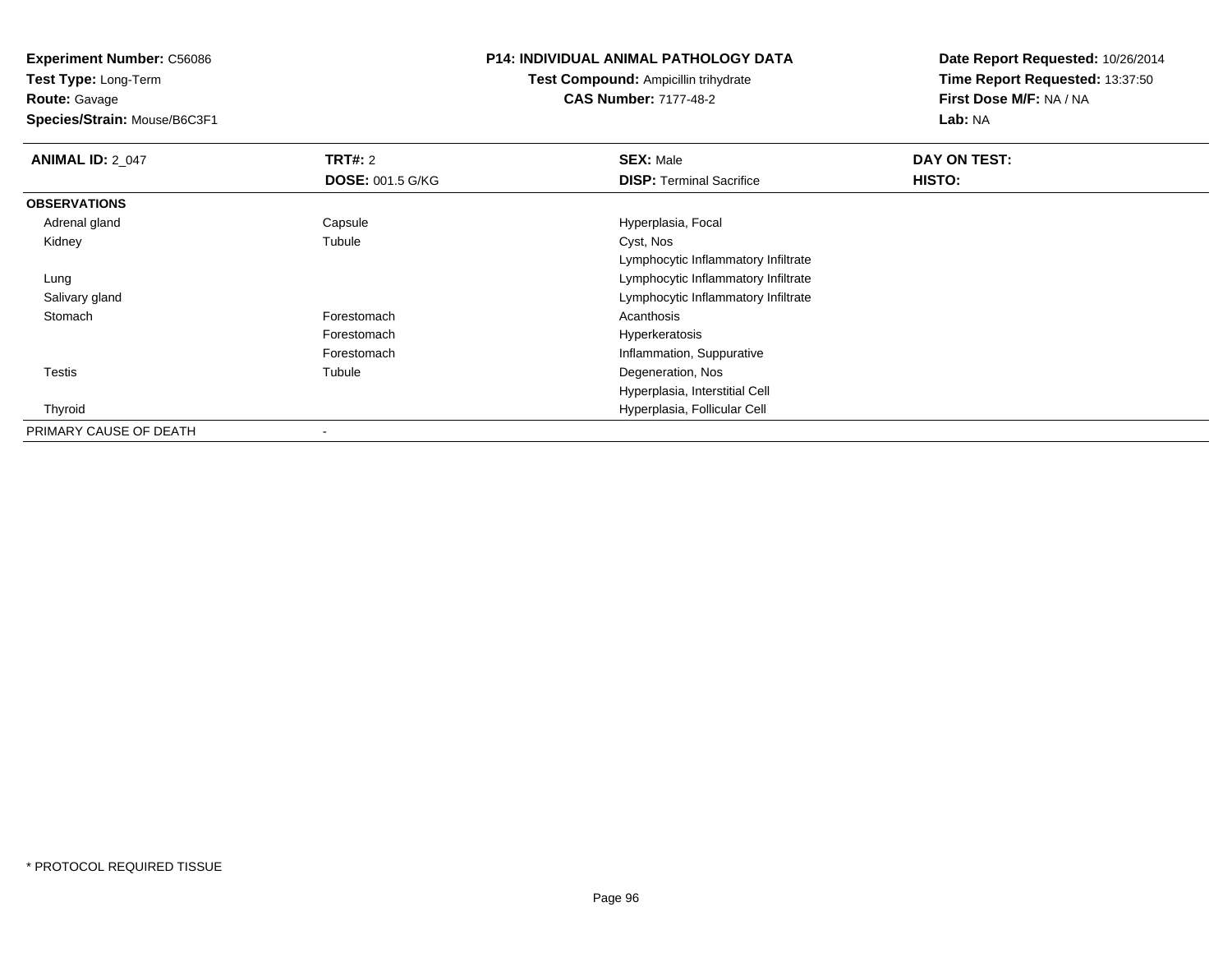**Experiment Number:** C56086
**Test Type:** Long-Term
**Route:** Gavage
**Species/Strain:** Mouse/B6C3F1

**P14: INDIVIDUAL ANIMAL PATHOLOGY DATA**
**Test Compound:** Ampicillin trihydrate
**CAS Number:** 7177-48-2

**Date Report Requested:** 10/26/2014
**Time Report Requested:** 13:37:50
**First Dose M/F:** NA / NA
**Lab:** NA

| **ANIMAL ID:** 2_047 | **TRT#:** 2 | **SEX:** Male | **DAY ON TEST:** |
|---|---|---|---|
| | **DOSE:** 001.5 G/KG | **DISP:** Terminal Sacrifice | **HISTO:** |
| **OBSERVATIONS** | | | |
| Adrenal gland | Capsule | Hyperplasia, Focal | |
| Kidney | Tubule | Cyst, Nos | |
| | | Lymphocytic Inflammatory Infiltrate | |
| Lung | | Lymphocytic Inflammatory Infiltrate | |
| Salivary gland | | Lymphocytic Inflammatory Infiltrate | |
| Stomach | Forestomach | Acanthosis | |
| | Forestomach | Hyperkeratosis | |
| | Forestomach | Inflammation, Suppurative | |
| Testis | Tubule | Degeneration, Nos | |
| | | Hyperplasia, Interstitial Cell | |
| Thyroid | | Hyperplasia, Follicular Cell | |
| PRIMARY CAUSE OF DEATH | - | | |

* PROTOCOL REQUIRED TISSUE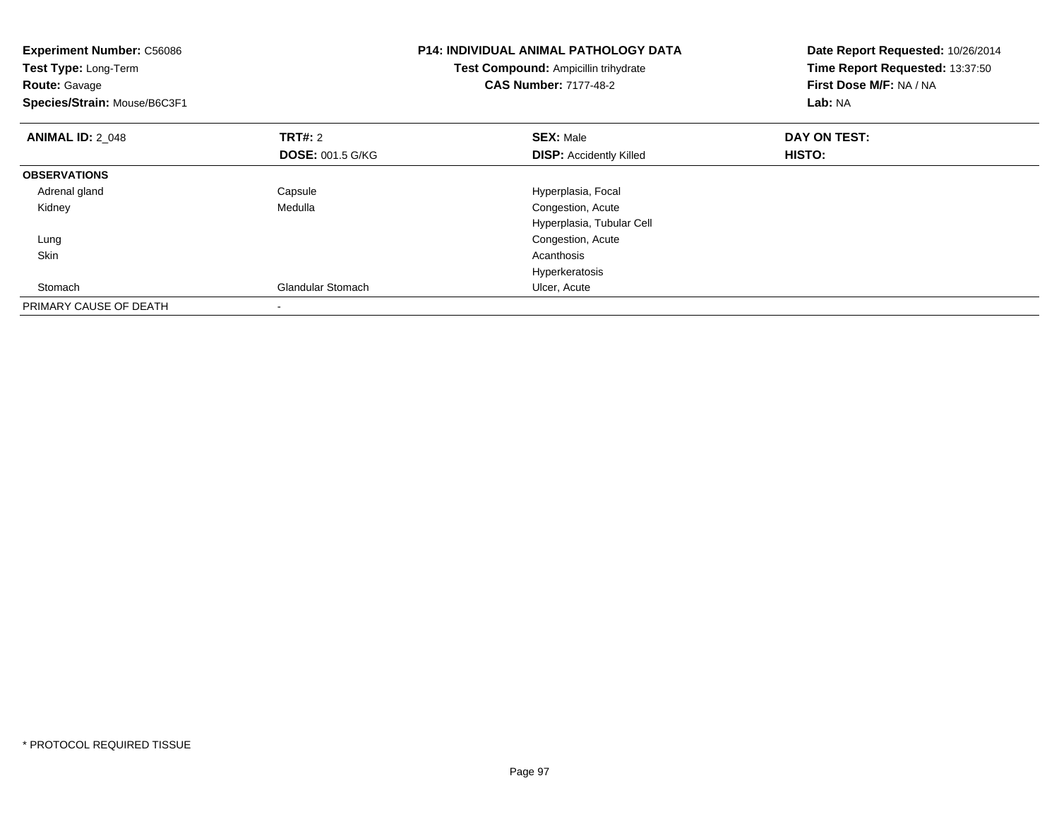**Experiment Number:** C56086
**Test Type:** Long-Term
**Route:** Gavage
**Species/Strain:** Mouse/B6C3F1

**P14: INDIVIDUAL ANIMAL PATHOLOGY DATA**
**Test Compound:** Ampicillin trihydrate
**CAS Number:** 7177-48-2

**Date Report Requested:** 10/26/2014
**Time Report Requested:** 13:37:50
**First Dose M/F:** NA / NA
**Lab:** NA

| **ANIMAL ID:** 2_048 | **TRT#:** 2 | **SEX:** Male | **DAY ON TEST:** |
|---|---|---|---|
| | **DOSE:** 001.5 G/KG | **DISP:** Accidently Killed | **HISTO:** |
| **OBSERVATIONS** | | | |
| Adrenal gland | Capsule | Hyperplasia, Focal | |
| Kidney | Medulla | Congestion, Acute | |
| | | Hyperplasia, Tubular Cell | |
| Lung | | Congestion, Acute | |
| Skin | | Acanthosis | |
| | | Hyperkeratosis | |
| Stomach | Glandular Stomach | Ulcer, Acute | |
| PRIMARY CAUSE OF DEATH | - | | |

* PROTOCOL REQUIRED TISSUE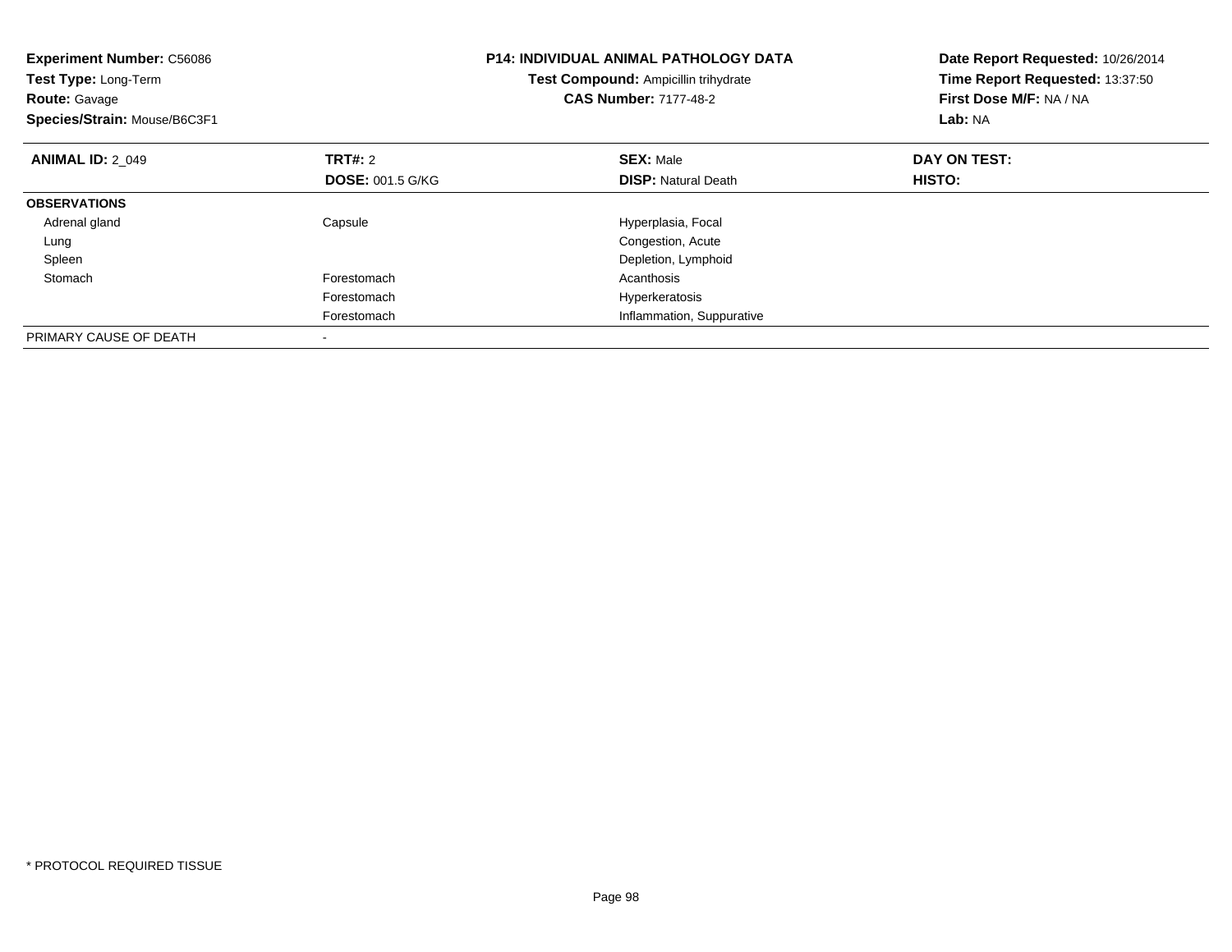**Experiment Number:** C56086
**Test Type:** Long-Term
**Route:** Gavage
**Species/Strain:** Mouse/B6C3F1

**P14: INDIVIDUAL ANIMAL PATHOLOGY DATA**
**Test Compound:** Ampicillin trihydrate
**CAS Number:** 7177-48-2

**Date Report Requested:** 10/26/2014
**Time Report Requested:** 13:37:50
**First Dose M/F:** NA / NA
**Lab:** NA

| **ANIMAL ID:** 2_049 | **TRT#:** 2 | **SEX:** Male | **DAY ON TEST:** |
|---|---|---|---|
| | **DOSE:** 001.5 G/KG | **DISP:** Natural Death | **HISTO:** |
| **OBSERVATIONS** | | | |
| Adrenal gland | Capsule | Hyperplasia, Focal | |
| Lung | | Congestion, Acute | |
| Spleen | | Depletion, Lymphoid | |
| Stomach | Forestomach | Acanthosis | |
| | Forestomach | Hyperkeratosis | |
| | Forestomach | Inflammation, Suppurative | |
| PRIMARY CAUSE OF DEATH | - | | |

* PROTOCOL REQUIRED TISSUE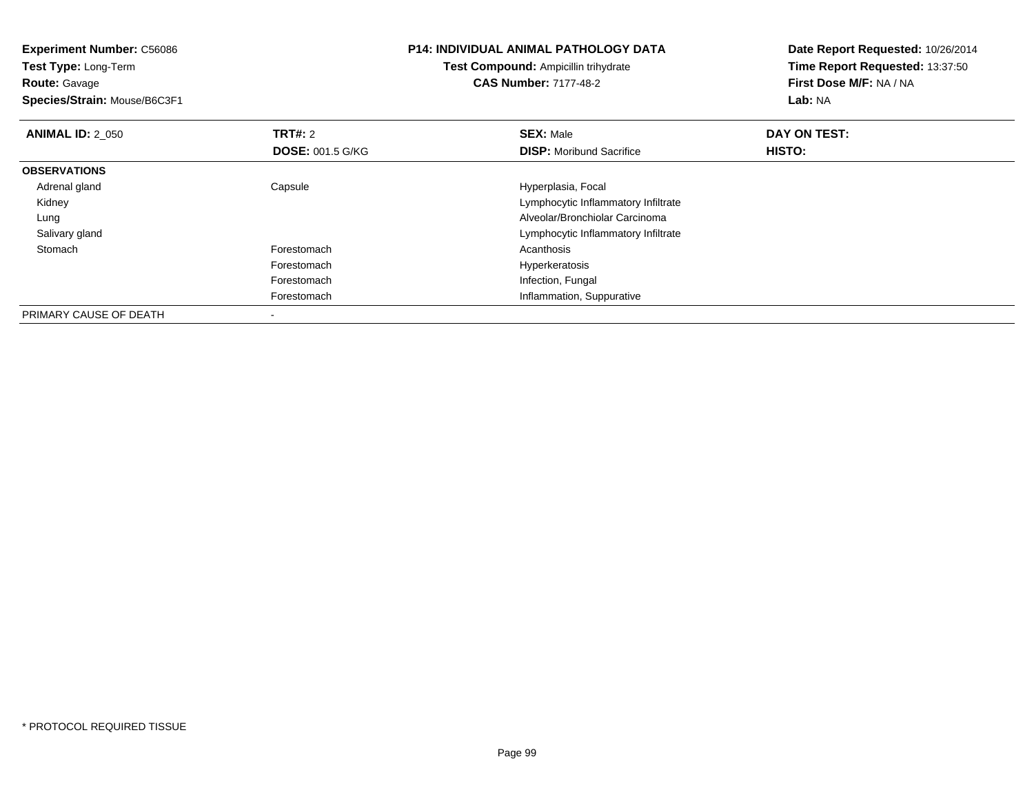**Experiment Number:** C56086
**Test Type:** Long-Term
**Route:** Gavage
**Species/Strain:** Mouse/B6C3F1

**P14: INDIVIDUAL ANIMAL PATHOLOGY DATA**
**Test Compound:** Ampicillin trihydrate
**CAS Number:** 7177-48-2

**Date Report Requested:** 10/26/2014
**Time Report Requested:** 13:37:50
**First Dose M/F:** NA / NA
**Lab:** NA

| **ANIMAL ID:** 2_050 | **TRT#:** 2 | **SEX:** Male | **DAY ON TEST:** |
|---|---|---|---|
| | **DOSE:** 001.5 G/KG | **DISP:** Moribund Sacrifice | **HISTO:** |
| **OBSERVATIONS** | | | |
| Adrenal gland | Capsule | Hyperplasia, Focal | |
| Kidney | | Lymphocytic Inflammatory Infiltrate | |
| Lung | | Alveolar/Bronchiolar Carcinoma | |
| Salivary gland | | Lymphocytic Inflammatory Infiltrate | |
| Stomach | Forestomach | Acanthosis | |
| | Forestomach | Hyperkeratosis | |
| | Forestomach | Infection, Fungal | |
| | Forestomach | Inflammation, Suppurative | |
| PRIMARY CAUSE OF DEATH | - | | |

* PROTOCOL REQUIRED TISSUE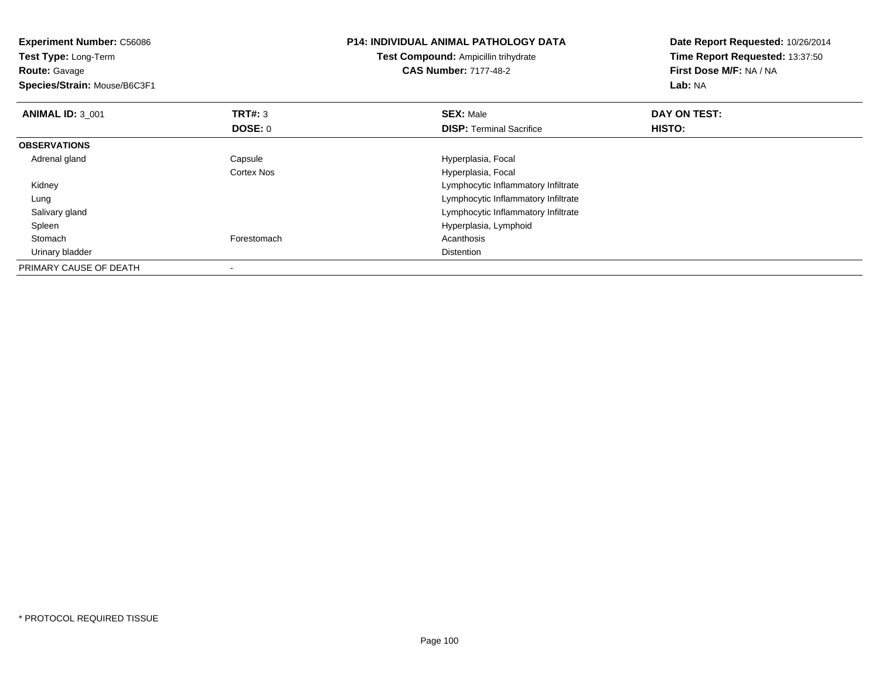**Experiment Number:** C56086
**Test Type:** Long-Term
**Route:** Gavage
**Species/Strain:** Mouse/B6C3F1

**P14: INDIVIDUAL ANIMAL PATHOLOGY DATA**
**Test Compound:** Ampicillin trihydrate
**CAS Number:** 7177-48-2

**Date Report Requested:** 10/26/2014
**Time Report Requested:** 13:37:50
**First Dose M/F:** NA / NA
**Lab:** NA

| **ANIMAL ID:** 3_001 | **TRT#:** 3 | **SEX:** Male | **DAY ON TEST:** |
|---|---|---|---|
| | **DOSE:** 0 | **DISP:** Terminal Sacrifice | **HISTO:** |
| **OBSERVATIONS** | | | |
| Adrenal gland | Capsule | Hyperplasia, Focal | |
| | Cortex Nos | Hyperplasia, Focal | |
| Kidney | | Lymphocytic Inflammatory Infiltrate | |
| Lung | | Lymphocytic Inflammatory Infiltrate | |
| Salivary gland | | Lymphocytic Inflammatory Infiltrate | |
| Spleen | | Hyperplasia, Lymphoid | |
| Stomach | Forestomach | Acanthosis | |
| Urinary bladder | | Distention | |
| PRIMARY CAUSE OF DEATH | - | | |

* PROTOCOL REQUIRED TISSUE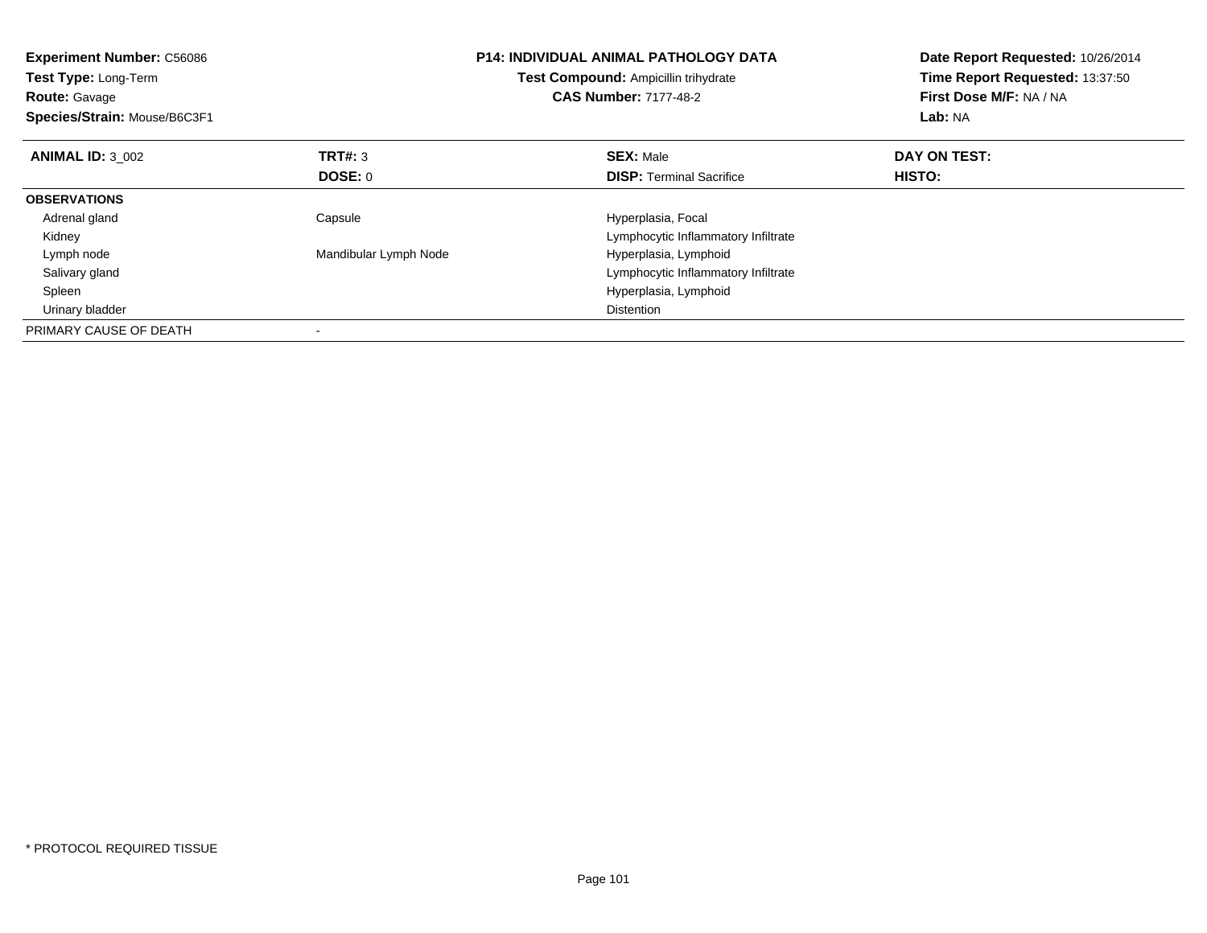**Experiment Number:** C56086
**Test Type:** Long-Term
**Route:** Gavage
**Species/Strain:** Mouse/B6C3F1

**P14: INDIVIDUAL ANIMAL PATHOLOGY DATA**
**Test Compound:** Ampicillin trihydrate
**CAS Number:** 7177-48-2

**Date Report Requested:** 10/26/2014
**Time Report Requested:** 13:37:50
**First Dose M/F:** NA / NA
**Lab:** NA

| **ANIMAL ID:** 3_002 | **TRT#:** 3 | **SEX:** Male | **DAY ON TEST:** |
|---|---|---|---|
| | **DOSE:** 0 | **DISP:** Terminal Sacrifice | **HISTO:** |
| **OBSERVATIONS** | | | |
| Adrenal gland | Capsule | Hyperplasia, Focal | |
| Kidney | | Lymphocytic Inflammatory Infiltrate | |
| Lymph node | Mandibular Lymph Node | Hyperplasia, Lymphoid | |
| Salivary gland | | Lymphocytic Inflammatory Infiltrate | |
| Spleen | | Hyperplasia, Lymphoid | |
| Urinary bladder | | Distention | |
| PRIMARY CAUSE OF DEATH | - | | |

* PROTOCOL REQUIRED TISSUE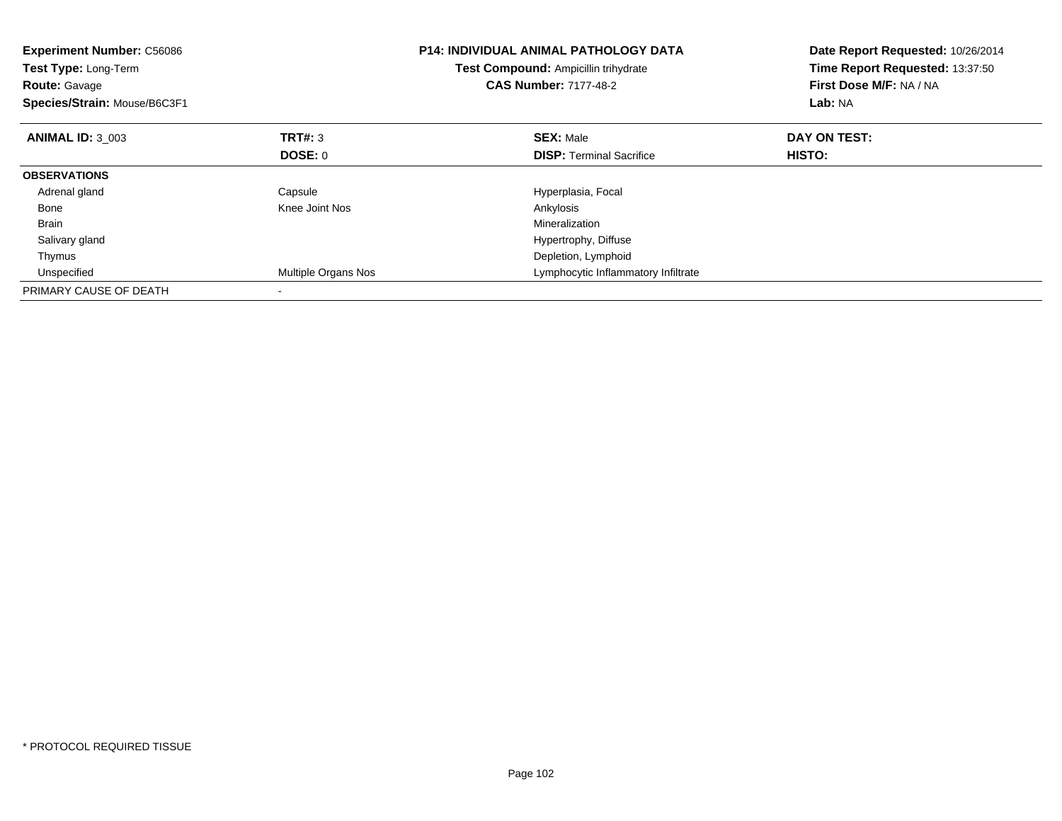**Experiment Number:** C56086
**Test Type:** Long-Term
**Route:** Gavage
**Species/Strain:** Mouse/B6C3F1

**P14: INDIVIDUAL ANIMAL PATHOLOGY DATA**
**Test Compound:** Ampicillin trihydrate
**CAS Number:** 7177-48-2

**Date Report Requested:** 10/26/2014
**Time Report Requested:** 13:37:50
**First Dose M/F:** NA / NA
**Lab:** NA

| **ANIMAL ID:** 3_003 | **TRT#:** 3 | **SEX:** Male | **DAY ON TEST:** |
|---|---|---|---|
| | **DOSE:** 0 | **DISP:** Terminal Sacrifice | **HISTO:** |
| **OBSERVATIONS** | | | |
| Adrenal gland | Capsule | Hyperplasia, Focal | |
| Bone | Knee Joint Nos | Ankylosis | |
| Brain | | Mineralization | |
| Salivary gland | | Hypertrophy, Diffuse | |
| Thymus | | Depletion, Lymphoid | |
| Unspecified | Multiple Organs Nos | Lymphocytic Inflammatory Infiltrate | |
| PRIMARY CAUSE OF DEATH | - | | |

* PROTOCOL REQUIRED TISSUE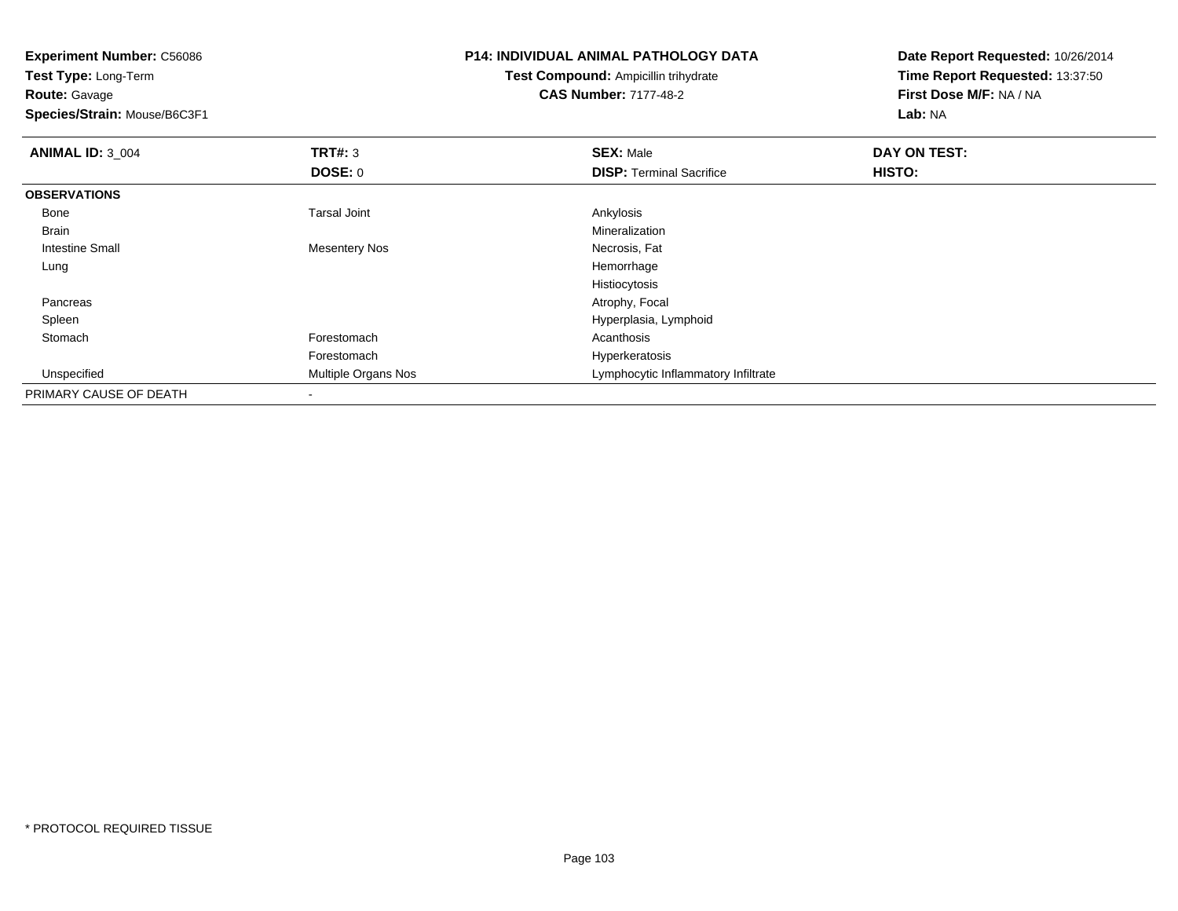**Experiment Number:** C56086
**Test Type:** Long-Term
**Route:** Gavage
**Species/Strain:** Mouse/B6C3F1

**P14: INDIVIDUAL ANIMAL PATHOLOGY DATA**
**Test Compound:** Ampicillin trihydrate
**CAS Number:** 7177-48-2

**Date Report Requested:** 10/26/2014
**Time Report Requested:** 13:37:50
**First Dose M/F:** NA / NA
**Lab:** NA

| **ANIMAL ID:** 3_004 | **TRT#:** 3 | **SEX:** Male | **DAY ON TEST:** |
|---|---|---|---|
| | **DOSE:** 0 | **DISP:** Terminal Sacrifice | **HISTO:** |
| **OBSERVATIONS** | | | |
| Bone | Tarsal Joint | Ankylosis | |
| Brain | | Mineralization | |
| Intestine Small | Mesentery Nos | Necrosis, Fat | |
| Lung | | Hemorrhage | |
| | | Histiocytosis | |
| Pancreas | | Atrophy, Focal | |
| Spleen | | Hyperplasia, Lymphoid | |
| Stomach | Forestomach | Acanthosis | |
| | Forestomach | Hyperkeratosis | |
| Unspecified | Multiple Organs Nos | Lymphocytic Inflammatory Infiltrate | |
| PRIMARY CAUSE OF DEATH | - | | |

* PROTOCOL REQUIRED TISSUE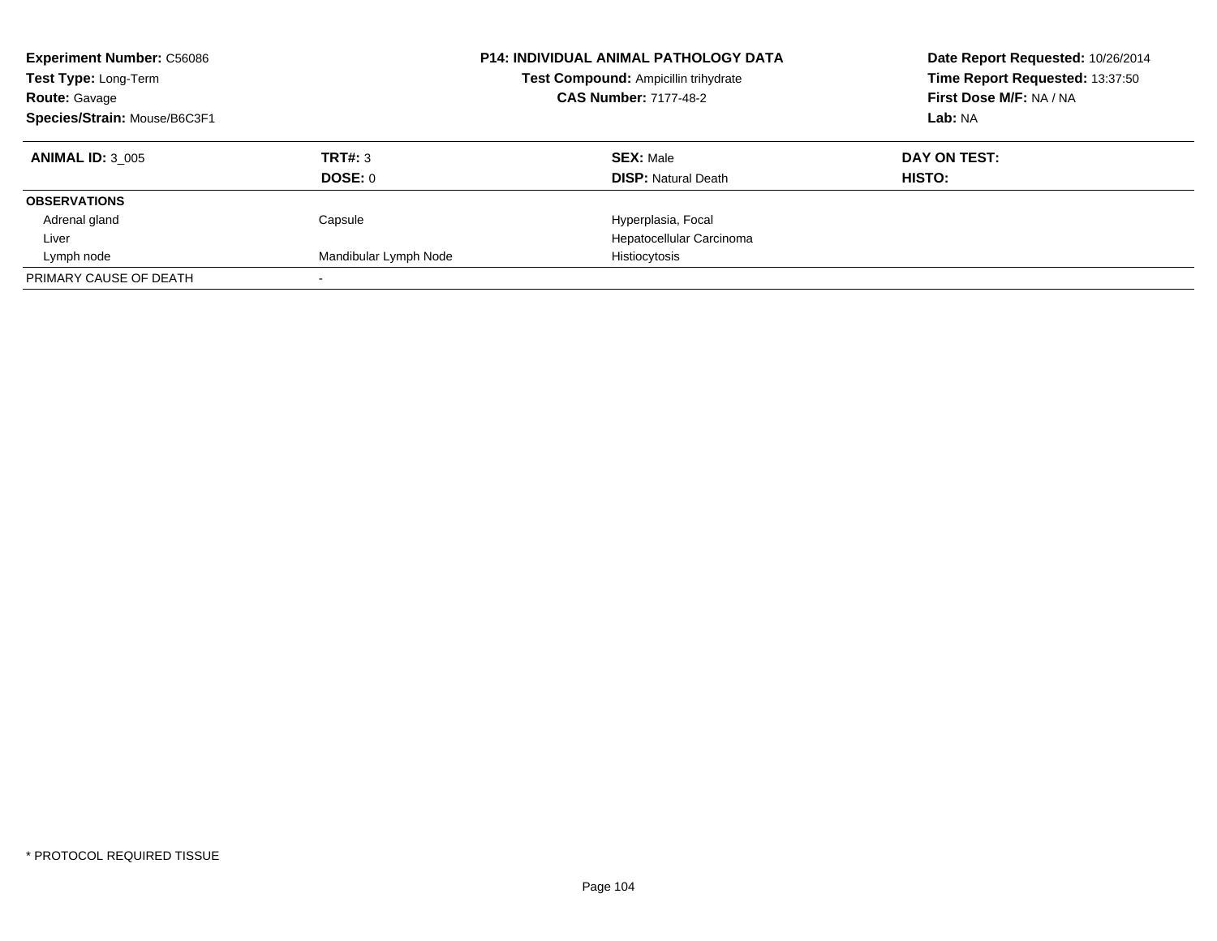**Experiment Number:** C56086
**Test Type:** Long-Term
**Route:** Gavage
**Species/Strain:** Mouse/B6C3F1

**P14: INDIVIDUAL ANIMAL PATHOLOGY DATA**
**Test Compound:** Ampicillin trihydrate
**CAS Number:** 7177-48-2

**Date Report Requested:** 10/26/2014
**Time Report Requested:** 13:37:50
**First Dose M/F:** NA / NA
**Lab:** NA

| **ANIMAL ID:** 3_005 | **TRT#:** 3 | **SEX:** Male | **DAY ON TEST:** |
|---|---|---|---|
| | **DOSE:** 0 | **DISP:** Natural Death | **HISTO:** |
| **OBSERVATIONS** | | | |
| Adrenal gland | Capsule | Hyperplasia, Focal | |
| Liver | | Hepatocellular Carcinoma | |
| Lymph node | Mandibular Lymph Node | Histiocytosis | |
| PRIMARY CAUSE OF DEATH | - | | |

* PROTOCOL REQUIRED TISSUE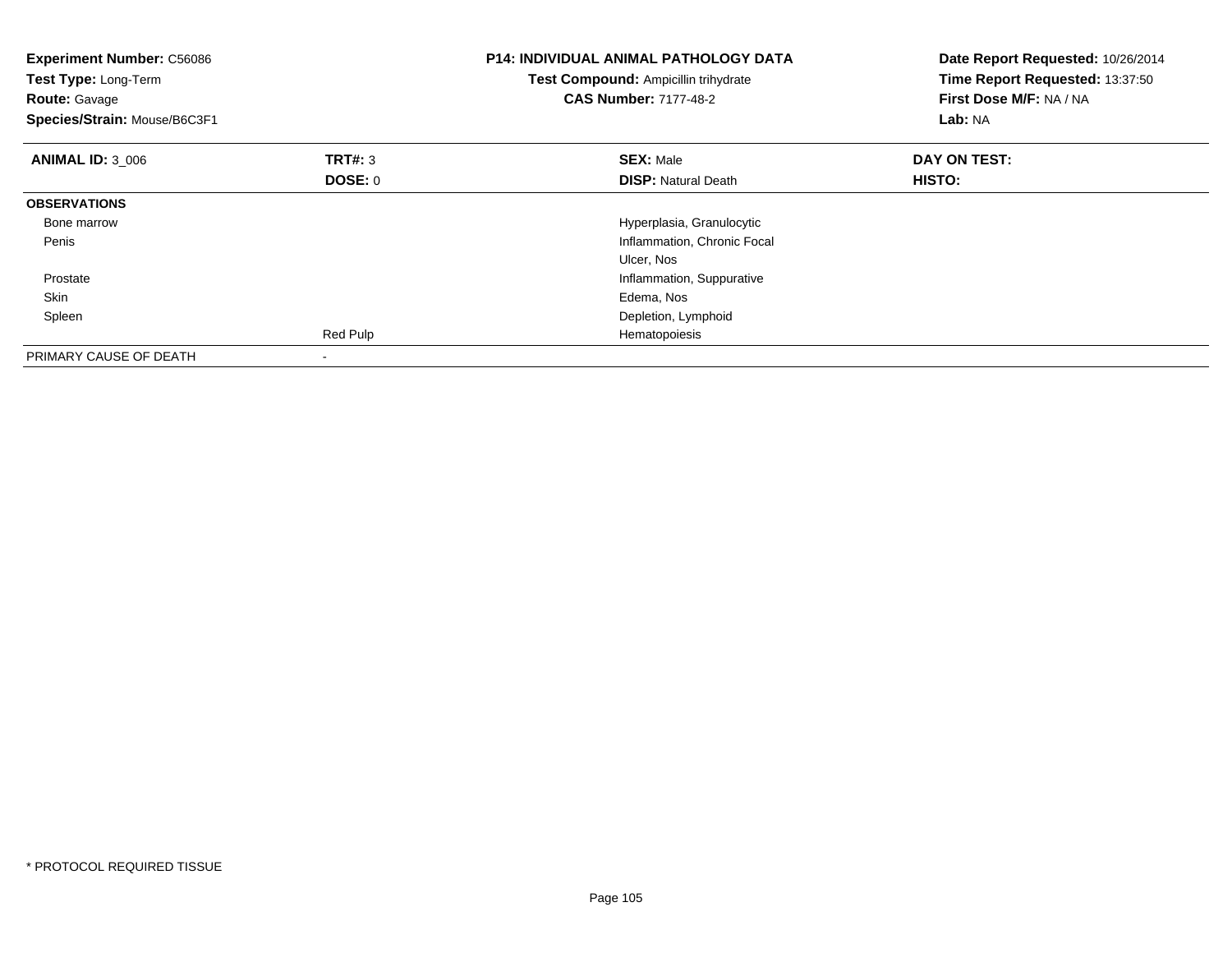**Experiment Number:** C56086
**Test Type:** Long-Term
**Route:** Gavage
**Species/Strain:** Mouse/B6C3F1

**P14: INDIVIDUAL ANIMAL PATHOLOGY DATA**
**Test Compound:** Ampicillin trihydrate
**CAS Number:** 7177-48-2

**Date Report Requested:** 10/26/2014
**Time Report Requested:** 13:37:50
**First Dose M/F:** NA / NA
**Lab:** NA

| **ANIMAL ID:** 3_006 | **TRT#:** 3 | **SEX:** Male | **DAY ON TEST:** |
|---|---|---|---|
| | **DOSE:** 0 | **DISP:** Natural Death | **HISTO:** |
| **OBSERVATIONS** | | | |
| Bone marrow | | Hyperplasia, Granulocytic | |
| Penis | | Inflammation, Chronic Focal | |
| | | Ulcer, Nos | |
| Prostate | | Inflammation, Suppurative | |
| Skin | | Edema, Nos | |
| Spleen | | Depletion, Lymphoid | |
| | Red Pulp | Hematopoiesis | |
| PRIMARY CAUSE OF DEATH | - | | |

* PROTOCOL REQUIRED TISSUE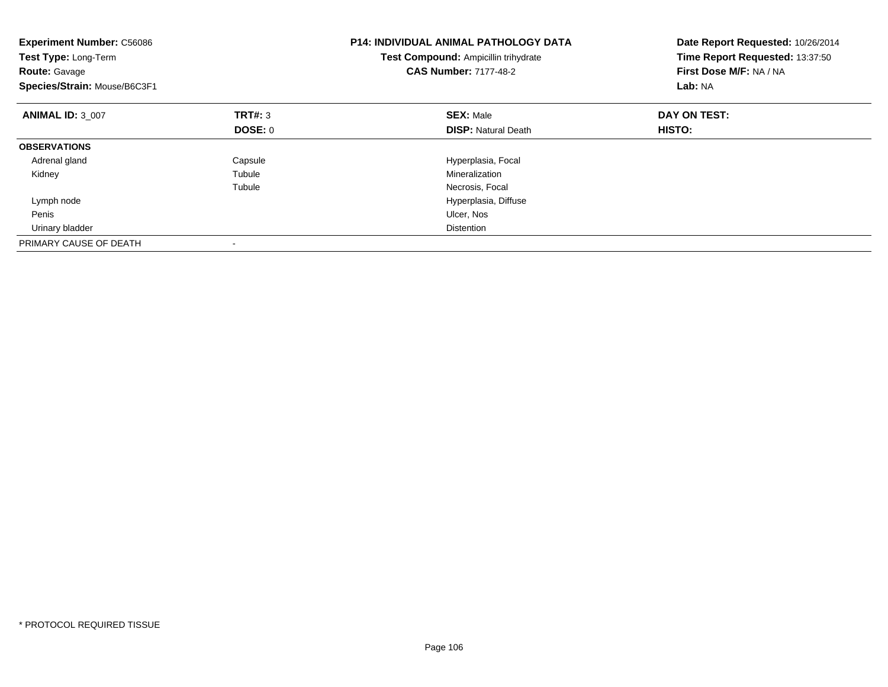**Experiment Number:** C56086
**Test Type:** Long-Term
**Route:** Gavage
**Species/Strain:** Mouse/B6C3F1

**P14: INDIVIDUAL ANIMAL PATHOLOGY DATA**
**Test Compound:** Ampicillin trihydrate
**CAS Number:** 7177-48-2

**Date Report Requested:** 10/26/2014
**Time Report Requested:** 13:37:50
**First Dose M/F:** NA / NA
**Lab:** NA

| **ANIMAL ID:** 3_007 | **TRT#:** 3 | **SEX:** Male | **DAY ON TEST:** |
|---|---|---|---|
| | **DOSE:** 0 | **DISP:** Natural Death | **HISTO:** |
| **OBSERVATIONS** | | | |
| Adrenal gland | Capsule | Hyperplasia, Focal | |
| Kidney | Tubule | Mineralization | |
| | Tubule | Necrosis, Focal | |
| Lymph node | | Hyperplasia, Diffuse | |
| Penis | | Ulcer, Nos | |
| Urinary bladder | | Distention | |
| PRIMARY CAUSE OF DEATH | - | | |

* PROTOCOL REQUIRED TISSUE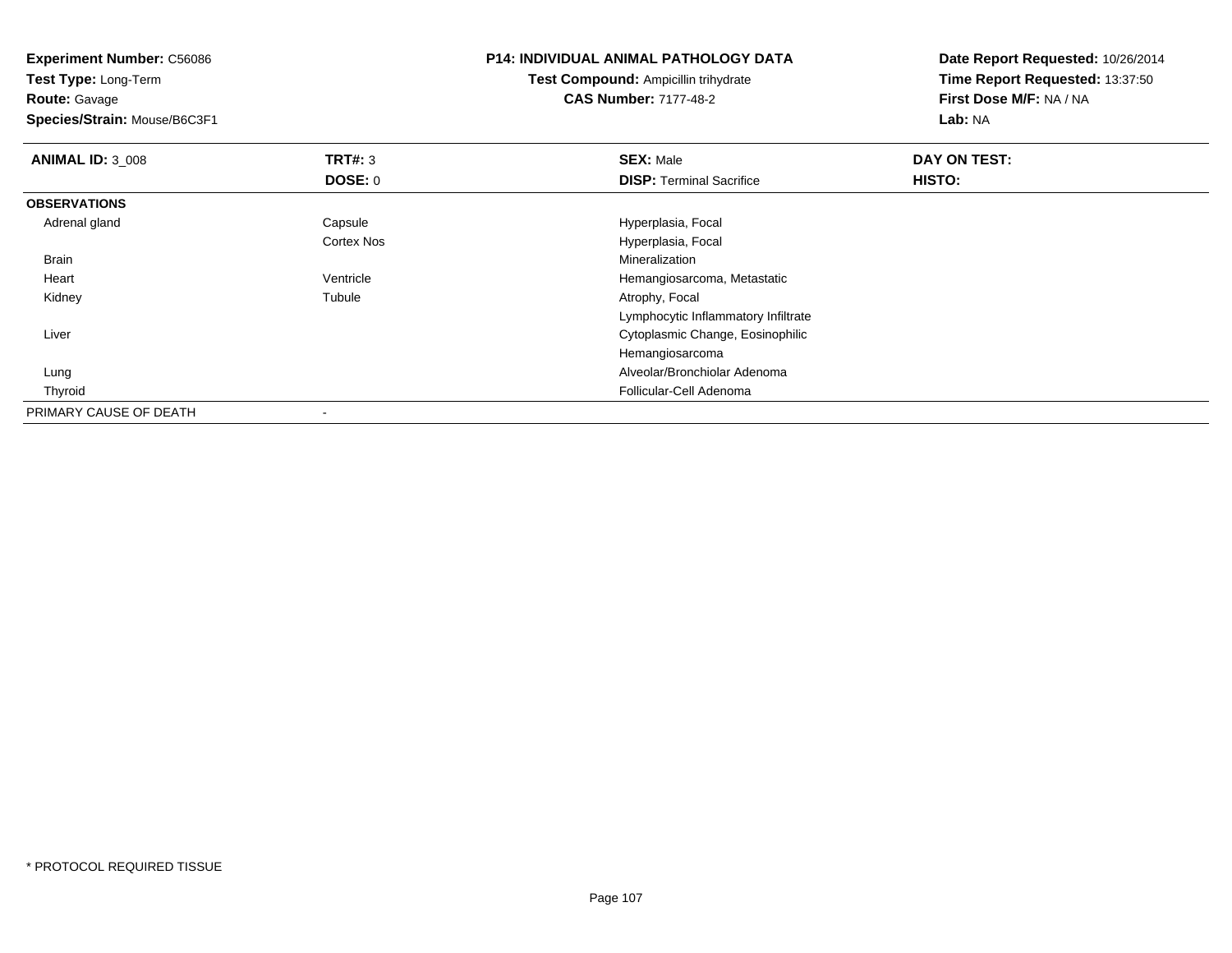**Experiment Number:** C56086
**Test Type:** Long-Term
**Route:** Gavage
**Species/Strain:** Mouse/B6C3F1

**P14: INDIVIDUAL ANIMAL PATHOLOGY DATA**
**Test Compound:** Ampicillin trihydrate
**CAS Number:** 7177-48-2

**Date Report Requested:** 10/26/2014
**Time Report Requested:** 13:37:50
**First Dose M/F:** NA / NA
**Lab:** NA

| **ANIMAL ID:** 3_008 | **TRT#:** 3 | **SEX:** Male | **DAY ON TEST:** |
|---|---|---|---|
| | **DOSE:** 0 | **DISP:** Terminal Sacrifice | **HISTO:** |
| **OBSERVATIONS** | | | |
| Adrenal gland | Capsule | Hyperplasia, Focal | |
| | Cortex Nos | Hyperplasia, Focal | |
| Brain | | Mineralization | |
| Heart | Ventricle | Hemangiosarcoma, Metastatic | |
| Kidney | Tubule | Atrophy, Focal | |
| | | Lymphocytic Inflammatory Infiltrate | |
| Liver | | Cytoplasmic Change, Eosinophilic | |
| | | Hemangiosarcoma | |
| Lung | | Alveolar/Bronchiolar Adenoma | |
| Thyroid | | Follicular-Cell Adenoma | |
| PRIMARY CAUSE OF DEATH | - | | |

* PROTOCOL REQUIRED TISSUE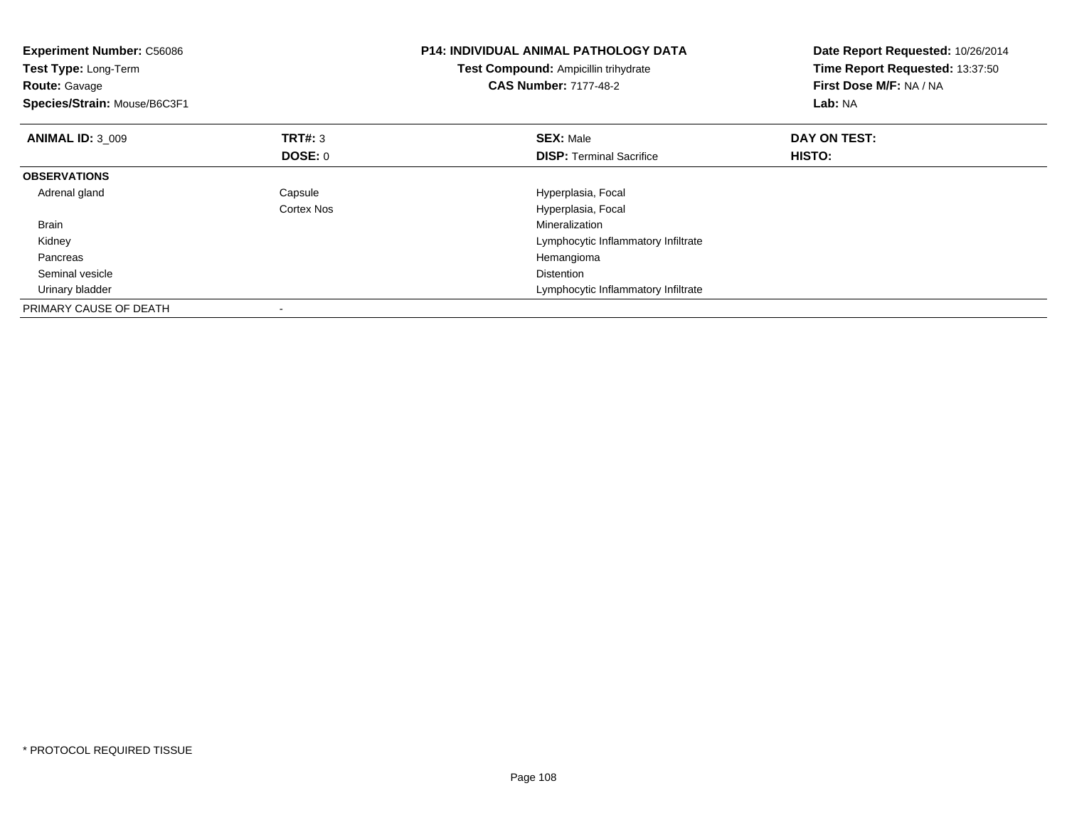**Experiment Number:** C56086
**Test Type:** Long-Term
**Route:** Gavage
**Species/Strain:** Mouse/B6C3F1

**P14: INDIVIDUAL ANIMAL PATHOLOGY DATA**
**Test Compound:** Ampicillin trihydrate
**CAS Number:** 7177-48-2

**Date Report Requested:** 10/26/2014
**Time Report Requested:** 13:37:50
**First Dose M/F:** NA / NA
**Lab:** NA

| **ANIMAL ID:** 3_009 | **TRT#:** 3 | **SEX:** Male | **DAY ON TEST:** |
|---|---|---|---|
| | **DOSE:** 0 | **DISP:** Terminal Sacrifice | **HISTO:** |
| **OBSERVATIONS** | | | |
| Adrenal gland | Capsule | Hyperplasia, Focal | |
| | Cortex Nos | Hyperplasia, Focal | |
| Brain | | Mineralization | |
| Kidney | | Lymphocytic Inflammatory Infiltrate | |
| Pancreas | | Hemangioma | |
| Seminal vesicle | | Distention | |
| Urinary bladder | | Lymphocytic Inflammatory Infiltrate | |
| PRIMARY CAUSE OF DEATH | - | | |

* PROTOCOL REQUIRED TISSUE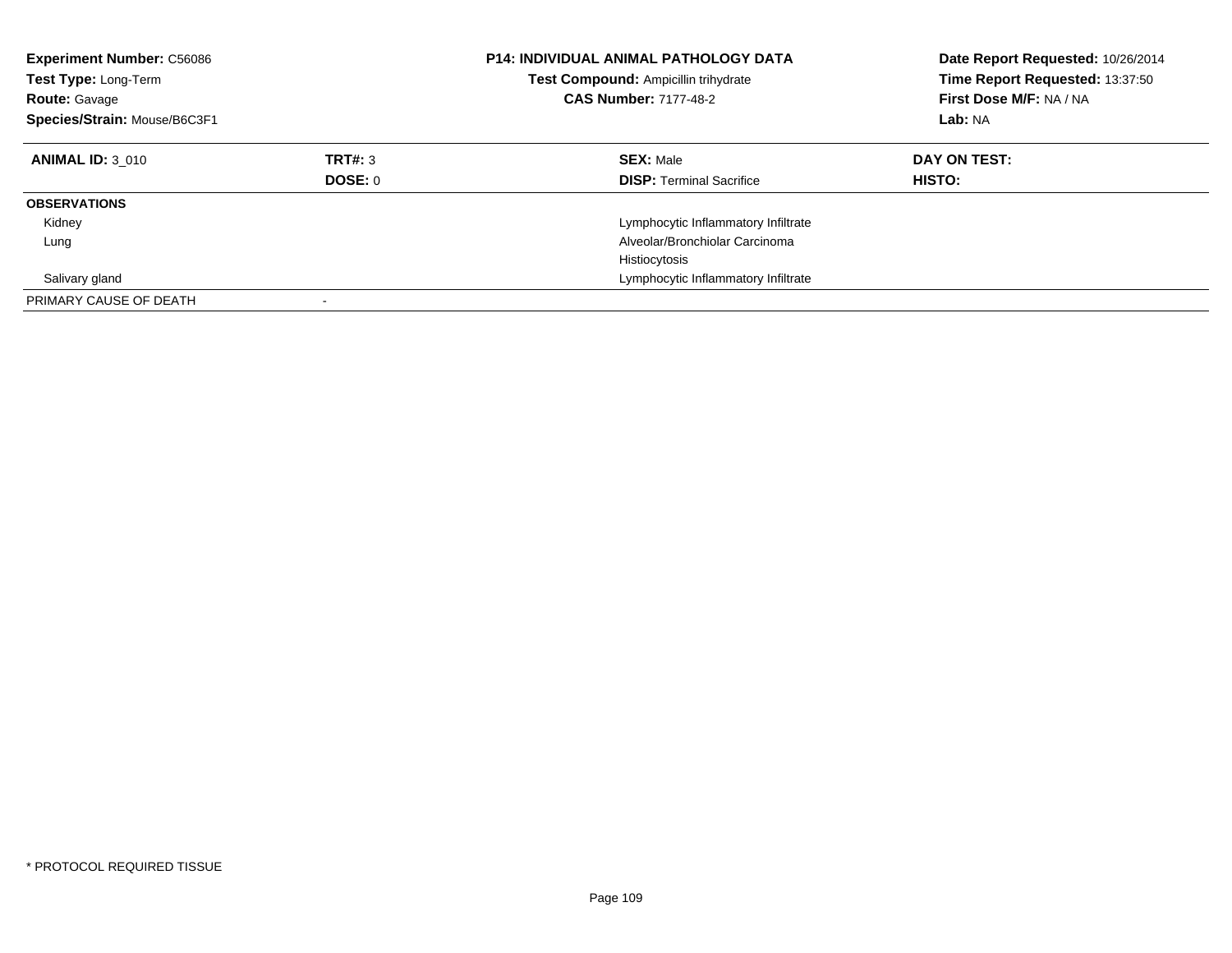**Experiment Number:** C56086
**Test Type:** Long-Term
**Route:** Gavage
**Species/Strain:** Mouse/B6C3F1

**P14: INDIVIDUAL ANIMAL PATHOLOGY DATA**
**Test Compound:** Ampicillin trihydrate
**CAS Number:** 7177-48-2

**Date Report Requested:** 10/26/2014
**Time Report Requested:** 13:37:50
**First Dose M/F:** NA / NA
**Lab:** NA

| **ANIMAL ID:** 3_010 | **TRT#:** 3 | **SEX:** Male | **DAY ON TEST:** |
|---|---|---|---|
| | **DOSE:** 0 | **DISP:** Terminal Sacrifice | **HISTO:** |
| **OBSERVATIONS** | | | |
| Kidney | | Lymphocytic Inflammatory Infiltrate | |
| Lung | | Alveolar/Bronchiolar Carcinoma | |
| | | Histiocytosis | |
| Salivary gland | | Lymphocytic Inflammatory Infiltrate | |
| PRIMARY CAUSE OF DEATH | - | | |

* PROTOCOL REQUIRED TISSUE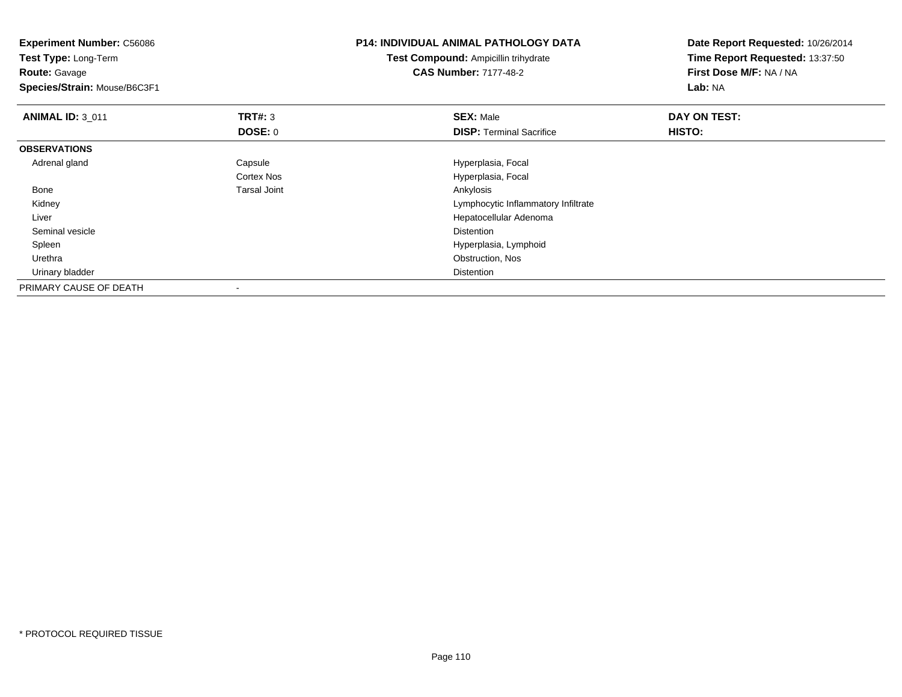**Experiment Number:** C56086
**Test Type:** Long-Term
**Route:** Gavage
**Species/Strain:** Mouse/B6C3F1

**P14: INDIVIDUAL ANIMAL PATHOLOGY DATA**
**Test Compound:** Ampicillin trihydrate
**CAS Number:** 7177-48-2

**Date Report Requested:** 10/26/2014
**Time Report Requested:** 13:37:50
**First Dose M/F:** NA / NA
**Lab:** NA

| **ANIMAL ID:** 3_011 | **TRT#:** 3 | **SEX:** Male | **DAY ON TEST:** |
|---|---|---|---|
| | **DOSE:** 0 | **DISP:** Terminal Sacrifice | **HISTO:** |
| **OBSERVATIONS** | | | |
| Adrenal gland | Capsule | Hyperplasia, Focal | |
| | Cortex Nos | Hyperplasia, Focal | |
| Bone | Tarsal Joint | Ankylosis | |
| Kidney | | Lymphocytic Inflammatory Infiltrate | |
| Liver | | Hepatocellular Adenoma | |
| Seminal vesicle | | Distention | |
| Spleen | | Hyperplasia, Lymphoid | |
| Urethra | | Obstruction, Nos | |
| Urinary bladder | | Distention | |
| PRIMARY CAUSE OF DEATH | - | | |

* PROTOCOL REQUIRED TISSUE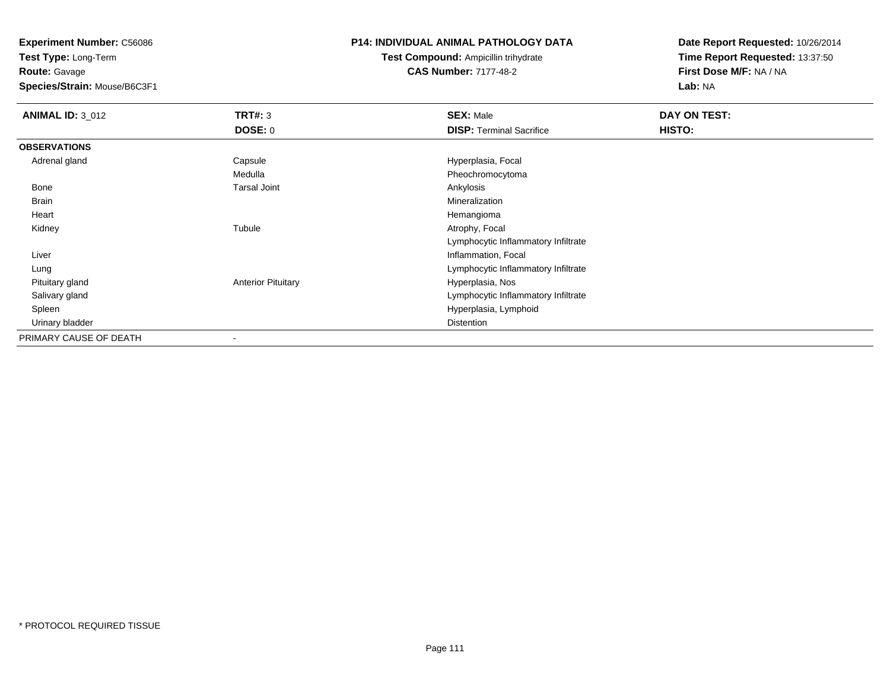**Experiment Number:** C56086
**Test Type:** Long-Term
**Route:** Gavage
**Species/Strain:** Mouse/B6C3F1

**P14: INDIVIDUAL ANIMAL PATHOLOGY DATA**
**Test Compound:** Ampicillin trihydrate
**CAS Number:** 7177-48-2

**Date Report Requested:** 10/26/2014
**Time Report Requested:** 13:37:50
**First Dose M/F:** NA / NA
**Lab:** NA

| **ANIMAL ID:** 3_012 | **TRT#:** 3 | **SEX:** Male | **DAY ON TEST:** |
|---|---|---|---|
| | **DOSE:** 0 | **DISP:** Terminal Sacrifice | **HISTO:** |
| **OBSERVATIONS** | | | |
| Adrenal gland | Capsule | Hyperplasia, Focal | |
| | Medulla | Pheochromocytoma | |
| Bone | Tarsal Joint | Ankylosis | |
| Brain | | Mineralization | |
| Heart | | Hemangioma | |
| Kidney | Tubule | Atrophy, Focal | |
| | | Lymphocytic Inflammatory Infiltrate | |
| Liver | | Inflammation, Focal | |
| Lung | | Lymphocytic Inflammatory Infiltrate | |
| Pituitary gland | Anterior Pituitary | Hyperplasia, Nos | |
| Salivary gland | | Lymphocytic Inflammatory Infiltrate | |
| Spleen | | Hyperplasia, Lymphoid | |
| Urinary bladder | | Distention | |
| PRIMARY CAUSE OF DEATH | - | | |

* PROTOCOL REQUIRED TISSUE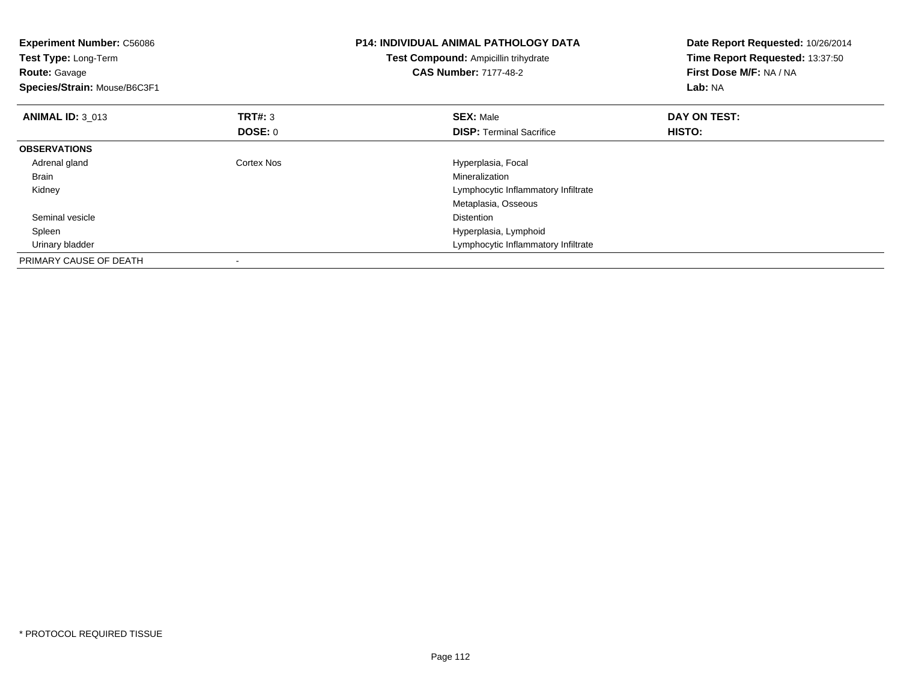**Experiment Number:** C56086
**Test Type:** Long-Term
**Route:** Gavage
**Species/Strain:** Mouse/B6C3F1

**P14: INDIVIDUAL ANIMAL PATHOLOGY DATA**
**Test Compound:** Ampicillin trihydrate
**CAS Number:** 7177-48-2

**Date Report Requested:** 10/26/2014
**Time Report Requested:** 13:37:50
**First Dose M/F:** NA / NA
**Lab:** NA

| **ANIMAL ID:** 3_013 | **TRT#:** 3 | **SEX:** Male | **DAY ON TEST:** |
|---|---|---|---|
| | **DOSE:** 0 | **DISP:** Terminal Sacrifice | **HISTO:** |
| **OBSERVATIONS** | | | |
| Adrenal gland | Cortex Nos | Hyperplasia, Focal | |
| Brain | | Mineralization | |
| Kidney | | Lymphocytic Inflammatory Infiltrate | |
| | | Metaplasia, Osseous | |
| Seminal vesicle | | Distention | |
| Spleen | | Hyperplasia, Lymphoid | |
| Urinary bladder | | Lymphocytic Inflammatory Infiltrate | |
| PRIMARY CAUSE OF DEATH | - | | |

* PROTOCOL REQUIRED TISSUE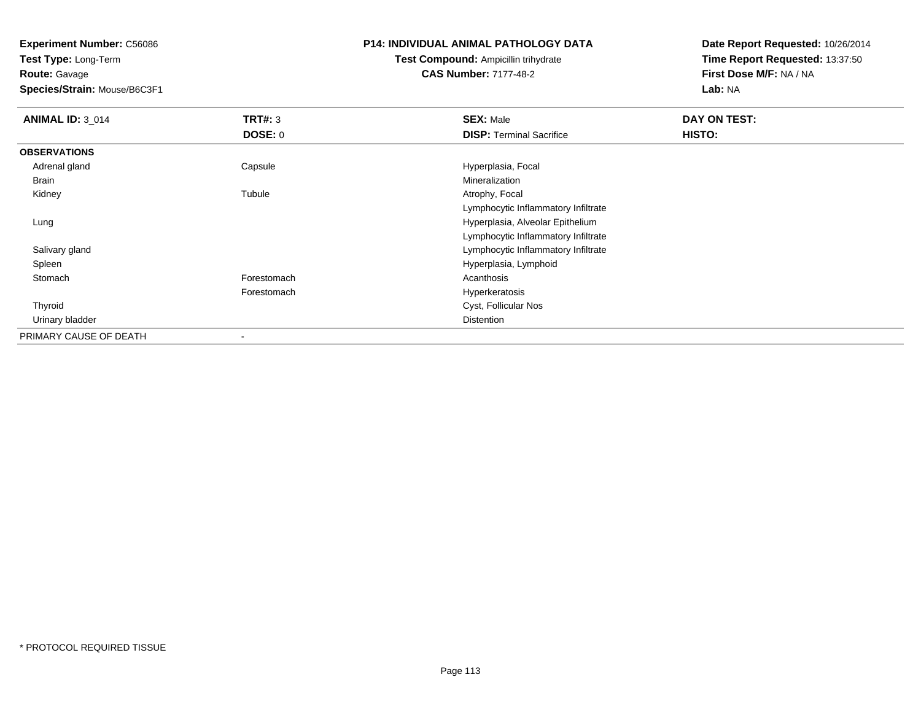**Experiment Number:** C56086
**Test Type:** Long-Term
**Route:** Gavage
**Species/Strain:** Mouse/B6C3F1

**P14: INDIVIDUAL ANIMAL PATHOLOGY DATA**
**Test Compound:** Ampicillin trihydrate
**CAS Number:** 7177-48-2

**Date Report Requested:** 10/26/2014
**Time Report Requested:** 13:37:50
**First Dose M/F:** NA / NA
**Lab:** NA

| **ANIMAL ID:** 3_014 | **TRT#:** 3 | **SEX:** Male | **DAY ON TEST:** |
|---|---|---|---|
| | **DOSE:** 0 | **DISP:** Terminal Sacrifice | **HISTO:** |
| **OBSERVATIONS** | | | |
| Adrenal gland | Capsule | Hyperplasia, Focal | |
| Brain | | Mineralization | |
| Kidney | Tubule | Atrophy, Focal | |
| | | Lymphocytic Inflammatory Infiltrate | |
| Lung | | Hyperplasia, Alveolar Epithelium | |
| | | Lymphocytic Inflammatory Infiltrate | |
| Salivary gland | | Lymphocytic Inflammatory Infiltrate | |
| Spleen | | Hyperplasia, Lymphoid | |
| Stomach | Forestomach | Acanthosis | |
| | Forestomach | Hyperkeratosis | |
| Thyroid | | Cyst, Follicular Nos | |
| Urinary bladder | | Distention | |
| PRIMARY CAUSE OF DEATH | - | | |

* PROTOCOL REQUIRED TISSUE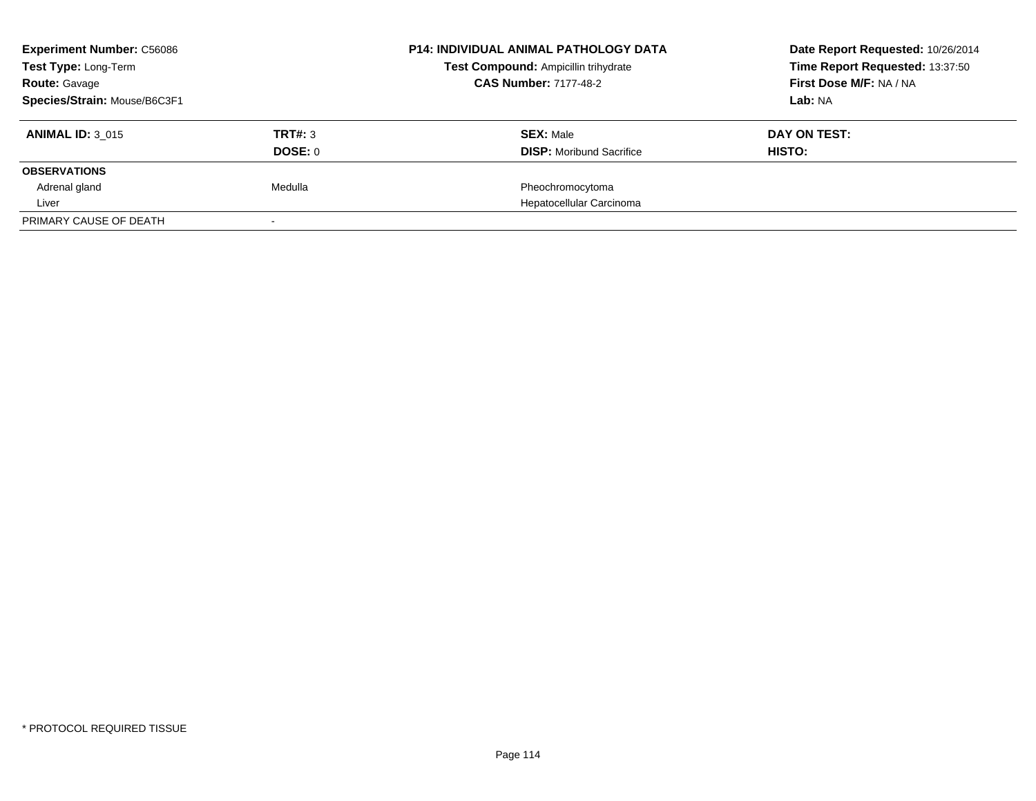**Experiment Number:** C56086
**Test Type:** Long-Term
**Route:** Gavage
**Species/Strain:** Mouse/B6C3F1

**P14: INDIVIDUAL ANIMAL PATHOLOGY DATA**
**Test Compound:** Ampicillin trihydrate
**CAS Number:** 7177-48-2

**Date Report Requested:** 10/26/2014
**Time Report Requested:** 13:37:50
**First Dose M/F:** NA / NA
**Lab:** NA

| **ANIMAL ID:** 3_015 | **TRT#:** 3 | **SEX:** Male | **DAY ON TEST:** |
|---|---|---|---|
| | **DOSE:** 0 | **DISP:** Moribund Sacrifice | **HISTO:** |
| **OBSERVATIONS** | | | |
| Adrenal gland | Medulla | Pheochromocytoma | |
| Liver | | Hepatocellular Carcinoma | |
| PRIMARY CAUSE OF DEATH | - | | |

* PROTOCOL REQUIRED TISSUE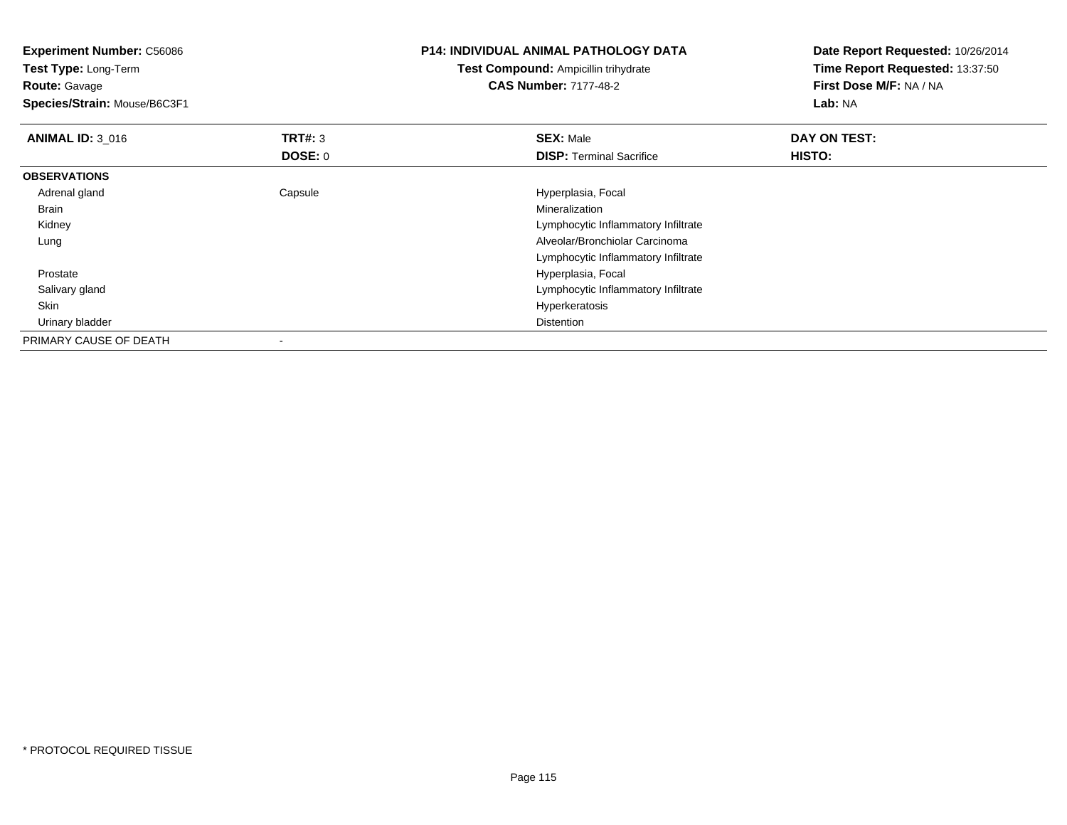**Experiment Number:** C56086
**Test Type:** Long-Term
**Route:** Gavage
**Species/Strain:** Mouse/B6C3F1

**P14: INDIVIDUAL ANIMAL PATHOLOGY DATA**
**Test Compound:** Ampicillin trihydrate
**CAS Number:** 7177-48-2

**Date Report Requested:** 10/26/2014
**Time Report Requested:** 13:37:50
**First Dose M/F:** NA / NA
**Lab:** NA

| **ANIMAL ID:** 3_016 | **TRT#:** 3 | **SEX:** Male | **DAY ON TEST:** |
|---|---|---|---|
| | **DOSE:** 0 | **DISP:** Terminal Sacrifice | **HISTO:** |
| **OBSERVATIONS** | | | |
| Adrenal gland | Capsule | Hyperplasia, Focal | |
| Brain | | Mineralization | |
| Kidney | | Lymphocytic Inflammatory Infiltrate | |
| Lung | | Alveolar/Bronchiolar Carcinoma | |
| | | Lymphocytic Inflammatory Infiltrate | |
| Prostate | | Hyperplasia, Focal | |
| Salivary gland | | Lymphocytic Inflammatory Infiltrate | |
| Skin | | Hyperkeratosis | |
| Urinary bladder | | Distention | |
| PRIMARY CAUSE OF DEATH | - | | |

* PROTOCOL REQUIRED TISSUE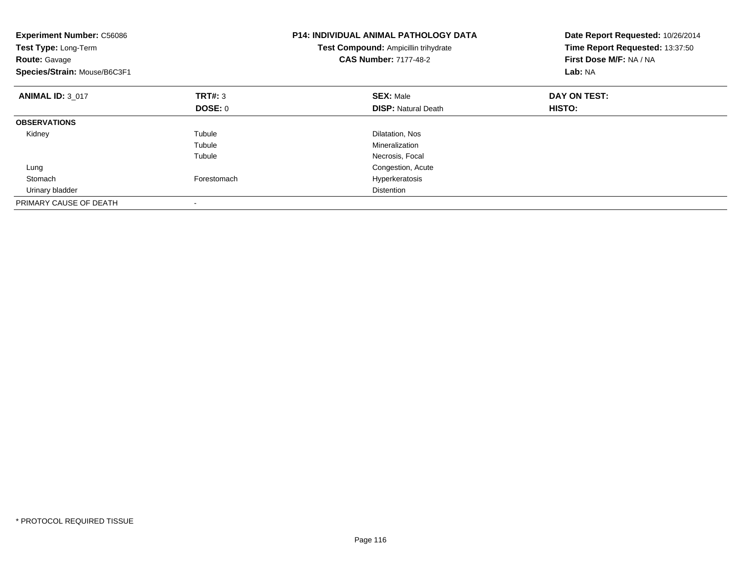**Experiment Number:** C56086
**Test Type:** Long-Term
**Route:** Gavage
**Species/Strain:** Mouse/B6C3F1

**P14: INDIVIDUAL ANIMAL PATHOLOGY DATA**
**Test Compound:** Ampicillin trihydrate
**CAS Number:** 7177-48-2

**Date Report Requested:** 10/26/2014
**Time Report Requested:** 13:37:50
**First Dose M/F:** NA / NA
**Lab:** NA

| **ANIMAL ID:** 3_017 | **TRT#:** 3 | **SEX:** Male | **DAY ON TEST:** |
|---|---|---|---|
| | **DOSE:** 0 | **DISP:** Natural Death | **HISTO:** |
| **OBSERVATIONS** | | | |
| Kidney | Tubule | Dilatation, Nos | |
| | Tubule | Mineralization | |
| | Tubule | Necrosis, Focal | |
| Lung | | Congestion, Acute | |
| Stomach | Forestomach | Hyperkeratosis | |
| Urinary bladder | | Distention | |
| PRIMARY CAUSE OF DEATH | - | | |

* PROTOCOL REQUIRED TISSUE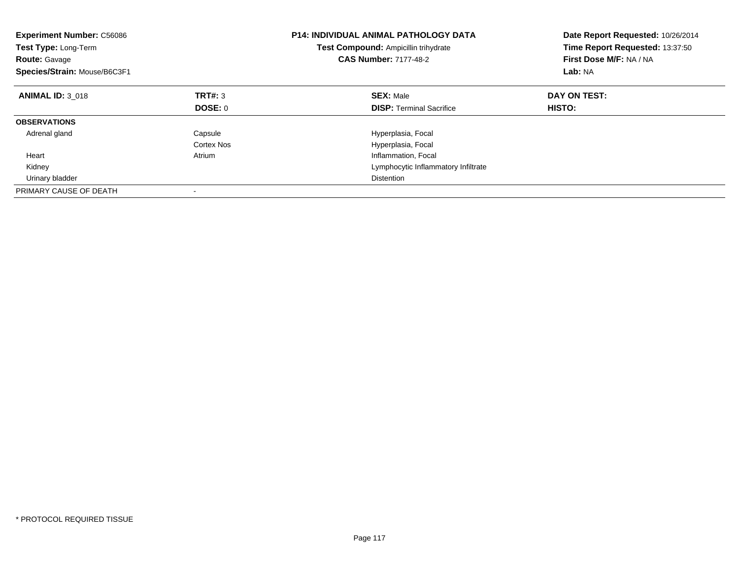**Experiment Number:** C56086
**Test Type:** Long-Term
**Route:** Gavage
**Species/Strain:** Mouse/B6C3F1

**P14: INDIVIDUAL ANIMAL PATHOLOGY DATA**
**Test Compound:** Ampicillin trihydrate
**CAS Number:** 7177-48-2

**Date Report Requested:** 10/26/2014
**Time Report Requested:** 13:37:50
**First Dose M/F:** NA / NA
**Lab:** NA

| **ANIMAL ID:** 3_018 | **TRT#:** 3 | **SEX:** Male | **DAY ON TEST:** |
|---|---|---|---|
| | **DOSE:** 0 | **DISP:** Terminal Sacrifice | **HISTO:** |
| **OBSERVATIONS** | | | |
| Adrenal gland | Capsule | Hyperplasia, Focal | |
| | Cortex Nos | Hyperplasia, Focal | |
| Heart | Atrium | Inflammation, Focal | |
| Kidney | | Lymphocytic Inflammatory Infiltrate | |
| Urinary bladder | | Distention | |
| PRIMARY CAUSE OF DEATH | - | | |

* PROTOCOL REQUIRED TISSUE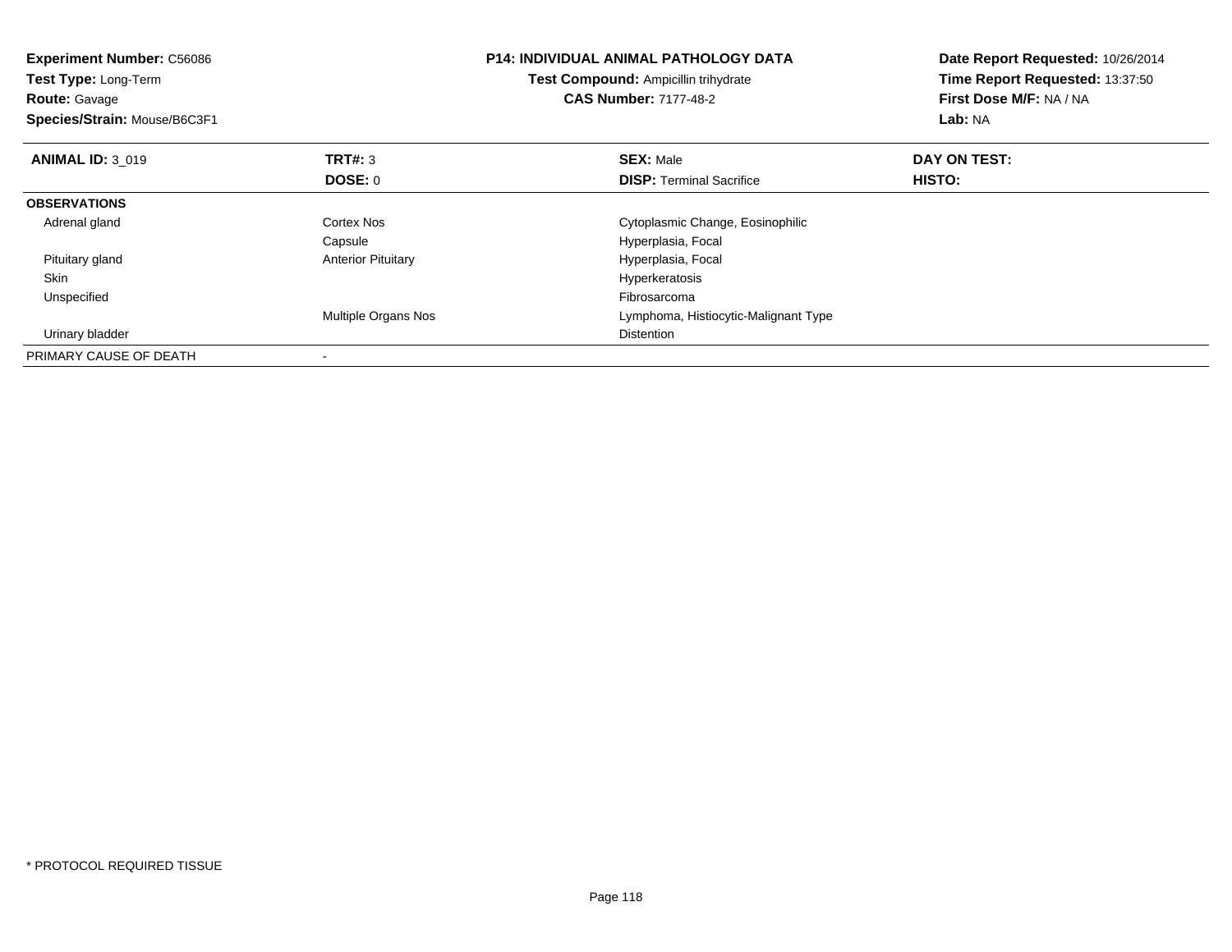**Experiment Number:** C56086
**Test Type:** Long-Term
**Route:** Gavage
**Species/Strain:** Mouse/B6C3F1

**P14: INDIVIDUAL ANIMAL PATHOLOGY DATA**
**Test Compound:** Ampicillin trihydrate
**CAS Number:** 7177-48-2

**Date Report Requested:** 10/26/2014
**Time Report Requested:** 13:37:50
**First Dose M/F:** NA / NA
**Lab:** NA

| **ANIMAL ID:** 3_019 | **TRT#:** 3 | **SEX:** Male | **DAY ON TEST:** |
|---|---|---|---|
| | **DOSE:** 0 | **DISP:** Terminal Sacrifice | **HISTO:** |
| **OBSERVATIONS** | | | |
| Adrenal gland | Cortex Nos | Cytoplasmic Change, Eosinophilic | |
| | Capsule | Hyperplasia, Focal | |
| Pituitary gland | Anterior Pituitary | Hyperplasia, Focal | |
| Skin | | Hyperkeratosis | |
| Unspecified | | Fibrosarcoma | |
| | Multiple Organs Nos | Lymphoma, Histiocytic-Malignant Type | |
| Urinary bladder | | Distention | |
| PRIMARY CAUSE OF DEATH | - | | |

* PROTOCOL REQUIRED TISSUE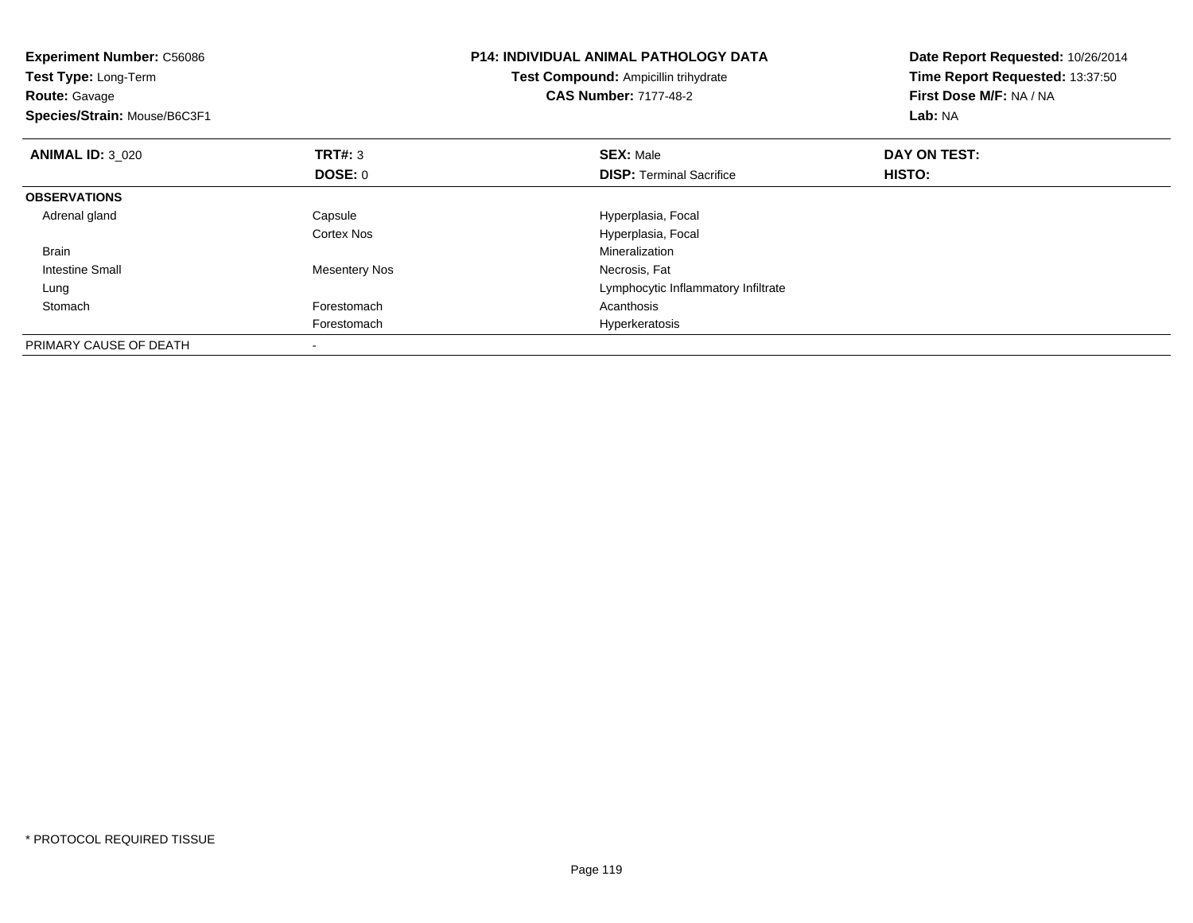**Experiment Number:** C56086
**Test Type:** Long-Term
**Route:** Gavage
**Species/Strain:** Mouse/B6C3F1

**P14: INDIVIDUAL ANIMAL PATHOLOGY DATA**
**Test Compound:** Ampicillin trihydrate
**CAS Number:** 7177-48-2

**Date Report Requested:** 10/26/2014
**Time Report Requested:** 13:37:50
**First Dose M/F:** NA / NA
**Lab:** NA

| **ANIMAL ID:** 3_020 | **TRT#:** 3 | **SEX:** Male | **DAY ON TEST:** |
|---|---|---|---|
| | **DOSE:** 0 | **DISP:** Terminal Sacrifice | **HISTO:** |
| **OBSERVATIONS** | | | |
| Adrenal gland | Capsule | Hyperplasia, Focal | |
| | Cortex Nos | Hyperplasia, Focal | |
| Brain | | Mineralization | |
| Intestine Small | Mesentery Nos | Necrosis, Fat | |
| Lung | | Lymphocytic Inflammatory Infiltrate | |
| Stomach | Forestomach | Acanthosis | |
| | Forestomach | Hyperkeratosis | |
| PRIMARY CAUSE OF DEATH | - | | |

* PROTOCOL REQUIRED TISSUE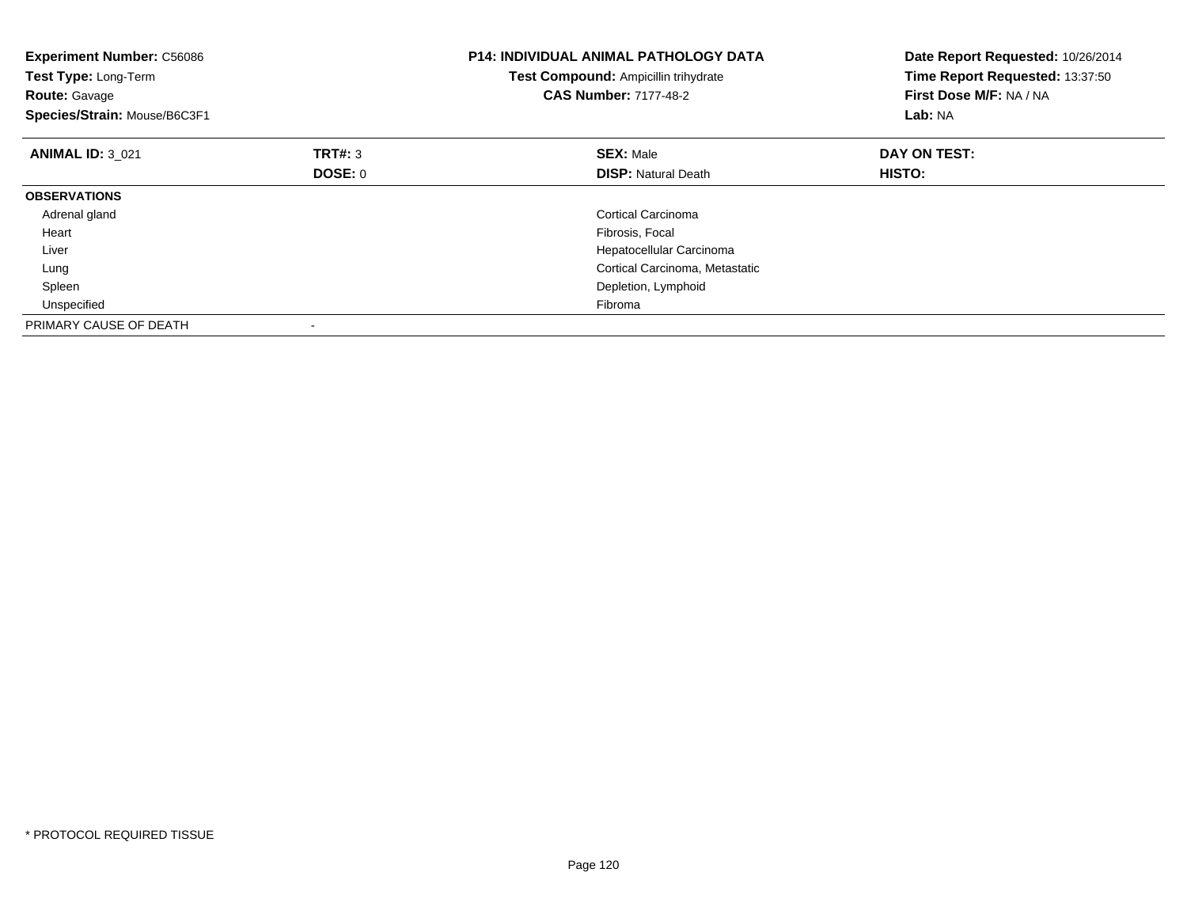**Experiment Number:** C56086
**Test Type:** Long-Term
**Route:** Gavage
**Species/Strain:** Mouse/B6C3F1

**P14: INDIVIDUAL ANIMAL PATHOLOGY DATA**
**Test Compound:** Ampicillin trihydrate
**CAS Number:** 7177-48-2

**Date Report Requested:** 10/26/2014
**Time Report Requested:** 13:37:50
**First Dose M/F:** NA / NA
**Lab:** NA

| **ANIMAL ID:** 3_021 | **TRT#:** 3 | **SEX:** Male | **DAY ON TEST:** |
|---|---|---|---|
| | **DOSE:** 0 | **DISP:** Natural Death | **HISTO:** |
| **OBSERVATIONS** | | | |
| Adrenal gland | | Cortical Carcinoma | |
| Heart | | Fibrosis, Focal | |
| Liver | | Hepatocellular Carcinoma | |
| Lung | | Cortical Carcinoma, Metastatic | |
| Spleen | | Depletion, Lymphoid | |
| Unspecified | | Fibroma | |
| PRIMARY CAUSE OF DEATH | - | | |

\* PROTOCOL REQUIRED TISSUE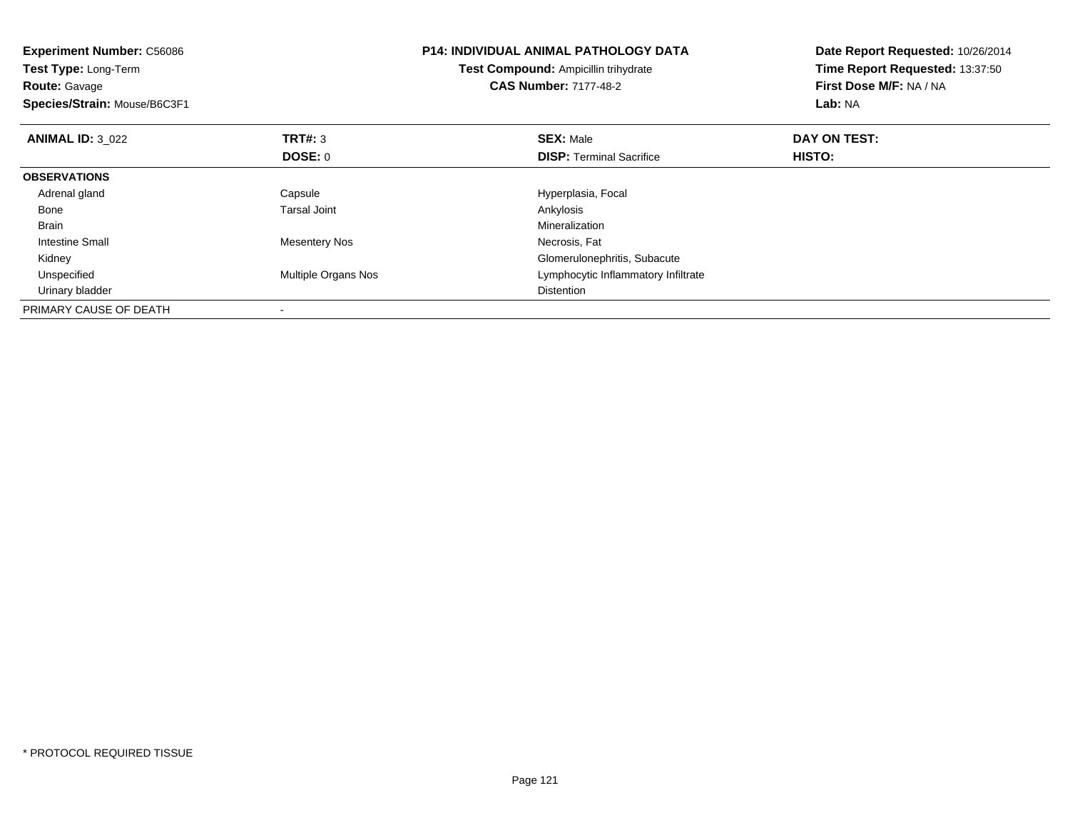**Experiment Number:** C56086
**Test Type:** Long-Term
**Route:** Gavage
**Species/Strain:** Mouse/B6C3F1

**P14: INDIVIDUAL ANIMAL PATHOLOGY DATA**
**Test Compound:** Ampicillin trihydrate
**CAS Number:** 7177-48-2

**Date Report Requested:** 10/26/2014
**Time Report Requested:** 13:37:50
**First Dose M/F:** NA / NA
**Lab:** NA

| **ANIMAL ID:** 3_022 | **TRT#:** 3 | **SEX:** Male | **DAY ON TEST:** |
|---|---|---|---|
| | **DOSE:** 0 | **DISP:** Terminal Sacrifice | **HISTO:** |
| **OBSERVATIONS** | | | |
| Adrenal gland | Capsule | Hyperplasia, Focal | |
| Bone | Tarsal Joint | Ankylosis | |
| Brain | | Mineralization | |
| Intestine Small | Mesentery Nos | Necrosis, Fat | |
| Kidney | | Glomerulonephritis, Subacute | |
| Unspecified | Multiple Organs Nos | Lymphocytic Inflammatory Infiltrate | |
| Urinary bladder | | Distention | |
| PRIMARY CAUSE OF DEATH | - | | |

* PROTOCOL REQUIRED TISSUE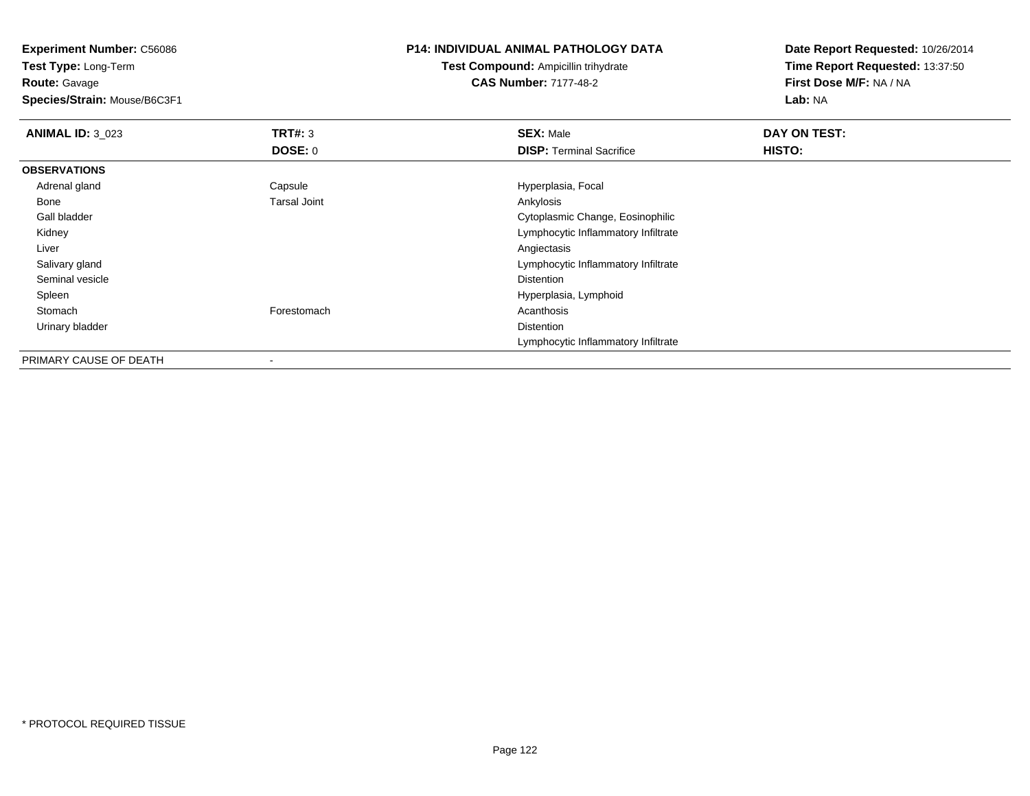**Experiment Number:** C56086
**Test Type:** Long-Term
**Route:** Gavage
**Species/Strain:** Mouse/B6C3F1

**P14: INDIVIDUAL ANIMAL PATHOLOGY DATA**
**Test Compound:** Ampicillin trihydrate
**CAS Number:** 7177-48-2

**Date Report Requested:** 10/26/2014
**Time Report Requested:** 13:37:50
**First Dose M/F:** NA / NA
**Lab:** NA

| **ANIMAL ID:** 3_023 | **TRT#:** 3 | **SEX:** Male | **DAY ON TEST:** |
|---|---|---|---|
| | **DOSE:** 0 | **DISP:** Terminal Sacrifice | **HISTO:** |
| **OBSERVATIONS** | | | |
| Adrenal gland | Capsule | Hyperplasia, Focal | |
| Bone | Tarsal Joint | Ankylosis | |
| Gall bladder | | Cytoplasmic Change, Eosinophilic | |
| Kidney | | Lymphocytic Inflammatory Infiltrate | |
| Liver | | Angiectasis | |
| Salivary gland | | Lymphocytic Inflammatory Infiltrate | |
| Seminal vesicle | | Distention | |
| Spleen | | Hyperplasia, Lymphoid | |
| Stomach | Forestomach | Acanthosis | |
| Urinary bladder | | Distention | |
| | | Lymphocytic Inflammatory Infiltrate | |
| PRIMARY CAUSE OF DEATH | - | | |

* PROTOCOL REQUIRED TISSUE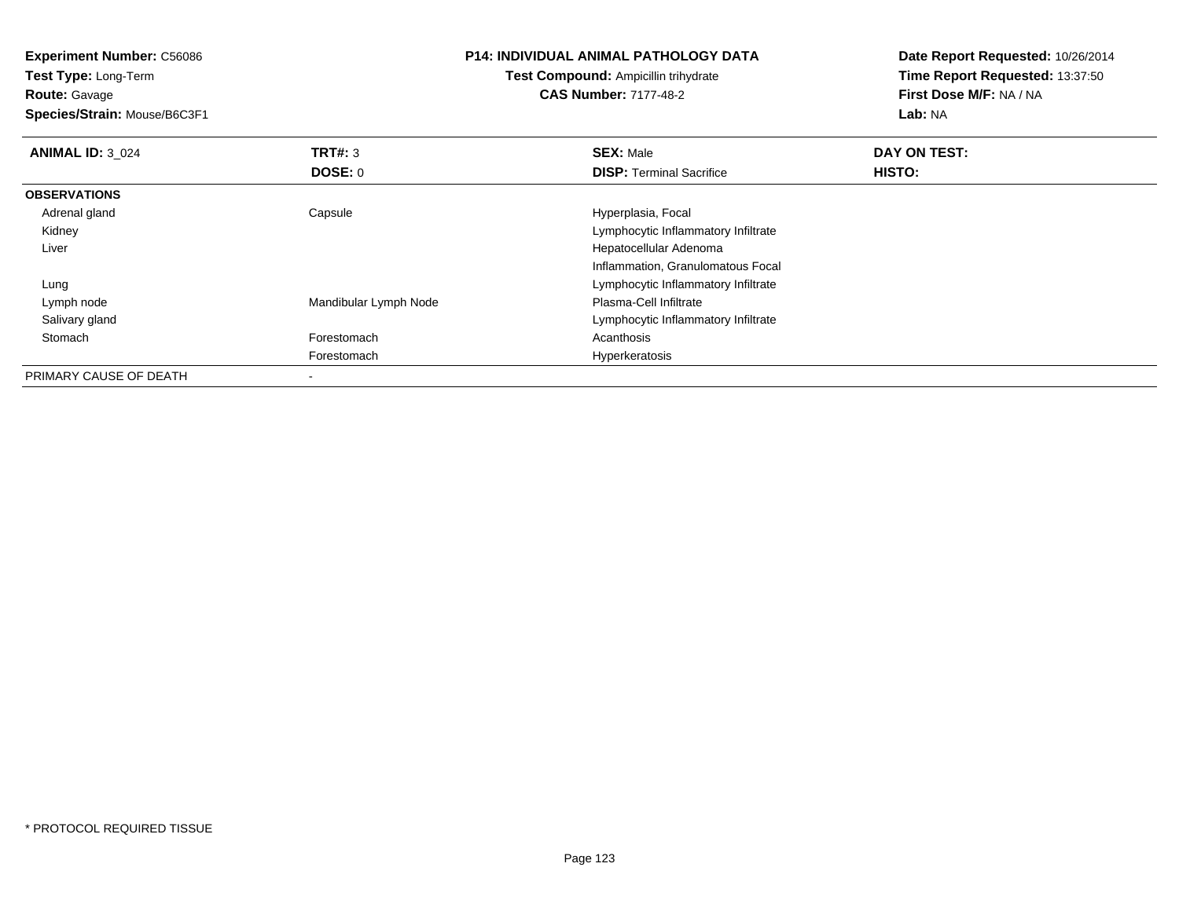**Experiment Number:** C56086
**Test Type:** Long-Term
**Route:** Gavage
**Species/Strain:** Mouse/B6C3F1

**P14: INDIVIDUAL ANIMAL PATHOLOGY DATA**
**Test Compound:** Ampicillin trihydrate
**CAS Number:** 7177-48-2

**Date Report Requested:** 10/26/2014
**Time Report Requested:** 13:37:50
**First Dose M/F:** NA / NA
**Lab:** NA

| **ANIMAL ID:** 3_024 | **TRT#:** 3 | **SEX:** Male | **DAY ON TEST:** |
|---|---|---|---|
| | **DOSE:** 0 | **DISP:** Terminal Sacrifice | **HISTO:** |
| **OBSERVATIONS** | | | |
| Adrenal gland | Capsule | Hyperplasia, Focal | |
| Kidney | | Lymphocytic Inflammatory Infiltrate | |
| Liver | | Hepatocellular Adenoma | |
| | | Inflammation, Granulomatous Focal | |
| Lung | | Lymphocytic Inflammatory Infiltrate | |
| Lymph node | Mandibular Lymph Node | Plasma-Cell Infiltrate | |
| Salivary gland | | Lymphocytic Inflammatory Infiltrate | |
| Stomach | Forestomach | Acanthosis | |
| | Forestomach | Hyperkeratosis | |
| PRIMARY CAUSE OF DEATH | - | | |

* PROTOCOL REQUIRED TISSUE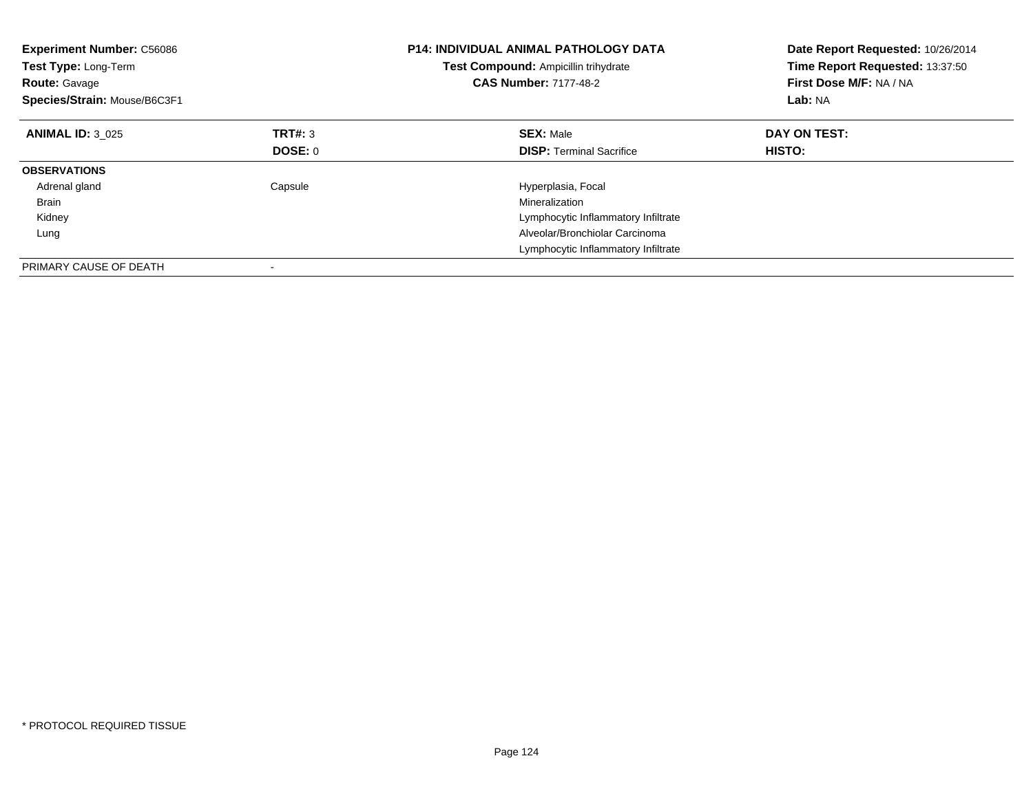**Experiment Number:** C56086
**Test Type:** Long-Term
**Route:** Gavage
**Species/Strain:** Mouse/B6C3F1

**P14: INDIVIDUAL ANIMAL PATHOLOGY DATA**
**Test Compound:** Ampicillin trihydrate
**CAS Number:** 7177-48-2

**Date Report Requested:** 10/26/2014
**Time Report Requested:** 13:37:50
**First Dose M/F:** NA / NA
**Lab:** NA

| **ANIMAL ID:** 3_025 | **TRT#:** 3 | **SEX:** Male | **DAY ON TEST:** |
|---|---|---|---|
| | **DOSE:** 0 | **DISP:** Terminal Sacrifice | **HISTO:** |
| **OBSERVATIONS** | | | |
| Adrenal gland | Capsule | Hyperplasia, Focal | |
| Brain | | Mineralization | |
| Kidney | | Lymphocytic Inflammatory Infiltrate | |
| Lung | | Alveolar/Bronchiolar Carcinoma | |
| | | Lymphocytic Inflammatory Infiltrate | |
| PRIMARY CAUSE OF DEATH | - | | |

* PROTOCOL REQUIRED TISSUE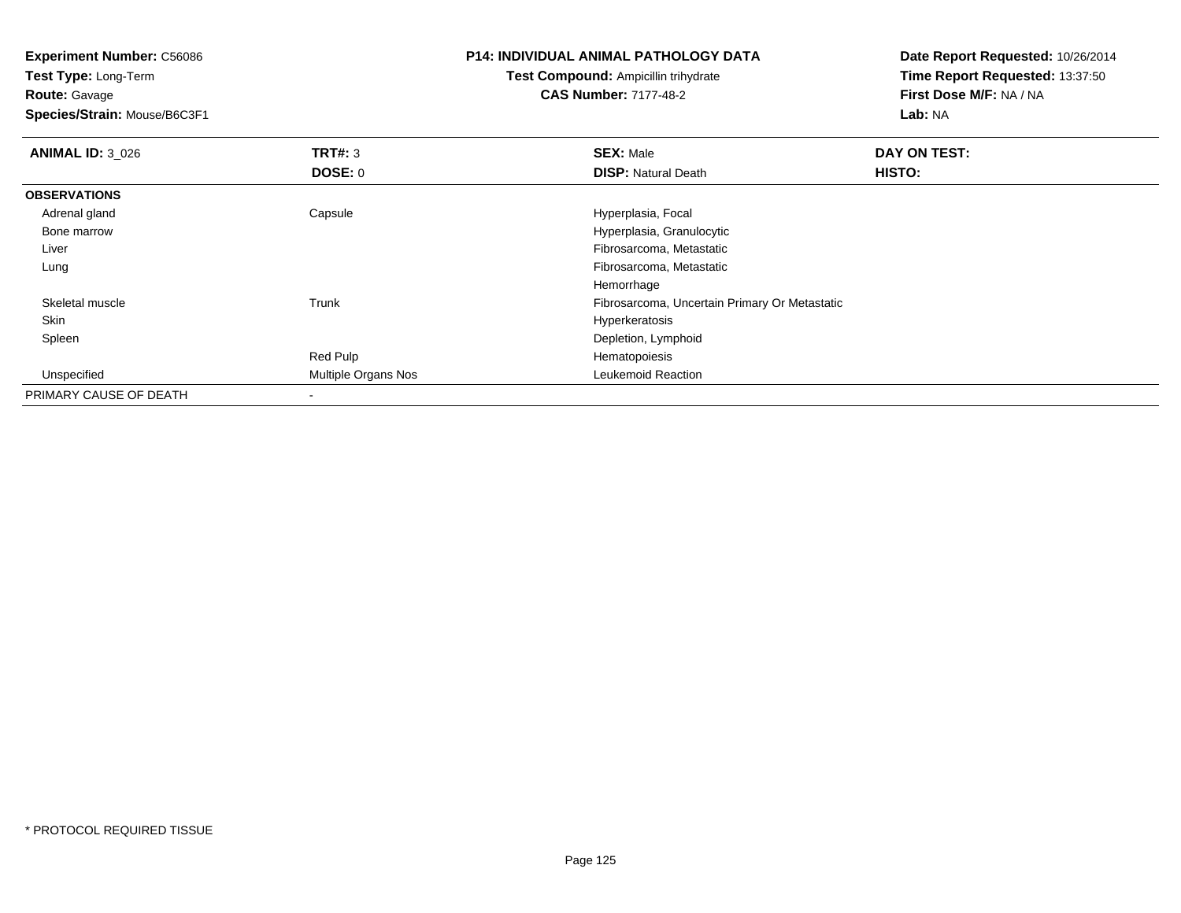**Experiment Number:** C56086
**Test Type:** Long-Term
**Route:** Gavage
**Species/Strain:** Mouse/B6C3F1

**P14: INDIVIDUAL ANIMAL PATHOLOGY DATA**
**Test Compound:** Ampicillin trihydrate
**CAS Number:** 7177-48-2

**Date Report Requested:** 10/26/2014
**Time Report Requested:** 13:37:50
**First Dose M/F:** NA / NA
**Lab:** NA

| **ANIMAL ID:** 3_026 | **TRT#:** 3 | **SEX:** Male | **DAY ON TEST:** |
|---|---|---|---|
| | **DOSE:** 0 | **DISP:** Natural Death | **HISTO:** |
| **OBSERVATIONS** | | | |
| Adrenal gland | Capsule | Hyperplasia, Focal | |
| Bone marrow | | Hyperplasia, Granulocytic | |
| Liver | | Fibrosarcoma, Metastatic | |
| Lung | | Fibrosarcoma, Metastatic | |
| | | Hemorrhage | |
| Skeletal muscle | Trunk | Fibrosarcoma, Uncertain Primary Or Metastatic | |
| Skin | | Hyperkeratosis | |
| Spleen | | Depletion, Lymphoid | |
| | Red Pulp | Hematopoiesis | |
| Unspecified | Multiple Organs Nos | Leukemoid Reaction | |
| PRIMARY CAUSE OF DEATH | - | | |

* PROTOCOL REQUIRED TISSUE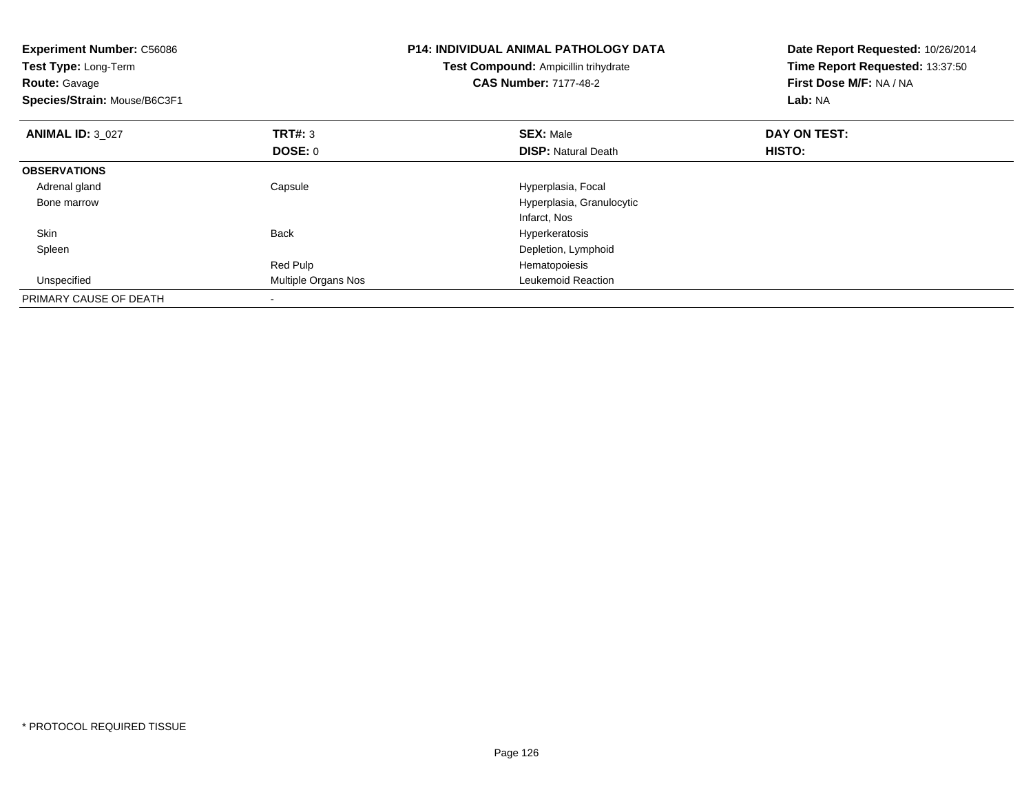**Experiment Number:** C56086
**Test Type:** Long-Term
**Route:** Gavage
**Species/Strain:** Mouse/B6C3F1

## P14: INDIVIDUAL ANIMAL PATHOLOGY DATA

**Test Compound:** Ampicillin trihydrate
**CAS Number:** 7177-48-2

**Date Report Requested:** 10/26/2014
**Time Report Requested:** 13:37:50
**First Dose M/F:** NA / NA
**Lab:** NA

| **ANIMAL ID:** 3_027 | **TRT#:** 3 | **SEX:** Male | **DAY ON TEST:** |
|---|---|---|---|
| | **DOSE:** 0 | **DISP:** Natural Death | **HISTO:** |
| **OBSERVATIONS** | | | |
| Adrenal gland | Capsule | Hyperplasia, Focal | |
| Bone marrow | | Hyperplasia, Granulocytic | |
| | | Infarct, Nos | |
| Skin | Back | Hyperkeratosis | |
| Spleen | | Depletion, Lymphoid | |
| | Red Pulp | Hematopoiesis | |
| Unspecified | Multiple Organs Nos | Leukemoid Reaction | |
| PRIMARY CAUSE OF DEATH | - | | |

* PROTOCOL REQUIRED TISSUE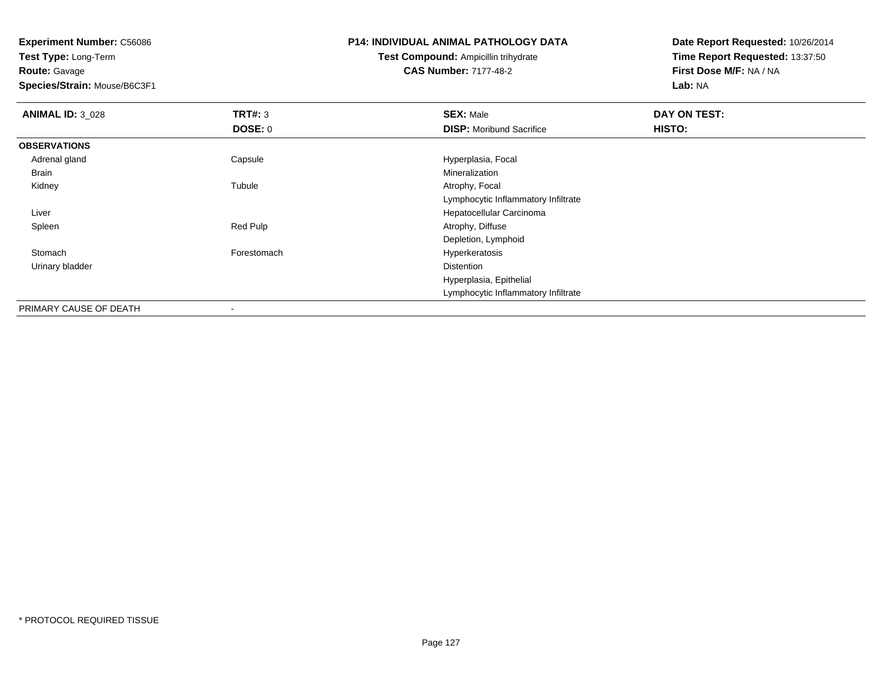**Experiment Number:** C56086
**Test Type:** Long-Term
**Route:** Gavage
**Species/Strain:** Mouse/B6C3F1

**P14: INDIVIDUAL ANIMAL PATHOLOGY DATA**
**Test Compound:** Ampicillin trihydrate
**CAS Number:** 7177-48-2

**Date Report Requested:** 10/26/2014
**Time Report Requested:** 13:37:50
**First Dose M/F:** NA / NA
**Lab:** NA

| **ANIMAL ID:** 3_028 | **TRT#:** 3 | **SEX:** Male | **DAY ON TEST:** |
|---|---|---|---|
| | **DOSE:** 0 | **DISP:** Moribund Sacrifice | **HISTO:** |
| **OBSERVATIONS** | | | |
| Adrenal gland | Capsule | Hyperplasia, Focal | |
| Brain | | Mineralization | |
| Kidney | Tubule | Atrophy, Focal | |
| | | Lymphocytic Inflammatory Infiltrate | |
| Liver | | Hepatocellular Carcinoma | |
| Spleen | Red Pulp | Atrophy, Diffuse | |
| | | Depletion, Lymphoid | |
| Stomach | Forestomach | Hyperkeratosis | |
| Urinary bladder | | Distention | |
| | | Hyperplasia, Epithelial | |
| | | Lymphocytic Inflammatory Infiltrate | |
| PRIMARY CAUSE OF DEATH | - | | |

* PROTOCOL REQUIRED TISSUE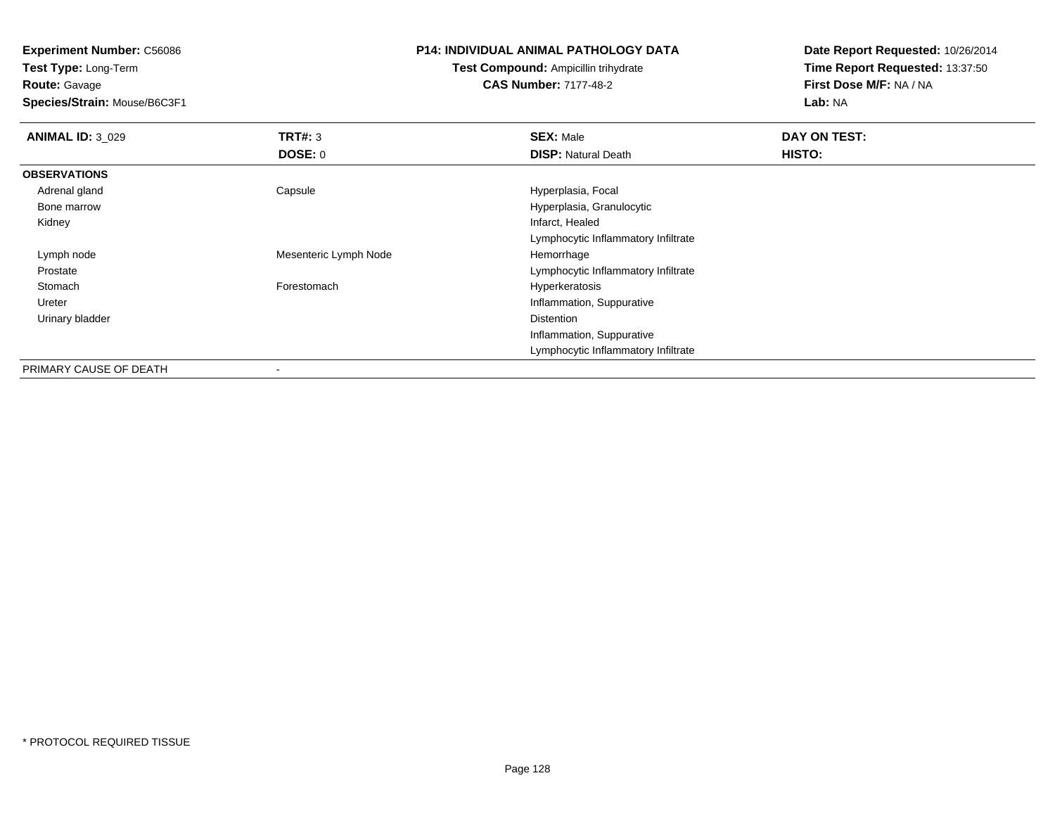**Experiment Number:** C56086
**Test Type:** Long-Term
**Route:** Gavage
**Species/Strain:** Mouse/B6C3F1

**P14: INDIVIDUAL ANIMAL PATHOLOGY DATA**
**Test Compound:** Ampicillin trihydrate
**CAS Number:** 7177-48-2

**Date Report Requested:** 10/26/2014
**Time Report Requested:** 13:37:50
**First Dose M/F:** NA / NA
**Lab:** NA

| **ANIMAL ID:** 3_029 | **TRT#:** 3 | **SEX:** Male | **DAY ON TEST:** |
|---|---|---|---|
| | **DOSE:** 0 | **DISP:** Natural Death | **HISTO:** |
| **OBSERVATIONS** | | | |
| Adrenal gland | Capsule | Hyperplasia, Focal | |
| Bone marrow | | Hyperplasia, Granulocytic | |
| Kidney | | Infarct, Healed | |
| | | Lymphocytic Inflammatory Infiltrate | |
| Lymph node | Mesenteric Lymph Node | Hemorrhage | |
| Prostate | | Lymphocytic Inflammatory Infiltrate | |
| Stomach | Forestomach | Hyperkeratosis | |
| Ureter | | Inflammation, Suppurative | |
| Urinary bladder | | Distention | |
| | | Inflammation, Suppurative | |
| | | Lymphocytic Inflammatory Infiltrate | |
| PRIMARY CAUSE OF DEATH | - | | |

* PROTOCOL REQUIRED TISSUE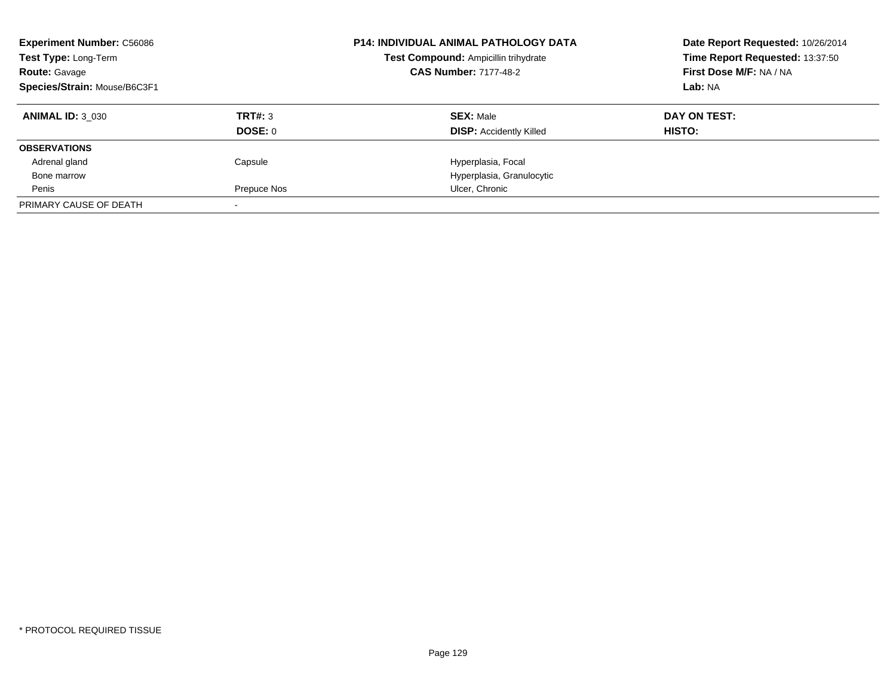**Experiment Number:** C56086
**Test Type:** Long-Term
**Route:** Gavage
**Species/Strain:** Mouse/B6C3F1

**P14: INDIVIDUAL ANIMAL PATHOLOGY DATA**
**Test Compound:** Ampicillin trihydrate
**CAS Number:** 7177-48-2

**Date Report Requested:** 10/26/2014
**Time Report Requested:** 13:37:50
**First Dose M/F:** NA / NA
**Lab:** NA

| **ANIMAL ID:** 3_030 | **TRT#:** 3 | **SEX:** Male | **DAY ON TEST:** |
|---|---|---|---|
| | **DOSE:** 0 | **DISP:** Accidently Killed | **HISTO:** |
| **OBSERVATIONS** | | | |
| Adrenal gland | Capsule | Hyperplasia, Focal | |
| Bone marrow | | Hyperplasia, Granulocytic | |
| Penis | Prepuce Nos | Ulcer, Chronic | |
| PRIMARY CAUSE OF DEATH | - | | |

* PROTOCOL REQUIRED TISSUE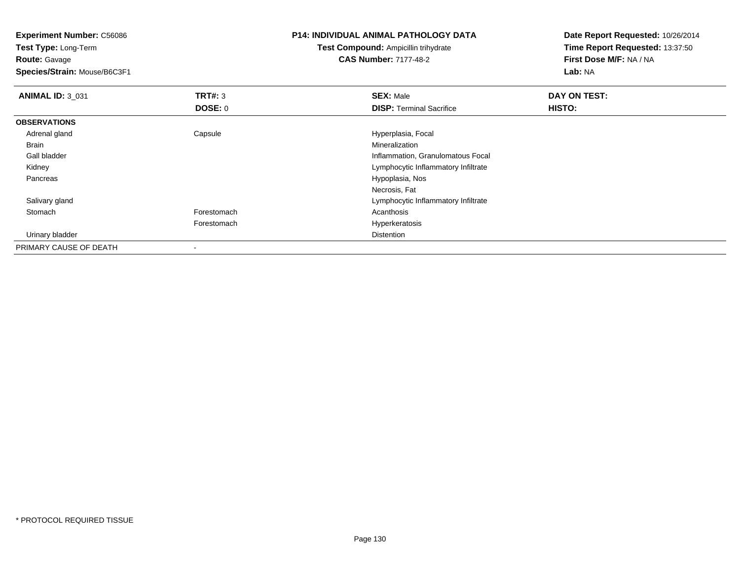**Experiment Number:** C56086
**Test Type:** Long-Term
**Route:** Gavage
**Species/Strain:** Mouse/B6C3F1

**P14: INDIVIDUAL ANIMAL PATHOLOGY DATA**
**Test Compound:** Ampicillin trihydrate
**CAS Number:** 7177-48-2

**Date Report Requested:** 10/26/2014
**Time Report Requested:** 13:37:50
**First Dose M/F:** NA / NA
**Lab:** NA

| **ANIMAL ID:** 3_031 | **TRT#:** 3 | **SEX:** Male | **DAY ON TEST:** |
|---|---|---|---|
| | **DOSE:** 0 | **DISP:** Terminal Sacrifice | **HISTO:** |
| **OBSERVATIONS** | | | |
| Adrenal gland | Capsule | Hyperplasia, Focal | |
| Brain | | Mineralization | |
| Gall bladder | | Inflammation, Granulomatous Focal | |
| Kidney | | Lymphocytic Inflammatory Infiltrate | |
| Pancreas | | Hypoplasia, Nos | |
| | | Necrosis, Fat | |
| Salivary gland | | Lymphocytic Inflammatory Infiltrate | |
| Stomach | Forestomach | Acanthosis | |
| | Forestomach | Hyperkeratosis | |
| Urinary bladder | | Distention | |
| PRIMARY CAUSE OF DEATH | - | | |

* PROTOCOL REQUIRED TISSUE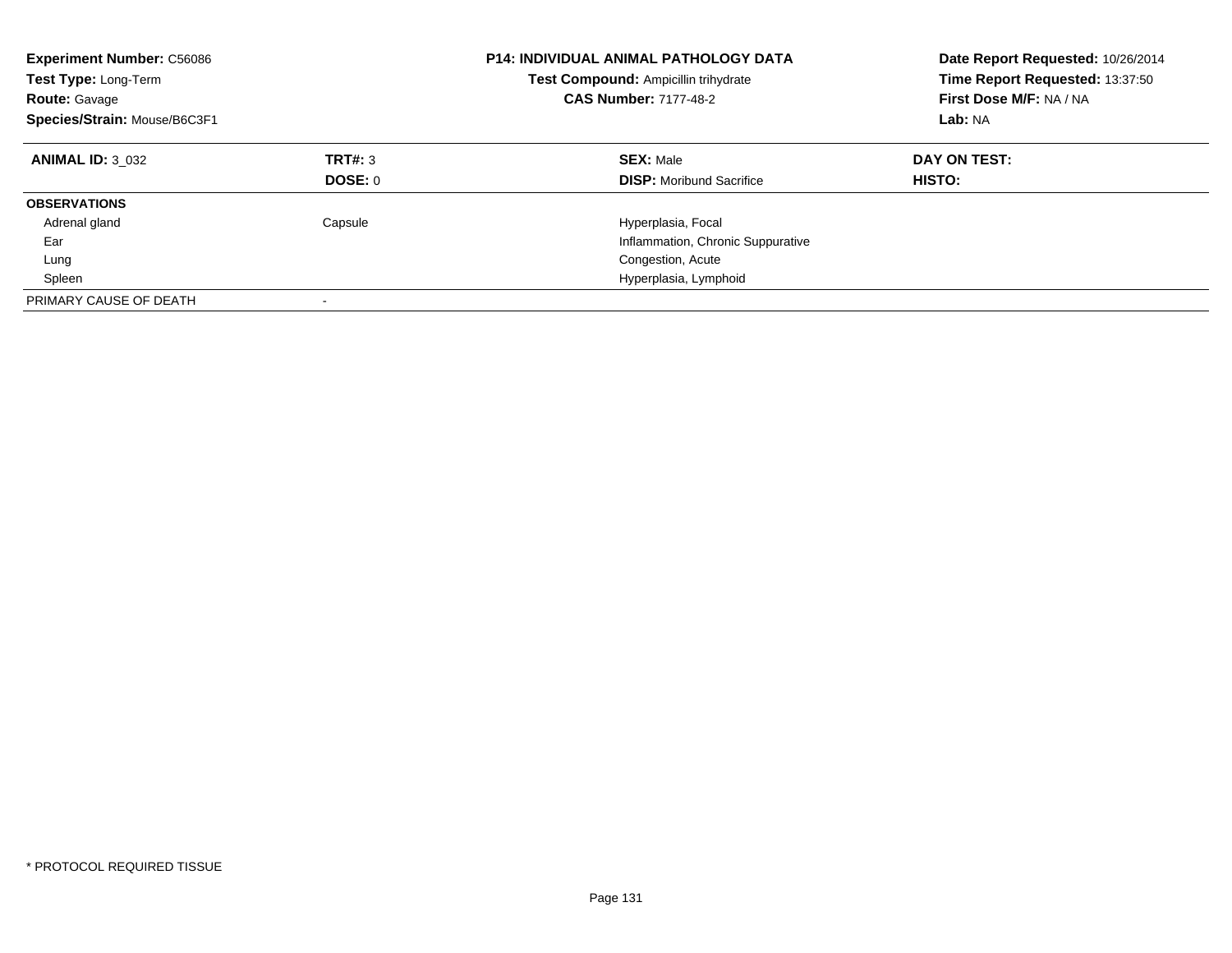**Experiment Number:** C56086
**Test Type:** Long-Term
**Route:** Gavage
**Species/Strain:** Mouse/B6C3F1

**P14: INDIVIDUAL ANIMAL PATHOLOGY DATA**
**Test Compound:** Ampicillin trihydrate
**CAS Number:** 7177-48-2

**Date Report Requested:** 10/26/2014
**Time Report Requested:** 13:37:50
**First Dose M/F:** NA / NA
**Lab:** NA

| **ANIMAL ID:** 3_032 | **TRT#:** 3 | **SEX:** Male | **DAY ON TEST:** |
|---|---|---|---|
| | **DOSE:** 0 | **DISP:** Moribund Sacrifice | **HISTO:** |
| **OBSERVATIONS** | | | |
| Adrenal gland | Capsule | Hyperplasia, Focal | |
| Ear | | Inflammation, Chronic Suppurative | |
| Lung | | Congestion, Acute | |
| Spleen | | Hyperplasia, Lymphoid | |
| PRIMARY CAUSE OF DEATH | - | | |

\* PROTOCOL REQUIRED TISSUE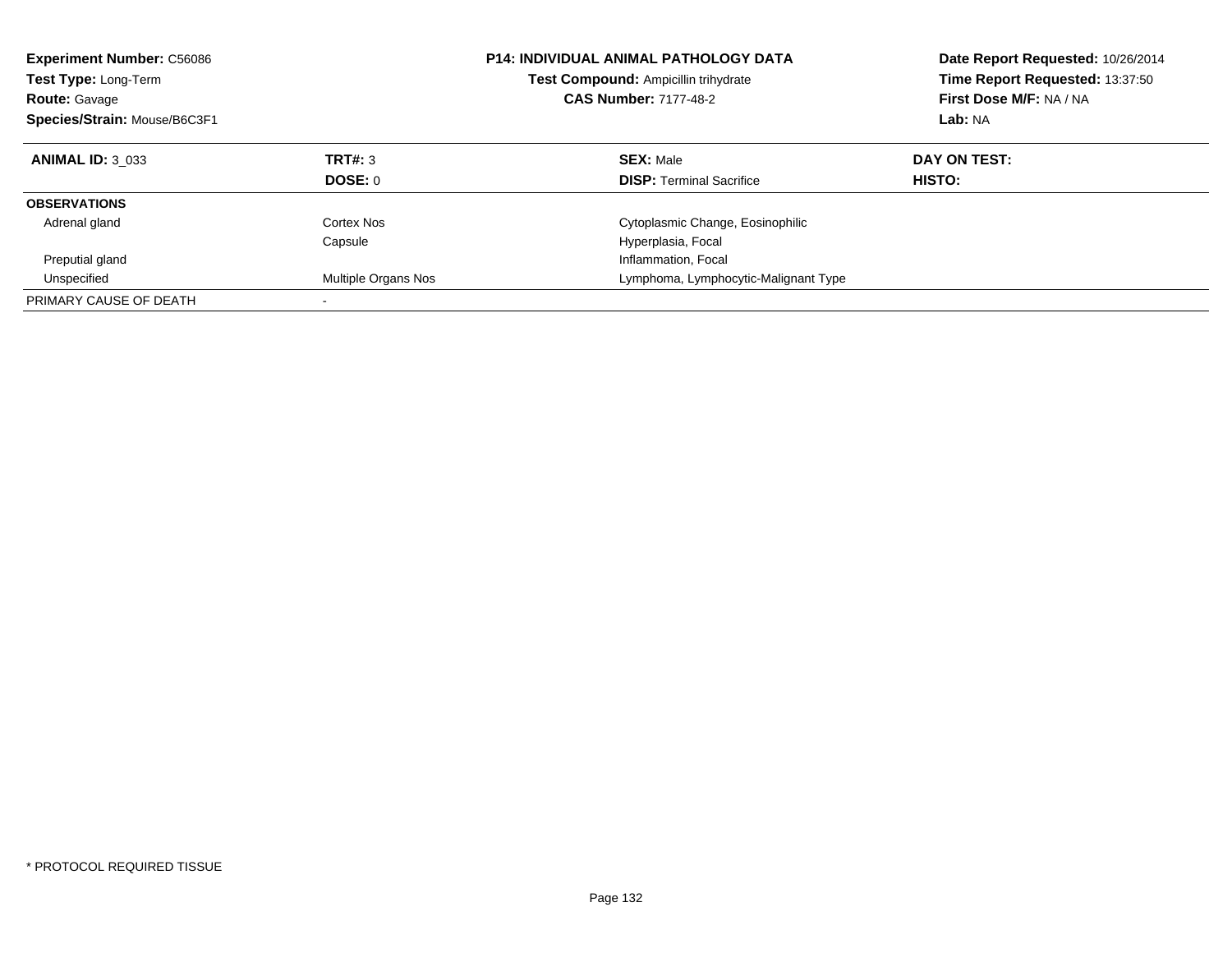**Experiment Number:** C56086
**Test Type:** Long-Term
**Route:** Gavage
**Species/Strain:** Mouse/B6C3F1

**P14: INDIVIDUAL ANIMAL PATHOLOGY DATA**
**Test Compound:** Ampicillin trihydrate
**CAS Number:** 7177-48-2

**Date Report Requested:** 10/26/2014
**Time Report Requested:** 13:37:50
**First Dose M/F:** NA / NA
**Lab:** NA

| **ANIMAL ID:** 3_033 | **TRT#:** 3 | **SEX:** Male | **DAY ON TEST:** |
|---|---|---|---|
| | **DOSE:** 0 | **DISP:** Terminal Sacrifice | **HISTO:** |
| **OBSERVATIONS** | | | |
| Adrenal gland | Cortex Nos | Cytoplasmic Change, Eosinophilic | |
| | Capsule | Hyperplasia, Focal | |
| Preputial gland | | Inflammation, Focal | |
| Unspecified | Multiple Organs Nos | Lymphoma, Lymphocytic-Malignant Type | |
| PRIMARY CAUSE OF DEATH | - | | |

* PROTOCOL REQUIRED TISSUE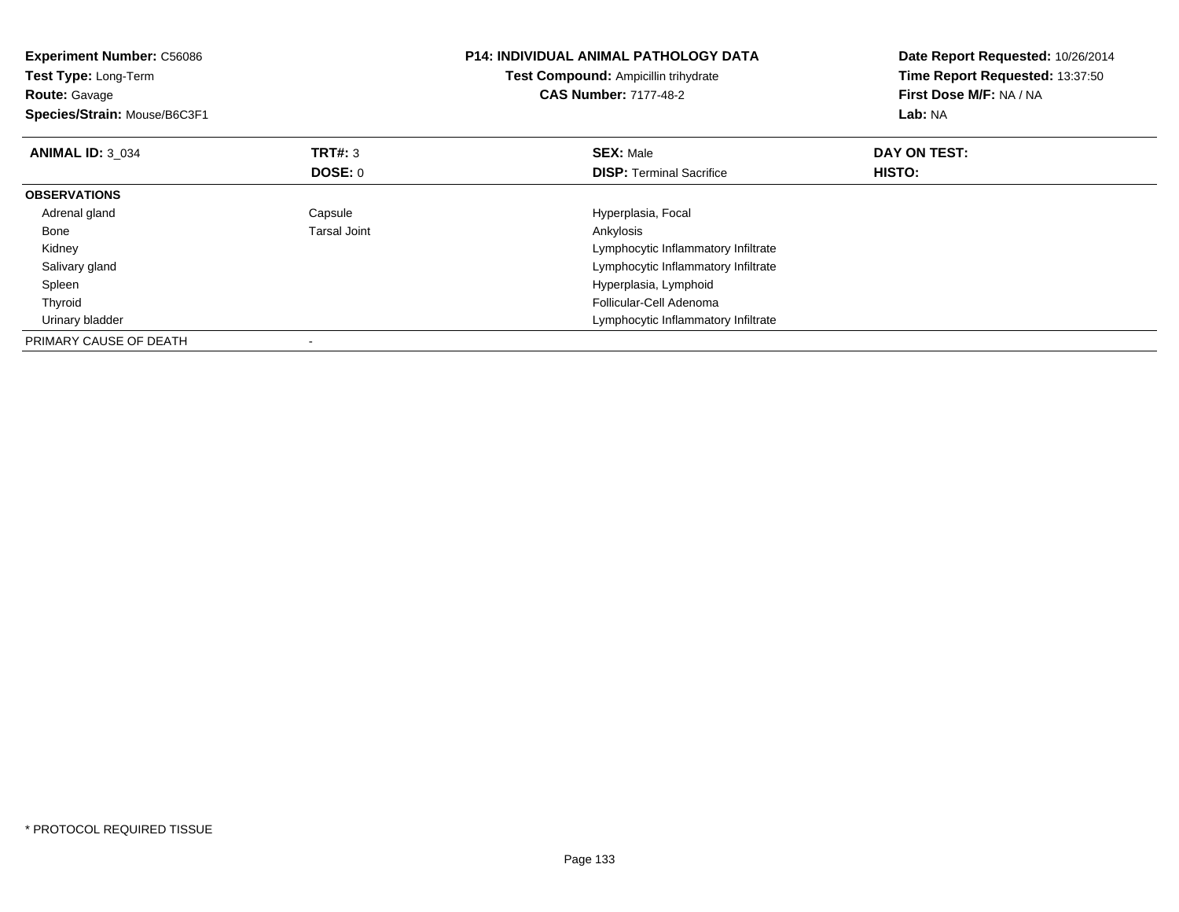**Experiment Number:** C56086
**Test Type:** Long-Term
**Route:** Gavage
**Species/Strain:** Mouse/B6C3F1

**P14: INDIVIDUAL ANIMAL PATHOLOGY DATA**
**Test Compound:** Ampicillin trihydrate
**CAS Number:** 7177-48-2

**Date Report Requested:** 10/26/2014
**Time Report Requested:** 13:37:50
**First Dose M/F:** NA / NA
**Lab:** NA

| **ANIMAL ID:** 3_034 | **TRT#:** 3 | **SEX:** Male | **DAY ON TEST:** |
|---|---|---|---|
| | **DOSE:** 0 | **DISP:** Terminal Sacrifice | **HISTO:** |
| **OBSERVATIONS** | | | |
| Adrenal gland | Capsule | Hyperplasia, Focal | |
| Bone | Tarsal Joint | Ankylosis | |
| Kidney | | Lymphocytic Inflammatory Infiltrate | |
| Salivary gland | | Lymphocytic Inflammatory Infiltrate | |
| Spleen | | Hyperplasia, Lymphoid | |
| Thyroid | | Follicular-Cell Adenoma | |
| Urinary bladder | | Lymphocytic Inflammatory Infiltrate | |
| PRIMARY CAUSE OF DEATH | - | | |

* PROTOCOL REQUIRED TISSUE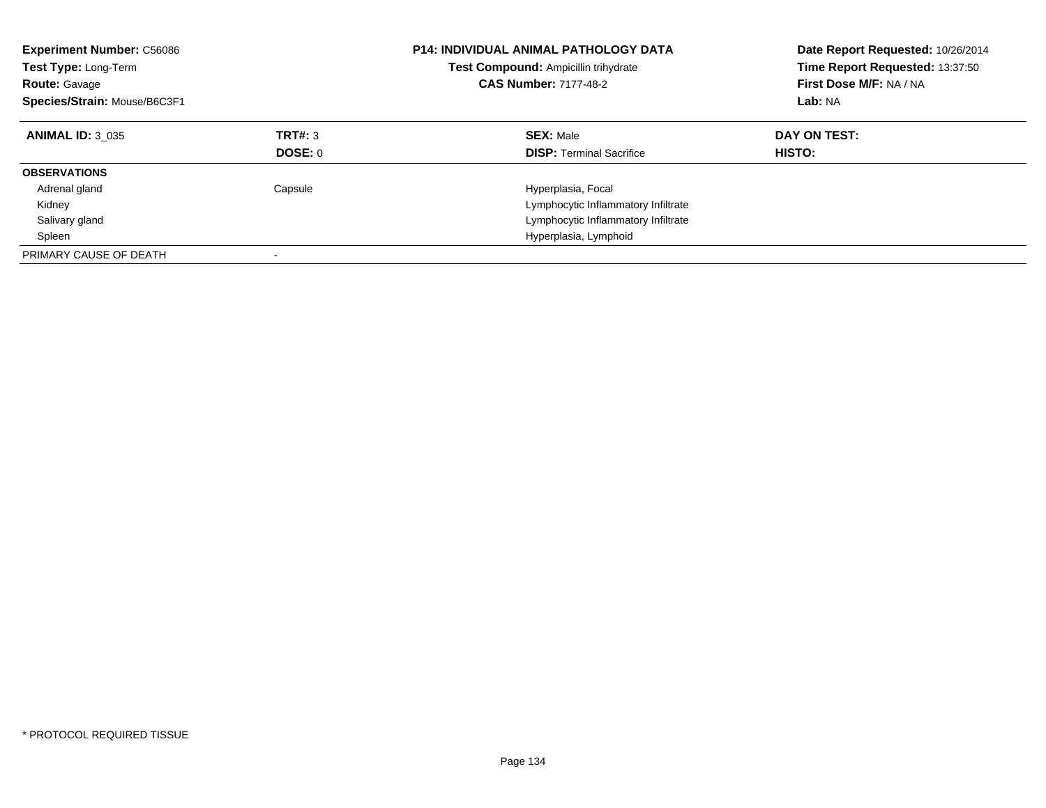**Experiment Number:** C56086
**Test Type:** Long-Term
**Route:** Gavage
**Species/Strain:** Mouse/B6C3F1

**P14: INDIVIDUAL ANIMAL PATHOLOGY DATA**
**Test Compound:** Ampicillin trihydrate
**CAS Number:** 7177-48-2

**Date Report Requested:** 10/26/2014
**Time Report Requested:** 13:37:50
**First Dose M/F:** NA / NA
**Lab:** NA

| **ANIMAL ID:** 3_035 | **TRT#:** 3 | **SEX:** Male | **DAY ON TEST:** |
|---|---|---|---|
| | **DOSE:** 0 | **DISP:** Terminal Sacrifice | **HISTO:** |
| **OBSERVATIONS** | | | |
| Adrenal gland | Capsule | Hyperplasia, Focal | |
| Kidney | | Lymphocytic Inflammatory Infiltrate | |
| Salivary gland | | Lymphocytic Inflammatory Infiltrate | |
| Spleen | | Hyperplasia, Lymphoid | |
| PRIMARY CAUSE OF DEATH | - | | |

* PROTOCOL REQUIRED TISSUE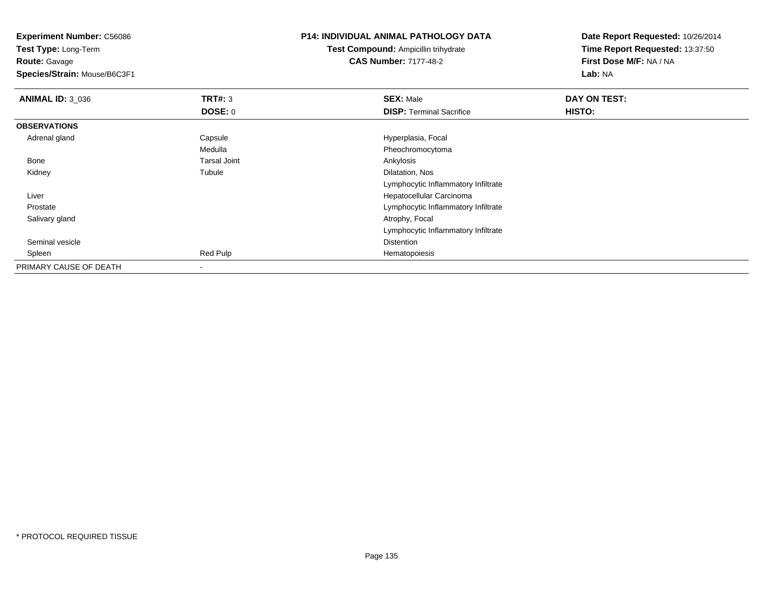**Experiment Number:** C56086
**Test Type:** Long-Term
**Route:** Gavage
**Species/Strain:** Mouse/B6C3F1

**P14: INDIVIDUAL ANIMAL PATHOLOGY DATA**
**Test Compound:** Ampicillin trihydrate
**CAS Number:** 7177-48-2

**Date Report Requested:** 10/26/2014
**Time Report Requested:** 13:37:50
**First Dose M/F:** NA / NA
**Lab:** NA

| **ANIMAL ID:** 3_036 | **TRT#:** 3 | **SEX:** Male | **DAY ON TEST:** |
|---|---|---|---|
| | **DOSE:** 0 | **DISP:** Terminal Sacrifice | **HISTO:** |
| **OBSERVATIONS** | | | |
| Adrenal gland | Capsule | Hyperplasia, Focal | |
| | Medulla | Pheochromocytoma | |
| Bone | Tarsal Joint | Ankylosis | |
| Kidney | Tubule | Dilatation, Nos | |
| | | Lymphocytic Inflammatory Infiltrate | |
| Liver | | Hepatocellular Carcinoma | |
| Prostate | | Lymphocytic Inflammatory Infiltrate | |
| Salivary gland | | Atrophy, Focal | |
| | | Lymphocytic Inflammatory Infiltrate | |
| Seminal vesicle | | Distention | |
| Spleen | Red Pulp | Hematopoiesis | |
| PRIMARY CAUSE OF DEATH | - | | |

* PROTOCOL REQUIRED TISSUE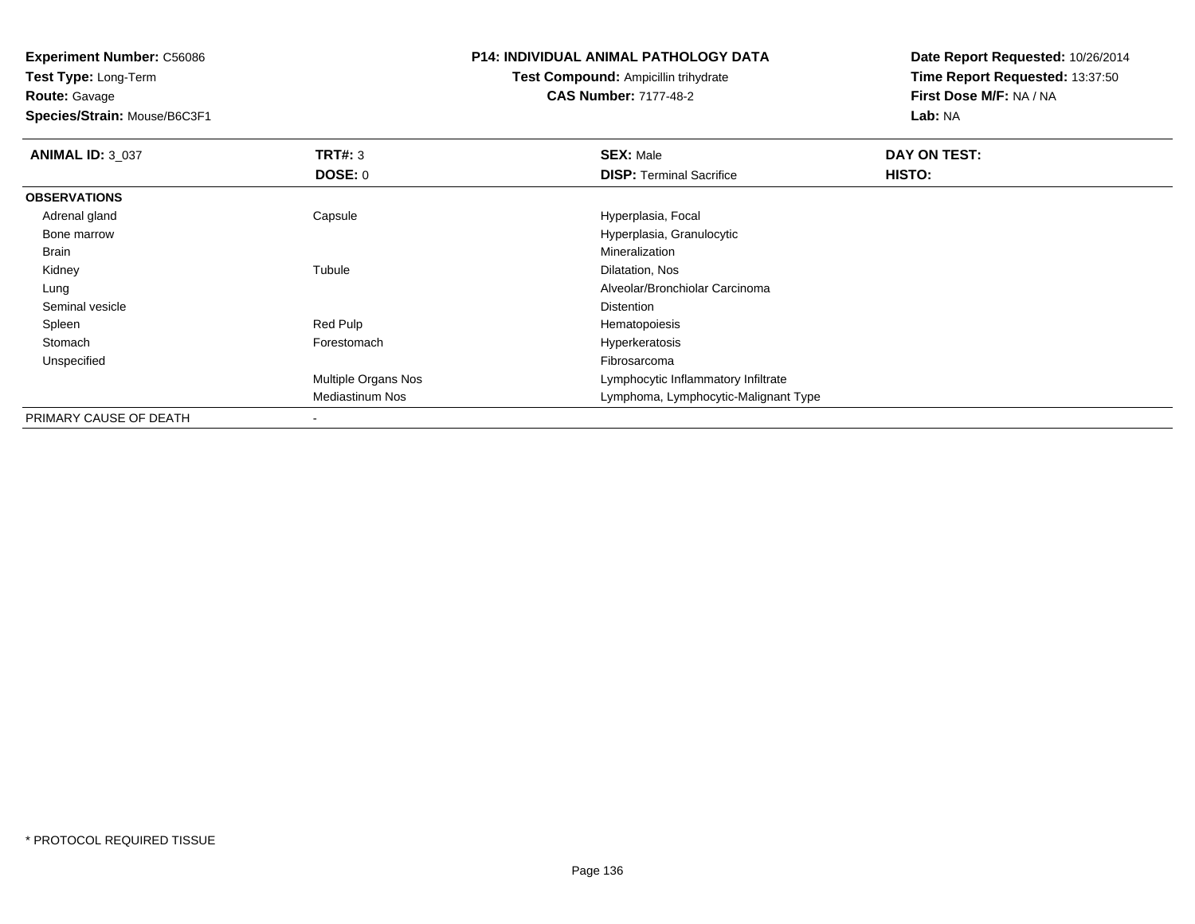**Experiment Number:** C56086
**Test Type:** Long-Term
**Route:** Gavage
**Species/Strain:** Mouse/B6C3F1

**P14: INDIVIDUAL ANIMAL PATHOLOGY DATA**
**Test Compound:** Ampicillin trihydrate
**CAS Number:** 7177-48-2

**Date Report Requested:** 10/26/2014
**Time Report Requested:** 13:37:50
**First Dose M/F:** NA / NA
**Lab:** NA

| **ANIMAL ID:** 3_037 | **TRT#:** 3 | **SEX:** Male | **DAY ON TEST:** |
|---|---|---|---|
| | **DOSE:** 0 | **DISP:** Terminal Sacrifice | **HISTO:** |
| **OBSERVATIONS** | | | |
| Adrenal gland | Capsule | Hyperplasia, Focal | |
| Bone marrow | | Hyperplasia, Granulocytic | |
| Brain | | Mineralization | |
| Kidney | Tubule | Dilatation, Nos | |
| Lung | | Alveolar/Bronchiolar Carcinoma | |
| Seminal vesicle | | Distention | |
| Spleen | Red Pulp | Hematopoiesis | |
| Stomach | Forestomach | Hyperkeratosis | |
| Unspecified | | Fibrosarcoma | |
| | Multiple Organs Nos | Lymphocytic Inflammatory Infiltrate | |
| | Mediastinum Nos | Lymphoma, Lymphocytic-Malignant Type | |
| PRIMARY CAUSE OF DEATH | - | | |

* PROTOCOL REQUIRED TISSUE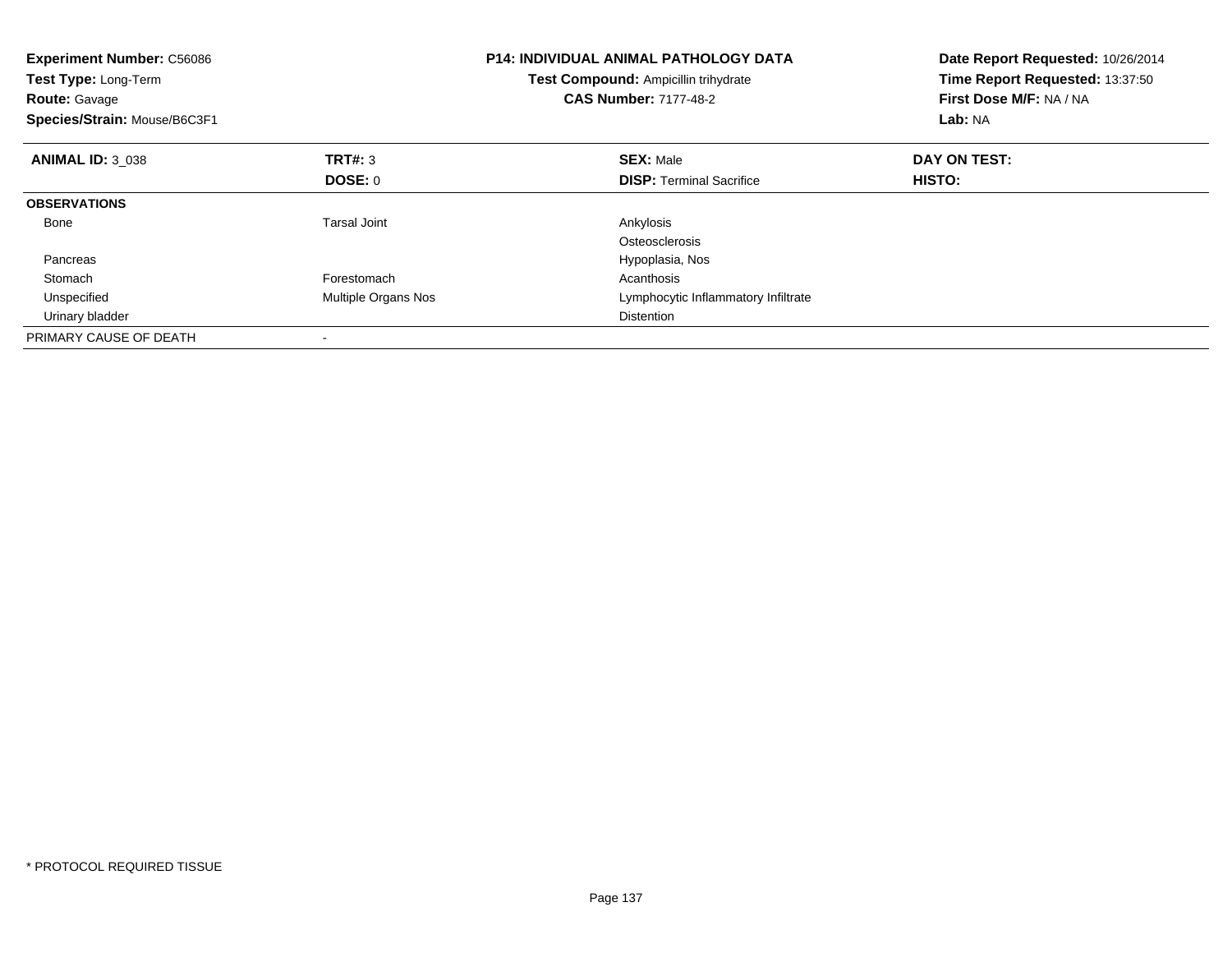**Experiment Number:** C56086
**Test Type:** Long-Term
**Route:** Gavage
**Species/Strain:** Mouse/B6C3F1

**P14: INDIVIDUAL ANIMAL PATHOLOGY DATA**
**Test Compound:** Ampicillin trihydrate
**CAS Number:** 7177-48-2

**Date Report Requested:** 10/26/2014
**Time Report Requested:** 13:37:50
**First Dose M/F:** NA / NA
**Lab:** NA

| **ANIMAL ID:** 3_038 | **TRT#:** 3 | **SEX:** Male | **DAY ON TEST:** |
|---|---|---|---|
| | **DOSE:** 0 | **DISP:** Terminal Sacrifice | **HISTO:** |
| **OBSERVATIONS** | | | |
| Bone | Tarsal Joint | Ankylosis | |
| | | Osteosclerosis | |
| Pancreas | | Hypoplasia, Nos | |
| Stomach | Forestomach | Acanthosis | |
| Unspecified | Multiple Organs Nos | Lymphocytic Inflammatory Infiltrate | |
| Urinary bladder | | Distention | |
| PRIMARY CAUSE OF DEATH | - | | |

* PROTOCOL REQUIRED TISSUE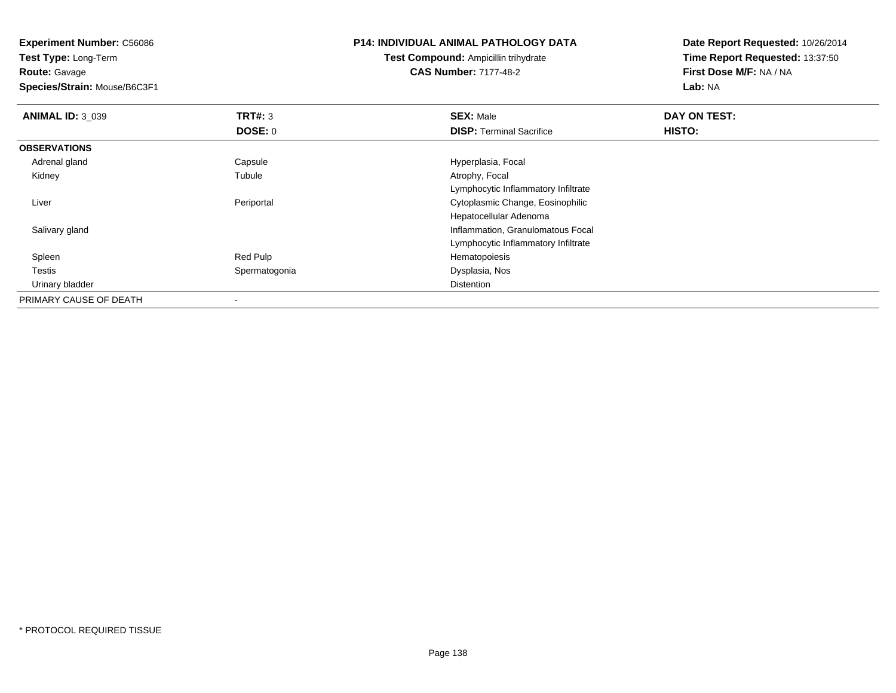**Experiment Number:** C56086
**Test Type:** Long-Term
**Route:** Gavage
**Species/Strain:** Mouse/B6C3F1

**P14: INDIVIDUAL ANIMAL PATHOLOGY DATA**
**Test Compound:** Ampicillin trihydrate
**CAS Number:** 7177-48-2

**Date Report Requested:** 10/26/2014
**Time Report Requested:** 13:37:50
**First Dose M/F:** NA / NA
**Lab:** NA

| **ANIMAL ID:** 3_039 | **TRT#:** 3 | **SEX:** Male | **DAY ON TEST:** |
|---|---|---|---|
| | **DOSE:** 0 | **DISP:** Terminal Sacrifice | **HISTO:** |
| **OBSERVATIONS** | | | |
| Adrenal gland | Capsule | Hyperplasia, Focal | |
| Kidney | Tubule | Atrophy, Focal | |
| | | Lymphocytic Inflammatory Infiltrate | |
| Liver | Periportal | Cytoplasmic Change, Eosinophilic | |
| | | Hepatocellular Adenoma | |
| Salivary gland | | Inflammation, Granulomatous Focal | |
| | | Lymphocytic Inflammatory Infiltrate | |
| Spleen | Red Pulp | Hematopoiesis | |
| Testis | Spermatogonia | Dysplasia, Nos | |
| Urinary bladder | | Distention | |
| PRIMARY CAUSE OF DEATH | - | | |

* PROTOCOL REQUIRED TISSUE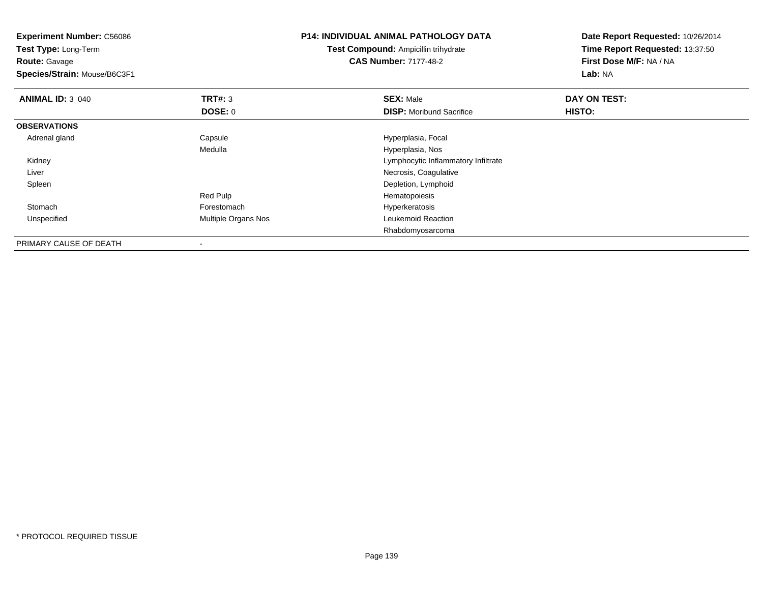**Experiment Number:** C56086
**Test Type:** Long-Term
**Route:** Gavage
**Species/Strain:** Mouse/B6C3F1

**P14: INDIVIDUAL ANIMAL PATHOLOGY DATA**
**Test Compound:** Ampicillin trihydrate
**CAS Number:** 7177-48-2

**Date Report Requested:** 10/26/2014
**Time Report Requested:** 13:37:50
**First Dose M/F:** NA / NA
**Lab:** NA

| **ANIMAL ID:** 3_040 | **TRT#:** 3 | **SEX:** Male | **DAY ON TEST:** |
|---|---|---|---|
| | **DOSE:** 0 | **DISP:** Moribund Sacrifice | **HISTO:** |
| **OBSERVATIONS** | | | |
| Adrenal gland | Capsule | Hyperplasia, Focal | |
| | Medulla | Hyperplasia, Nos | |
| Kidney | | Lymphocytic Inflammatory Infiltrate | |
| Liver | | Necrosis, Coagulative | |
| Spleen | | Depletion, Lymphoid | |
| | Red Pulp | Hematopoiesis | |
| Stomach | Forestomach | Hyperkeratosis | |
| Unspecified | Multiple Organs Nos | Leukemoid Reaction | |
| | | Rhabdomyosarcoma | |
| PRIMARY CAUSE OF DEATH | - | | |

* PROTOCOL REQUIRED TISSUE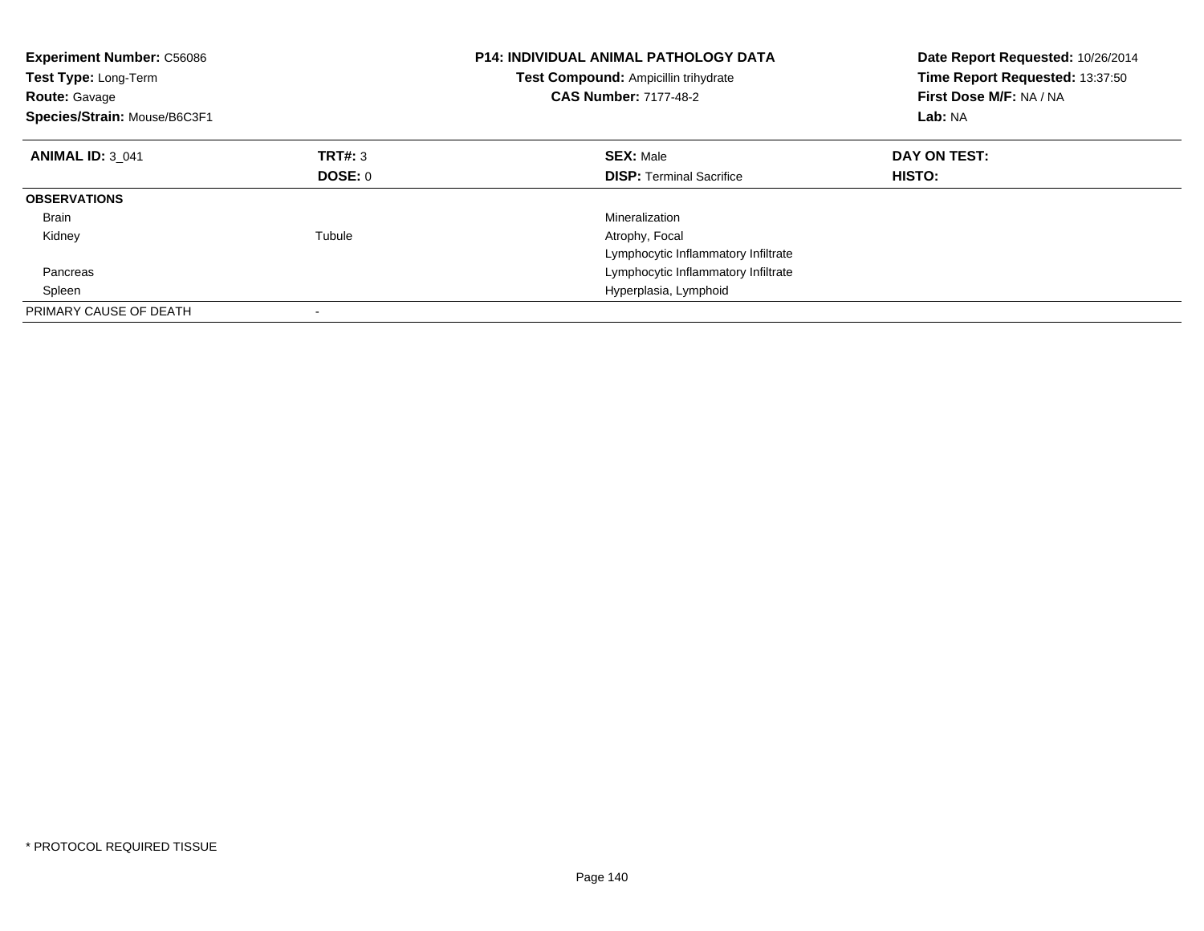**Experiment Number:** C56086
**Test Type:** Long-Term
**Route:** Gavage
**Species/Strain:** Mouse/B6C3F1

**P14: INDIVIDUAL ANIMAL PATHOLOGY DATA**
**Test Compound:** Ampicillin trihydrate
**CAS Number:** 7177-48-2

**Date Report Requested:** 10/26/2014
**Time Report Requested:** 13:37:50
**First Dose M/F:** NA / NA
**Lab:** NA

| **ANIMAL ID:** 3_041 | **TRT#:** 3 | **SEX:** Male | **DAY ON TEST:** |
|---|---|---|---|
| | **DOSE:** 0 | **DISP:** Terminal Sacrifice | **HISTO:** |
| **OBSERVATIONS** | | | |
| Brain | | Mineralization | |
| Kidney | Tubule | Atrophy, Focal | |
| | | Lymphocytic Inflammatory Infiltrate | |
| Pancreas | | Lymphocytic Inflammatory Infiltrate | |
| Spleen | | Hyperplasia, Lymphoid | |
| PRIMARY CAUSE OF DEATH | - | | |

* PROTOCOL REQUIRED TISSUE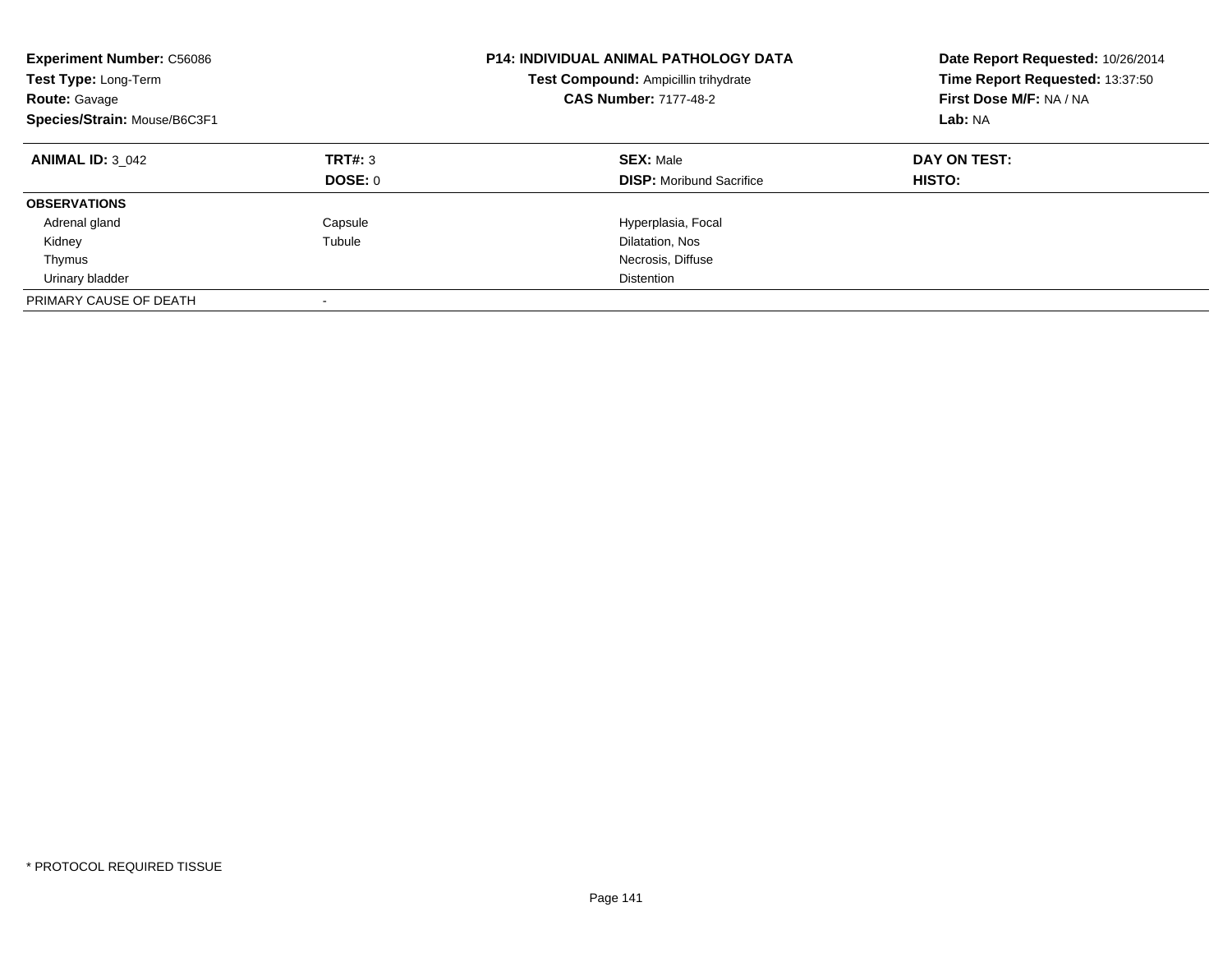**Experiment Number:** C56086
**Test Type:** Long-Term
**Route:** Gavage
**Species/Strain:** Mouse/B6C3F1

**P14: INDIVIDUAL ANIMAL PATHOLOGY DATA**
**Test Compound:** Ampicillin trihydrate
**CAS Number:** 7177-48-2

**Date Report Requested:** 10/26/2014
**Time Report Requested:** 13:37:50
**First Dose M/F:** NA / NA
**Lab:** NA

| **ANIMAL ID:** 3_042 | **TRT#:** 3 | **SEX:** Male | **DAY ON TEST:** |
|---|---|---|---|
| | **DOSE:** 0 | **DISP:** Moribund Sacrifice | **HISTO:** |
| **OBSERVATIONS** | | | |
| Adrenal gland | Capsule | Hyperplasia, Focal | |
| Kidney | Tubule | Dilatation, Nos | |
| Thymus | | Necrosis, Diffuse | |
| Urinary bladder | | Distention | |
| PRIMARY CAUSE OF DEATH | - | | |

* PROTOCOL REQUIRED TISSUE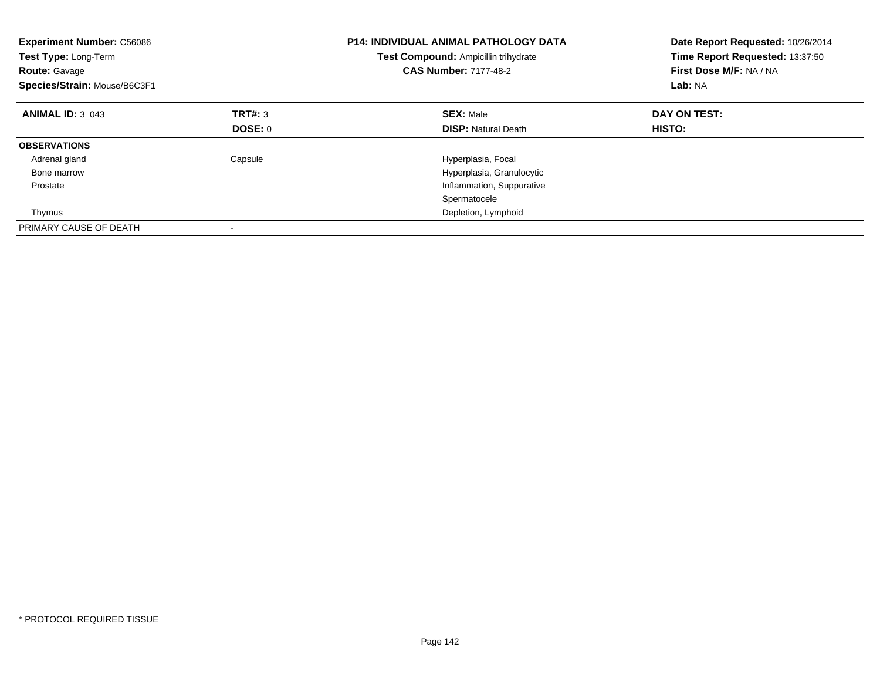**Experiment Number:** C56086
**Test Type:** Long-Term
**Route:** Gavage
**Species/Strain:** Mouse/B6C3F1

**P14: INDIVIDUAL ANIMAL PATHOLOGY DATA**
**Test Compound:** Ampicillin trihydrate
**CAS Number:** 7177-48-2

**Date Report Requested:** 10/26/2014
**Time Report Requested:** 13:37:50
**First Dose M/F:** NA / NA
**Lab:** NA

| **ANIMAL ID:** 3_043 | **TRT#:** 3 | **SEX:** Male | **DAY ON TEST:** |
|---|---|---|---|
| | **DOSE:** 0 | **DISP:** Natural Death | **HISTO:** |
| **OBSERVATIONS** | | | |
| Adrenal gland | Capsule | Hyperplasia, Focal | |
| Bone marrow | | Hyperplasia, Granulocytic | |
| Prostate | | Inflammation, Suppurative | |
| | | Spermatocele | |
| Thymus | | Depletion, Lymphoid | |
| PRIMARY CAUSE OF DEATH | - | | |

* PROTOCOL REQUIRED TISSUE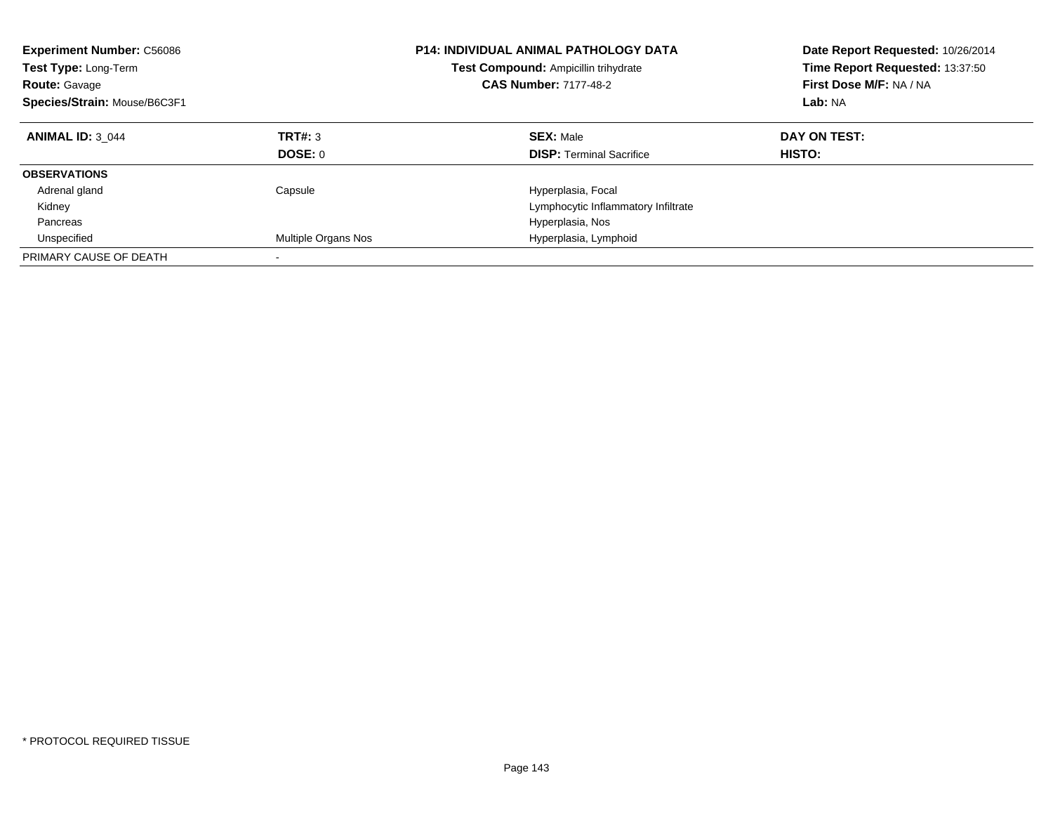**Experiment Number:** C56086
**Test Type:** Long-Term
**Route:** Gavage
**Species/Strain:** Mouse/B6C3F1

**P14: INDIVIDUAL ANIMAL PATHOLOGY DATA**
**Test Compound:** Ampicillin trihydrate
**CAS Number:** 7177-48-2

**Date Report Requested:** 10/26/2014
**Time Report Requested:** 13:37:50
**First Dose M/F:** NA / NA
**Lab:** NA

| **ANIMAL ID:** 3_044 | **TRT#:** 3 | **SEX:** Male | **DAY ON TEST:** |
|---|---|---|---|
| | **DOSE:** 0 | **DISP:** Terminal Sacrifice | **HISTO:** |
| **OBSERVATIONS** | | | |
| Adrenal gland | Capsule | Hyperplasia, Focal | |
| Kidney | | Lymphocytic Inflammatory Infiltrate | |
| Pancreas | | Hyperplasia, Nos | |
| Unspecified | Multiple Organs Nos | Hyperplasia, Lymphoid | |
| PRIMARY CAUSE OF DEATH | - | | |

* PROTOCOL REQUIRED TISSUE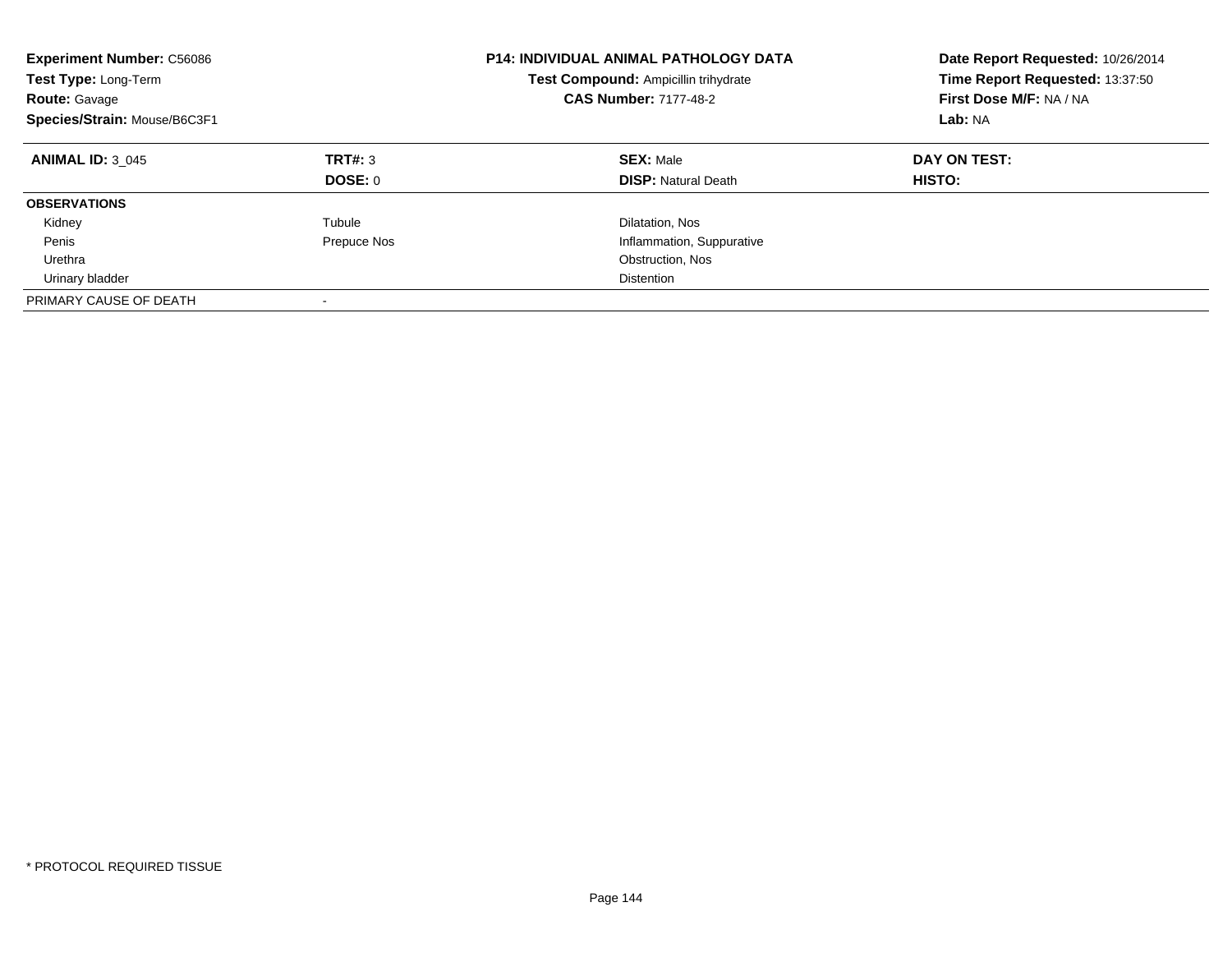**Experiment Number:** C56086
**Test Type:** Long-Term
**Route:** Gavage
**Species/Strain:** Mouse/B6C3F1

**P14: INDIVIDUAL ANIMAL PATHOLOGY DATA**
**Test Compound:** Ampicillin trihydrate
**CAS Number:** 7177-48-2

**Date Report Requested:** 10/26/2014
**Time Report Requested:** 13:37:50
**First Dose M/F:** NA / NA
**Lab:** NA

| **ANIMAL ID:** 3_045 | **TRT#:** 3 | **SEX:** Male | **DAY ON TEST:** |
|---|---|---|---|
| | **DOSE:** 0 | **DISP:** Natural Death | **HISTO:** |
| **OBSERVATIONS** | | | |
| Kidney | Tubule | Dilatation, Nos | |
| Penis | Prepuce Nos | Inflammation, Suppurative | |
| Urethra | | Obstruction, Nos | |
| Urinary bladder | | Distention | |
| PRIMARY CAUSE OF DEATH | - | | |

* PROTOCOL REQUIRED TISSUE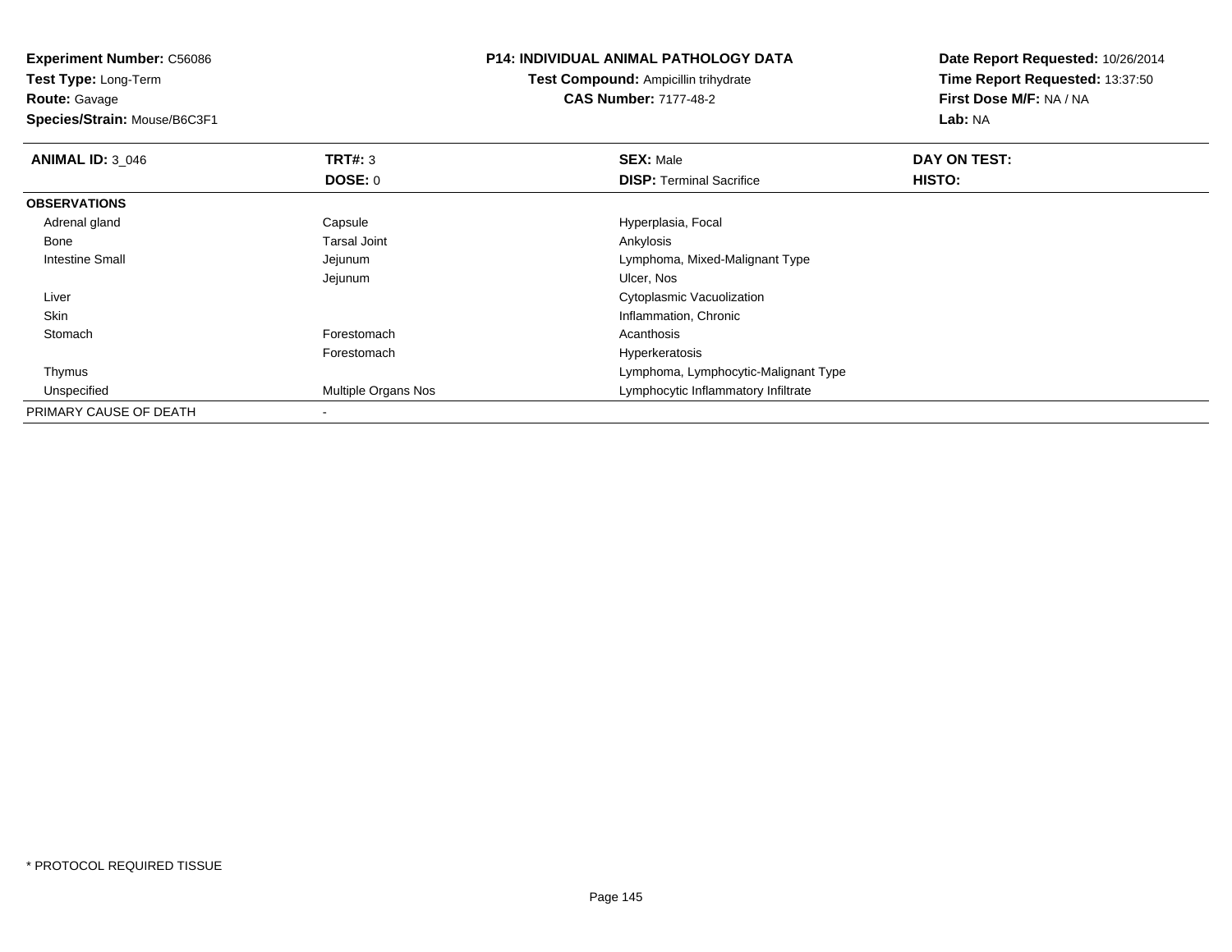**Experiment Number:** C56086
**Test Type:** Long-Term
**Route:** Gavage
**Species/Strain:** Mouse/B6C3F1

**P14: INDIVIDUAL ANIMAL PATHOLOGY DATA**
**Test Compound:** Ampicillin trihydrate
**CAS Number:** 7177-48-2

**Date Report Requested:** 10/26/2014
**Time Report Requested:** 13:37:50
**First Dose M/F:** NA / NA
**Lab:** NA

| **ANIMAL ID:** 3_046 | **TRT#:** 3 | **SEX:** Male | **DAY ON TEST:** |
|---|---|---|---|
| | **DOSE:** 0 | **DISP:** Terminal Sacrifice | **HISTO:** |
| **OBSERVATIONS** | | | |
| Adrenal gland | Capsule | Hyperplasia, Focal | |
| Bone | Tarsal Joint | Ankylosis | |
| Intestine Small | Jejunum | Lymphoma, Mixed-Malignant Type | |
| | Jejunum | Ulcer, Nos | |
| Liver | | Cytoplasmic Vacuolization | |
| Skin | | Inflammation, Chronic | |
| Stomach | Forestomach | Acanthosis | |
| | Forestomach | Hyperkeratosis | |
| Thymus | | Lymphoma, Lymphocytic-Malignant Type | |
| Unspecified | Multiple Organs Nos | Lymphocytic Inflammatory Infiltrate | |
| PRIMARY CAUSE OF DEATH | - | | |

* PROTOCOL REQUIRED TISSUE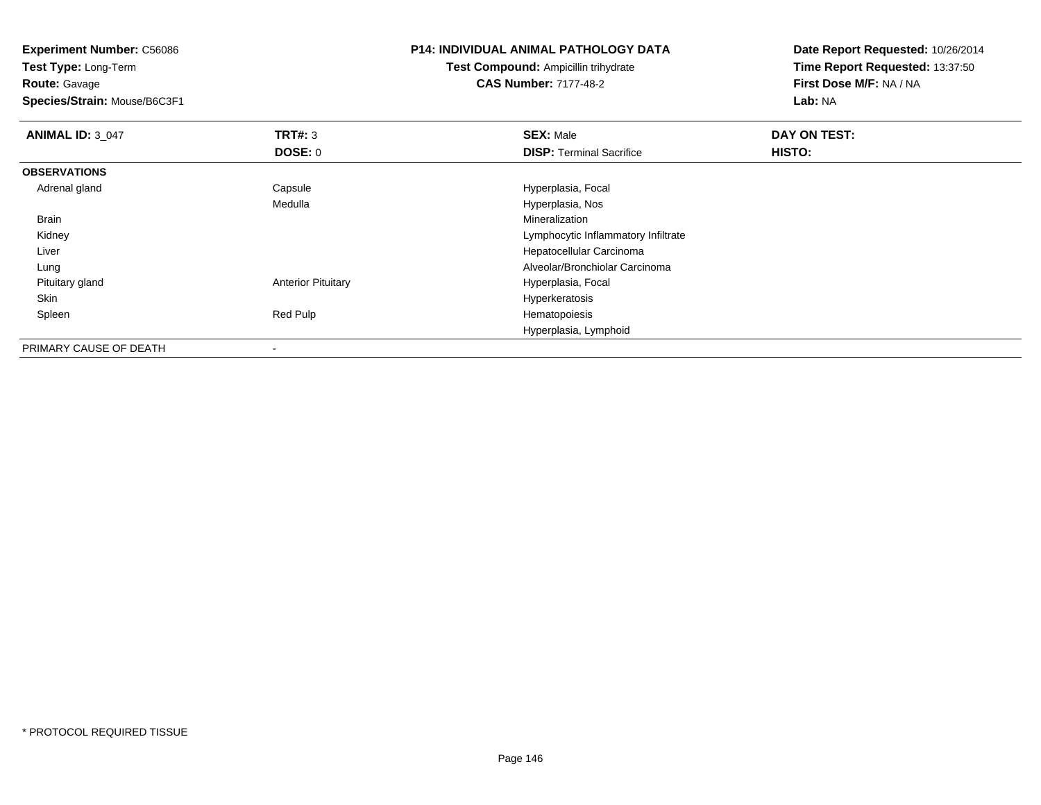**Experiment Number:** C56086
**Test Type:** Long-Term
**Route:** Gavage
**Species/Strain:** Mouse/B6C3F1

**P14: INDIVIDUAL ANIMAL PATHOLOGY DATA**
**Test Compound:** Ampicillin trihydrate
**CAS Number:** 7177-48-2

**Date Report Requested:** 10/26/2014
**Time Report Requested:** 13:37:50
**First Dose M/F:** NA / NA
**Lab:** NA

| **ANIMAL ID:** 3_047 | **TRT#:** 3 | **SEX:** Male | **DAY ON TEST:** |
|---|---|---|---|
| | **DOSE:** 0 | **DISP:** Terminal Sacrifice | **HISTO:** |
| **OBSERVATIONS** | | | |
| Adrenal gland | Capsule | Hyperplasia, Focal | |
| | Medulla | Hyperplasia, Nos | |
| Brain | | Mineralization | |
| Kidney | | Lymphocytic Inflammatory Infiltrate | |
| Liver | | Hepatocellular Carcinoma | |
| Lung | | Alveolar/Bronchiolar Carcinoma | |
| Pituitary gland | Anterior Pituitary | Hyperplasia, Focal | |
| Skin | | Hyperkeratosis | |
| Spleen | Red Pulp | Hematopoiesis | |
| | | Hyperplasia, Lymphoid | |
| PRIMARY CAUSE OF DEATH | - | | |

* PROTOCOL REQUIRED TISSUE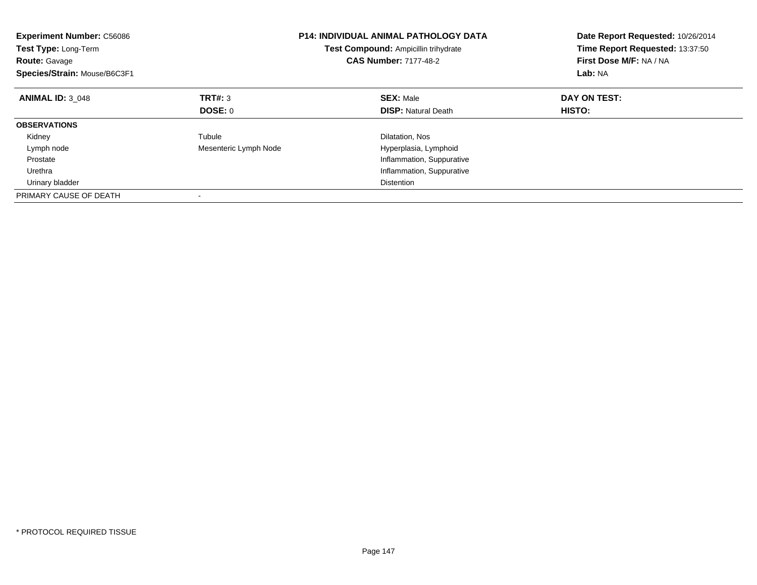**Experiment Number:** C56086
**Test Type:** Long-Term
**Route:** Gavage
**Species/Strain:** Mouse/B6C3F1

**P14: INDIVIDUAL ANIMAL PATHOLOGY DATA**
**Test Compound:** Ampicillin trihydrate
**CAS Number:** 7177-48-2

**Date Report Requested:** 10/26/2014
**Time Report Requested:** 13:37:50
**First Dose M/F:** NA / NA
**Lab:** NA

| **ANIMAL ID:** 3_048 | **TRT#:** 3 | **SEX:** Male | **DAY ON TEST:** |
|---|---|---|---|
| | **DOSE:** 0 | **DISP:** Natural Death | **HISTO:** |
| **OBSERVATIONS** | | | |
| Kidney | Tubule | Dilatation, Nos | |
| Lymph node | Mesenteric Lymph Node | Hyperplasia, Lymphoid | |
| Prostate | | Inflammation, Suppurative | |
| Urethra | | Inflammation, Suppurative | |
| Urinary bladder | | Distention | |
| PRIMARY CAUSE OF DEATH | - | | |

* PROTOCOL REQUIRED TISSUE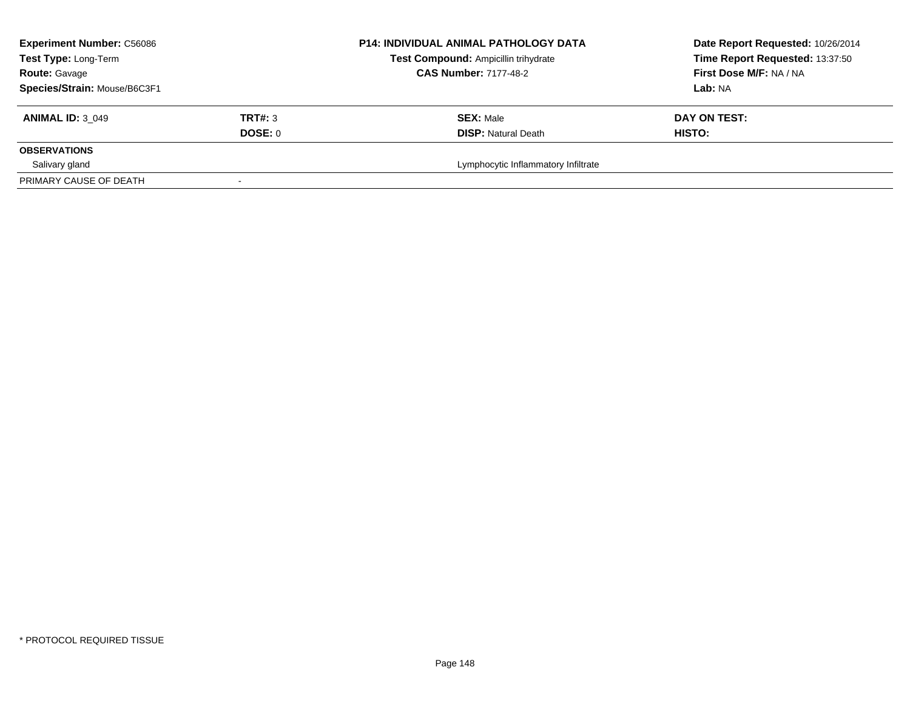**Experiment Number:** C56086
**Test Type:** Long-Term
**Route:** Gavage
**Species/Strain:** Mouse/B6C3F1

**P14: INDIVIDUAL ANIMAL PATHOLOGY DATA**
**Test Compound:** Ampicillin trihydrate
**CAS Number:** 7177-48-2

**Date Report Requested:** 10/26/2014
**Time Report Requested:** 13:37:50
**First Dose M/F:** NA / NA
**Lab:** NA

| **ANIMAL ID:** 3_049 | **TRT#:** 3 | **SEX:** Male | **DAY ON TEST:** |
|---|---|---|---|
| | **DOSE:** 0 | **DISP:** Natural Death | **HISTO:** |
| **OBSERVATIONS** | | | |
| Salivary gland | | Lymphocytic Inflammatory Infiltrate | |
| PRIMARY CAUSE OF DEATH | - | | |

* PROTOCOL REQUIRED TISSUE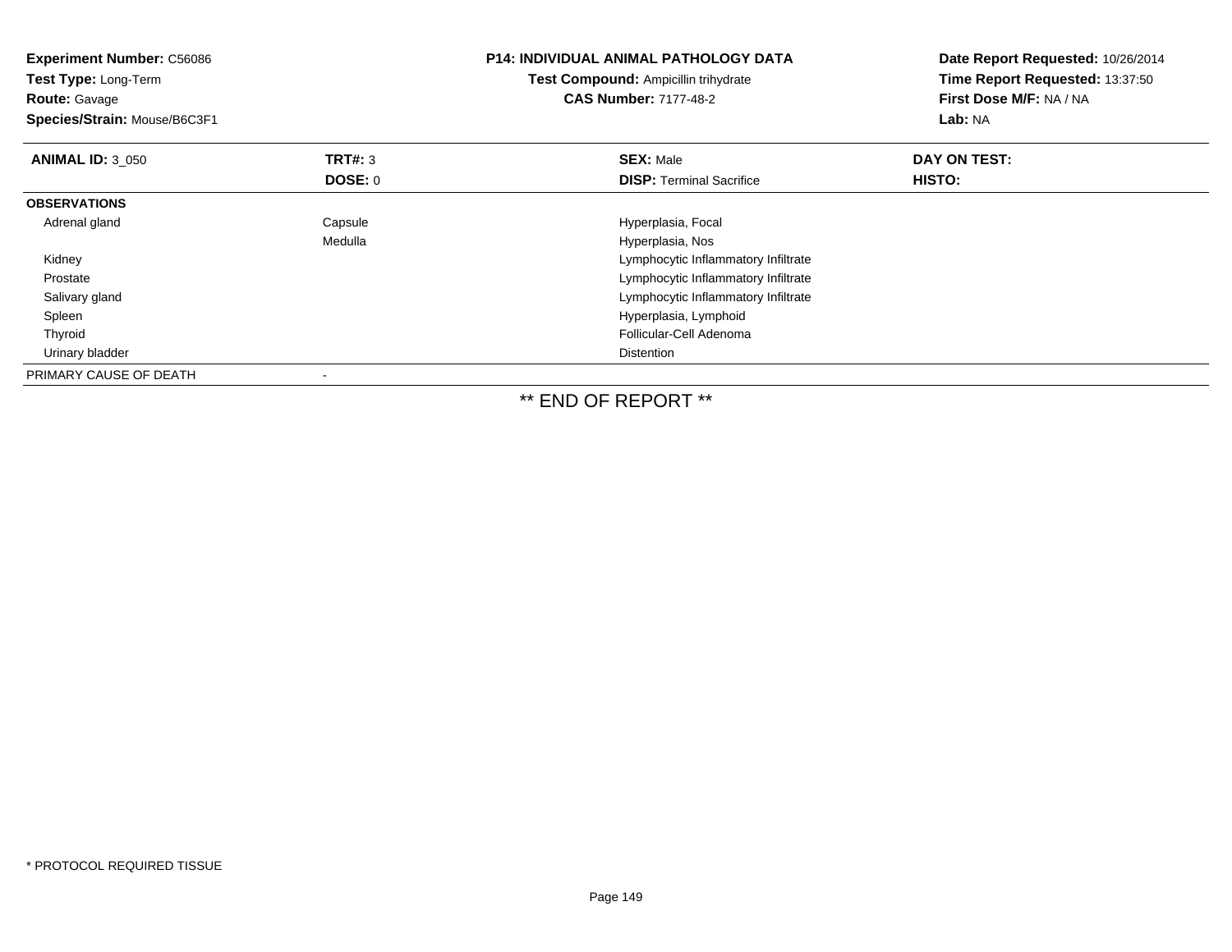**Experiment Number:** C56086
**Test Type:** Long-Term
**Route:** Gavage
**Species/Strain:** Mouse/B6C3F1

**P14: INDIVIDUAL ANIMAL PATHOLOGY DATA**
**Test Compound:** Ampicillin trihydrate
**CAS Number:** 7177-48-2

**Date Report Requested:** 10/26/2014
**Time Report Requested:** 13:37:50
**First Dose M/F:** NA / NA
**Lab:** NA

| **ANIMAL ID:** 3_050 | **TRT#:** 3 | **SEX:** Male | **DAY ON TEST:** |
|---|---|---|---|
| | **DOSE:** 0 | **DISP:** Terminal Sacrifice | **HISTO:** |
| **OBSERVATIONS** | | | |
| Adrenal gland | Capsule | Hyperplasia, Focal | |
| | Medulla | Hyperplasia, Nos | |
| Kidney | | Lymphocytic Inflammatory Infiltrate | |
| Prostate | | Lymphocytic Inflammatory Infiltrate | |
| Salivary gland | | Lymphocytic Inflammatory Infiltrate | |
| Spleen | | Hyperplasia, Lymphoid | |
| Thyroid | | Follicular-Cell Adenoma | |
| Urinary bladder | | Distention | |
| PRIMARY CAUSE OF DEATH | - | | |

** END OF REPORT **

* PROTOCOL REQUIRED TISSUE